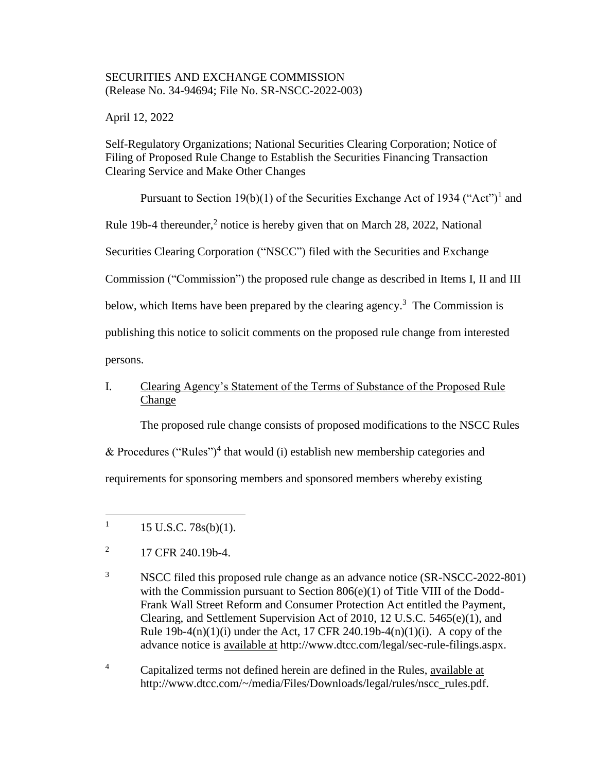SECURITIES AND EXCHANGE COMMISSION
(Release No. 34-94694; File No. SR-NSCC-2022-003)

April 12, 2022

Self-Regulatory Organizations; National Securities Clearing Corporation; Notice of Filing of Proposed Rule Change to Establish the Securities Financing Transaction Clearing Service and Make Other Changes

Pursuant to Section 19(b)(1) of the Securities Exchange Act of 1934 ("Act")[1] and Rule 19b-4 thereunder,[2] notice is hereby given that on March 28, 2022, National Securities Clearing Corporation ("NSCC") filed with the Securities and Exchange Commission ("Commission") the proposed rule change as described in Items I, II and III below, which Items have been prepared by the clearing agency.[3] The Commission is publishing this notice to solicit comments on the proposed rule change from interested persons.

I. Clearing Agency's Statement of the Terms of Substance of the Proposed Rule Change

The proposed rule change consists of proposed modifications to the NSCC Rules & Procedures ("Rules")[4] that would (i) establish new membership categories and requirements for sponsoring members and sponsored members whereby existing

---

[1] 15 U.S.C. 78s(b)(1).

[2] 17 CFR 240.19b-4.

[3] NSCC filed this proposed rule change as an advance notice (SR-NSCC-2022-801) with the Commission pursuant to Section 806(e)(1) of Title VIII of the Dodd-Frank Wall Street Reform and Consumer Protection Act entitled the Payment, Clearing, and Settlement Supervision Act of 2010, 12 U.S.C. 5465(e)(1), and Rule 19b-4(n)(1)(i) under the Act, 17 CFR 240.19b-4(n)(1)(i). A copy of the advance notice is available at http://www.dtcc.com/legal/sec-rule-filings.aspx.

[4] Capitalized terms not defined herein are defined in the Rules, available at http://www.dtcc.com/~/media/Files/Downloads/legal/rules/nscc_rules.pdf.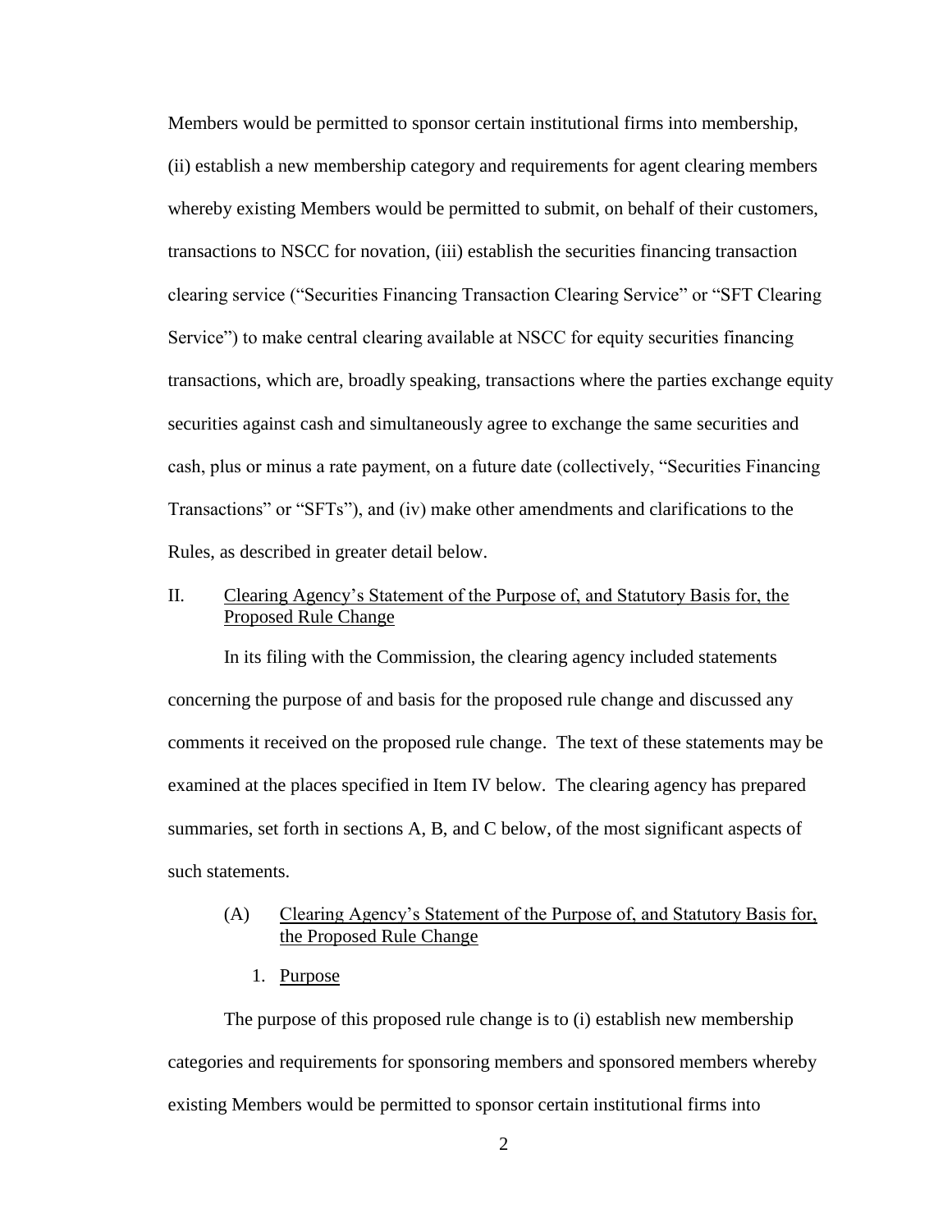Members would be permitted to sponsor certain institutional firms into membership, (ii) establish a new membership category and requirements for agent clearing members whereby existing Members would be permitted to submit, on behalf of their customers, transactions to NSCC for novation, (iii) establish the securities financing transaction clearing service ("Securities Financing Transaction Clearing Service" or "SFT Clearing Service") to make central clearing available at NSCC for equity securities financing transactions, which are, broadly speaking, transactions where the parties exchange equity securities against cash and simultaneously agree to exchange the same securities and cash, plus or minus a rate payment, on a future date (collectively, "Securities Financing Transactions" or "SFTs"), and (iv) make other amendments and clarifications to the Rules, as described in greater detail below.

## II. Clearing Agency's Statement of the Purpose of, and Statutory Basis for, the Proposed Rule Change

In its filing with the Commission, the clearing agency included statements concerning the purpose of and basis for the proposed rule change and discussed any comments it received on the proposed rule change. The text of these statements may be examined at the places specified in Item IV below. The clearing agency has prepared summaries, set forth in sections A, B, and C below, of the most significant aspects of such statements.

### (A) Clearing Agency's Statement of the Purpose of, and Statutory Basis for, the Proposed Rule Change

#### 1. Purpose

The purpose of this proposed rule change is to (i) establish new membership categories and requirements for sponsoring members and sponsored members whereby existing Members would be permitted to sponsor certain institutional firms into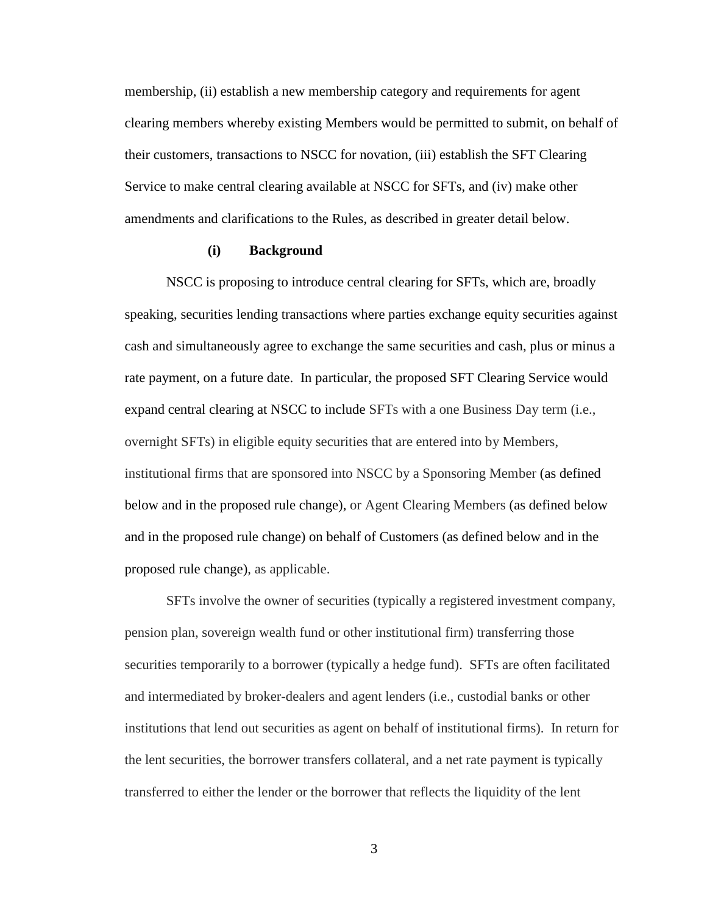membership, (ii) establish a new membership category and requirements for agent clearing members whereby existing Members would be permitted to submit, on behalf of their customers, transactions to NSCC for novation, (iii) establish the SFT Clearing Service to make central clearing available at NSCC for SFTs, and (iv) make other amendments and clarifications to the Rules, as described in greater detail below.

**(i) Background**

NSCC is proposing to introduce central clearing for SFTs, which are, broadly speaking, securities lending transactions where parties exchange equity securities against cash and simultaneously agree to exchange the same securities and cash, plus or minus a rate payment, on a future date. In particular, the proposed SFT Clearing Service would expand central clearing at NSCC to include SFTs with a one Business Day term (i.e., overnight SFTs) in eligible equity securities that are entered into by Members, institutional firms that are sponsored into NSCC by a Sponsoring Member (as defined below and in the proposed rule change), or Agent Clearing Members (as defined below and in the proposed rule change) on behalf of Customers (as defined below and in the proposed rule change), as applicable.

SFTs involve the owner of securities (typically a registered investment company, pension plan, sovereign wealth fund or other institutional firm) transferring those securities temporarily to a borrower (typically a hedge fund). SFTs are often facilitated and intermediated by broker-dealers and agent lenders (i.e., custodial banks or other institutions that lend out securities as agent on behalf of institutional firms). In return for the lent securities, the borrower transfers collateral, and a net rate payment is typically transferred to either the lender or the borrower that reflects the liquidity of the lent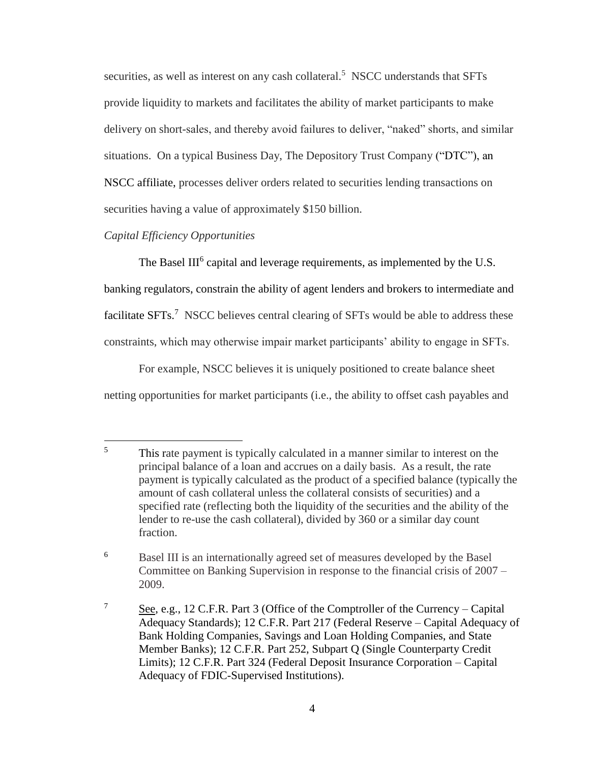securities, as well as interest on any cash collateral.[5] NSCC understands that SFTs provide liquidity to markets and facilitates the ability of market participants to make delivery on short-sales, and thereby avoid failures to deliver, "naked" shorts, and similar situations. On a typical Business Day, The Depository Trust Company ("DTC"), an NSCC affiliate, processes deliver orders related to securities lending transactions on securities having a value of approximately $150 billion.

*Capital Efficiency Opportunities*

The Basel III[6] capital and leverage requirements, as implemented by the U.S. banking regulators, constrain the ability of agent lenders and brokers to intermediate and facilitate SFTs.[7] NSCC believes central clearing of SFTs would be able to address these constraints, which may otherwise impair market participants' ability to engage in SFTs.

For example, NSCC believes it is uniquely positioned to create balance sheet netting opportunities for market participants (i.e., the ability to offset cash payables and

---

[5] This rate payment is typically calculated in a manner similar to interest on the principal balance of a loan and accrues on a daily basis. As a result, the rate payment is typically calculated as the product of a specified balance (typically the amount of cash collateral unless the collateral consists of securities) and a specified rate (reflecting both the liquidity of the securities and the ability of the lender to re-use the cash collateral), divided by 360 or a similar day count fraction.

[6] Basel III is an internationally agreed set of measures developed by the Basel Committee on Banking Supervision in response to the financial crisis of 2007 – 2009.

[7] See, e.g., 12 C.F.R. Part 3 (Office of the Comptroller of the Currency – Capital Adequacy Standards); 12 C.F.R. Part 217 (Federal Reserve – Capital Adequacy of Bank Holding Companies, Savings and Loan Holding Companies, and State Member Banks); 12 C.F.R. Part 252, Subpart Q (Single Counterparty Credit Limits); 12 C.F.R. Part 324 (Federal Deposit Insurance Corporation – Capital Adequacy of FDIC-Supervised Institutions).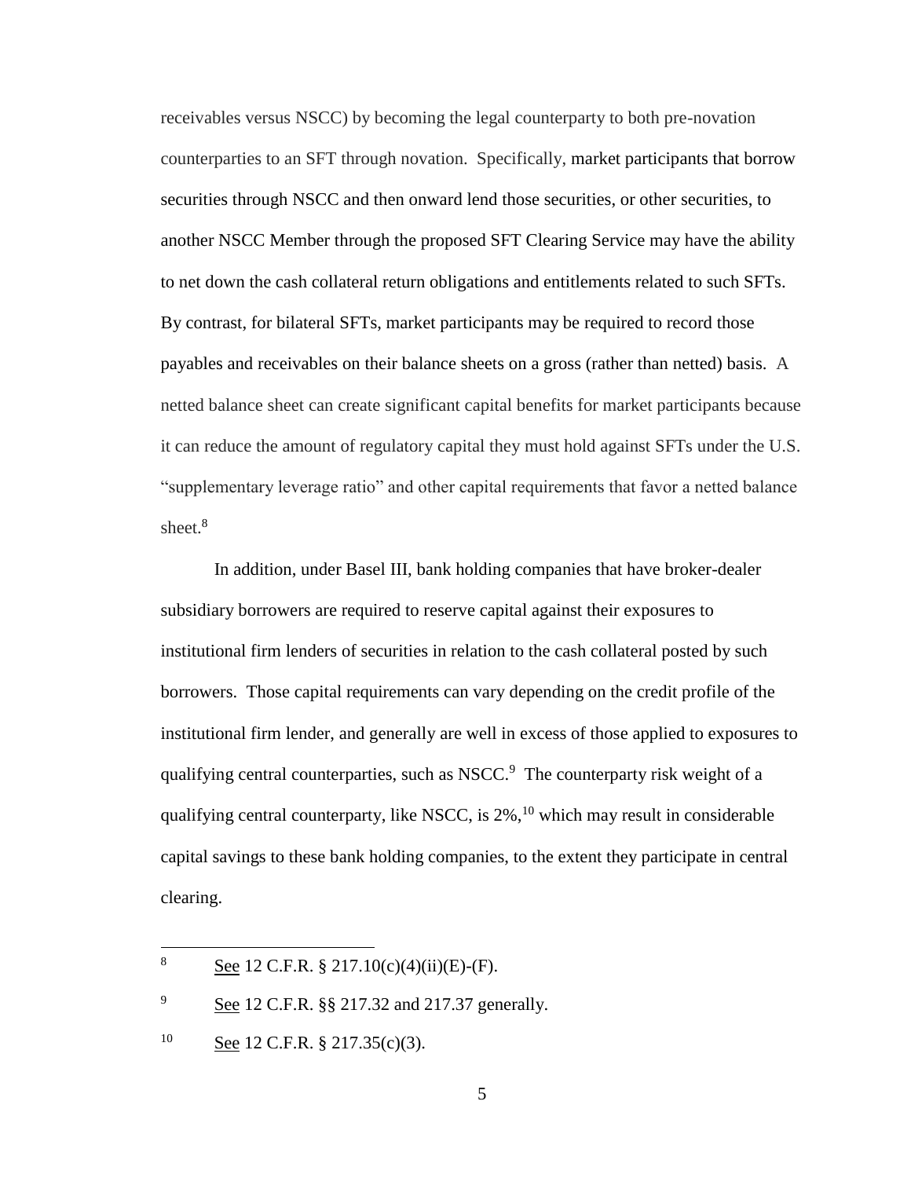receivables versus NSCC) by becoming the legal counterparty to both pre-novation counterparties to an SFT through novation. Specifically, market participants that borrow securities through NSCC and then onward lend those securities, or other securities, to another NSCC Member through the proposed SFT Clearing Service may have the ability to net down the cash collateral return obligations and entitlements related to such SFTs. By contrast, for bilateral SFTs, market participants may be required to record those payables and receivables on their balance sheets on a gross (rather than netted) basis. A netted balance sheet can create significant capital benefits for market participants because it can reduce the amount of regulatory capital they must hold against SFTs under the U.S. "supplementary leverage ratio" and other capital requirements that favor a netted balance sheet.[8]

In addition, under Basel III, bank holding companies that have broker-dealer subsidiary borrowers are required to reserve capital against their exposures to institutional firm lenders of securities in relation to the cash collateral posted by such borrowers. Those capital requirements can vary depending on the credit profile of the institutional firm lender, and generally are well in excess of those applied to exposures to qualifying central counterparties, such as NSCC.[9] The counterparty risk weight of a qualifying central counterparty, like NSCC, is 2%,[10] which may result in considerable capital savings to these bank holding companies, to the extent they participate in central clearing.

---

[8] See 12 C.F.R. § 217.10(c)(4)(ii)(E)-(F).

[9] See 12 C.F.R. §§ 217.32 and 217.37 generally.

[10] See 12 C.F.R. § 217.35(c)(3).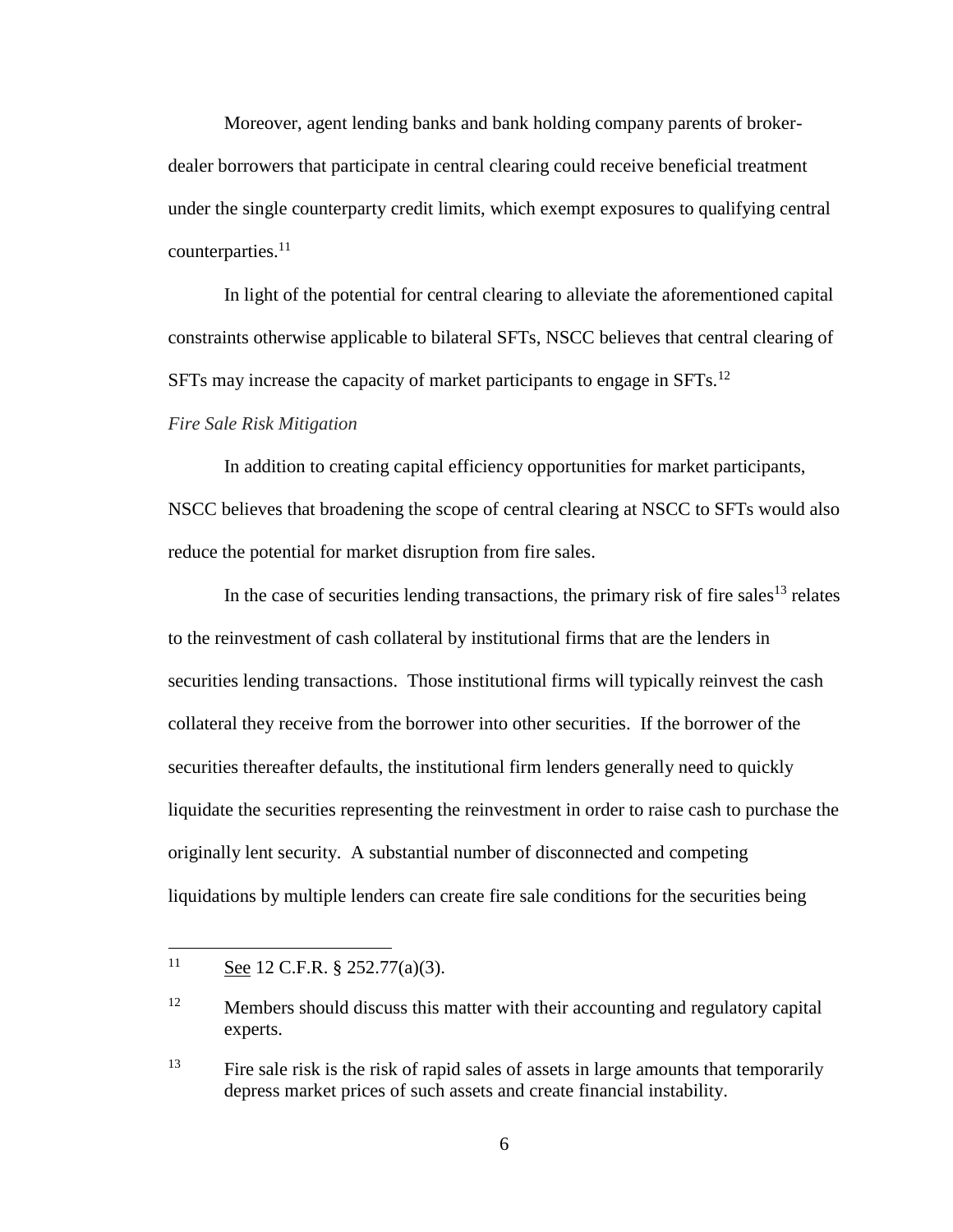Moreover, agent lending banks and bank holding company parents of broker-dealer borrowers that participate in central clearing could receive beneficial treatment under the single counterparty credit limits, which exempt exposures to qualifying central counterparties.[11]

In light of the potential for central clearing to alleviate the aforementioned capital constraints otherwise applicable to bilateral SFTs, NSCC believes that central clearing of SFTs may increase the capacity of market participants to engage in SFTs.[12]

*Fire Sale Risk Mitigation*

In addition to creating capital efficiency opportunities for market participants, NSCC believes that broadening the scope of central clearing at NSCC to SFTs would also reduce the potential for market disruption from fire sales.

In the case of securities lending transactions, the primary risk of fire sales[13] relates to the reinvestment of cash collateral by institutional firms that are the lenders in securities lending transactions. Those institutional firms will typically reinvest the cash collateral they receive from the borrower into other securities. If the borrower of the securities thereafter defaults, the institutional firm lenders generally need to quickly liquidate the securities representing the reinvestment in order to raise cash to purchase the originally lent security. A substantial number of disconnected and competing liquidations by multiple lenders can create fire sale conditions for the securities being

---

[11] See 12 C.F.R. § 252.77(a)(3).

[12] Members should discuss this matter with their accounting and regulatory capital experts.

[13] Fire sale risk is the risk of rapid sales of assets in large amounts that temporarily depress market prices of such assets and create financial instability.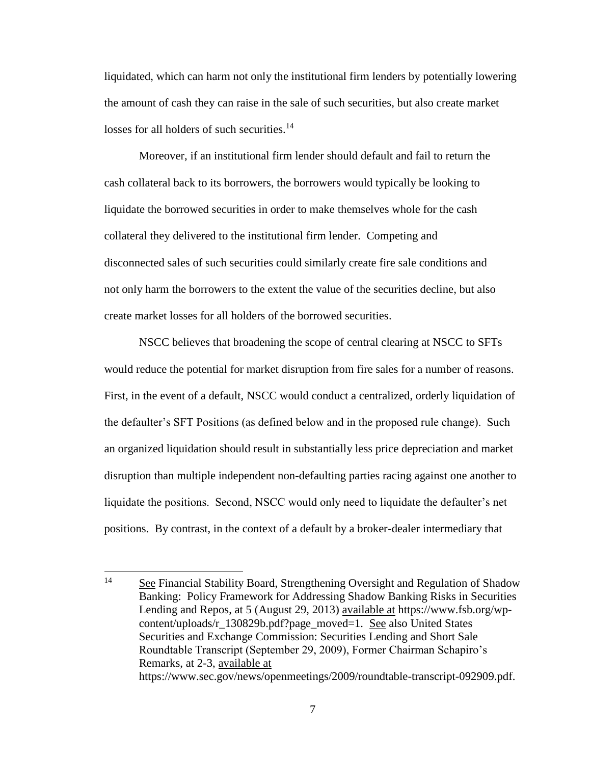liquidated, which can harm not only the institutional firm lenders by potentially lowering the amount of cash they can raise in the sale of such securities, but also create market losses for all holders of such securities.[14]

Moreover, if an institutional firm lender should default and fail to return the cash collateral back to its borrowers, the borrowers would typically be looking to liquidate the borrowed securities in order to make themselves whole for the cash collateral they delivered to the institutional firm lender. Competing and disconnected sales of such securities could similarly create fire sale conditions and not only harm the borrowers to the extent the value of the securities decline, but also create market losses for all holders of the borrowed securities.

NSCC believes that broadening the scope of central clearing at NSCC to SFTs would reduce the potential for market disruption from fire sales for a number of reasons. First, in the event of a default, NSCC would conduct a centralized, orderly liquidation of the defaulter's SFT Positions (as defined below and in the proposed rule change). Such an organized liquidation should result in substantially less price depreciation and market disruption than multiple independent non-defaulting parties racing against one another to liquidate the positions. Second, NSCC would only need to liquidate the defaulter's net positions. By contrast, in the context of a default by a broker-dealer intermediary that

---

[14] See Financial Stability Board, Strengthening Oversight and Regulation of Shadow Banking: Policy Framework for Addressing Shadow Banking Risks in Securities Lending and Repos, at 5 (August 29, 2013) available at https://www.fsb.org/wp-content/uploads/r_130829b.pdf?page_moved=1. See also United States Securities and Exchange Commission: Securities Lending and Short Sale Roundtable Transcript (September 29, 2009), Former Chairman Schapiro's Remarks, at 2-3, available at https://www.sec.gov/news/openmeetings/2009/roundtable-transcript-092909.pdf.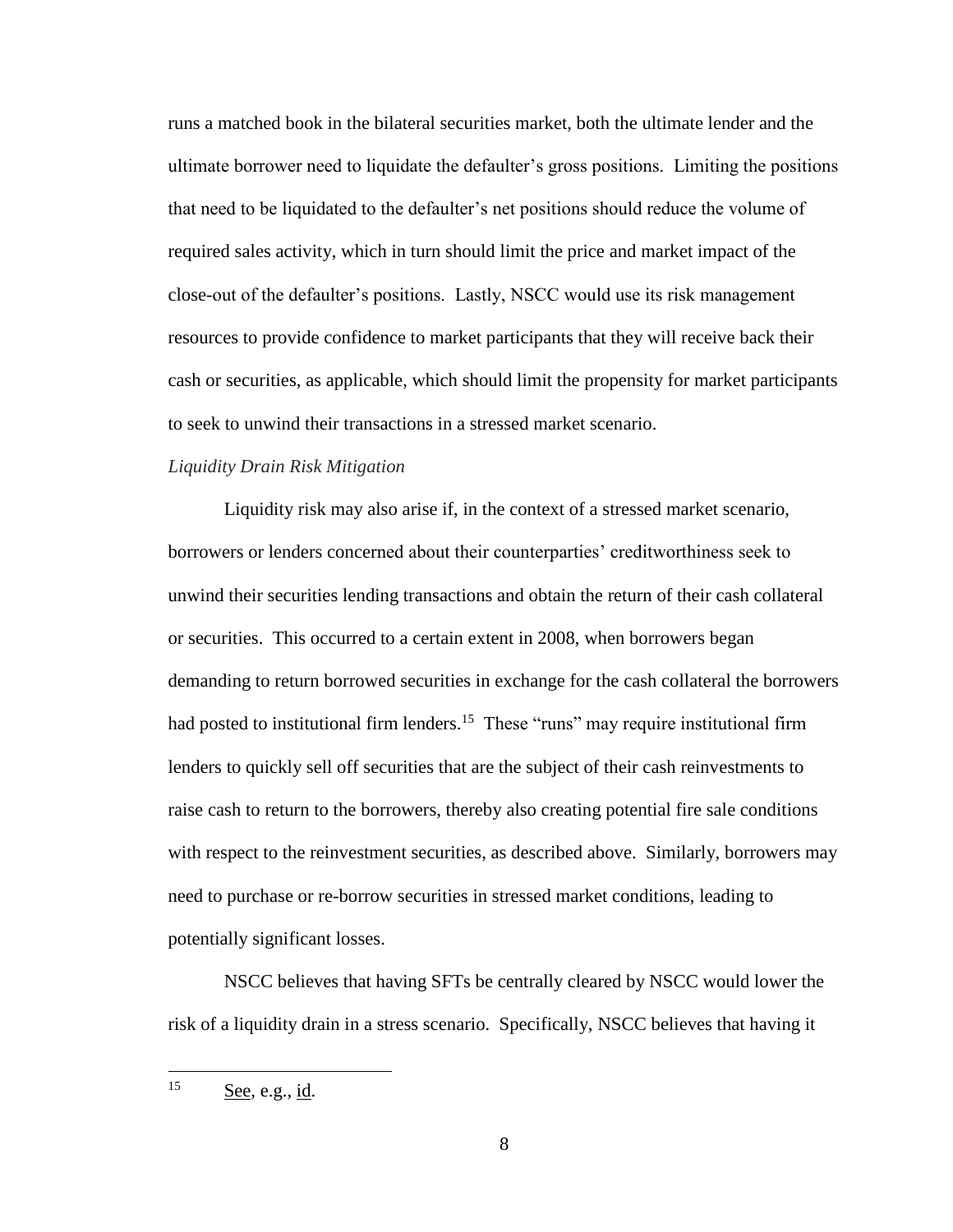runs a matched book in the bilateral securities market, both the ultimate lender and the ultimate borrower need to liquidate the defaulter's gross positions. Limiting the positions that need to be liquidated to the defaulter's net positions should reduce the volume of required sales activity, which in turn should limit the price and market impact of the close-out of the defaulter's positions. Lastly, NSCC would use its risk management resources to provide confidence to market participants that they will receive back their cash or securities, as applicable, which should limit the propensity for market participants to seek to unwind their transactions in a stressed market scenario.

*Liquidity Drain Risk Mitigation*

Liquidity risk may also arise if, in the context of a stressed market scenario, borrowers or lenders concerned about their counterparties' creditworthiness seek to unwind their securities lending transactions and obtain the return of their cash collateral or securities. This occurred to a certain extent in 2008, when borrowers began demanding to return borrowed securities in exchange for the cash collateral the borrowers had posted to institutional firm lenders.[15] These "runs" may require institutional firm lenders to quickly sell off securities that are the subject of their cash reinvestments to raise cash to return to the borrowers, thereby also creating potential fire sale conditions with respect to the reinvestment securities, as described above. Similarly, borrowers may need to purchase or re-borrow securities in stressed market conditions, leading to potentially significant losses.

NSCC believes that having SFTs be centrally cleared by NSCC would lower the risk of a liquidity drain in a stress scenario. Specifically, NSCC believes that having it

---

[15] See, e.g., id.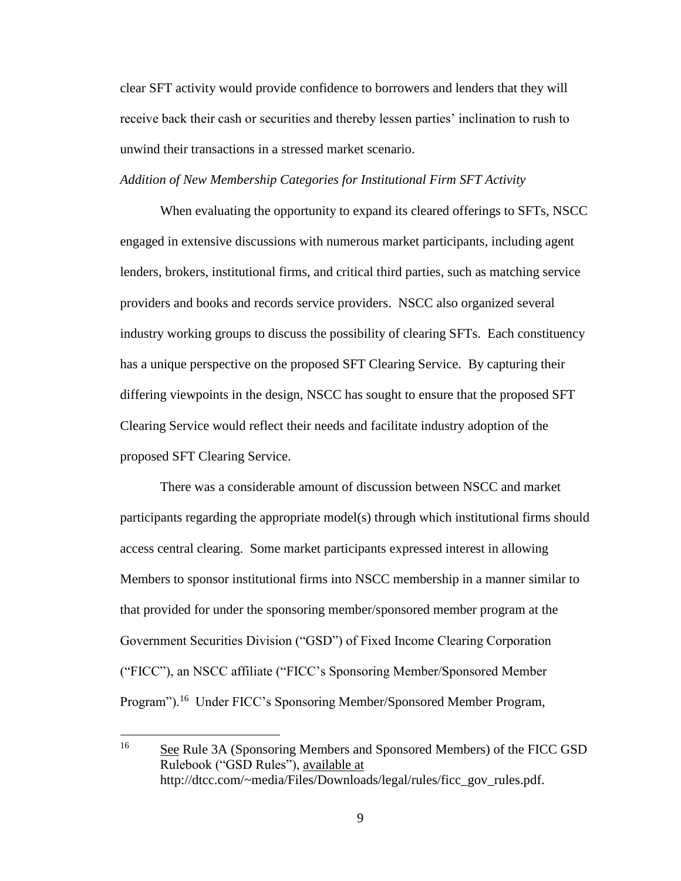clear SFT activity would provide confidence to borrowers and lenders that they will receive back their cash or securities and thereby lessen parties' inclination to rush to unwind their transactions in a stressed market scenario.

*Addition of New Membership Categories for Institutional Firm SFT Activity*

When evaluating the opportunity to expand its cleared offerings to SFTs, NSCC engaged in extensive discussions with numerous market participants, including agent lenders, brokers, institutional firms, and critical third parties, such as matching service providers and books and records service providers. NSCC also organized several industry working groups to discuss the possibility of clearing SFTs. Each constituency has a unique perspective on the proposed SFT Clearing Service. By capturing their differing viewpoints in the design, NSCC has sought to ensure that the proposed SFT Clearing Service would reflect their needs and facilitate industry adoption of the proposed SFT Clearing Service.

There was a considerable amount of discussion between NSCC and market participants regarding the appropriate model(s) through which institutional firms should access central clearing. Some market participants expressed interest in allowing Members to sponsor institutional firms into NSCC membership in a manner similar to that provided for under the sponsoring member/sponsored member program at the Government Securities Division ("GSD") of Fixed Income Clearing Corporation ("FICC"), an NSCC affiliate ("FICC's Sponsoring Member/Sponsored Member Program").[16] Under FICC's Sponsoring Member/Sponsored Member Program,

---

[16] See Rule 3A (Sponsoring Members and Sponsored Members) of the FICC GSD Rulebook ("GSD Rules"), available at http://dtcc.com/~media/Files/Downloads/legal/rules/ficc_gov_rules.pdf.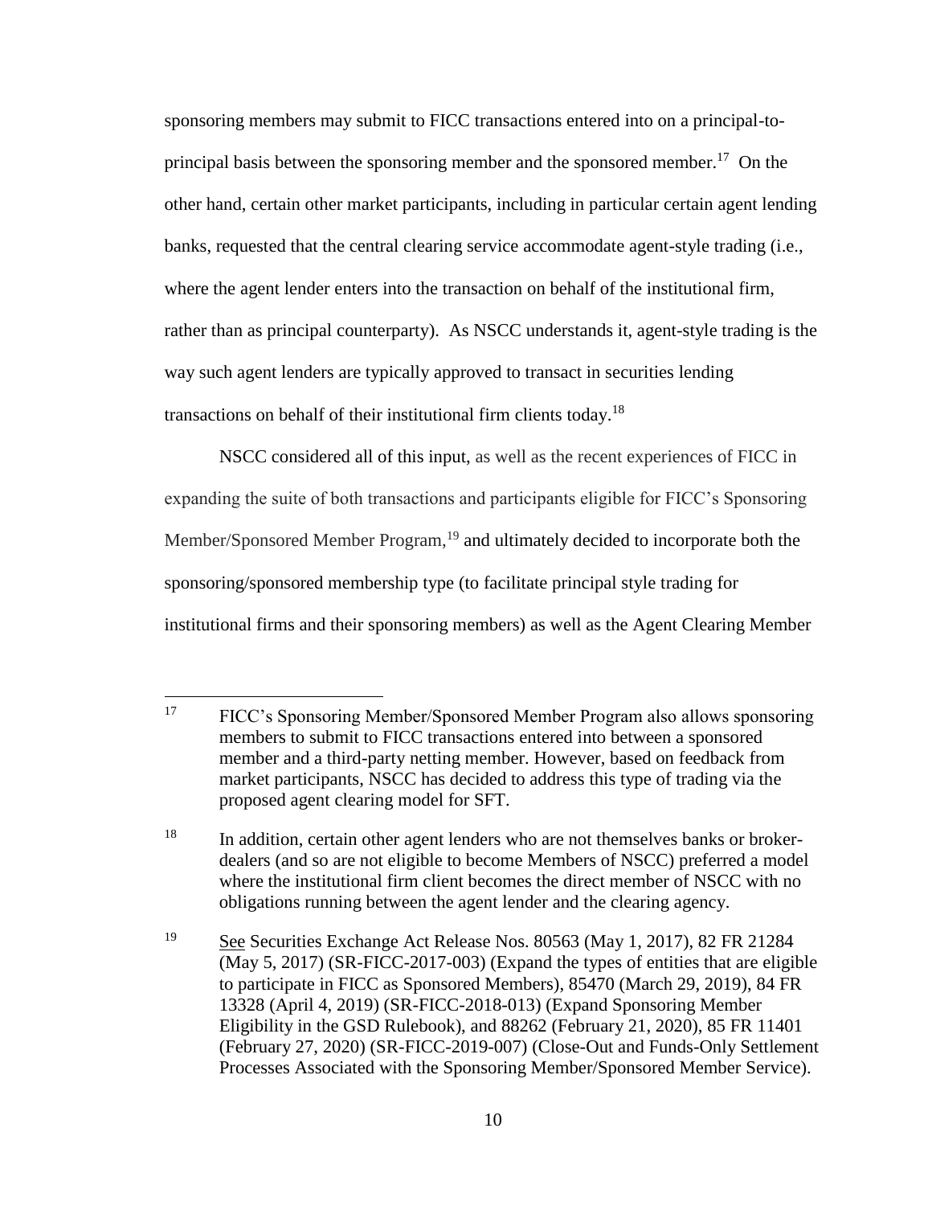sponsoring members may submit to FICC transactions entered into on a principal-to-principal basis between the sponsoring member and the sponsored member.[17] On the other hand, certain other market participants, including in particular certain agent lending banks, requested that the central clearing service accommodate agent-style trading (i.e., where the agent lender enters into the transaction on behalf of the institutional firm, rather than as principal counterparty). As NSCC understands it, agent-style trading is the way such agent lenders are typically approved to transact in securities lending transactions on behalf of their institutional firm clients today.[18]

NSCC considered all of this input, as well as the recent experiences of FICC in expanding the suite of both transactions and participants eligible for FICC's Sponsoring Member/Sponsored Member Program,[19] and ultimately decided to incorporate both the sponsoring/sponsored membership type (to facilitate principal style trading for institutional firms and their sponsoring members) as well as the Agent Clearing Member

---

[17] FICC's Sponsoring Member/Sponsored Member Program also allows sponsoring members to submit to FICC transactions entered into between a sponsored member and a third-party netting member. However, based on feedback from market participants, NSCC has decided to address this type of trading via the proposed agent clearing model for SFT.

[18] In addition, certain other agent lenders who are not themselves banks or broker-dealers (and so are not eligible to become Members of NSCC) preferred a model where the institutional firm client becomes the direct member of NSCC with no obligations running between the agent lender and the clearing agency.

[19] See Securities Exchange Act Release Nos. 80563 (May 1, 2017), 82 FR 21284 (May 5, 2017) (SR-FICC-2017-003) (Expand the types of entities that are eligible to participate in FICC as Sponsored Members), 85470 (March 29, 2019), 84 FR 13328 (April 4, 2019) (SR-FICC-2018-013) (Expand Sponsoring Member Eligibility in the GSD Rulebook), and 88262 (February 21, 2020), 85 FR 11401 (February 27, 2020) (SR-FICC-2019-007) (Close-Out and Funds-Only Settlement Processes Associated with the Sponsoring Member/Sponsored Member Service).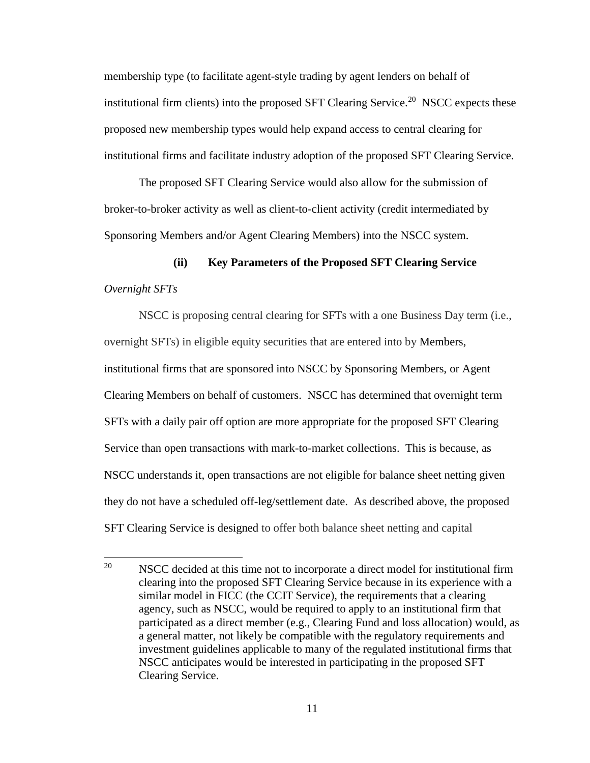membership type (to facilitate agent-style trading by agent lenders on behalf of institutional firm clients) into the proposed SFT Clearing Service.[20] NSCC expects these proposed new membership types would help expand access to central clearing for institutional firms and facilitate industry adoption of the proposed SFT Clearing Service.

The proposed SFT Clearing Service would also allow for the submission of broker-to-broker activity as well as client-to-client activity (credit intermediated by Sponsoring Members and/or Agent Clearing Members) into the NSCC system.

#### (ii) Key Parameters of the Proposed SFT Clearing Service

*Overnight SFTs*

NSCC is proposing central clearing for SFTs with a one Business Day term (i.e., overnight SFTs) in eligible equity securities that are entered into by Members, institutional firms that are sponsored into NSCC by Sponsoring Members, or Agent Clearing Members on behalf of customers. NSCC has determined that overnight term SFTs with a daily pair off option are more appropriate for the proposed SFT Clearing Service than open transactions with mark-to-market collections. This is because, as NSCC understands it, open transactions are not eligible for balance sheet netting given they do not have a scheduled off-leg/settlement date. As described above, the proposed SFT Clearing Service is designed to offer both balance sheet netting and capital

---

[20] NSCC decided at this time not to incorporate a direct model for institutional firm clearing into the proposed SFT Clearing Service because in its experience with a similar model in FICC (the CCIT Service), the requirements that a clearing agency, such as NSCC, would be required to apply to an institutional firm that participated as a direct member (e.g., Clearing Fund and loss allocation) would, as a general matter, not likely be compatible with the regulatory requirements and investment guidelines applicable to many of the regulated institutional firms that NSCC anticipates would be interested in participating in the proposed SFT Clearing Service.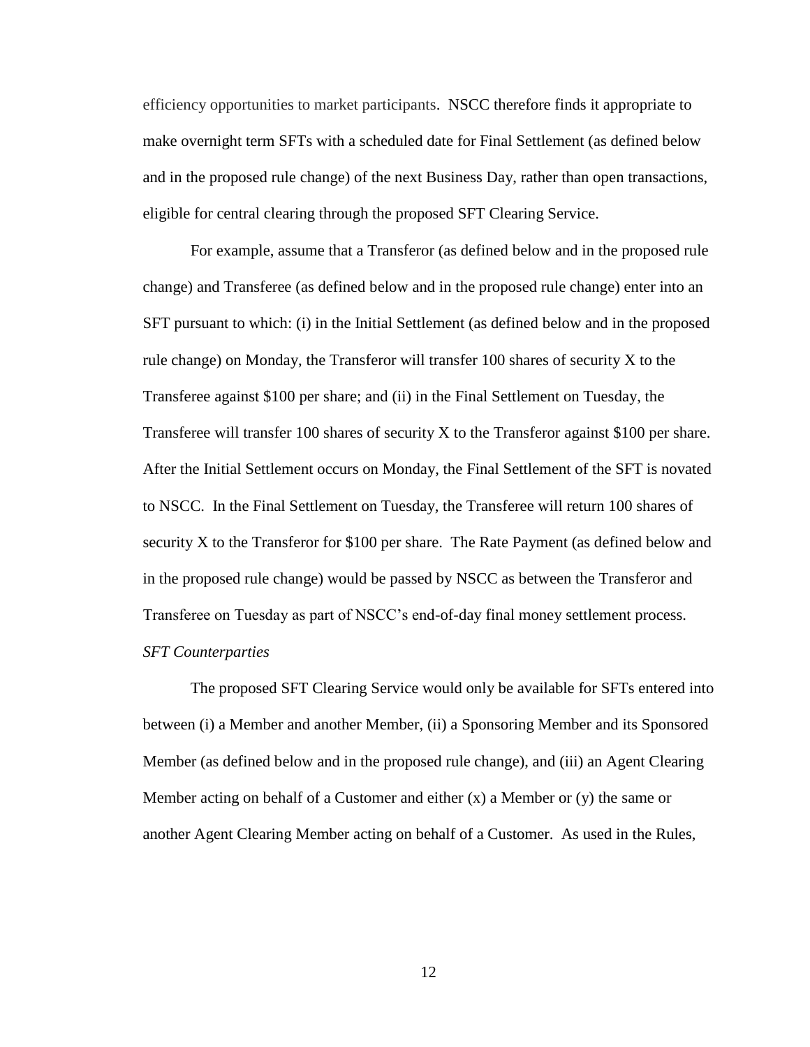efficiency opportunities to market participants. NSCC therefore finds it appropriate to make overnight term SFTs with a scheduled date for Final Settlement (as defined below and in the proposed rule change) of the next Business Day, rather than open transactions, eligible for central clearing through the proposed SFT Clearing Service.

For example, assume that a Transferor (as defined below and in the proposed rule change) and Transferee (as defined below and in the proposed rule change) enter into an SFT pursuant to which: (i) in the Initial Settlement (as defined below and in the proposed rule change) on Monday, the Transferor will transfer 100 shares of security X to the Transferee against $100 per share; and (ii) in the Final Settlement on Tuesday, the Transferee will transfer 100 shares of security X to the Transferor against $100 per share. After the Initial Settlement occurs on Monday, the Final Settlement of the SFT is novated to NSCC. In the Final Settlement on Tuesday, the Transferee will return 100 shares of security X to the Transferor for $100 per share. The Rate Payment (as defined below and in the proposed rule change) would be passed by NSCC as between the Transferor and Transferee on Tuesday as part of NSCC's end-of-day final money settlement process.

*SFT Counterparties*

The proposed SFT Clearing Service would only be available for SFTs entered into between (i) a Member and another Member, (ii) a Sponsoring Member and its Sponsored Member (as defined below and in the proposed rule change), and (iii) an Agent Clearing Member acting on behalf of a Customer and either (x) a Member or (y) the same or another Agent Clearing Member acting on behalf of a Customer. As used in the Rules,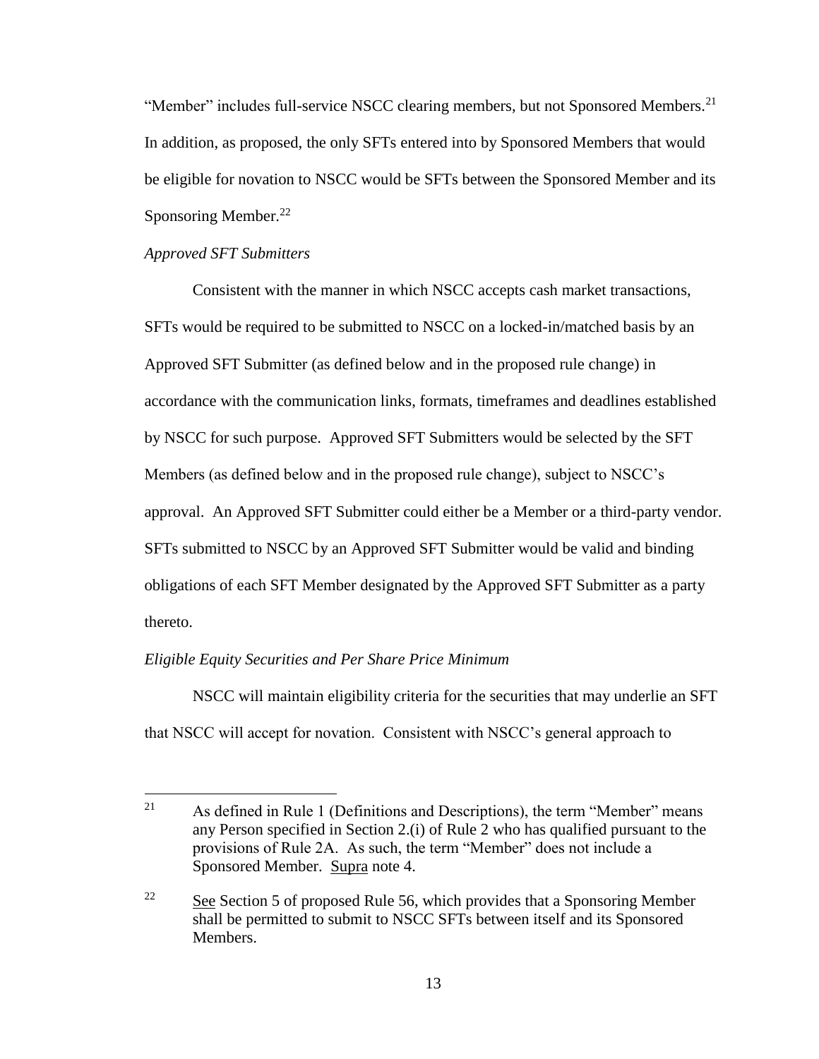"Member" includes full-service NSCC clearing members, but not Sponsored Members.[21] In addition, as proposed, the only SFTs entered into by Sponsored Members that would be eligible for novation to NSCC would be SFTs between the Sponsored Member and its Sponsoring Member.[22]

*Approved SFT Submitters*

Consistent with the manner in which NSCC accepts cash market transactions, SFTs would be required to be submitted to NSCC on a locked-in/matched basis by an Approved SFT Submitter (as defined below and in the proposed rule change) in accordance with the communication links, formats, timeframes and deadlines established by NSCC for such purpose. Approved SFT Submitters would be selected by the SFT Members (as defined below and in the proposed rule change), subject to NSCC's approval. An Approved SFT Submitter could either be a Member or a third-party vendor. SFTs submitted to NSCC by an Approved SFT Submitter would be valid and binding obligations of each SFT Member designated by the Approved SFT Submitter as a party thereto.

*Eligible Equity Securities and Per Share Price Minimum*

NSCC will maintain eligibility criteria for the securities that may underlie an SFT that NSCC will accept for novation. Consistent with NSCC's general approach to

---

[21] As defined in Rule 1 (Definitions and Descriptions), the term "Member" means any Person specified in Section 2.(i) of Rule 2 who has qualified pursuant to the provisions of Rule 2A. As such, the term "Member" does not include a Sponsored Member. Supra note 4.

[22] See Section 5 of proposed Rule 56, which provides that a Sponsoring Member shall be permitted to submit to NSCC SFTs between itself and its Sponsored Members.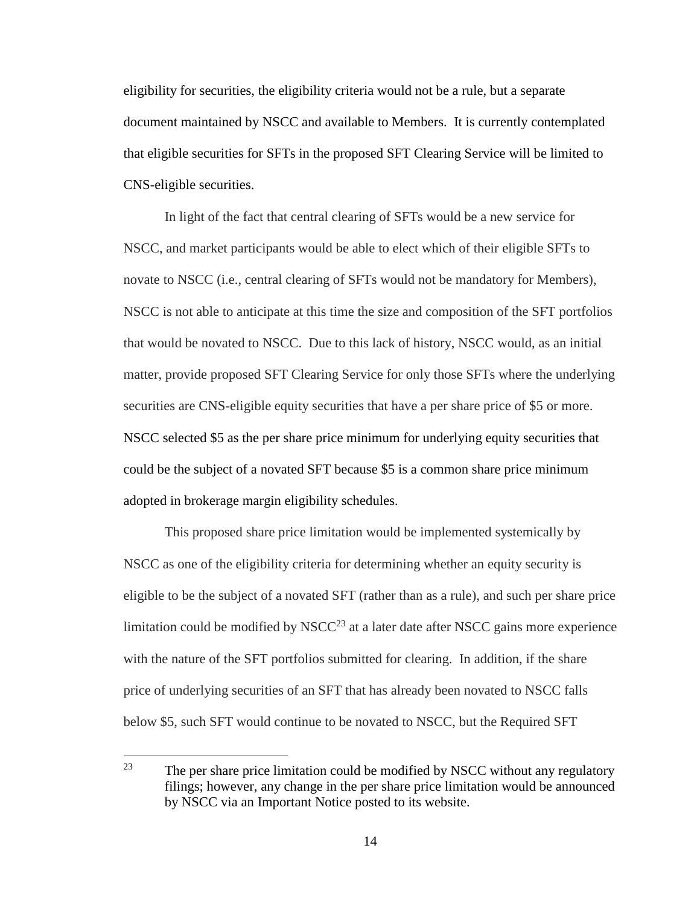eligibility for securities, the eligibility criteria would not be a rule, but a separate document maintained by NSCC and available to Members. It is currently contemplated that eligible securities for SFTs in the proposed SFT Clearing Service will be limited to CNS-eligible securities.

In light of the fact that central clearing of SFTs would be a new service for NSCC, and market participants would be able to elect which of their eligible SFTs to novate to NSCC (i.e., central clearing of SFTs would not be mandatory for Members), NSCC is not able to anticipate at this time the size and composition of the SFT portfolios that would be novated to NSCC. Due to this lack of history, NSCC would, as an initial matter, provide proposed SFT Clearing Service for only those SFTs where the underlying securities are CNS-eligible equity securities that have a per share price of $5 or more. NSCC selected $5 as the per share price minimum for underlying equity securities that could be the subject of a novated SFT because $5 is a common share price minimum adopted in brokerage margin eligibility schedules.

This proposed share price limitation would be implemented systemically by NSCC as one of the eligibility criteria for determining whether an equity security is eligible to be the subject of a novated SFT (rather than as a rule), and such per share price limitation could be modified by NSCC[23] at a later date after NSCC gains more experience with the nature of the SFT portfolios submitted for clearing. In addition, if the share price of underlying securities of an SFT that has already been novated to NSCC falls below $5, such SFT would continue to be novated to NSCC, but the Required SFT

---

[23] The per share price limitation could be modified by NSCC without any regulatory filings; however, any change in the per share price limitation would be announced by NSCC via an Important Notice posted to its website.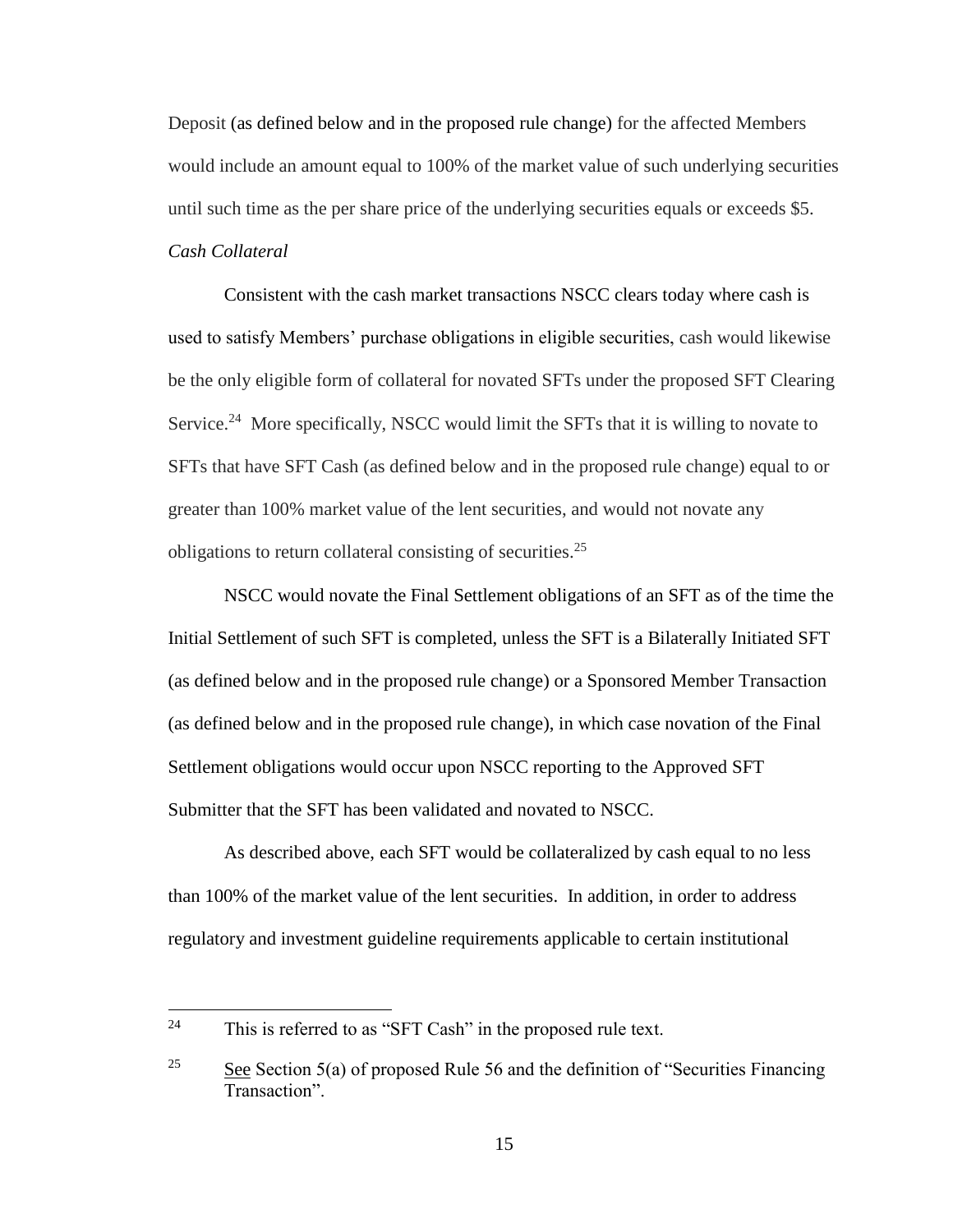Deposit (as defined below and in the proposed rule change) for the affected Members would include an amount equal to 100% of the market value of such underlying securities until such time as the per share price of the underlying securities equals or exceeds $5.

*Cash Collateral*

Consistent with the cash market transactions NSCC clears today where cash is used to satisfy Members' purchase obligations in eligible securities, cash would likewise be the only eligible form of collateral for novated SFTs under the proposed SFT Clearing Service.[24] More specifically, NSCC would limit the SFTs that it is willing to novate to SFTs that have SFT Cash (as defined below and in the proposed rule change) equal to or greater than 100% market value of the lent securities, and would not novate any obligations to return collateral consisting of securities.[25]

NSCC would novate the Final Settlement obligations of an SFT as of the time the Initial Settlement of such SFT is completed, unless the SFT is a Bilaterally Initiated SFT (as defined below and in the proposed rule change) or a Sponsored Member Transaction (as defined below and in the proposed rule change), in which case novation of the Final Settlement obligations would occur upon NSCC reporting to the Approved SFT Submitter that the SFT has been validated and novated to NSCC.

As described above, each SFT would be collateralized by cash equal to no less than 100% of the market value of the lent securities. In addition, in order to address regulatory and investment guideline requirements applicable to certain institutional

---

[24] This is referred to as "SFT Cash" in the proposed rule text.

[25] See Section 5(a) of proposed Rule 56 and the definition of "Securities Financing Transaction".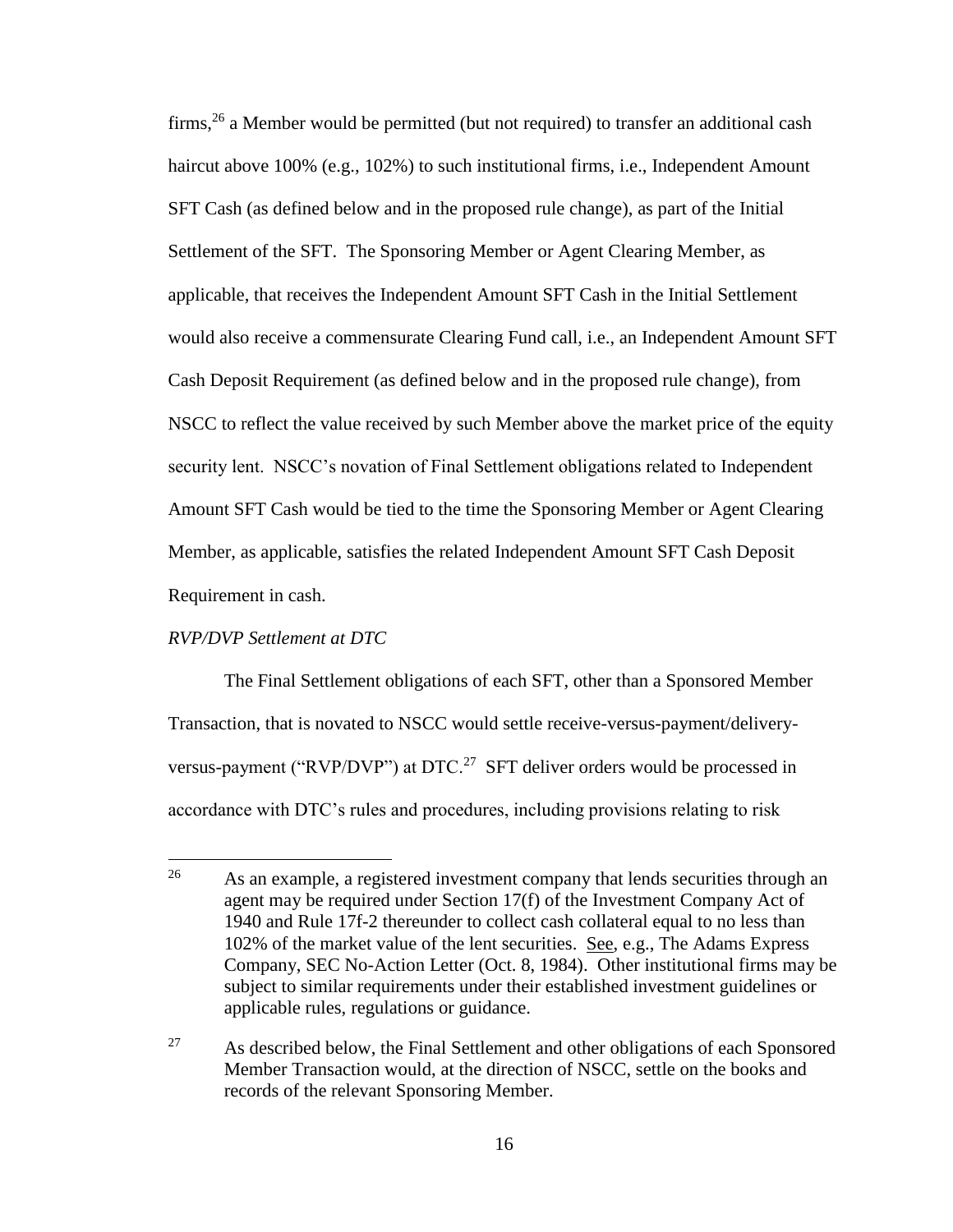firms,[26] a Member would be permitted (but not required) to transfer an additional cash haircut above 100% (e.g., 102%) to such institutional firms, i.e., Independent Amount SFT Cash (as defined below and in the proposed rule change), as part of the Initial Settlement of the SFT. The Sponsoring Member or Agent Clearing Member, as applicable, that receives the Independent Amount SFT Cash in the Initial Settlement would also receive a commensurate Clearing Fund call, i.e., an Independent Amount SFT Cash Deposit Requirement (as defined below and in the proposed rule change), from NSCC to reflect the value received by such Member above the market price of the equity security lent. NSCC's novation of Final Settlement obligations related to Independent Amount SFT Cash would be tied to the time the Sponsoring Member or Agent Clearing Member, as applicable, satisfies the related Independent Amount SFT Cash Deposit Requirement in cash.

*RVP/DVP Settlement at DTC*

The Final Settlement obligations of each SFT, other than a Sponsored Member Transaction, that is novated to NSCC would settle receive-versus-payment/delivery-versus-payment ("RVP/DVP") at DTC.[27] SFT deliver orders would be processed in accordance with DTC's rules and procedures, including provisions relating to risk

---

[26] As an example, a registered investment company that lends securities through an agent may be required under Section 17(f) of the Investment Company Act of 1940 and Rule 17f-2 thereunder to collect cash collateral equal to no less than 102% of the market value of the lent securities. See, e.g., The Adams Express Company, SEC No-Action Letter (Oct. 8, 1984). Other institutional firms may be subject to similar requirements under their established investment guidelines or applicable rules, regulations or guidance.

[27] As described below, the Final Settlement and other obligations of each Sponsored Member Transaction would, at the direction of NSCC, settle on the books and records of the relevant Sponsoring Member.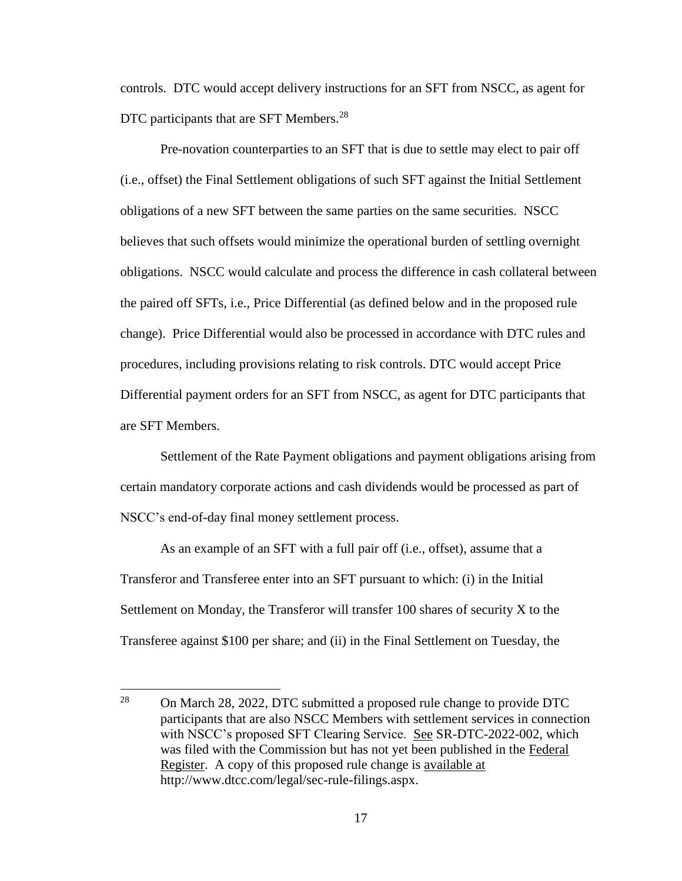controls. DTC would accept delivery instructions for an SFT from NSCC, as agent for DTC participants that are SFT Members.[28]

Pre-novation counterparties to an SFT that is due to settle may elect to pair off (i.e., offset) the Final Settlement obligations of such SFT against the Initial Settlement obligations of a new SFT between the same parties on the same securities. NSCC believes that such offsets would minimize the operational burden of settling overnight obligations. NSCC would calculate and process the difference in cash collateral between the paired off SFTs, i.e., Price Differential (as defined below and in the proposed rule change). Price Differential would also be processed in accordance with DTC rules and procedures, including provisions relating to risk controls. DTC would accept Price Differential payment orders for an SFT from NSCC, as agent for DTC participants that are SFT Members.

Settlement of the Rate Payment obligations and payment obligations arising from certain mandatory corporate actions and cash dividends would be processed as part of NSCC's end-of-day final money settlement process.

As an example of an SFT with a full pair off (i.e., offset), assume that a Transferor and Transferee enter into an SFT pursuant to which: (i) in the Initial Settlement on Monday, the Transferor will transfer 100 shares of security X to the Transferee against $100 per share; and (ii) in the Final Settlement on Tuesday, the

---

[28] On March 28, 2022, DTC submitted a proposed rule change to provide DTC participants that are also NSCC Members with settlement services in connection with NSCC's proposed SFT Clearing Service. See SR-DTC-2022-002, which was filed with the Commission but has not yet been published in the Federal Register. A copy of this proposed rule change is available at http://www.dtcc.com/legal/sec-rule-filings.aspx.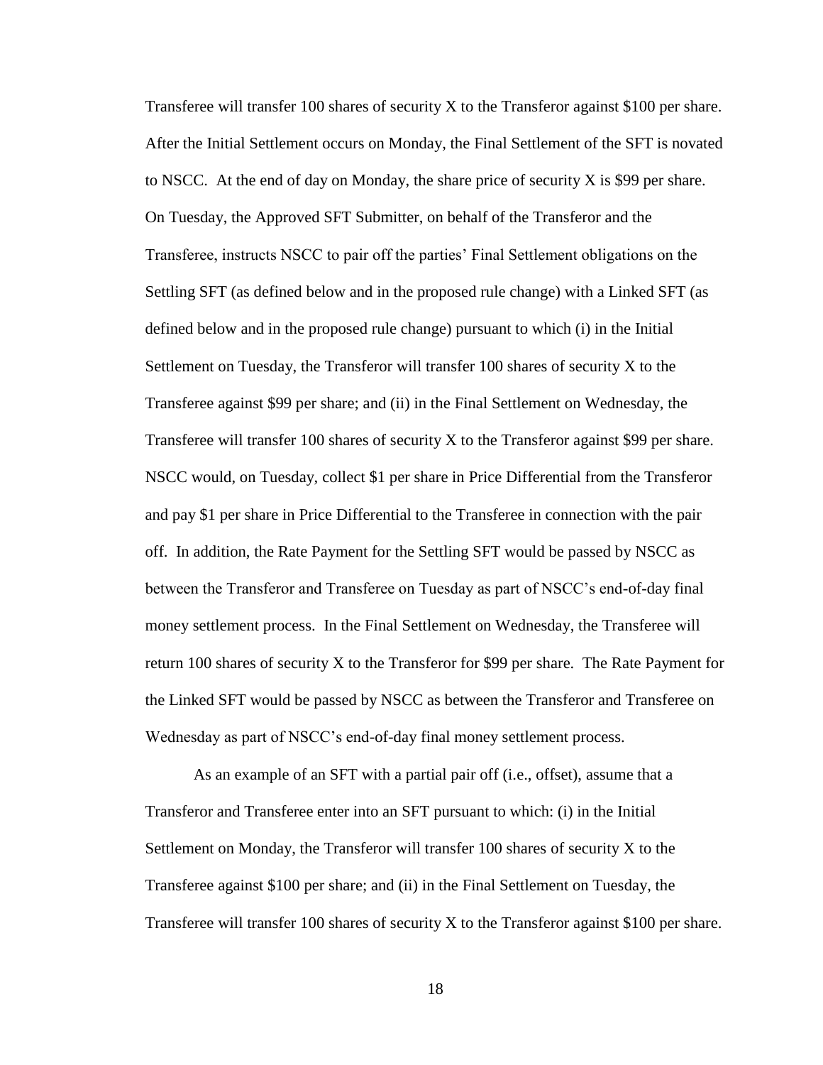Transferee will transfer 100 shares of security X to the Transferor against $100 per share. After the Initial Settlement occurs on Monday, the Final Settlement of the SFT is novated to NSCC. At the end of day on Monday, the share price of security X is $99 per share. On Tuesday, the Approved SFT Submitter, on behalf of the Transferor and the Transferee, instructs NSCC to pair off the parties' Final Settlement obligations on the Settling SFT (as defined below and in the proposed rule change) with a Linked SFT (as defined below and in the proposed rule change) pursuant to which (i) in the Initial Settlement on Tuesday, the Transferor will transfer 100 shares of security X to the Transferee against $99 per share; and (ii) in the Final Settlement on Wednesday, the Transferee will transfer 100 shares of security X to the Transferor against $99 per share. NSCC would, on Tuesday, collect $1 per share in Price Differential from the Transferor and pay $1 per share in Price Differential to the Transferee in connection with the pair off. In addition, the Rate Payment for the Settling SFT would be passed by NSCC as between the Transferor and Transferee on Tuesday as part of NSCC's end-of-day final money settlement process. In the Final Settlement on Wednesday, the Transferee will return 100 shares of security X to the Transferor for $99 per share. The Rate Payment for the Linked SFT would be passed by NSCC as between the Transferor and Transferee on Wednesday as part of NSCC's end-of-day final money settlement process.

As an example of an SFT with a partial pair off (i.e., offset), assume that a Transferor and Transferee enter into an SFT pursuant to which: (i) in the Initial Settlement on Monday, the Transferor will transfer 100 shares of security X to the Transferee against $100 per share; and (ii) in the Final Settlement on Tuesday, the Transferee will transfer 100 shares of security X to the Transferor against $100 per share.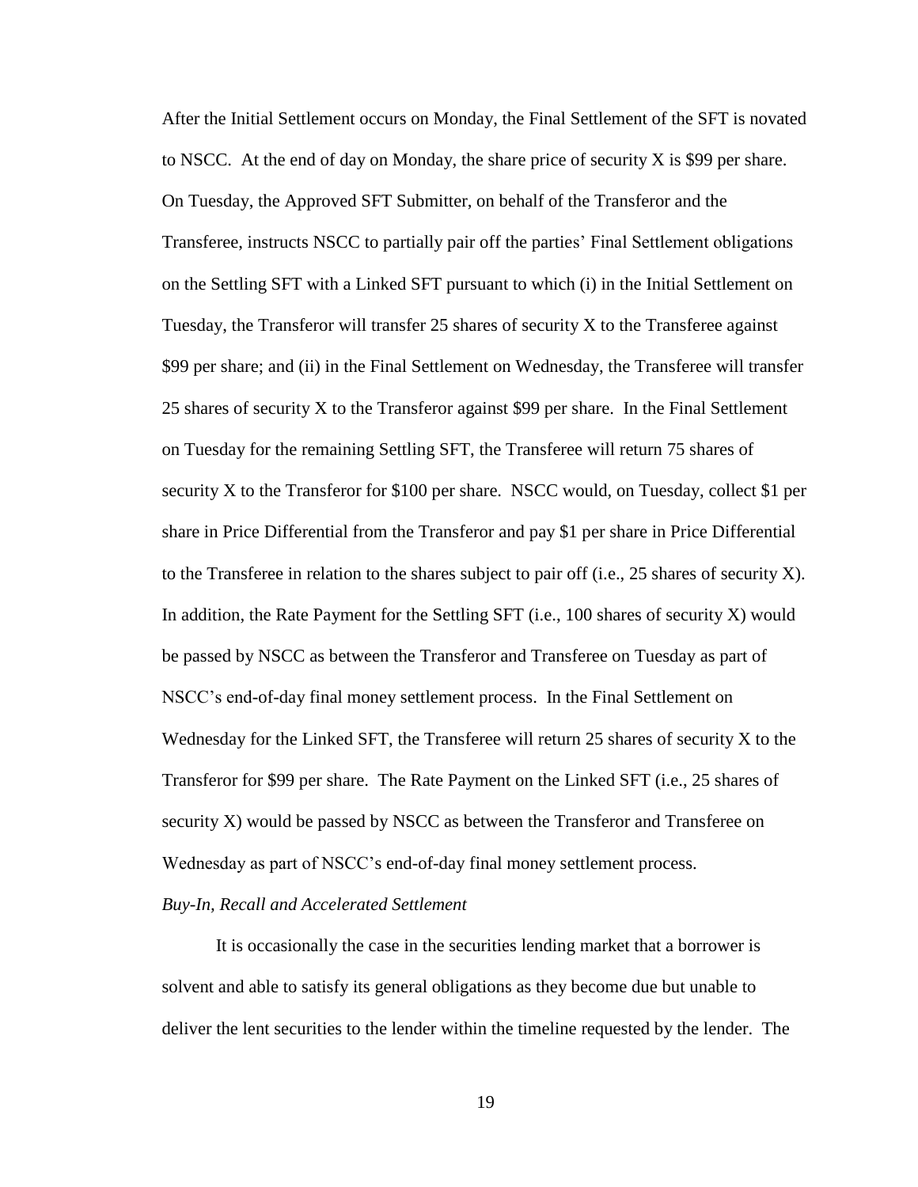After the Initial Settlement occurs on Monday, the Final Settlement of the SFT is novated to NSCC. At the end of day on Monday, the share price of security X is $99 per share. On Tuesday, the Approved SFT Submitter, on behalf of the Transferor and the Transferee, instructs NSCC to partially pair off the parties' Final Settlement obligations on the Settling SFT with a Linked SFT pursuant to which (i) in the Initial Settlement on Tuesday, the Transferor will transfer 25 shares of security X to the Transferee against $99 per share; and (ii) in the Final Settlement on Wednesday, the Transferee will transfer 25 shares of security X to the Transferor against $99 per share. In the Final Settlement on Tuesday for the remaining Settling SFT, the Transferee will return 75 shares of security X to the Transferor for $100 per share. NSCC would, on Tuesday, collect $1 per share in Price Differential from the Transferor and pay $1 per share in Price Differential to the Transferee in relation to the shares subject to pair off (i.e., 25 shares of security X). In addition, the Rate Payment for the Settling SFT (i.e., 100 shares of security X) would be passed by NSCC as between the Transferor and Transferee on Tuesday as part of NSCC's end-of-day final money settlement process. In the Final Settlement on Wednesday for the Linked SFT, the Transferee will return 25 shares of security X to the Transferor for $99 per share. The Rate Payment on the Linked SFT (i.e., 25 shares of security X) would be passed by NSCC as between the Transferor and Transferee on Wednesday as part of NSCC's end-of-day final money settlement process.

*Buy-In, Recall and Accelerated Settlement*

It is occasionally the case in the securities lending market that a borrower is solvent and able to satisfy its general obligations as they become due but unable to deliver the lent securities to the lender within the timeline requested by the lender. The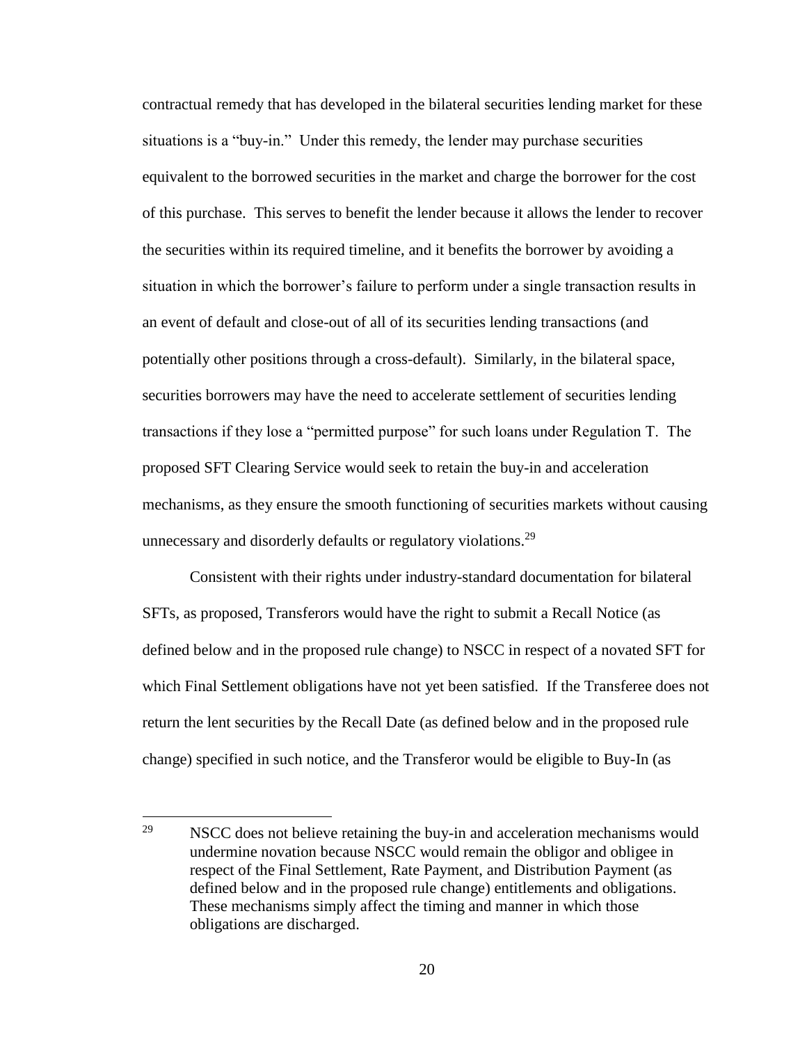contractual remedy that has developed in the bilateral securities lending market for these situations is a "buy-in." Under this remedy, the lender may purchase securities equivalent to the borrowed securities in the market and charge the borrower for the cost of this purchase. This serves to benefit the lender because it allows the lender to recover the securities within its required timeline, and it benefits the borrower by avoiding a situation in which the borrower's failure to perform under a single transaction results in an event of default and close-out of all of its securities lending transactions (and potentially other positions through a cross-default). Similarly, in the bilateral space, securities borrowers may have the need to accelerate settlement of securities lending transactions if they lose a "permitted purpose" for such loans under Regulation T. The proposed SFT Clearing Service would seek to retain the buy-in and acceleration mechanisms, as they ensure the smooth functioning of securities markets without causing unnecessary and disorderly defaults or regulatory violations.[29]

Consistent with their rights under industry-standard documentation for bilateral SFTs, as proposed, Transferors would have the right to submit a Recall Notice (as defined below and in the proposed rule change) to NSCC in respect of a novated SFT for which Final Settlement obligations have not yet been satisfied. If the Transferee does not return the lent securities by the Recall Date (as defined below and in the proposed rule change) specified in such notice, and the Transferor would be eligible to Buy-In (as

---

[29] NSCC does not believe retaining the buy-in and acceleration mechanisms would undermine novation because NSCC would remain the obligor and obligee in respect of the Final Settlement, Rate Payment, and Distribution Payment (as defined below and in the proposed rule change) entitlements and obligations. These mechanisms simply affect the timing and manner in which those obligations are discharged.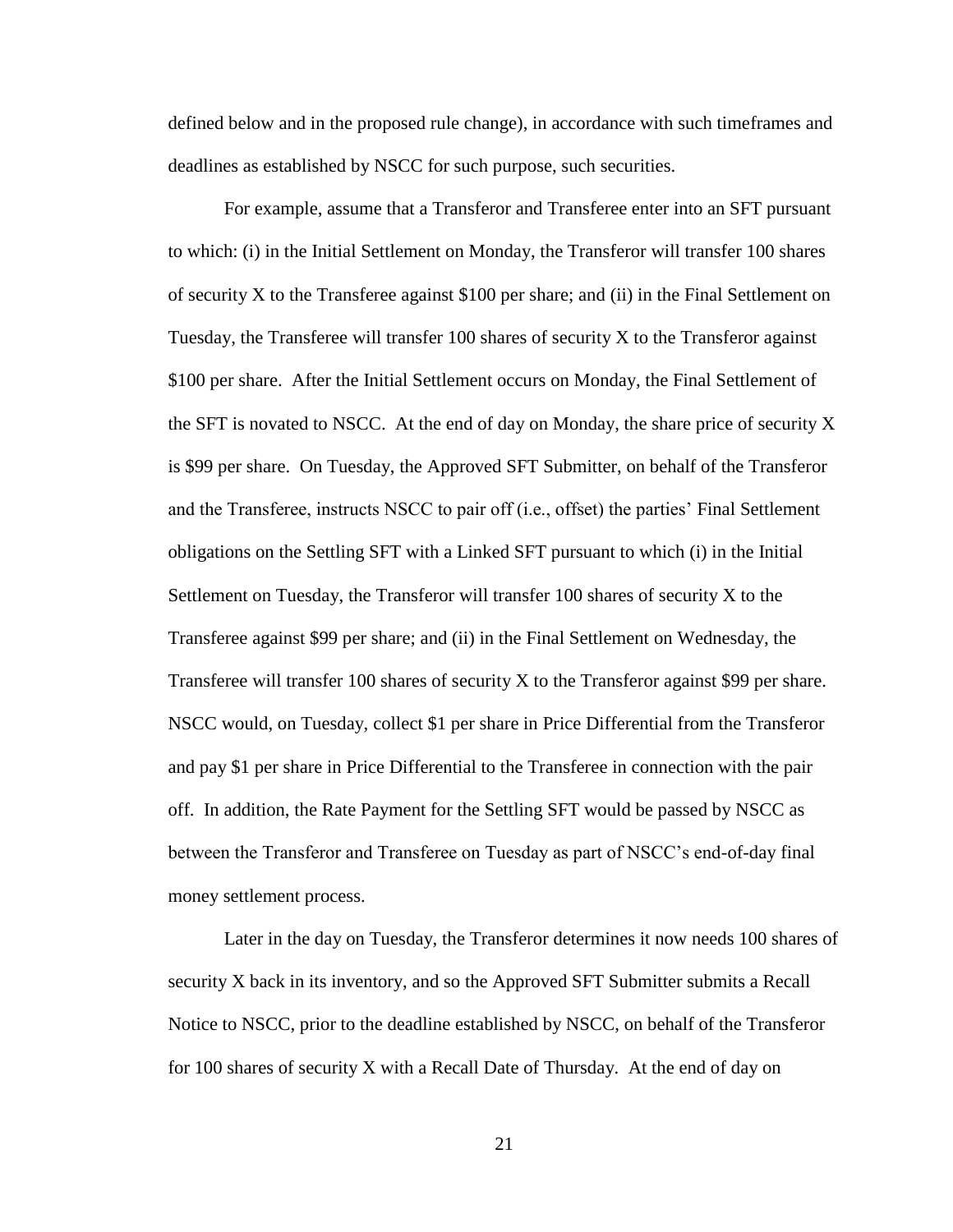defined below and in the proposed rule change), in accordance with such timeframes and deadlines as established by NSCC for such purpose, such securities.

For example, assume that a Transferor and Transferee enter into an SFT pursuant to which: (i) in the Initial Settlement on Monday, the Transferor will transfer 100 shares of security X to the Transferee against $100 per share; and (ii) in the Final Settlement on Tuesday, the Transferee will transfer 100 shares of security X to the Transferor against $100 per share. After the Initial Settlement occurs on Monday, the Final Settlement of the SFT is novated to NSCC. At the end of day on Monday, the share price of security X is $99 per share. On Tuesday, the Approved SFT Submitter, on behalf of the Transferor and the Transferee, instructs NSCC to pair off (i.e., offset) the parties' Final Settlement obligations on the Settling SFT with a Linked SFT pursuant to which (i) in the Initial Settlement on Tuesday, the Transferor will transfer 100 shares of security X to the Transferee against $99 per share; and (ii) in the Final Settlement on Wednesday, the Transferee will transfer 100 shares of security X to the Transferor against $99 per share. NSCC would, on Tuesday, collect $1 per share in Price Differential from the Transferor and pay $1 per share in Price Differential to the Transferee in connection with the pair off. In addition, the Rate Payment for the Settling SFT would be passed by NSCC as between the Transferor and Transferee on Tuesday as part of NSCC's end-of-day final money settlement process.

Later in the day on Tuesday, the Transferor determines it now needs 100 shares of security X back in its inventory, and so the Approved SFT Submitter submits a Recall Notice to NSCC, prior to the deadline established by NSCC, on behalf of the Transferor for 100 shares of security X with a Recall Date of Thursday. At the end of day on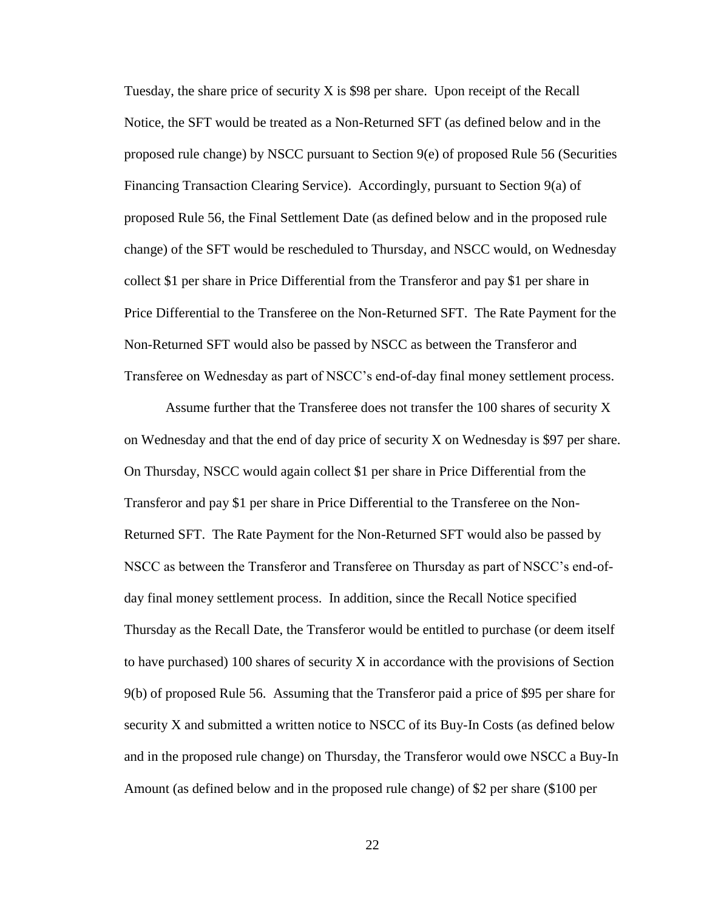Tuesday, the share price of security X is $98 per share. Upon receipt of the Recall Notice, the SFT would be treated as a Non-Returned SFT (as defined below and in the proposed rule change) by NSCC pursuant to Section 9(e) of proposed Rule 56 (Securities Financing Transaction Clearing Service). Accordingly, pursuant to Section 9(a) of proposed Rule 56, the Final Settlement Date (as defined below and in the proposed rule change) of the SFT would be rescheduled to Thursday, and NSCC would, on Wednesday collect $1 per share in Price Differential from the Transferor and pay $1 per share in Price Differential to the Transferee on the Non-Returned SFT. The Rate Payment for the Non-Returned SFT would also be passed by NSCC as between the Transferor and Transferee on Wednesday as part of NSCC's end-of-day final money settlement process.

Assume further that the Transferee does not transfer the 100 shares of security X on Wednesday and that the end of day price of security X on Wednesday is $97 per share. On Thursday, NSCC would again collect $1 per share in Price Differential from the Transferor and pay $1 per share in Price Differential to the Transferee on the Non-Returned SFT. The Rate Payment for the Non-Returned SFT would also be passed by NSCC as between the Transferor and Transferee on Thursday as part of NSCC's end-of-day final money settlement process. In addition, since the Recall Notice specified Thursday as the Recall Date, the Transferor would be entitled to purchase (or deem itself to have purchased) 100 shares of security X in accordance with the provisions of Section 9(b) of proposed Rule 56. Assuming that the Transferor paid a price of $95 per share for security X and submitted a written notice to NSCC of its Buy-In Costs (as defined below and in the proposed rule change) on Thursday, the Transferor would owe NSCC a Buy-In Amount (as defined below and in the proposed rule change) of $2 per share ($100 per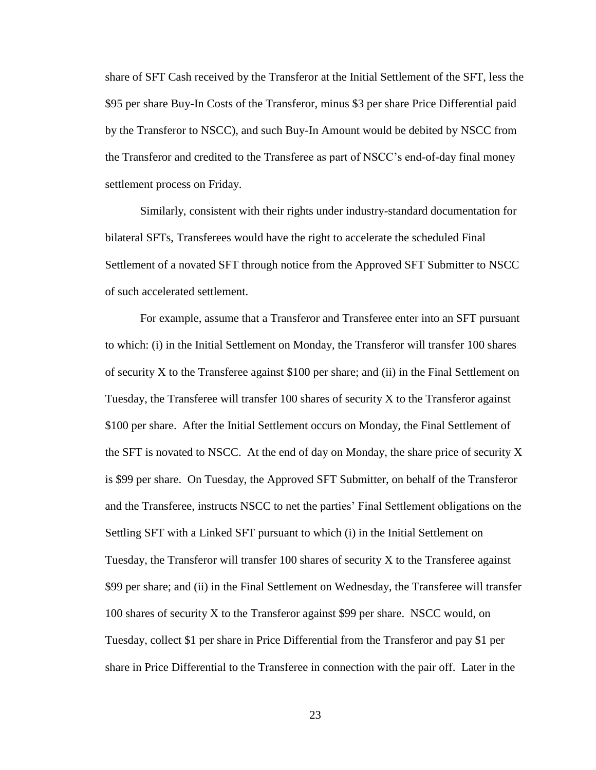share of SFT Cash received by the Transferor at the Initial Settlement of the SFT, less the $95 per share Buy-In Costs of the Transferor, minus $3 per share Price Differential paid by the Transferor to NSCC), and such Buy-In Amount would be debited by NSCC from the Transferor and credited to the Transferee as part of NSCC's end-of-day final money settlement process on Friday.

Similarly, consistent with their rights under industry-standard documentation for bilateral SFTs, Transferees would have the right to accelerate the scheduled Final Settlement of a novated SFT through notice from the Approved SFT Submitter to NSCC of such accelerated settlement.

For example, assume that a Transferor and Transferee enter into an SFT pursuant to which: (i) in the Initial Settlement on Monday, the Transferor will transfer 100 shares of security X to the Transferee against $100 per share; and (ii) in the Final Settlement on Tuesday, the Transferee will transfer 100 shares of security X to the Transferor against $100 per share. After the Initial Settlement occurs on Monday, the Final Settlement of the SFT is novated to NSCC. At the end of day on Monday, the share price of security X is $99 per share. On Tuesday, the Approved SFT Submitter, on behalf of the Transferor and the Transferee, instructs NSCC to net the parties' Final Settlement obligations on the Settling SFT with a Linked SFT pursuant to which (i) in the Initial Settlement on Tuesday, the Transferor will transfer 100 shares of security X to the Transferee against $99 per share; and (ii) in the Final Settlement on Wednesday, the Transferee will transfer 100 shares of security X to the Transferor against $99 per share. NSCC would, on Tuesday, collect $1 per share in Price Differential from the Transferor and pay $1 per share in Price Differential to the Transferee in connection with the pair off. Later in the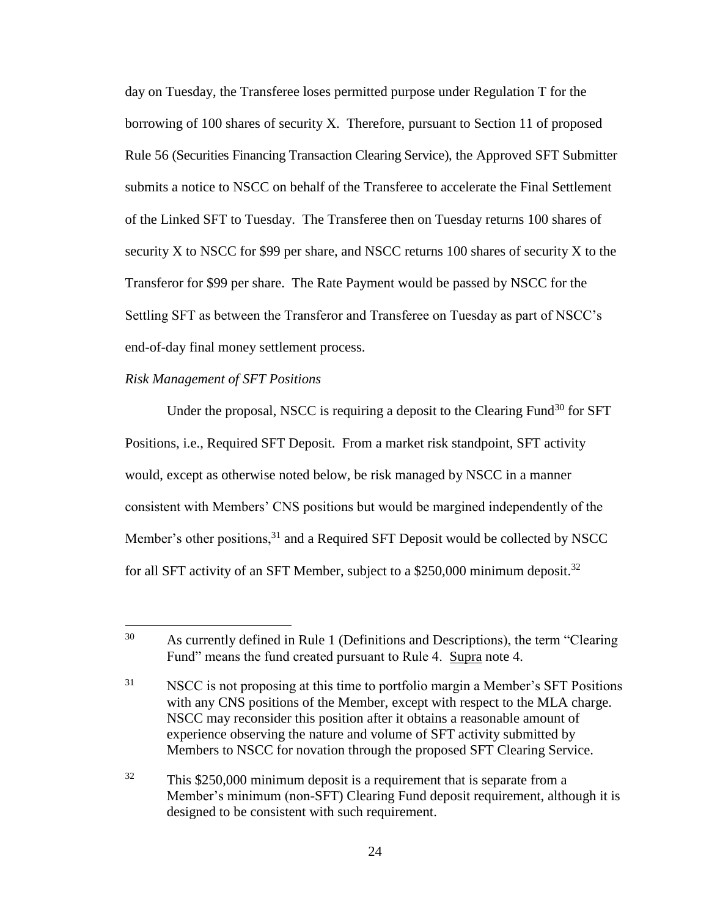day on Tuesday, the Transferee loses permitted purpose under Regulation T for the borrowing of 100 shares of security X. Therefore, pursuant to Section 11 of proposed Rule 56 (Securities Financing Transaction Clearing Service), the Approved SFT Submitter submits a notice to NSCC on behalf of the Transferee to accelerate the Final Settlement of the Linked SFT to Tuesday. The Transferee then on Tuesday returns 100 shares of security X to NSCC for $99 per share, and NSCC returns 100 shares of security X to the Transferor for $99 per share. The Rate Payment would be passed by NSCC for the Settling SFT as between the Transferor and Transferee on Tuesday as part of NSCC's end-of-day final money settlement process.

*Risk Management of SFT Positions*

Under the proposal, NSCC is requiring a deposit to the Clearing Fund[30] for SFT Positions, i.e., Required SFT Deposit. From a market risk standpoint, SFT activity would, except as otherwise noted below, be risk managed by NSCC in a manner consistent with Members' CNS positions but would be margined independently of the Member's other positions,[31] and a Required SFT Deposit would be collected by NSCC for all SFT activity of an SFT Member, subject to a $250,000 minimum deposit.[32]

---

[30] As currently defined in Rule 1 (Definitions and Descriptions), the term "Clearing Fund" means the fund created pursuant to Rule 4. Supra note 4.

[31] NSCC is not proposing at this time to portfolio margin a Member's SFT Positions with any CNS positions of the Member, except with respect to the MLA charge. NSCC may reconsider this position after it obtains a reasonable amount of experience observing the nature and volume of SFT activity submitted by Members to NSCC for novation through the proposed SFT Clearing Service.

[32] This $250,000 minimum deposit is a requirement that is separate from a Member's minimum (non-SFT) Clearing Fund deposit requirement, although it is designed to be consistent with such requirement.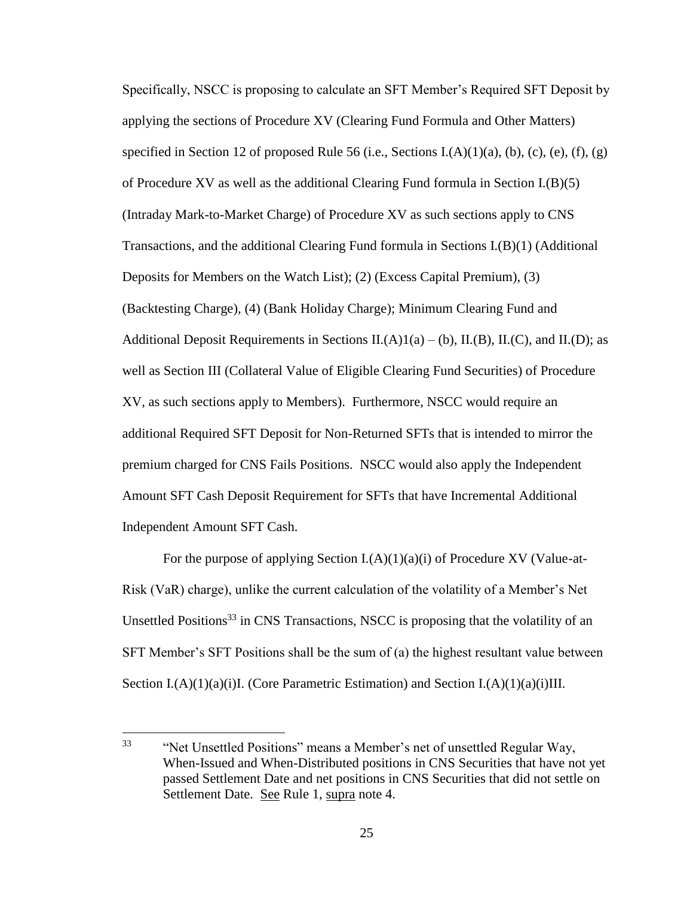Specifically, NSCC is proposing to calculate an SFT Member's Required SFT Deposit by applying the sections of Procedure XV (Clearing Fund Formula and Other Matters) specified in Section 12 of proposed Rule 56 (i.e., Sections I.(A)(1)(a), (b), (c), (e), (f), (g) of Procedure XV as well as the additional Clearing Fund formula in Section I.(B)(5) (Intraday Mark-to-Market Charge) of Procedure XV as such sections apply to CNS Transactions, and the additional Clearing Fund formula in Sections I.(B)(1) (Additional Deposits for Members on the Watch List); (2) (Excess Capital Premium), (3) (Backtesting Charge), (4) (Bank Holiday Charge); Minimum Clearing Fund and Additional Deposit Requirements in Sections II.(A)1(a) – (b), II.(B), II.(C), and II.(D); as well as Section III (Collateral Value of Eligible Clearing Fund Securities) of Procedure XV, as such sections apply to Members). Furthermore, NSCC would require an additional Required SFT Deposit for Non-Returned SFTs that is intended to mirror the premium charged for CNS Fails Positions. NSCC would also apply the Independent Amount SFT Cash Deposit Requirement for SFTs that have Incremental Additional Independent Amount SFT Cash.

For the purpose of applying Section I.(A)(1)(a)(i) of Procedure XV (Value-at-Risk (VaR) charge), unlike the current calculation of the volatility of a Member's Net Unsettled Positions[33] in CNS Transactions, NSCC is proposing that the volatility of an SFT Member's SFT Positions shall be the sum of (a) the highest resultant value between Section I.(A)(1)(a)(i)I. (Core Parametric Estimation) and Section I.(A)(1)(a)(i)III.

[33] "Net Unsettled Positions" means a Member's net of unsettled Regular Way, When-Issued and When-Distributed positions in CNS Securities that have not yet passed Settlement Date and net positions in CNS Securities that did not settle on Settlement Date. See Rule 1, supra note 4.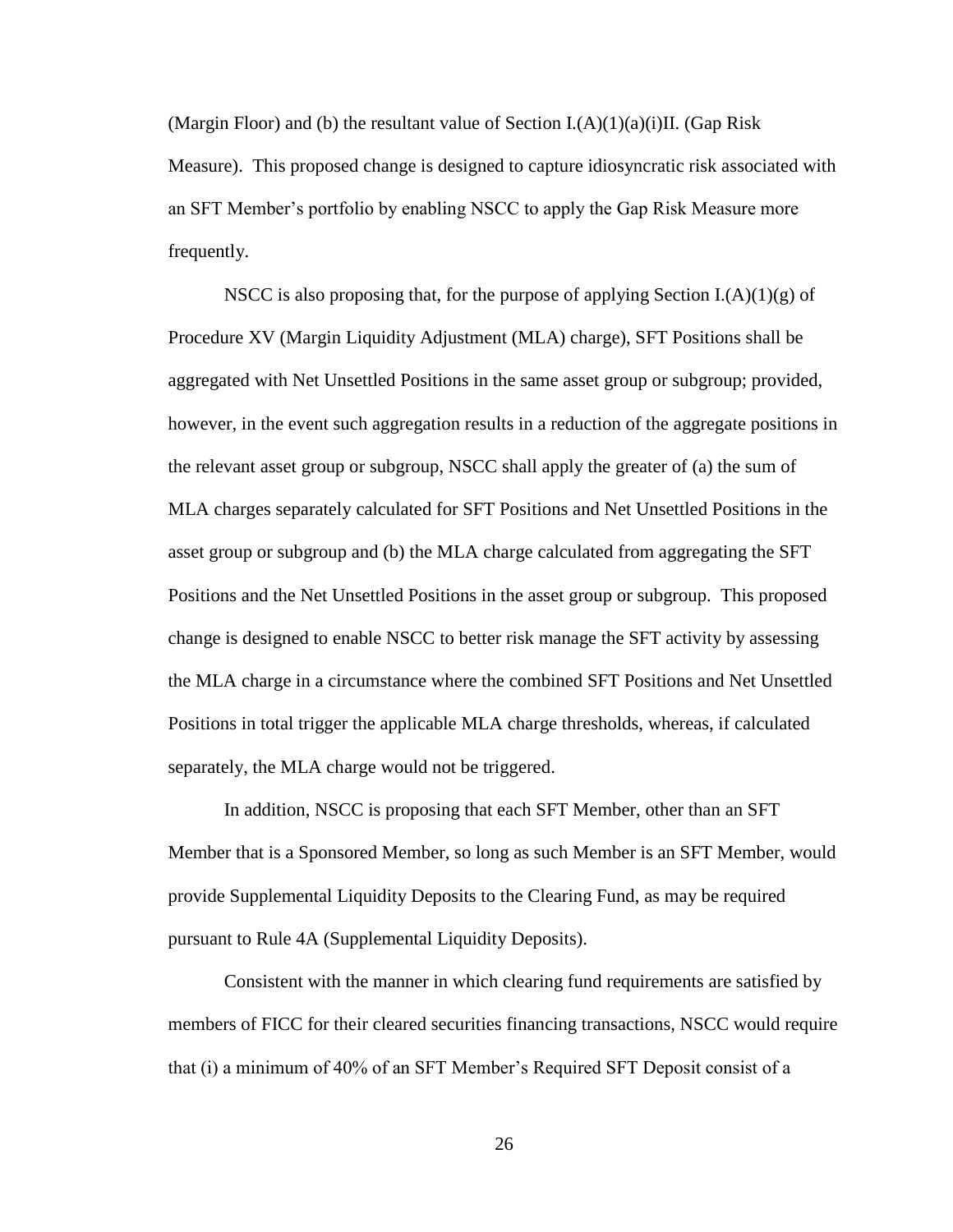(Margin Floor) and (b) the resultant value of Section I.(A)(1)(a)(i)II. (Gap Risk Measure). This proposed change is designed to capture idiosyncratic risk associated with an SFT Member's portfolio by enabling NSCC to apply the Gap Risk Measure more frequently.

NSCC is also proposing that, for the purpose of applying Section I.(A)(1)(g) of Procedure XV (Margin Liquidity Adjustment (MLA) charge), SFT Positions shall be aggregated with Net Unsettled Positions in the same asset group or subgroup; provided, however, in the event such aggregation results in a reduction of the aggregate positions in the relevant asset group or subgroup, NSCC shall apply the greater of (a) the sum of MLA charges separately calculated for SFT Positions and Net Unsettled Positions in the asset group or subgroup and (b) the MLA charge calculated from aggregating the SFT Positions and the Net Unsettled Positions in the asset group or subgroup. This proposed change is designed to enable NSCC to better risk manage the SFT activity by assessing the MLA charge in a circumstance where the combined SFT Positions and Net Unsettled Positions in total trigger the applicable MLA charge thresholds, whereas, if calculated separately, the MLA charge would not be triggered.

In addition, NSCC is proposing that each SFT Member, other than an SFT Member that is a Sponsored Member, so long as such Member is an SFT Member, would provide Supplemental Liquidity Deposits to the Clearing Fund, as may be required pursuant to Rule 4A (Supplemental Liquidity Deposits).

Consistent with the manner in which clearing fund requirements are satisfied by members of FICC for their cleared securities financing transactions, NSCC would require that (i) a minimum of 40% of an SFT Member's Required SFT Deposit consist of a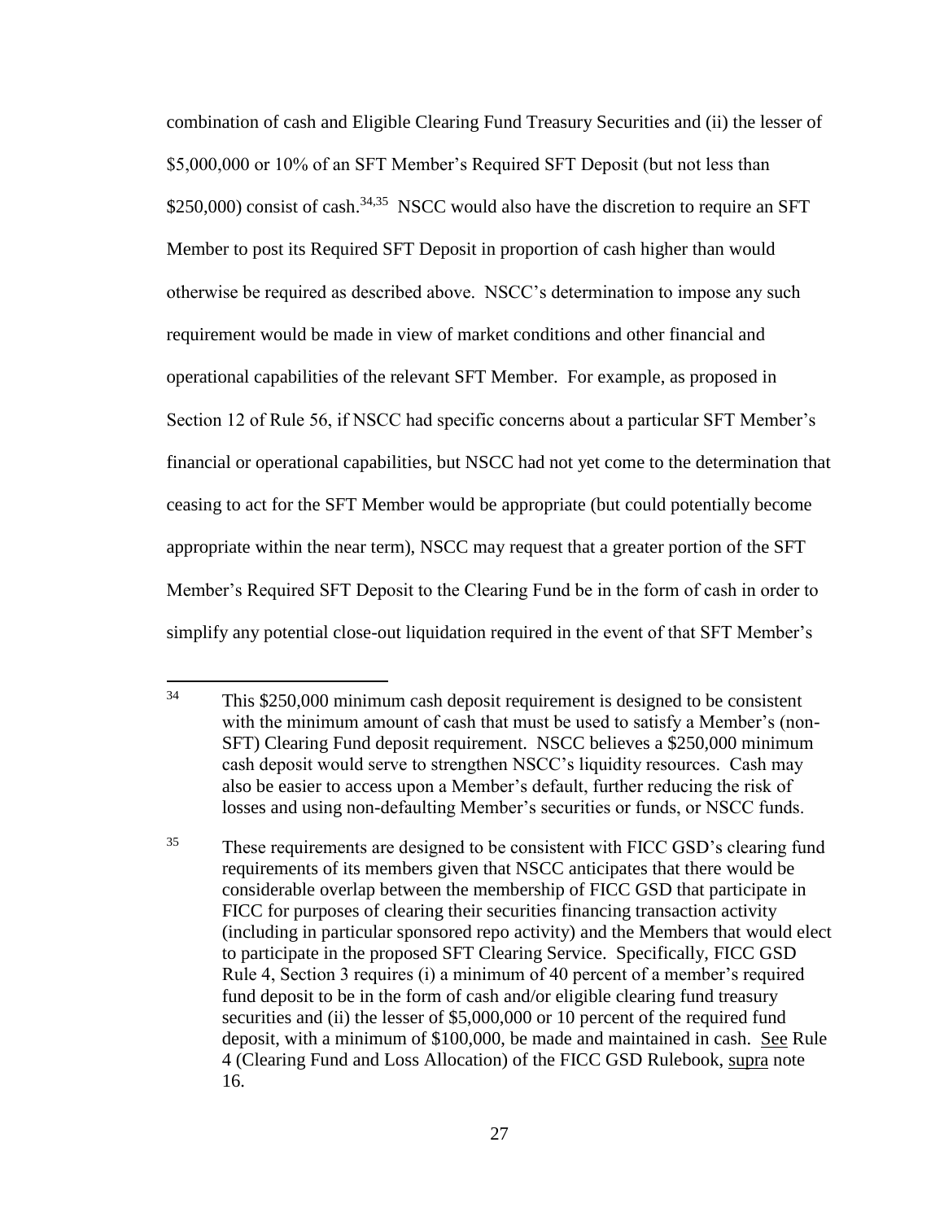combination of cash and Eligible Clearing Fund Treasury Securities and (ii) the lesser of \$5,000,000 or 10% of an SFT Member's Required SFT Deposit (but not less than \$250,000) consist of cash.[34,35] NSCC would also have the discretion to require an SFT Member to post its Required SFT Deposit in proportion of cash higher than would otherwise be required as described above. NSCC's determination to impose any such requirement would be made in view of market conditions and other financial and operational capabilities of the relevant SFT Member. For example, as proposed in Section 12 of Rule 56, if NSCC had specific concerns about a particular SFT Member's financial or operational capabilities, but NSCC had not yet come to the determination that ceasing to act for the SFT Member would be appropriate (but could potentially become appropriate within the near term), NSCC may request that a greater portion of the SFT Member's Required SFT Deposit to the Clearing Fund be in the form of cash in order to simplify any potential close-out liquidation required in the event of that SFT Member's

---

[34] This \$250,000 minimum cash deposit requirement is designed to be consistent with the minimum amount of cash that must be used to satisfy a Member's (non-SFT) Clearing Fund deposit requirement. NSCC believes a \$250,000 minimum cash deposit would serve to strengthen NSCC's liquidity resources. Cash may also be easier to access upon a Member's default, further reducing the risk of losses and using non-defaulting Member's securities or funds, or NSCC funds.

[35] These requirements are designed to be consistent with FICC GSD's clearing fund requirements of its members given that NSCC anticipates that there would be considerable overlap between the membership of FICC GSD that participate in FICC for purposes of clearing their securities financing transaction activity (including in particular sponsored repo activity) and the Members that would elect to participate in the proposed SFT Clearing Service. Specifically, FICC GSD Rule 4, Section 3 requires (i) a minimum of 40 percent of a member's required fund deposit to be in the form of cash and/or eligible clearing fund treasury securities and (ii) the lesser of \$5,000,000 or 10 percent of the required fund deposit, with a minimum of \$100,000, be made and maintained in cash. See Rule 4 (Clearing Fund and Loss Allocation) of the FICC GSD Rulebook, supra note 16.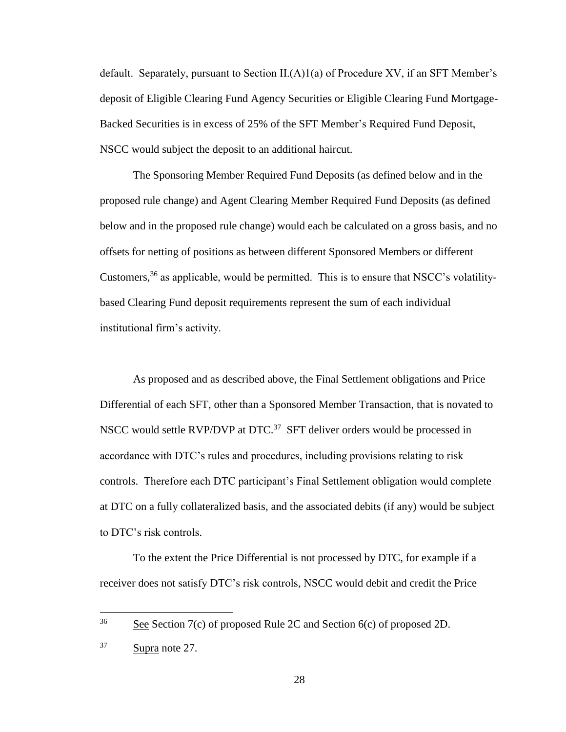default. Separately, pursuant to Section II.(A)1(a) of Procedure XV, if an SFT Member's deposit of Eligible Clearing Fund Agency Securities or Eligible Clearing Fund Mortgage-Backed Securities is in excess of 25% of the SFT Member's Required Fund Deposit, NSCC would subject the deposit to an additional haircut.

The Sponsoring Member Required Fund Deposits (as defined below and in the proposed rule change) and Agent Clearing Member Required Fund Deposits (as defined below and in the proposed rule change) would each be calculated on a gross basis, and no offsets for netting of positions as between different Sponsored Members or different Customers,[36] as applicable, would be permitted. This is to ensure that NSCC's volatility-based Clearing Fund deposit requirements represent the sum of each individual institutional firm's activity.

As proposed and as described above, the Final Settlement obligations and Price Differential of each SFT, other than a Sponsored Member Transaction, that is novated to NSCC would settle RVP/DVP at DTC.[37] SFT deliver orders would be processed in accordance with DTC's rules and procedures, including provisions relating to risk controls. Therefore each DTC participant's Final Settlement obligation would complete at DTC on a fully collateralized basis, and the associated debits (if any) would be subject to DTC's risk controls.

To the extent the Price Differential is not processed by DTC, for example if a receiver does not satisfy DTC's risk controls, NSCC would debit and credit the Price

---

[36] See Section 7(c) of proposed Rule 2C and Section 6(c) of proposed 2D.

[37] Supra note 27.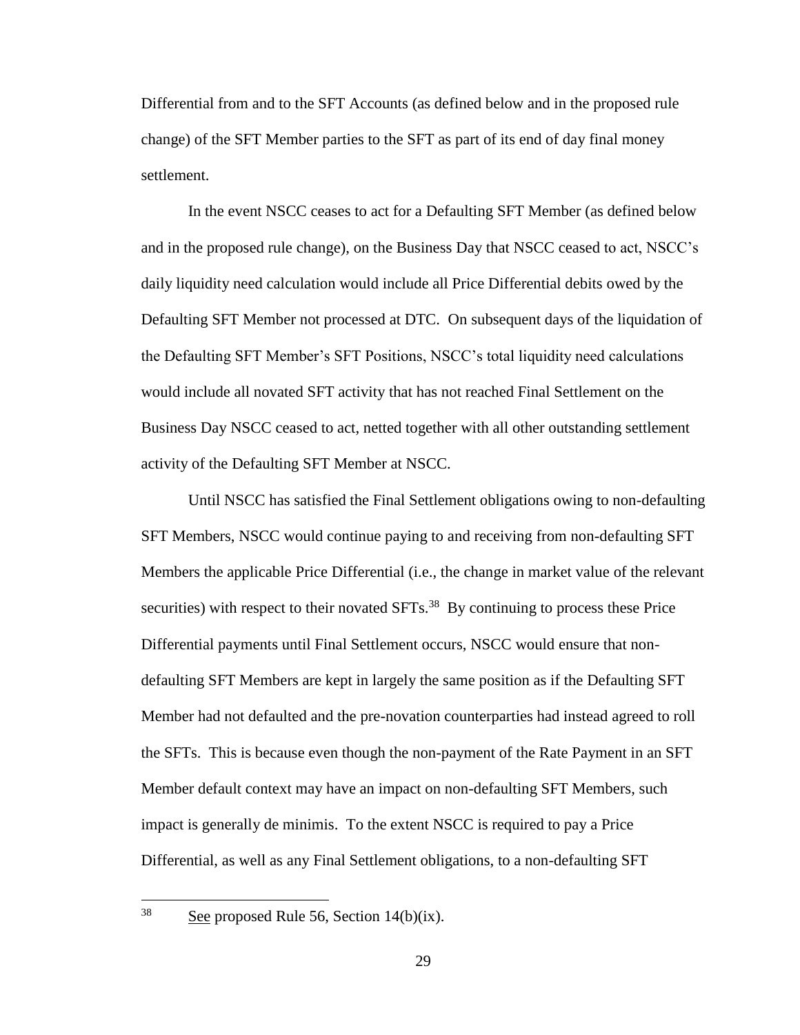Differential from and to the SFT Accounts (as defined below and in the proposed rule change) of the SFT Member parties to the SFT as part of its end of day final money settlement.

In the event NSCC ceases to act for a Defaulting SFT Member (as defined below and in the proposed rule change), on the Business Day that NSCC ceased to act, NSCC's daily liquidity need calculation would include all Price Differential debits owed by the Defaulting SFT Member not processed at DTC. On subsequent days of the liquidation of the Defaulting SFT Member's SFT Positions, NSCC's total liquidity need calculations would include all novated SFT activity that has not reached Final Settlement on the Business Day NSCC ceased to act, netted together with all other outstanding settlement activity of the Defaulting SFT Member at NSCC.

Until NSCC has satisfied the Final Settlement obligations owing to non-defaulting SFT Members, NSCC would continue paying to and receiving from non-defaulting SFT Members the applicable Price Differential (i.e., the change in market value of the relevant securities) with respect to their novated SFTs.[38] By continuing to process these Price Differential payments until Final Settlement occurs, NSCC would ensure that non-defaulting SFT Members are kept in largely the same position as if the Defaulting SFT Member had not defaulted and the pre-novation counterparties had instead agreed to roll the SFTs. This is because even though the non-payment of the Rate Payment in an SFT Member default context may have an impact on non-defaulting SFT Members, such impact is generally de minimis. To the extent NSCC is required to pay a Price Differential, as well as any Final Settlement obligations, to a non-defaulting SFT

---

[38] See proposed Rule 56, Section 14(b)(ix).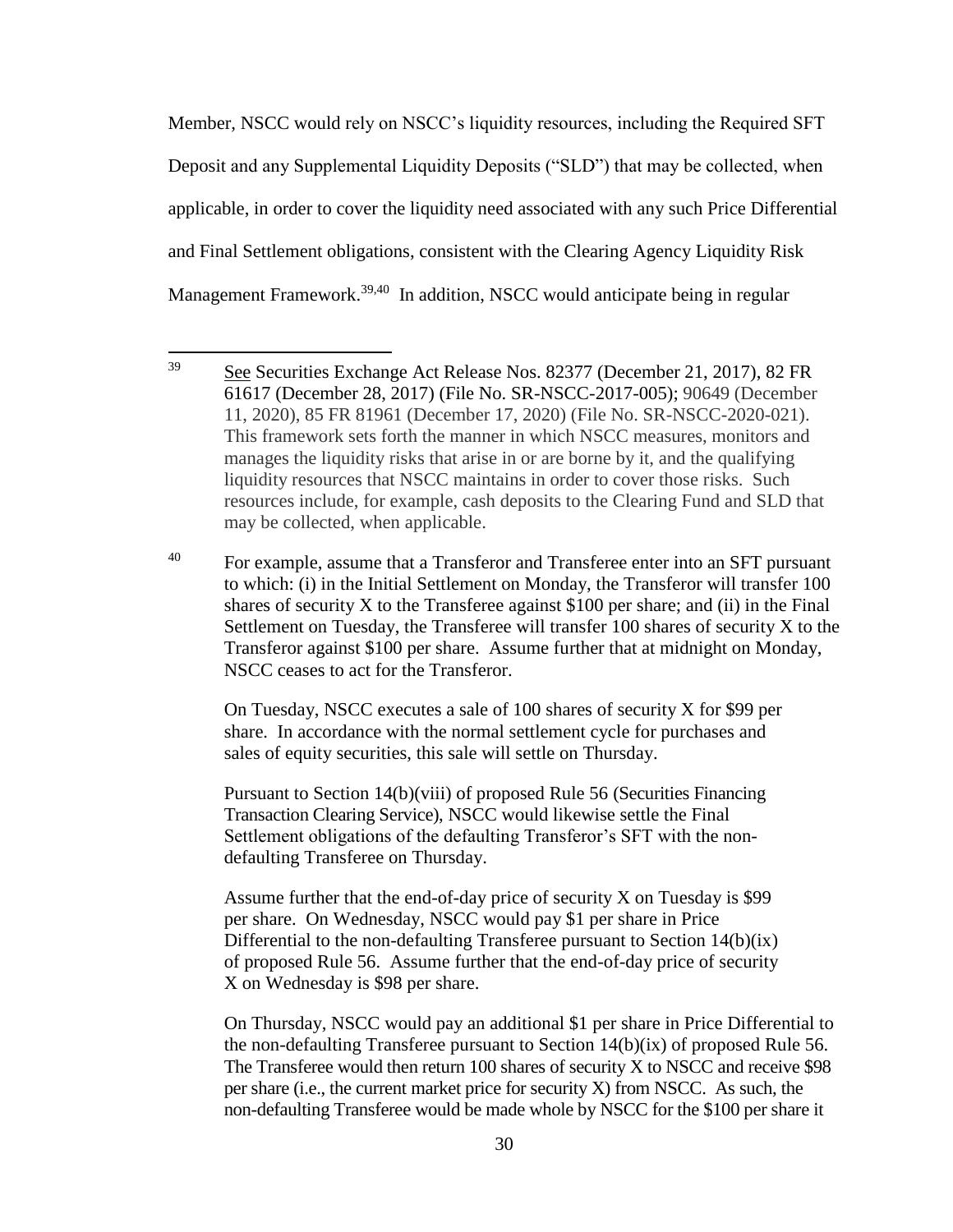Member, NSCC would rely on NSCC's liquidity resources, including the Required SFT Deposit and any Supplemental Liquidity Deposits ("SLD") that may be collected, when applicable, in order to cover the liquidity need associated with any such Price Differential and Final Settlement obligations, consistent with the Clearing Agency Liquidity Risk Management Framework.[39,40] In addition, NSCC would anticipate being in regular

---

[39] See Securities Exchange Act Release Nos. 82377 (December 21, 2017), 82 FR 61617 (December 28, 2017) (File No. SR-NSCC-2017-005); 90649 (December 11, 2020), 85 FR 81961 (December 17, 2020) (File No. SR-NSCC-2020-021). This framework sets forth the manner in which NSCC measures, monitors and manages the liquidity risks that arise in or are borne by it, and the qualifying liquidity resources that NSCC maintains in order to cover those risks. Such resources include, for example, cash deposits to the Clearing Fund and SLD that may be collected, when applicable.

[40] For example, assume that a Transferor and Transferee enter into an SFT pursuant to which: (i) in the Initial Settlement on Monday, the Transferor will transfer 100 shares of security X to the Transferee against $100 per share; and (ii) in the Final Settlement on Tuesday, the Transferee will transfer 100 shares of security X to the Transferor against $100 per share. Assume further that at midnight on Monday, NSCC ceases to act for the Transferor.

On Tuesday, NSCC executes a sale of 100 shares of security X for $99 per share. In accordance with the normal settlement cycle for purchases and sales of equity securities, this sale will settle on Thursday.

Pursuant to Section 14(b)(viii) of proposed Rule 56 (Securities Financing Transaction Clearing Service), NSCC would likewise settle the Final Settlement obligations of the defaulting Transferor's SFT with the non-defaulting Transferee on Thursday.

Assume further that the end-of-day price of security X on Tuesday is $99 per share. On Wednesday, NSCC would pay $1 per share in Price Differential to the non-defaulting Transferee pursuant to Section 14(b)(ix) of proposed Rule 56. Assume further that the end-of-day price of security X on Wednesday is $98 per share.

On Thursday, NSCC would pay an additional $1 per share in Price Differential to the non-defaulting Transferee pursuant to Section 14(b)(ix) of proposed Rule 56. The Transferee would then return 100 shares of security X to NSCC and receive $98 per share (i.e., the current market price for security X) from NSCC. As such, the non-defaulting Transferee would be made whole by NSCC for the $100 per share it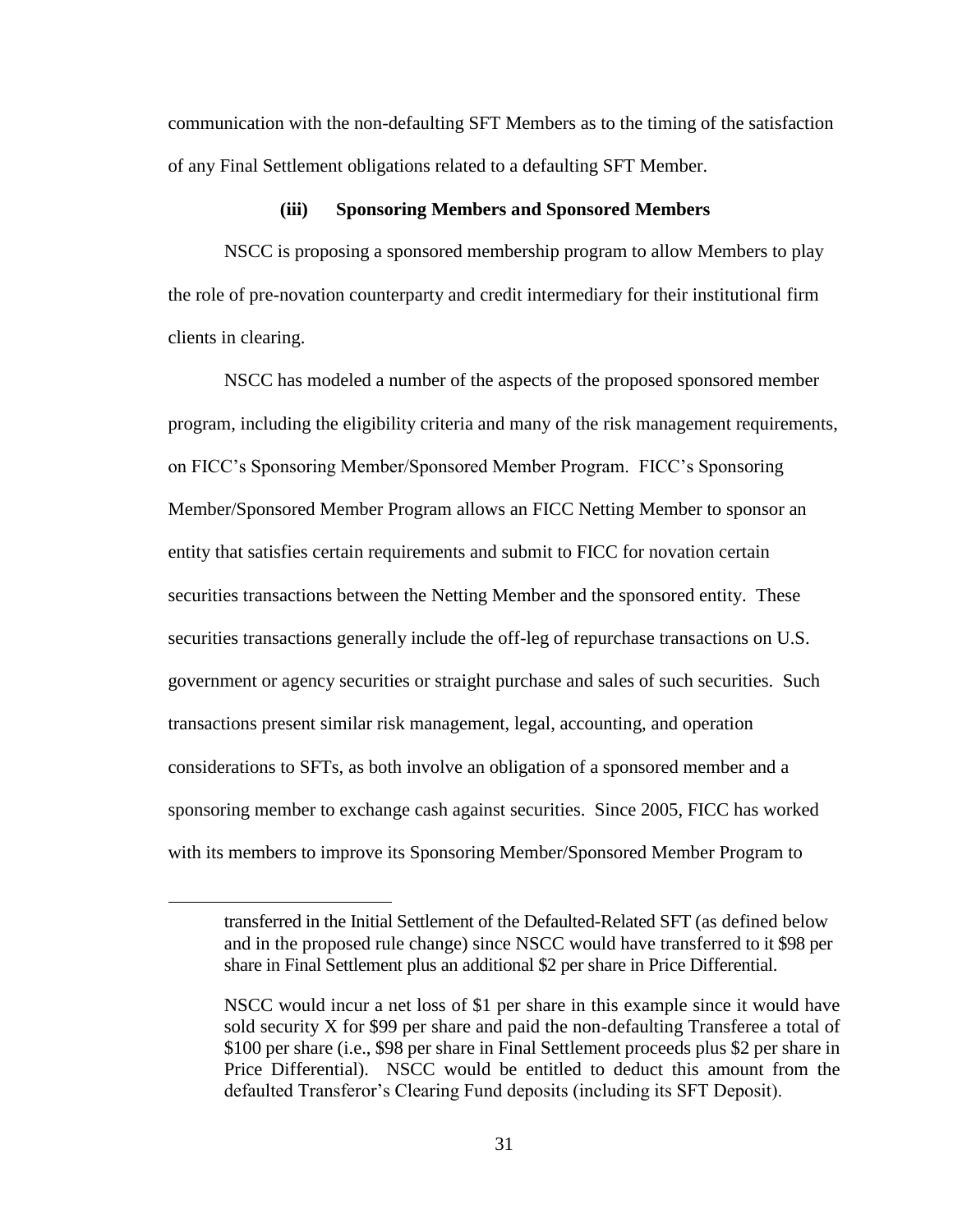communication with the non-defaulting SFT Members as to the timing of the satisfaction of any Final Settlement obligations related to a defaulting SFT Member.

**(iii) Sponsoring Members and Sponsored Members**

NSCC is proposing a sponsored membership program to allow Members to play the role of pre-novation counterparty and credit intermediary for their institutional firm clients in clearing.

NSCC has modeled a number of the aspects of the proposed sponsored member program, including the eligibility criteria and many of the risk management requirements, on FICC's Sponsoring Member/Sponsored Member Program. FICC's Sponsoring Member/Sponsored Member Program allows an FICC Netting Member to sponsor an entity that satisfies certain requirements and submit to FICC for novation certain securities transactions between the Netting Member and the sponsored entity. These securities transactions generally include the off-leg of repurchase transactions on U.S. government or agency securities or straight purchase and sales of such securities. Such transactions present similar risk management, legal, accounting, and operation considerations to SFTs, as both involve an obligation of a sponsored member and a sponsoring member to exchange cash against securities. Since 2005, FICC has worked with its members to improve its Sponsoring Member/Sponsored Member Program to

---

transferred in the Initial Settlement of the Defaulted-Related SFT (as defined below and in the proposed rule change) since NSCC would have transferred to it $98 per share in Final Settlement plus an additional $2 per share in Price Differential.

NSCC would incur a net loss of $1 per share in this example since it would have sold security X for $99 per share and paid the non-defaulting Transferee a total of $100 per share (i.e., $98 per share in Final Settlement proceeds plus $2 per share in Price Differential). NSCC would be entitled to deduct this amount from the defaulted Transferor's Clearing Fund deposits (including its SFT Deposit).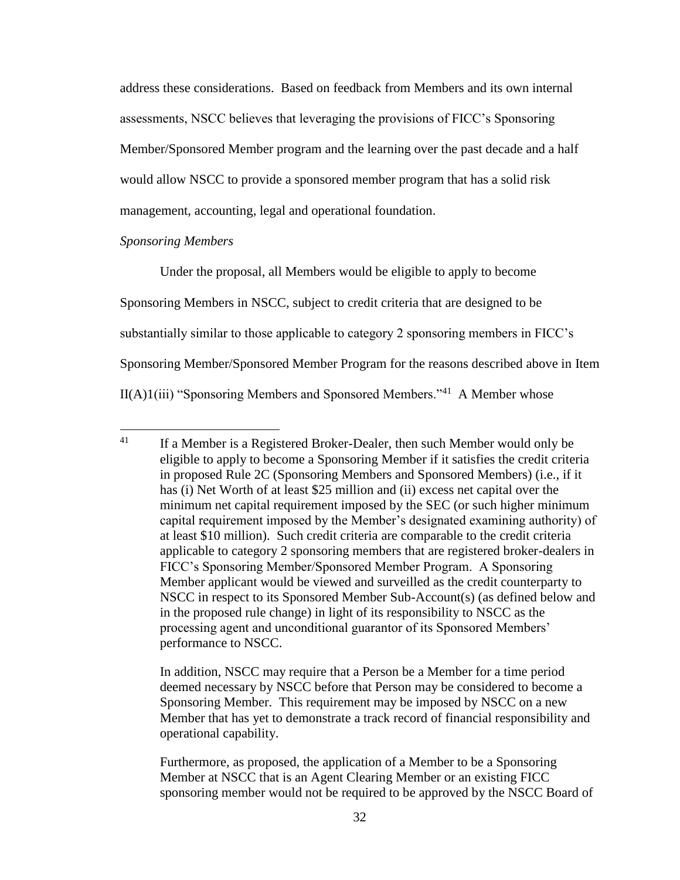address these considerations. Based on feedback from Members and its own internal assessments, NSCC believes that leveraging the provisions of FICC's Sponsoring Member/Sponsored Member program and the learning over the past decade and a half would allow NSCC to provide a sponsored member program that has a solid risk management, accounting, legal and operational foundation.

*Sponsoring Members*

Under the proposal, all Members would be eligible to apply to become Sponsoring Members in NSCC, subject to credit criteria that are designed to be substantially similar to those applicable to category 2 sponsoring members in FICC's Sponsoring Member/Sponsored Member Program for the reasons described above in Item II(A)1(iii) "Sponsoring Members and Sponsored Members."[41] A Member whose

---

[41] If a Member is a Registered Broker-Dealer, then such Member would only be eligible to apply to become a Sponsoring Member if it satisfies the credit criteria in proposed Rule 2C (Sponsoring Members and Sponsored Members) (i.e., if it has (i) Net Worth of at least $25 million and (ii) excess net capital over the minimum net capital requirement imposed by the SEC (or such higher minimum capital requirement imposed by the Member's designated examining authority) of at least $10 million). Such credit criteria are comparable to the credit criteria applicable to category 2 sponsoring members that are registered broker-dealers in FICC's Sponsoring Member/Sponsored Member Program. A Sponsoring Member applicant would be viewed and surveilled as the credit counterparty to NSCC in respect to its Sponsored Member Sub-Account(s) (as defined below and in the proposed rule change) in light of its responsibility to NSCC as the processing agent and unconditional guarantor of its Sponsored Members' performance to NSCC.

In addition, NSCC may require that a Person be a Member for a time period deemed necessary by NSCC before that Person may be considered to become a Sponsoring Member. This requirement may be imposed by NSCC on a new Member that has yet to demonstrate a track record of financial responsibility and operational capability.

Furthermore, as proposed, the application of a Member to be a Sponsoring Member at NSCC that is an Agent Clearing Member or an existing FICC sponsoring member would not be required to be approved by the NSCC Board of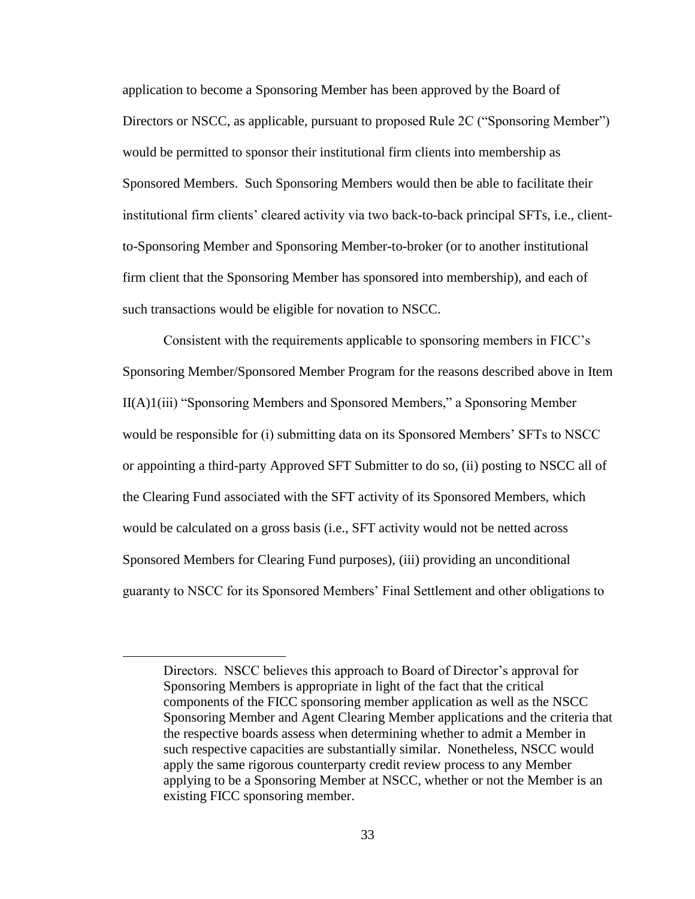application to become a Sponsoring Member has been approved by the Board of Directors or NSCC, as applicable, pursuant to proposed Rule 2C ("Sponsoring Member") would be permitted to sponsor their institutional firm clients into membership as Sponsored Members. Such Sponsoring Members would then be able to facilitate their institutional firm clients' cleared activity via two back-to-back principal SFTs, i.e., client-to-Sponsoring Member and Sponsoring Member-to-broker (or to another institutional firm client that the Sponsoring Member has sponsored into membership), and each of such transactions would be eligible for novation to NSCC.

Consistent with the requirements applicable to sponsoring members in FICC's Sponsoring Member/Sponsored Member Program for the reasons described above in Item II(A)1(iii) "Sponsoring Members and Sponsored Members," a Sponsoring Member would be responsible for (i) submitting data on its Sponsored Members' SFTs to NSCC or appointing a third-party Approved SFT Submitter to do so, (ii) posting to NSCC all of the Clearing Fund associated with the SFT activity of its Sponsored Members, which would be calculated on a gross basis (i.e., SFT activity would not be netted across Sponsored Members for Clearing Fund purposes), (iii) providing an unconditional guaranty to NSCC for its Sponsored Members' Final Settlement and other obligations to

---

Directors. NSCC believes this approach to Board of Director's approval for Sponsoring Members is appropriate in light of the fact that the critical components of the FICC sponsoring member application as well as the NSCC Sponsoring Member and Agent Clearing Member applications and the criteria that the respective boards assess when determining whether to admit a Member in such respective capacities are substantially similar. Nonetheless, NSCC would apply the same rigorous counterparty credit review process to any Member applying to be a Sponsoring Member at NSCC, whether or not the Member is an existing FICC sponsoring member.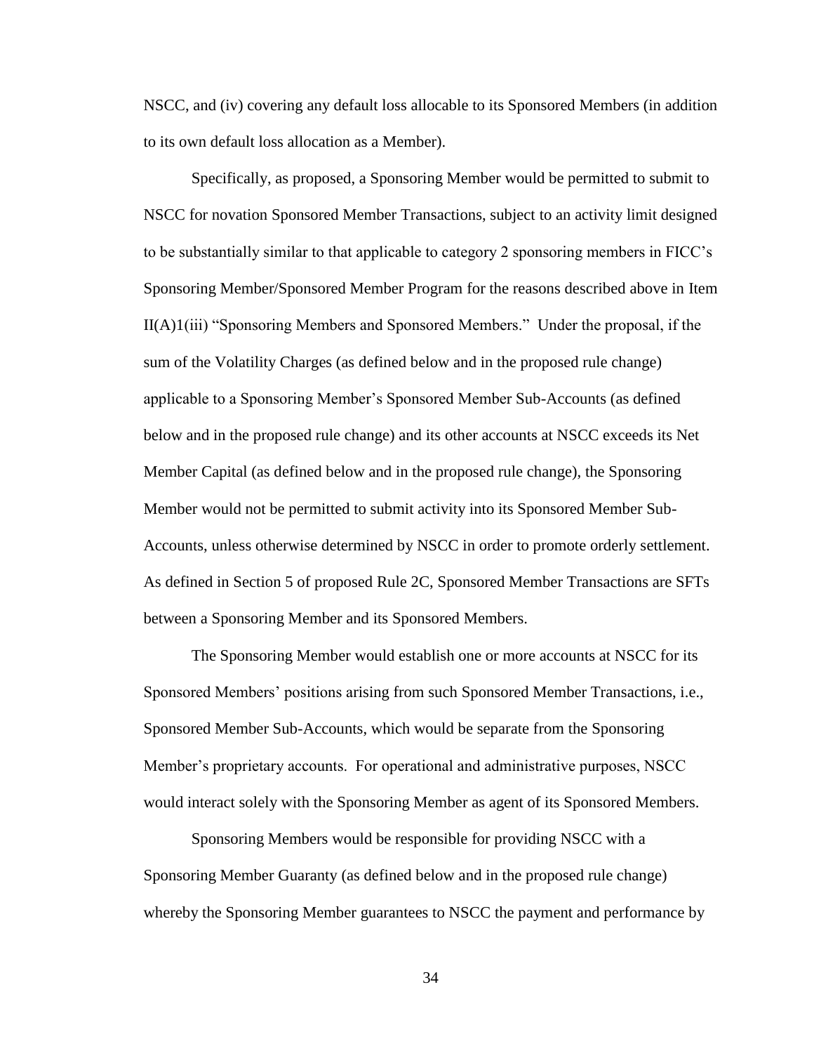NSCC, and (iv) covering any default loss allocable to its Sponsored Members (in addition to its own default loss allocation as a Member).

Specifically, as proposed, a Sponsoring Member would be permitted to submit to NSCC for novation Sponsored Member Transactions, subject to an activity limit designed to be substantially similar to that applicable to category 2 sponsoring members in FICC's Sponsoring Member/Sponsored Member Program for the reasons described above in Item II(A)1(iii) "Sponsoring Members and Sponsored Members." Under the proposal, if the sum of the Volatility Charges (as defined below and in the proposed rule change) applicable to a Sponsoring Member's Sponsored Member Sub-Accounts (as defined below and in the proposed rule change) and its other accounts at NSCC exceeds its Net Member Capital (as defined below and in the proposed rule change), the Sponsoring Member would not be permitted to submit activity into its Sponsored Member Sub-Accounts, unless otherwise determined by NSCC in order to promote orderly settlement. As defined in Section 5 of proposed Rule 2C, Sponsored Member Transactions are SFTs between a Sponsoring Member and its Sponsored Members.

The Sponsoring Member would establish one or more accounts at NSCC for its Sponsored Members' positions arising from such Sponsored Member Transactions, i.e., Sponsored Member Sub-Accounts, which would be separate from the Sponsoring Member's proprietary accounts. For operational and administrative purposes, NSCC would interact solely with the Sponsoring Member as agent of its Sponsored Members.

Sponsoring Members would be responsible for providing NSCC with a Sponsoring Member Guaranty (as defined below and in the proposed rule change) whereby the Sponsoring Member guarantees to NSCC the payment and performance by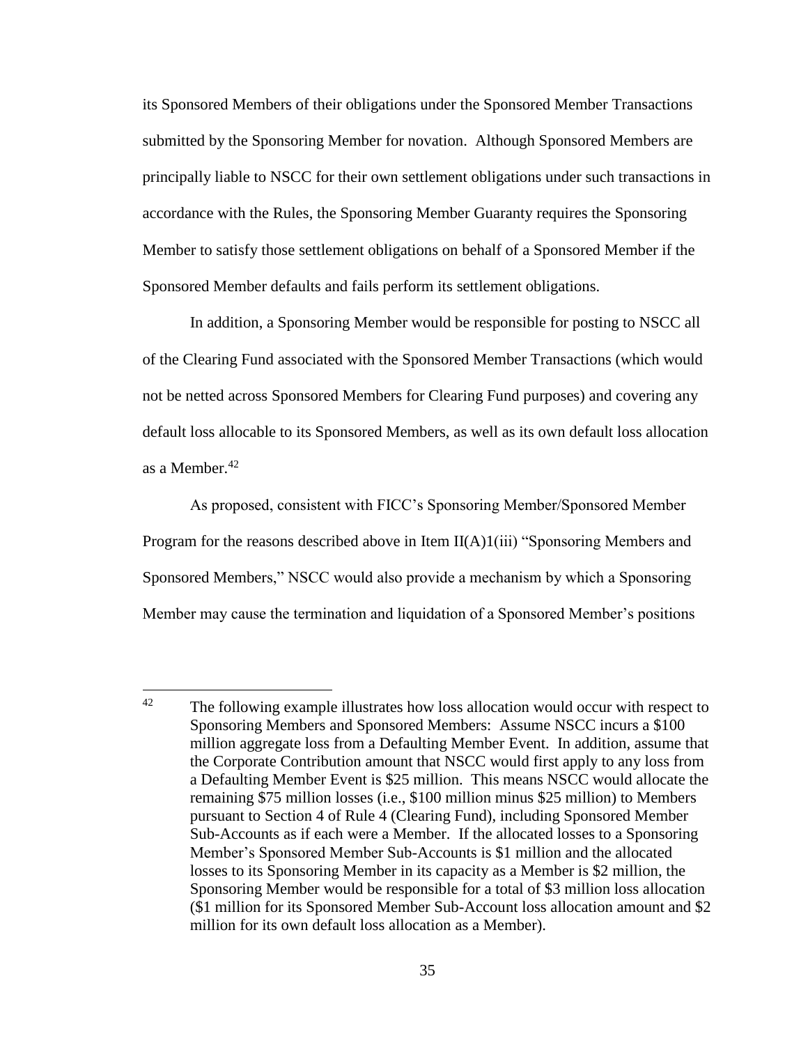its Sponsored Members of their obligations under the Sponsored Member Transactions submitted by the Sponsoring Member for novation. Although Sponsored Members are principally liable to NSCC for their own settlement obligations under such transactions in accordance with the Rules, the Sponsoring Member Guaranty requires the Sponsoring Member to satisfy those settlement obligations on behalf of a Sponsored Member if the Sponsored Member defaults and fails perform its settlement obligations.

In addition, a Sponsoring Member would be responsible for posting to NSCC all of the Clearing Fund associated with the Sponsored Member Transactions (which would not be netted across Sponsored Members for Clearing Fund purposes) and covering any default loss allocable to its Sponsored Members, as well as its own default loss allocation as a Member.[42]

As proposed, consistent with FICC's Sponsoring Member/Sponsored Member Program for the reasons described above in Item II(A)1(iii) "Sponsoring Members and Sponsored Members," NSCC would also provide a mechanism by which a Sponsoring Member may cause the termination and liquidation of a Sponsored Member's positions

---

[42] The following example illustrates how loss allocation would occur with respect to Sponsoring Members and Sponsored Members: Assume NSCC incurs a $100 million aggregate loss from a Defaulting Member Event. In addition, assume that the Corporate Contribution amount that NSCC would first apply to any loss from a Defaulting Member Event is $25 million. This means NSCC would allocate the remaining $75 million losses (i.e., $100 million minus $25 million) to Members pursuant to Section 4 of Rule 4 (Clearing Fund), including Sponsored Member Sub-Accounts as if each were a Member. If the allocated losses to a Sponsoring Member's Sponsored Member Sub-Accounts is $1 million and the allocated losses to its Sponsoring Member in its capacity as a Member is $2 million, the Sponsoring Member would be responsible for a total of $3 million loss allocation ($1 million for its Sponsored Member Sub-Account loss allocation amount and $2 million for its own default loss allocation as a Member).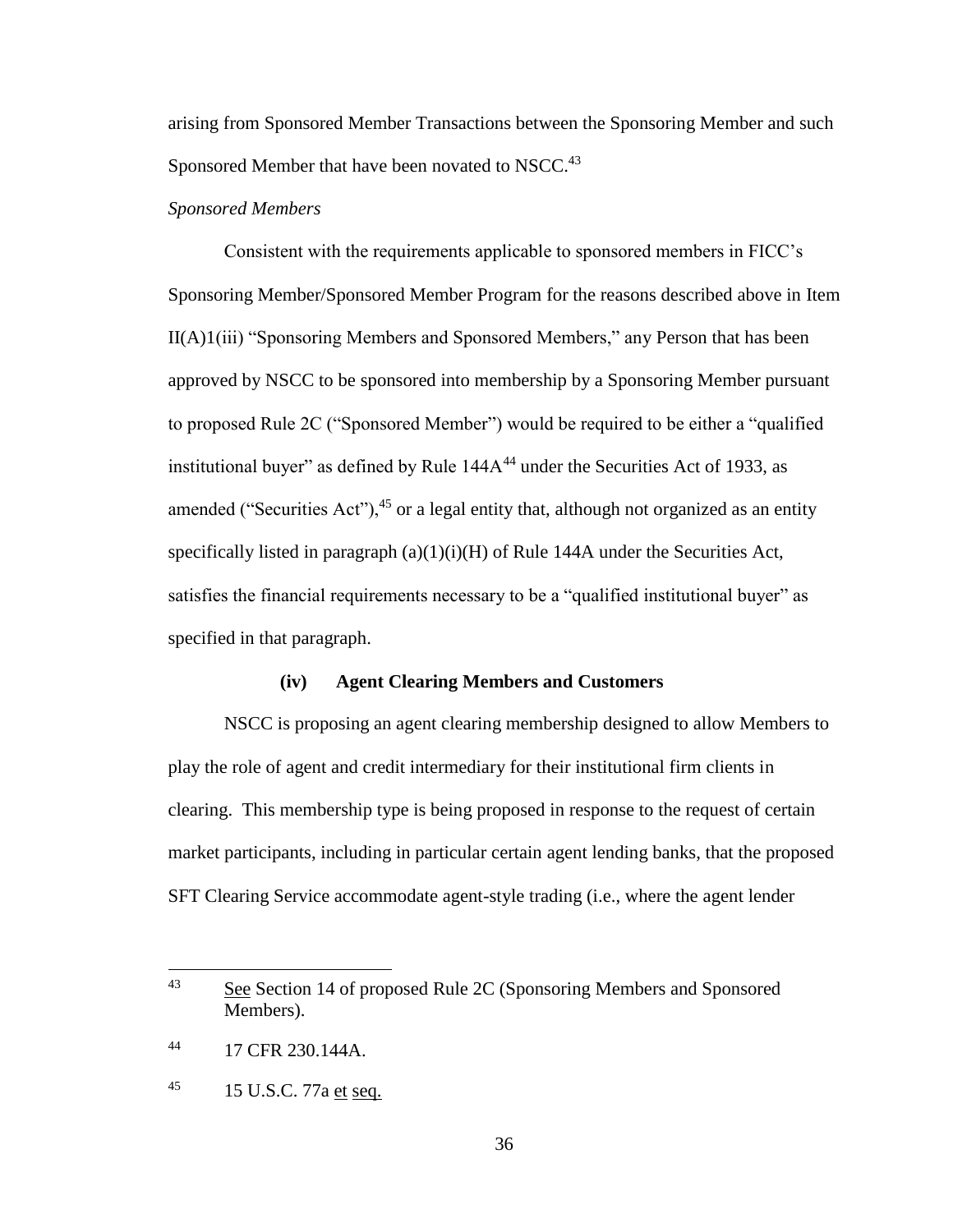arising from Sponsored Member Transactions between the Sponsoring Member and such Sponsored Member that have been novated to NSCC.[43]

*Sponsored Members*

Consistent with the requirements applicable to sponsored members in FICC's Sponsoring Member/Sponsored Member Program for the reasons described above in Item II(A)1(iii) "Sponsoring Members and Sponsored Members," any Person that has been approved by NSCC to be sponsored into membership by a Sponsoring Member pursuant to proposed Rule 2C ("Sponsored Member") would be required to be either a "qualified institutional buyer" as defined by Rule 144A[44] under the Securities Act of 1933, as amended ("Securities Act"),[45] or a legal entity that, although not organized as an entity specifically listed in paragraph (a)(1)(i)(H) of Rule 144A under the Securities Act, satisfies the financial requirements necessary to be a "qualified institutional buyer" as specified in that paragraph.

**(iv) Agent Clearing Members and Customers**

NSCC is proposing an agent clearing membership designed to allow Members to play the role of agent and credit intermediary for their institutional firm clients in clearing. This membership type is being proposed in response to the request of certain market participants, including in particular certain agent lending banks, that the proposed SFT Clearing Service accommodate agent-style trading (i.e., where the agent lender

---

43 See Section 14 of proposed Rule 2C (Sponsoring Members and Sponsored Members).

44 17 CFR 230.144A.

45 15 U.S.C. 77a et seq.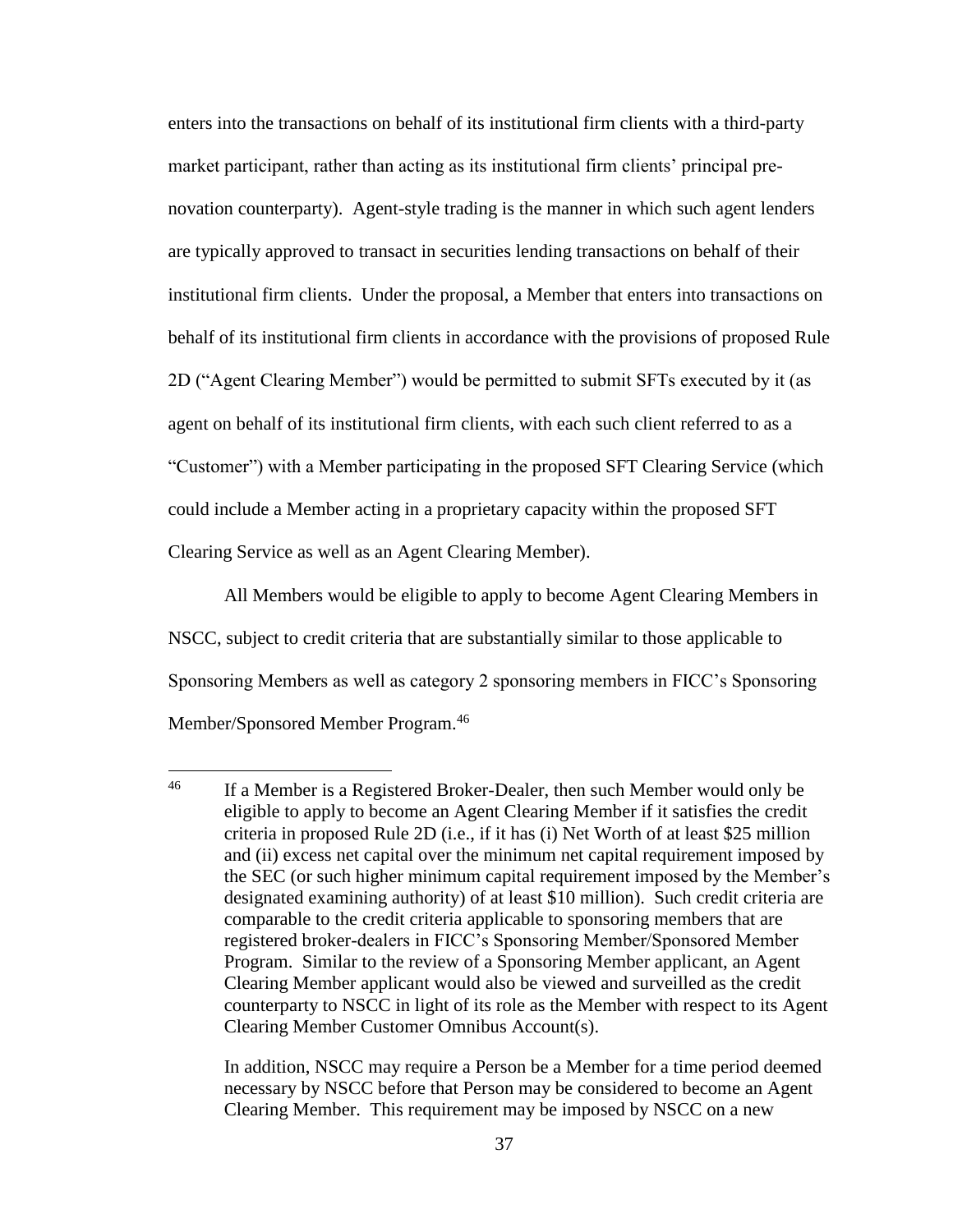enters into the transactions on behalf of its institutional firm clients with a third-party market participant, rather than acting as its institutional firm clients' principal pre-novation counterparty). Agent-style trading is the manner in which such agent lenders are typically approved to transact in securities lending transactions on behalf of their institutional firm clients. Under the proposal, a Member that enters into transactions on behalf of its institutional firm clients in accordance with the provisions of proposed Rule 2D ("Agent Clearing Member") would be permitted to submit SFTs executed by it (as agent on behalf of its institutional firm clients, with each such client referred to as a "Customer") with a Member participating in the proposed SFT Clearing Service (which could include a Member acting in a proprietary capacity within the proposed SFT Clearing Service as well as an Agent Clearing Member).

All Members would be eligible to apply to become Agent Clearing Members in NSCC, subject to credit criteria that are substantially similar to those applicable to Sponsoring Members as well as category 2 sponsoring members in FICC's Sponsoring Member/Sponsored Member Program.[46]

---

[46] If a Member is a Registered Broker-Dealer, then such Member would only be eligible to apply to become an Agent Clearing Member if it satisfies the credit criteria in proposed Rule 2D (i.e., if it has (i) Net Worth of at least $25 million and (ii) excess net capital over the minimum net capital requirement imposed by the SEC (or such higher minimum capital requirement imposed by the Member's designated examining authority) of at least $10 million). Such credit criteria are comparable to the credit criteria applicable to sponsoring members that are registered broker-dealers in FICC's Sponsoring Member/Sponsored Member Program. Similar to the review of a Sponsoring Member applicant, an Agent Clearing Member applicant would also be viewed and surveilled as the credit counterparty to NSCC in light of its role as the Member with respect to its Agent Clearing Member Customer Omnibus Account(s).

In addition, NSCC may require a Person be a Member for a time period deemed necessary by NSCC before that Person may be considered to become an Agent Clearing Member. This requirement may be imposed by NSCC on a new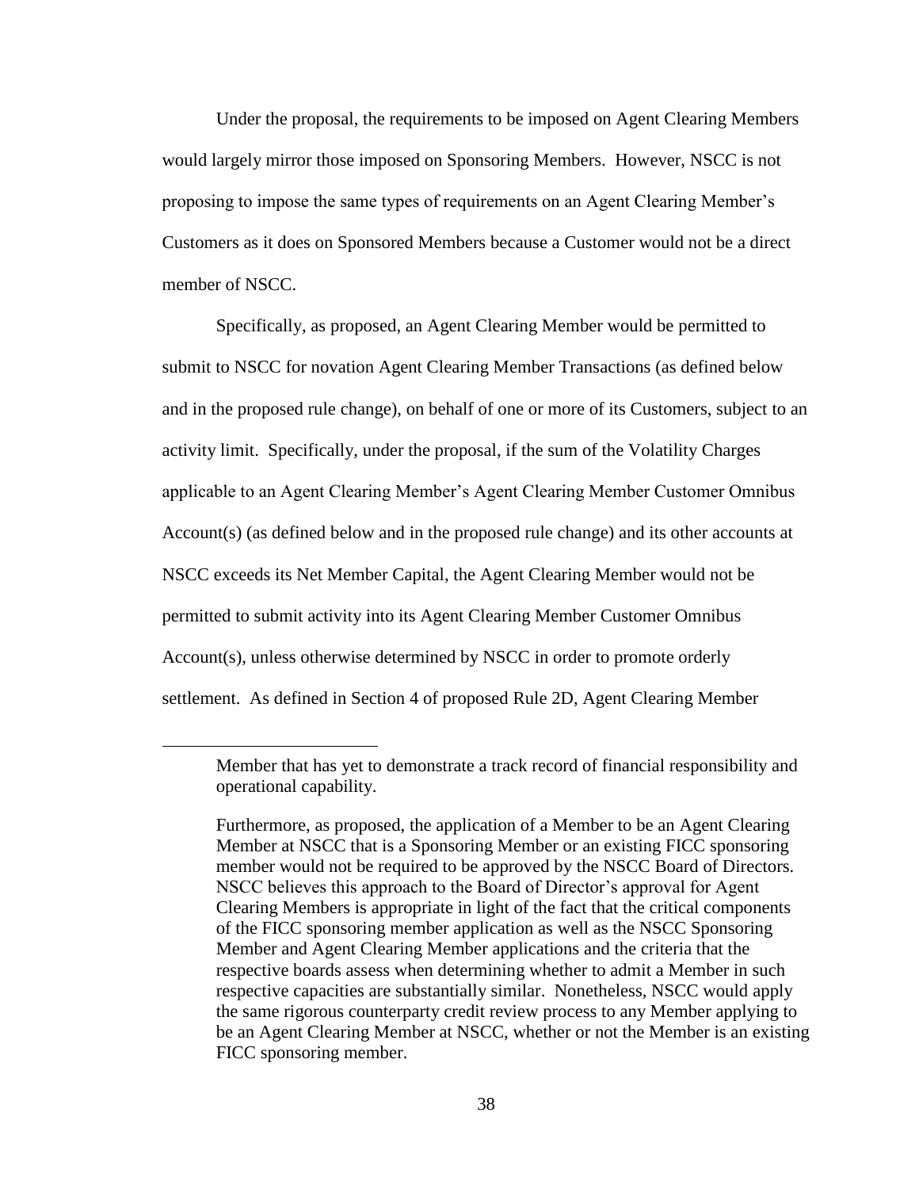Under the proposal, the requirements to be imposed on Agent Clearing Members would largely mirror those imposed on Sponsoring Members. However, NSCC is not proposing to impose the same types of requirements on an Agent Clearing Member's Customers as it does on Sponsored Members because a Customer would not be a direct member of NSCC.

Specifically, as proposed, an Agent Clearing Member would be permitted to submit to NSCC for novation Agent Clearing Member Transactions (as defined below and in the proposed rule change), on behalf of one or more of its Customers, subject to an activity limit. Specifically, under the proposal, if the sum of the Volatility Charges applicable to an Agent Clearing Member's Agent Clearing Member Customer Omnibus Account(s) (as defined below and in the proposed rule change) and its other accounts at NSCC exceeds its Net Member Capital, the Agent Clearing Member would not be permitted to submit activity into its Agent Clearing Member Customer Omnibus Account(s), unless otherwise determined by NSCC in order to promote orderly settlement. As defined in Section 4 of proposed Rule 2D, Agent Clearing Member

---

Member that has yet to demonstrate a track record of financial responsibility and operational capability.

Furthermore, as proposed, the application of a Member to be an Agent Clearing Member at NSCC that is a Sponsoring Member or an existing FICC sponsoring member would not be required to be approved by the NSCC Board of Directors. NSCC believes this approach to the Board of Director's approval for Agent Clearing Members is appropriate in light of the fact that the critical components of the FICC sponsoring member application as well as the NSCC Sponsoring Member and Agent Clearing Member applications and the criteria that the respective boards assess when determining whether to admit a Member in such respective capacities are substantially similar. Nonetheless, NSCC would apply the same rigorous counterparty credit review process to any Member applying to be an Agent Clearing Member at NSCC, whether or not the Member is an existing FICC sponsoring member.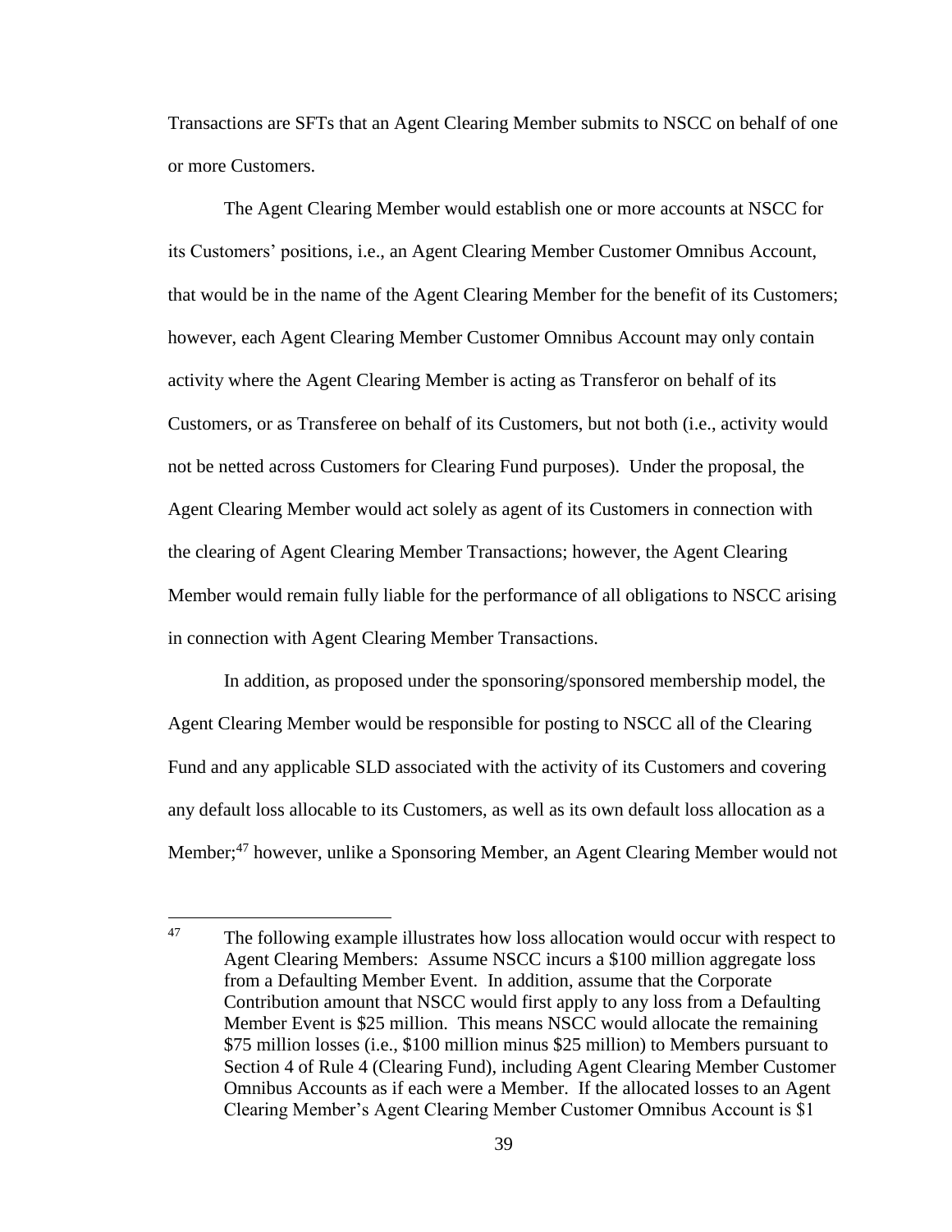Transactions are SFTs that an Agent Clearing Member submits to NSCC on behalf of one or more Customers.

The Agent Clearing Member would establish one or more accounts at NSCC for its Customers' positions, i.e., an Agent Clearing Member Customer Omnibus Account, that would be in the name of the Agent Clearing Member for the benefit of its Customers; however, each Agent Clearing Member Customer Omnibus Account may only contain activity where the Agent Clearing Member is acting as Transferor on behalf of its Customers, or as Transferee on behalf of its Customers, but not both (i.e., activity would not be netted across Customers for Clearing Fund purposes). Under the proposal, the Agent Clearing Member would act solely as agent of its Customers in connection with the clearing of Agent Clearing Member Transactions; however, the Agent Clearing Member would remain fully liable for the performance of all obligations to NSCC arising in connection with Agent Clearing Member Transactions.

In addition, as proposed under the sponsoring/sponsored membership model, the Agent Clearing Member would be responsible for posting to NSCC all of the Clearing Fund and any applicable SLD associated with the activity of its Customers and covering any default loss allocable to its Customers, as well as its own default loss allocation as a Member;[47] however, unlike a Sponsoring Member, an Agent Clearing Member would not

[47] The following example illustrates how loss allocation would occur with respect to Agent Clearing Members: Assume NSCC incurs a $100 million aggregate loss from a Defaulting Member Event. In addition, assume that the Corporate Contribution amount that NSCC would first apply to any loss from a Defaulting Member Event is $25 million. This means NSCC would allocate the remaining $75 million losses (i.e., $100 million minus $25 million) to Members pursuant to Section 4 of Rule 4 (Clearing Fund), including Agent Clearing Member Customer Omnibus Accounts as if each were a Member. If the allocated losses to an Agent Clearing Member's Agent Clearing Member Customer Omnibus Account is $1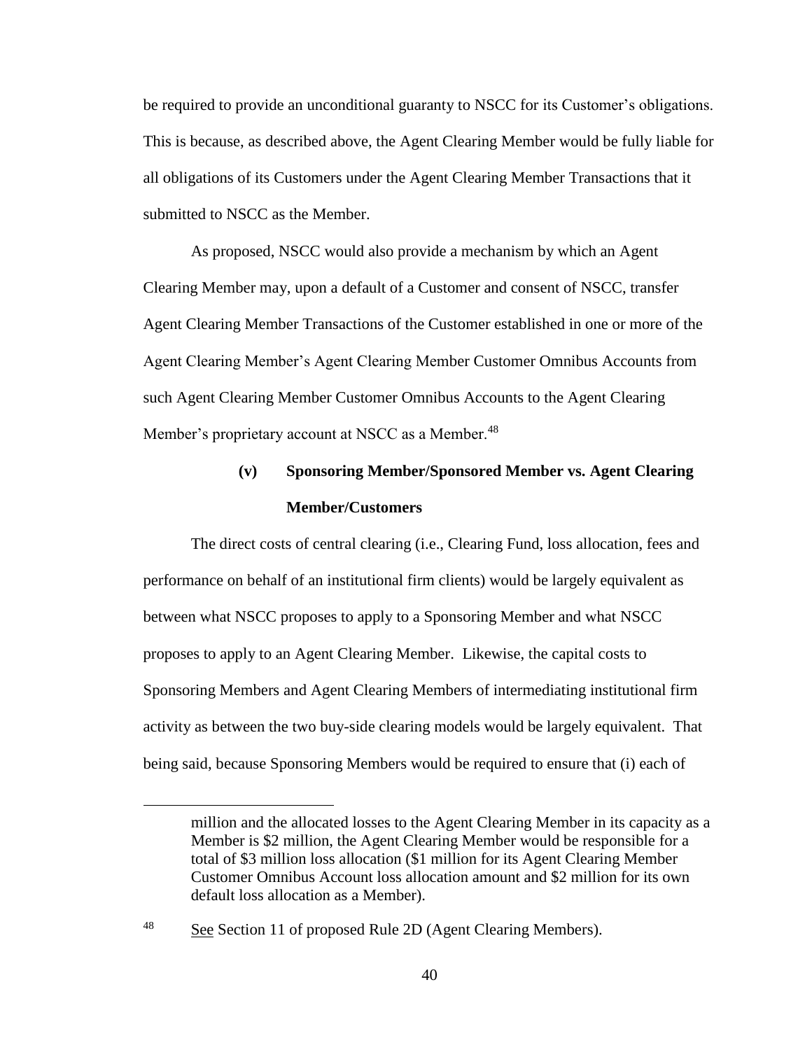be required to provide an unconditional guaranty to NSCC for its Customer's obligations. This is because, as described above, the Agent Clearing Member would be fully liable for all obligations of its Customers under the Agent Clearing Member Transactions that it submitted to NSCC as the Member.

As proposed, NSCC would also provide a mechanism by which an Agent Clearing Member may, upon a default of a Customer and consent of NSCC, transfer Agent Clearing Member Transactions of the Customer established in one or more of the Agent Clearing Member's Agent Clearing Member Customer Omnibus Accounts from such Agent Clearing Member Customer Omnibus Accounts to the Agent Clearing Member's proprietary account at NSCC as a Member.[48]

**(v) Sponsoring Member/Sponsored Member vs. Agent Clearing Member/Customers**

The direct costs of central clearing (i.e., Clearing Fund, loss allocation, fees and performance on behalf of an institutional firm clients) would be largely equivalent as between what NSCC proposes to apply to a Sponsoring Member and what NSCC proposes to apply to an Agent Clearing Member. Likewise, the capital costs to Sponsoring Members and Agent Clearing Members of intermediating institutional firm activity as between the two buy-side clearing models would be largely equivalent. That being said, because Sponsoring Members would be required to ensure that (i) each of

---

million and the allocated losses to the Agent Clearing Member in its capacity as a Member is $2 million, the Agent Clearing Member would be responsible for a total of $3 million loss allocation ($1 million for its Agent Clearing Member Customer Omnibus Account loss allocation amount and $2 million for its own default loss allocation as a Member).

[48] See Section 11 of proposed Rule 2D (Agent Clearing Members).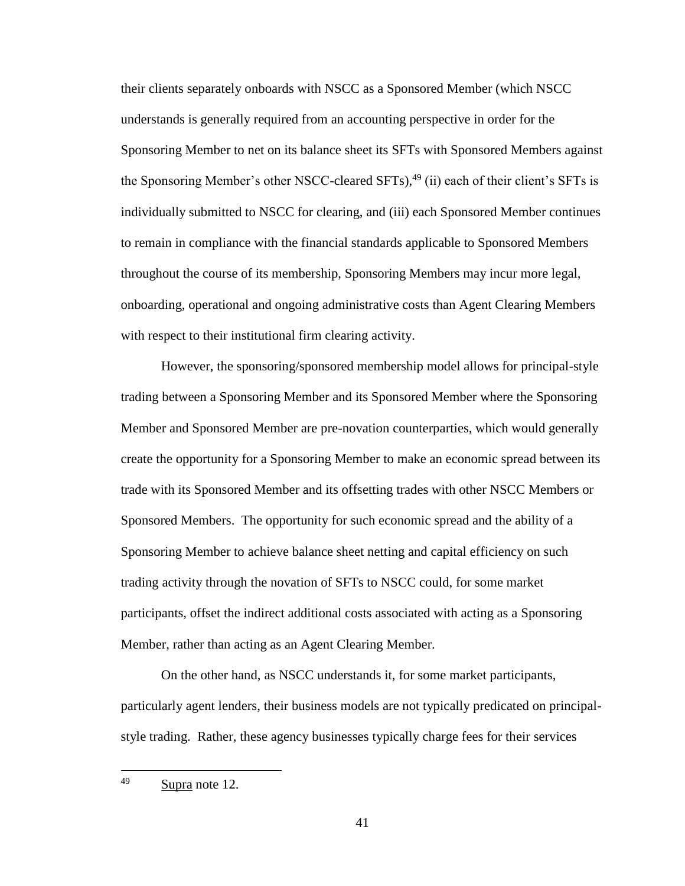their clients separately onboards with NSCC as a Sponsored Member (which NSCC understands is generally required from an accounting perspective in order for the Sponsoring Member to net on its balance sheet its SFTs with Sponsored Members against the Sponsoring Member's other NSCC-cleared SFTs),[49] (ii) each of their client's SFTs is individually submitted to NSCC for clearing, and (iii) each Sponsored Member continues to remain in compliance with the financial standards applicable to Sponsored Members throughout the course of its membership, Sponsoring Members may incur more legal, onboarding, operational and ongoing administrative costs than Agent Clearing Members with respect to their institutional firm clearing activity.

However, the sponsoring/sponsored membership model allows for principal-style trading between a Sponsoring Member and its Sponsored Member where the Sponsoring Member and Sponsored Member are pre-novation counterparties, which would generally create the opportunity for a Sponsoring Member to make an economic spread between its trade with its Sponsored Member and its offsetting trades with other NSCC Members or Sponsored Members. The opportunity for such economic spread and the ability of a Sponsoring Member to achieve balance sheet netting and capital efficiency on such trading activity through the novation of SFTs to NSCC could, for some market participants, offset the indirect additional costs associated with acting as a Sponsoring Member, rather than acting as an Agent Clearing Member.

On the other hand, as NSCC understands it, for some market participants, particularly agent lenders, their business models are not typically predicated on principal-style trading. Rather, these agency businesses typically charge fees for their services

---

[49] Supra note 12.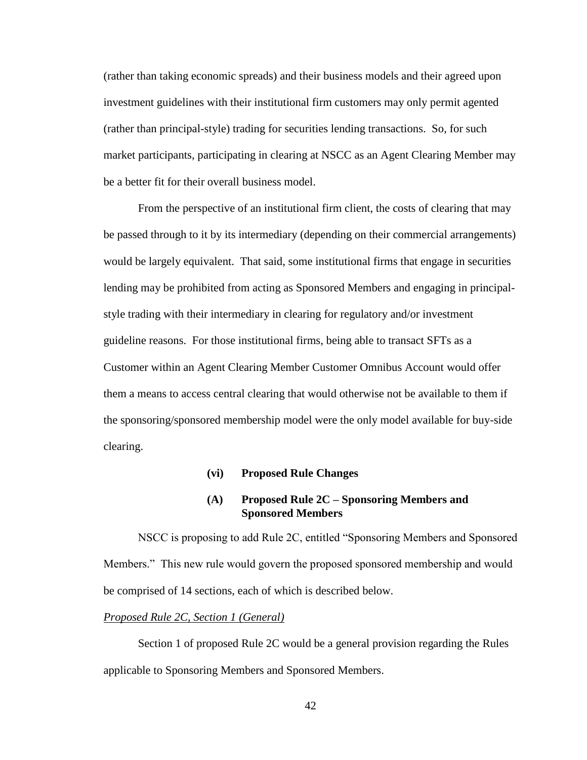(rather than taking economic spreads) and their business models and their agreed upon investment guidelines with their institutional firm customers may only permit agented (rather than principal-style) trading for securities lending transactions. So, for such market participants, participating in clearing at NSCC as an Agent Clearing Member may be a better fit for their overall business model.

From the perspective of an institutional firm client, the costs of clearing that may be passed through to it by its intermediary (depending on their commercial arrangements) would be largely equivalent. That said, some institutional firms that engage in securities lending may be prohibited from acting as Sponsored Members and engaging in principal-style trading with their intermediary in clearing for regulatory and/or investment guideline reasons. For those institutional firms, being able to transact SFTs as a Customer within an Agent Clearing Member Customer Omnibus Account would offer them a means to access central clearing that would otherwise not be available to them if the sponsoring/sponsored membership model were the only model available for buy-side clearing.

**(vi) Proposed Rule Changes**

**(A) Proposed Rule 2C – Sponsoring Members and Sponsored Members**

NSCC is proposing to add Rule 2C, entitled "Sponsoring Members and Sponsored Members." This new rule would govern the proposed sponsored membership and would be comprised of 14 sections, each of which is described below.

*Proposed Rule 2C, Section 1 (General)*

Section 1 of proposed Rule 2C would be a general provision regarding the Rules applicable to Sponsoring Members and Sponsored Members.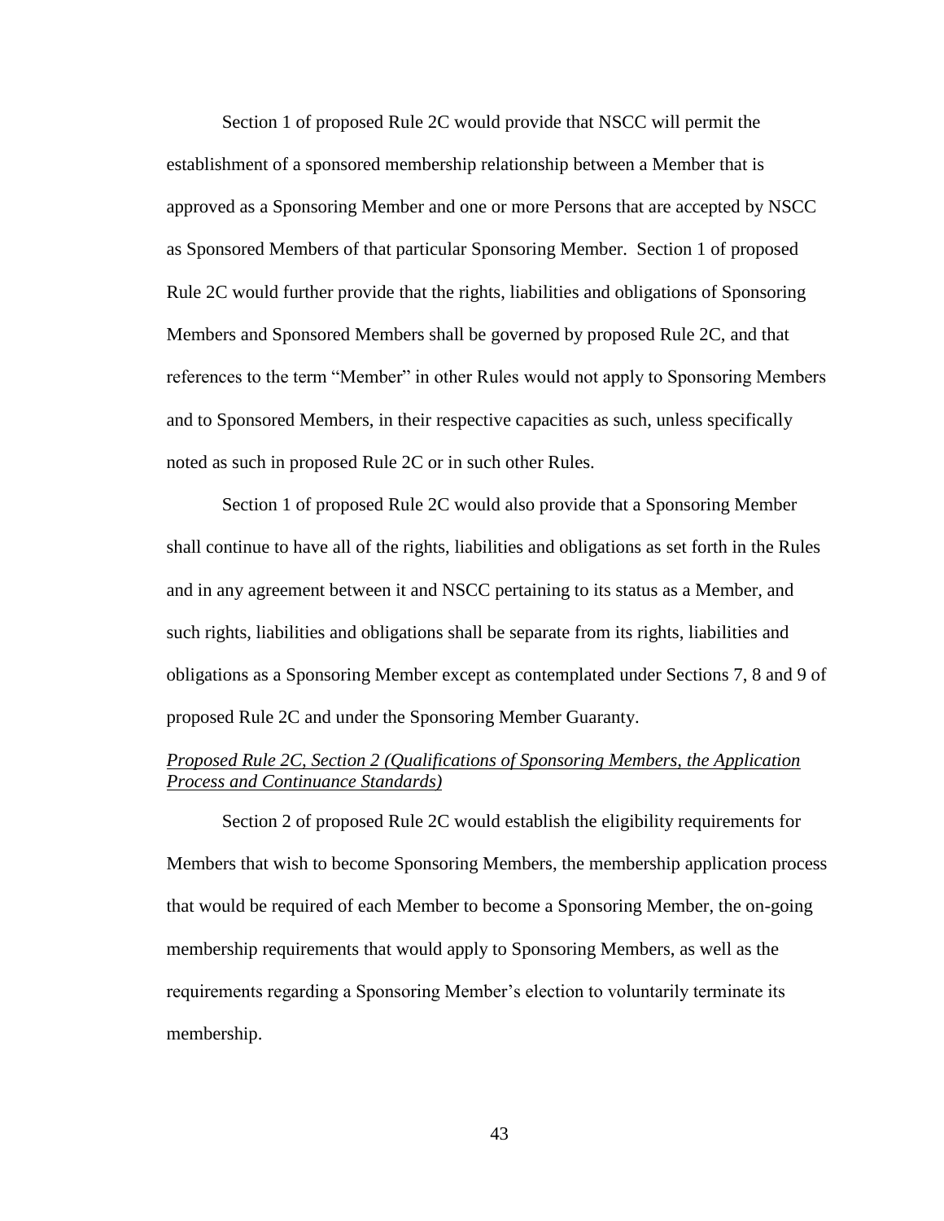Section 1 of proposed Rule 2C would provide that NSCC will permit the establishment of a sponsored membership relationship between a Member that is approved as a Sponsoring Member and one or more Persons that are accepted by NSCC as Sponsored Members of that particular Sponsoring Member. Section 1 of proposed Rule 2C would further provide that the rights, liabilities and obligations of Sponsoring Members and Sponsored Members shall be governed by proposed Rule 2C, and that references to the term "Member" in other Rules would not apply to Sponsoring Members and to Sponsored Members, in their respective capacities as such, unless specifically noted as such in proposed Rule 2C or in such other Rules.

Section 1 of proposed Rule 2C would also provide that a Sponsoring Member shall continue to have all of the rights, liabilities and obligations as set forth in the Rules and in any agreement between it and NSCC pertaining to its status as a Member, and such rights, liabilities and obligations shall be separate from its rights, liabilities and obligations as a Sponsoring Member except as contemplated under Sections 7, 8 and 9 of proposed Rule 2C and under the Sponsoring Member Guaranty.

*Proposed Rule 2C, Section 2 (Qualifications of Sponsoring Members, the Application Process and Continuance Standards)*

Section 2 of proposed Rule 2C would establish the eligibility requirements for Members that wish to become Sponsoring Members, the membership application process that would be required of each Member to become a Sponsoring Member, the on-going membership requirements that would apply to Sponsoring Members, as well as the requirements regarding a Sponsoring Member's election to voluntarily terminate its membership.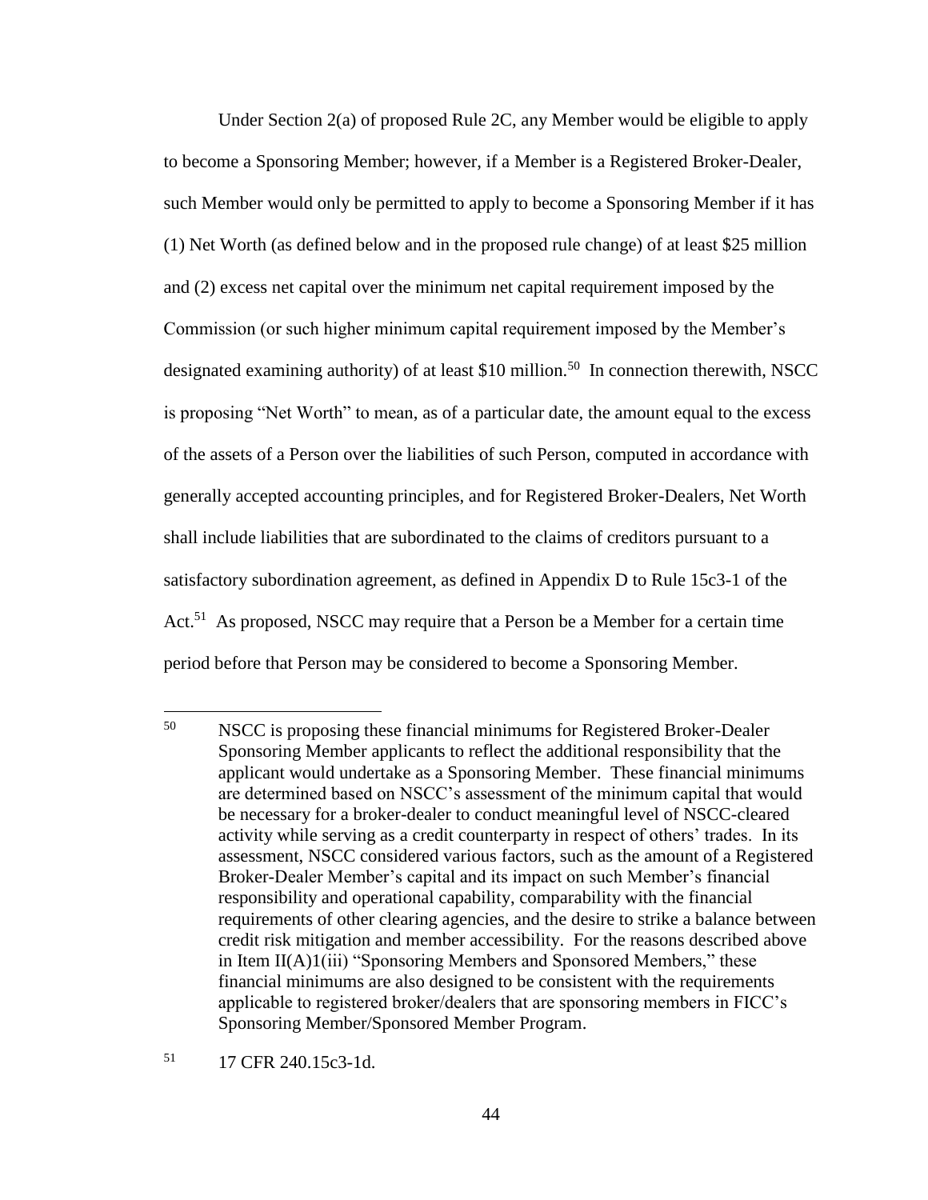Under Section 2(a) of proposed Rule 2C, any Member would be eligible to apply to become a Sponsoring Member; however, if a Member is a Registered Broker-Dealer, such Member would only be permitted to apply to become a Sponsoring Member if it has (1) Net Worth (as defined below and in the proposed rule change) of at least $25 million and (2) excess net capital over the minimum net capital requirement imposed by the Commission (or such higher minimum capital requirement imposed by the Member's designated examining authority) of at least $10 million.[50] In connection therewith, NSCC is proposing "Net Worth" to mean, as of a particular date, the amount equal to the excess of the assets of a Person over the liabilities of such Person, computed in accordance with generally accepted accounting principles, and for Registered Broker-Dealers, Net Worth shall include liabilities that are subordinated to the claims of creditors pursuant to a satisfactory subordination agreement, as defined in Appendix D to Rule 15c3-1 of the Act.[51] As proposed, NSCC may require that a Person be a Member for a certain time period before that Person may be considered to become a Sponsoring Member.

---

[50] NSCC is proposing these financial minimums for Registered Broker-Dealer Sponsoring Member applicants to reflect the additional responsibility that the applicant would undertake as a Sponsoring Member. These financial minimums are determined based on NSCC's assessment of the minimum capital that would be necessary for a broker-dealer to conduct meaningful level of NSCC-cleared activity while serving as a credit counterparty in respect of others' trades. In its assessment, NSCC considered various factors, such as the amount of a Registered Broker-Dealer Member's capital and its impact on such Member's financial responsibility and operational capability, comparability with the financial requirements of other clearing agencies, and the desire to strike a balance between credit risk mitigation and member accessibility. For the reasons described above in Item II(A)1(iii) "Sponsoring Members and Sponsored Members," these financial minimums are also designed to be consistent with the requirements applicable to registered broker/dealers that are sponsoring members in FICC's Sponsoring Member/Sponsored Member Program.

[51] 17 CFR 240.15c3-1d.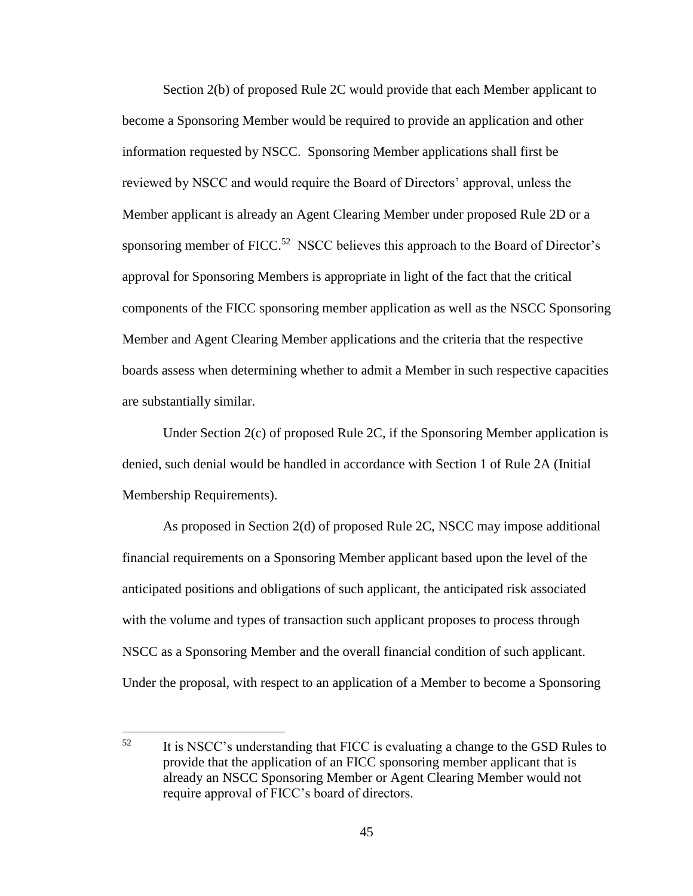Section 2(b) of proposed Rule 2C would provide that each Member applicant to become a Sponsoring Member would be required to provide an application and other information requested by NSCC. Sponsoring Member applications shall first be reviewed by NSCC and would require the Board of Directors' approval, unless the Member applicant is already an Agent Clearing Member under proposed Rule 2D or a sponsoring member of FICC.[52] NSCC believes this approach to the Board of Director's approval for Sponsoring Members is appropriate in light of the fact that the critical components of the FICC sponsoring member application as well as the NSCC Sponsoring Member and Agent Clearing Member applications and the criteria that the respective boards assess when determining whether to admit a Member in such respective capacities are substantially similar.

Under Section 2(c) of proposed Rule 2C, if the Sponsoring Member application is denied, such denial would be handled in accordance with Section 1 of Rule 2A (Initial Membership Requirements).

As proposed in Section 2(d) of proposed Rule 2C, NSCC may impose additional financial requirements on a Sponsoring Member applicant based upon the level of the anticipated positions and obligations of such applicant, the anticipated risk associated with the volume and types of transaction such applicant proposes to process through NSCC as a Sponsoring Member and the overall financial condition of such applicant. Under the proposal, with respect to an application of a Member to become a Sponsoring

---

[52] It is NSCC's understanding that FICC is evaluating a change to the GSD Rules to provide that the application of an FICC sponsoring member applicant that is already an NSCC Sponsoring Member or Agent Clearing Member would not require approval of FICC's board of directors.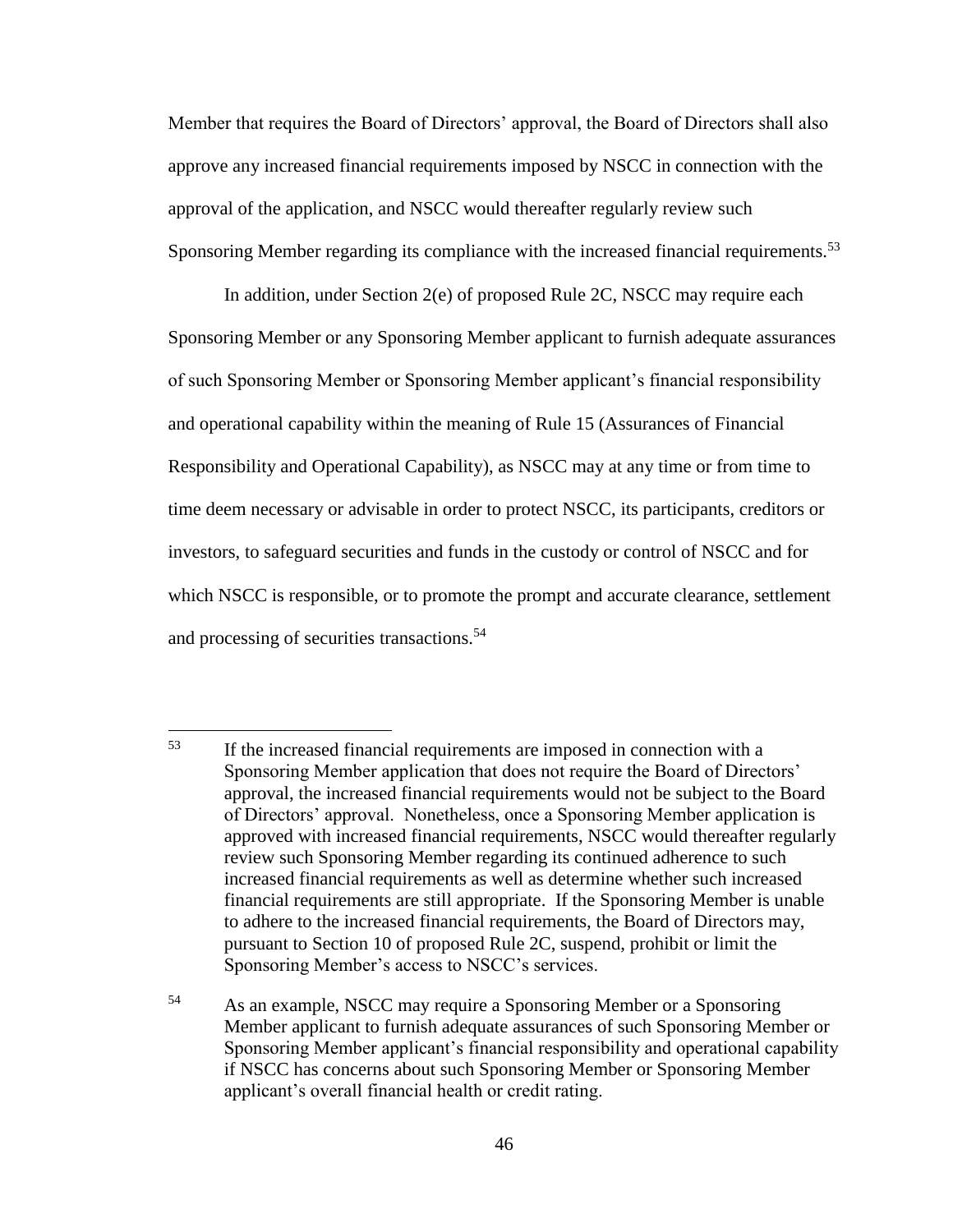Member that requires the Board of Directors' approval, the Board of Directors shall also approve any increased financial requirements imposed by NSCC in connection with the approval of the application, and NSCC would thereafter regularly review such Sponsoring Member regarding its compliance with the increased financial requirements.[53]

In addition, under Section 2(e) of proposed Rule 2C, NSCC may require each Sponsoring Member or any Sponsoring Member applicant to furnish adequate assurances of such Sponsoring Member or Sponsoring Member applicant's financial responsibility and operational capability within the meaning of Rule 15 (Assurances of Financial Responsibility and Operational Capability), as NSCC may at any time or from time to time deem necessary or advisable in order to protect NSCC, its participants, creditors or investors, to safeguard securities and funds in the custody or control of NSCC and for which NSCC is responsible, or to promote the prompt and accurate clearance, settlement and processing of securities transactions.[54]

---

[53] If the increased financial requirements are imposed in connection with a Sponsoring Member application that does not require the Board of Directors' approval, the increased financial requirements would not be subject to the Board of Directors' approval. Nonetheless, once a Sponsoring Member application is approved with increased financial requirements, NSCC would thereafter regularly review such Sponsoring Member regarding its continued adherence to such increased financial requirements as well as determine whether such increased financial requirements are still appropriate. If the Sponsoring Member is unable to adhere to the increased financial requirements, the Board of Directors may, pursuant to Section 10 of proposed Rule 2C, suspend, prohibit or limit the Sponsoring Member's access to NSCC's services.

[54] As an example, NSCC may require a Sponsoring Member or a Sponsoring Member applicant to furnish adequate assurances of such Sponsoring Member or Sponsoring Member applicant's financial responsibility and operational capability if NSCC has concerns about such Sponsoring Member or Sponsoring Member applicant's overall financial health or credit rating.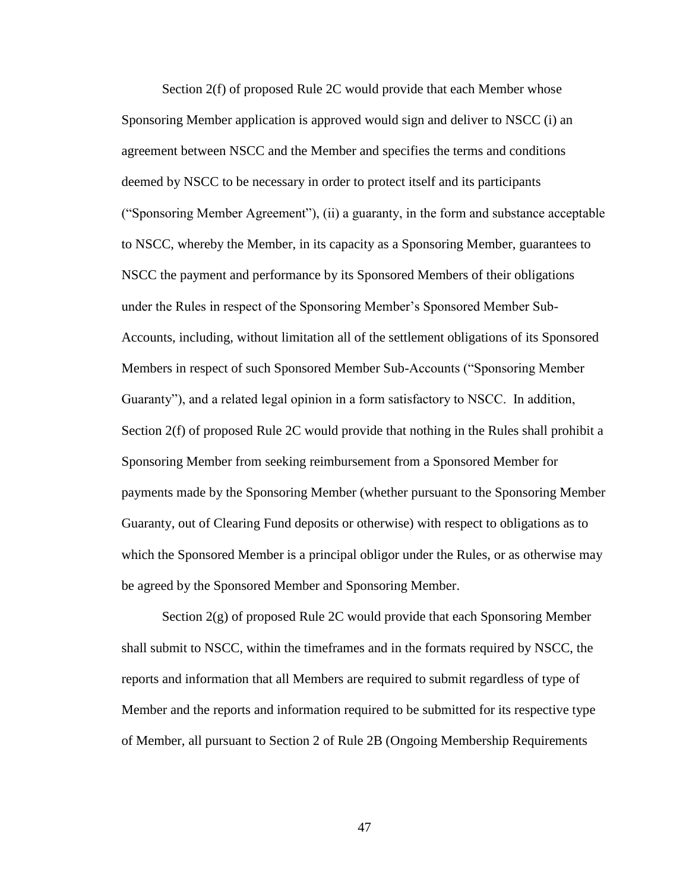Section 2(f) of proposed Rule 2C would provide that each Member whose Sponsoring Member application is approved would sign and deliver to NSCC (i) an agreement between NSCC and the Member and specifies the terms and conditions deemed by NSCC to be necessary in order to protect itself and its participants ("Sponsoring Member Agreement"), (ii) a guaranty, in the form and substance acceptable to NSCC, whereby the Member, in its capacity as a Sponsoring Member, guarantees to NSCC the payment and performance by its Sponsored Members of their obligations under the Rules in respect of the Sponsoring Member's Sponsored Member Sub-Accounts, including, without limitation all of the settlement obligations of its Sponsored Members in respect of such Sponsored Member Sub-Accounts ("Sponsoring Member Guaranty"), and a related legal opinion in a form satisfactory to NSCC. In addition, Section 2(f) of proposed Rule 2C would provide that nothing in the Rules shall prohibit a Sponsoring Member from seeking reimbursement from a Sponsored Member for payments made by the Sponsoring Member (whether pursuant to the Sponsoring Member Guaranty, out of Clearing Fund deposits or otherwise) with respect to obligations as to which the Sponsored Member is a principal obligor under the Rules, or as otherwise may be agreed by the Sponsored Member and Sponsoring Member.

Section 2(g) of proposed Rule 2C would provide that each Sponsoring Member shall submit to NSCC, within the timeframes and in the formats required by NSCC, the reports and information that all Members are required to submit regardless of type of Member and the reports and information required to be submitted for its respective type of Member, all pursuant to Section 2 of Rule 2B (Ongoing Membership Requirements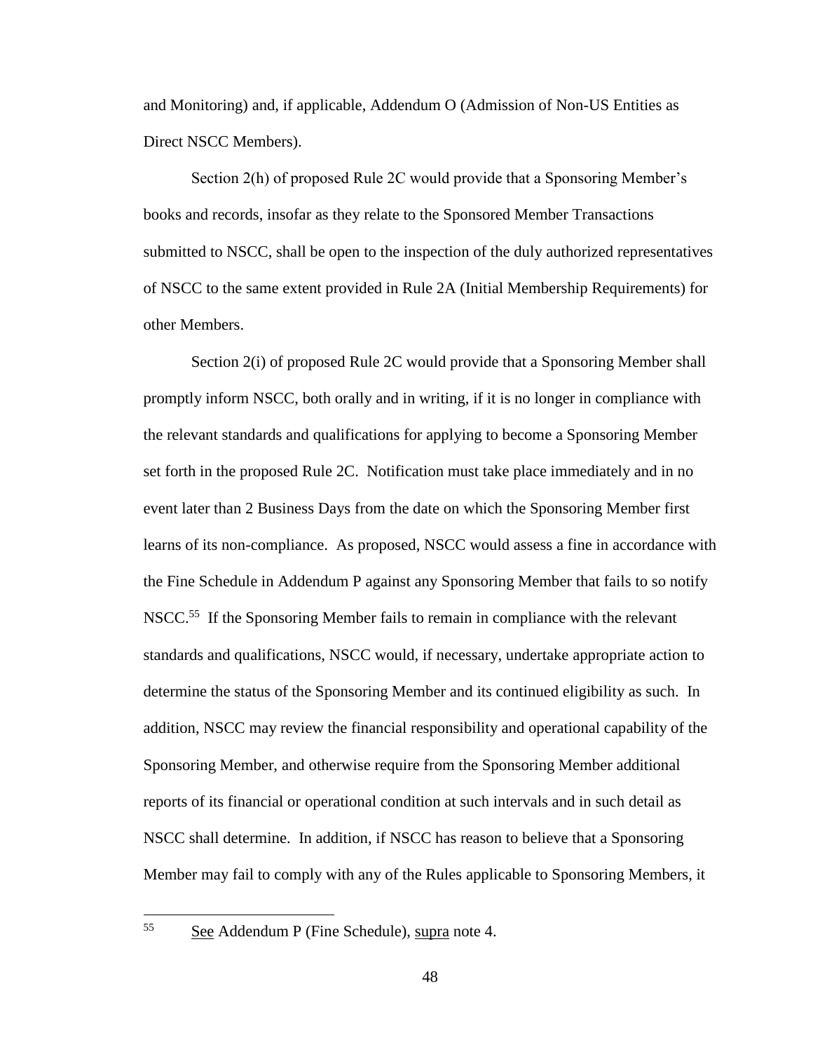and Monitoring) and, if applicable, Addendum O (Admission of Non-US Entities as Direct NSCC Members).

Section 2(h) of proposed Rule 2C would provide that a Sponsoring Member's books and records, insofar as they relate to the Sponsored Member Transactions submitted to NSCC, shall be open to the inspection of the duly authorized representatives of NSCC to the same extent provided in Rule 2A (Initial Membership Requirements) for other Members.

Section 2(i) of proposed Rule 2C would provide that a Sponsoring Member shall promptly inform NSCC, both orally and in writing, if it is no longer in compliance with the relevant standards and qualifications for applying to become a Sponsoring Member set forth in the proposed Rule 2C. Notification must take place immediately and in no event later than 2 Business Days from the date on which the Sponsoring Member first learns of its non-compliance. As proposed, NSCC would assess a fine in accordance with the Fine Schedule in Addendum P against any Sponsoring Member that fails to so notify NSCC.[55] If the Sponsoring Member fails to remain in compliance with the relevant standards and qualifications, NSCC would, if necessary, undertake appropriate action to determine the status of the Sponsoring Member and its continued eligibility as such. In addition, NSCC may review the financial responsibility and operational capability of the Sponsoring Member, and otherwise require from the Sponsoring Member additional reports of its financial or operational condition at such intervals and in such detail as NSCC shall determine. In addition, if NSCC has reason to believe that a Sponsoring Member may fail to comply with any of the Rules applicable to Sponsoring Members, it

---

[55] See Addendum P (Fine Schedule), supra note 4.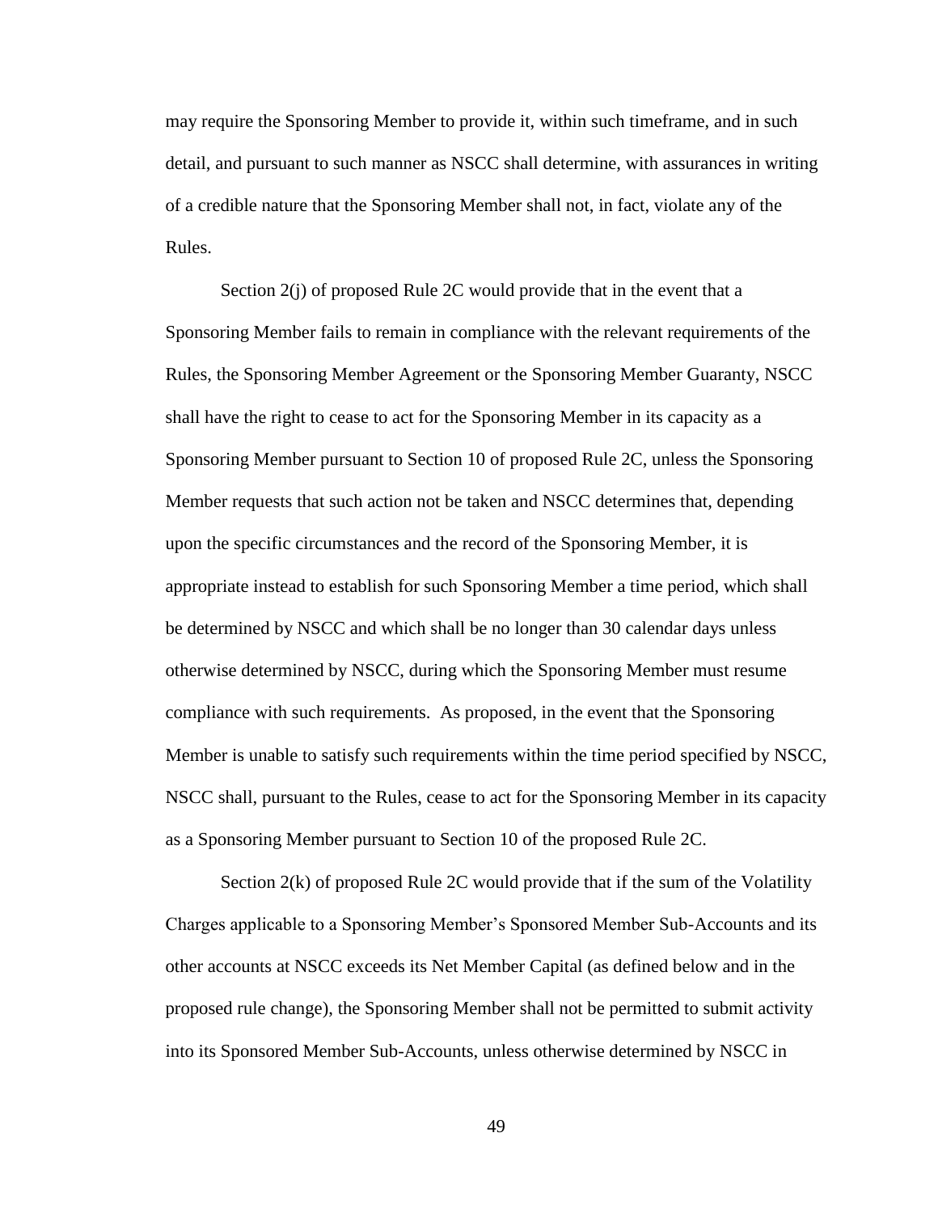may require the Sponsoring Member to provide it, within such timeframe, and in such detail, and pursuant to such manner as NSCC shall determine, with assurances in writing of a credible nature that the Sponsoring Member shall not, in fact, violate any of the Rules.

Section 2(j) of proposed Rule 2C would provide that in the event that a Sponsoring Member fails to remain in compliance with the relevant requirements of the Rules, the Sponsoring Member Agreement or the Sponsoring Member Guaranty, NSCC shall have the right to cease to act for the Sponsoring Member in its capacity as a Sponsoring Member pursuant to Section 10 of proposed Rule 2C, unless the Sponsoring Member requests that such action not be taken and NSCC determines that, depending upon the specific circumstances and the record of the Sponsoring Member, it is appropriate instead to establish for such Sponsoring Member a time period, which shall be determined by NSCC and which shall be no longer than 30 calendar days unless otherwise determined by NSCC, during which the Sponsoring Member must resume compliance with such requirements. As proposed, in the event that the Sponsoring Member is unable to satisfy such requirements within the time period specified by NSCC, NSCC shall, pursuant to the Rules, cease to act for the Sponsoring Member in its capacity as a Sponsoring Member pursuant to Section 10 of the proposed Rule 2C.

Section 2(k) of proposed Rule 2C would provide that if the sum of the Volatility Charges applicable to a Sponsoring Member's Sponsored Member Sub-Accounts and its other accounts at NSCC exceeds its Net Member Capital (as defined below and in the proposed rule change), the Sponsoring Member shall not be permitted to submit activity into its Sponsored Member Sub-Accounts, unless otherwise determined by NSCC in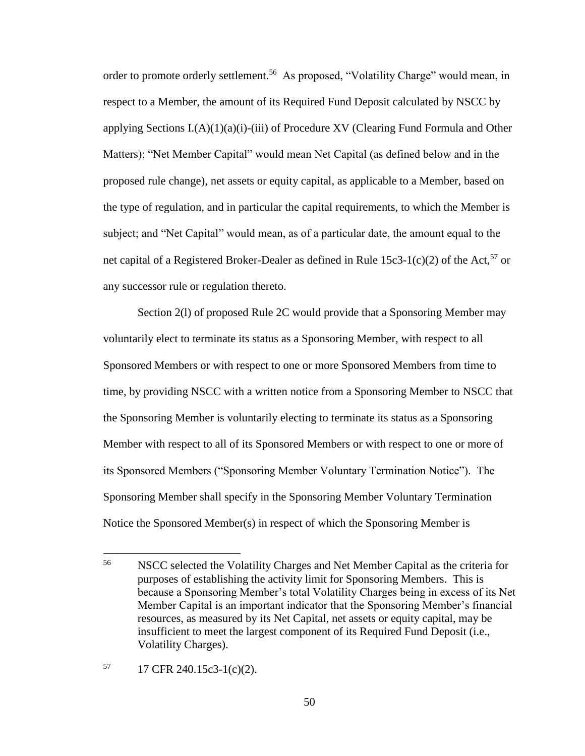order to promote orderly settlement.[56] As proposed, "Volatility Charge" would mean, in respect to a Member, the amount of its Required Fund Deposit calculated by NSCC by applying Sections I.(A)(1)(a)(i)-(iii) of Procedure XV (Clearing Fund Formula and Other Matters); "Net Member Capital" would mean Net Capital (as defined below and in the proposed rule change), net assets or equity capital, as applicable to a Member, based on the type of regulation, and in particular the capital requirements, to which the Member is subject; and "Net Capital" would mean, as of a particular date, the amount equal to the net capital of a Registered Broker-Dealer as defined in Rule 15c3-1(c)(2) of the Act,[57] or any successor rule or regulation thereto.

Section 2(l) of proposed Rule 2C would provide that a Sponsoring Member may voluntarily elect to terminate its status as a Sponsoring Member, with respect to all Sponsored Members or with respect to one or more Sponsored Members from time to time, by providing NSCC with a written notice from a Sponsoring Member to NSCC that the Sponsoring Member is voluntarily electing to terminate its status as a Sponsoring Member with respect to all of its Sponsored Members or with respect to one or more of its Sponsored Members ("Sponsoring Member Voluntary Termination Notice"). The Sponsoring Member shall specify in the Sponsoring Member Voluntary Termination Notice the Sponsored Member(s) in respect of which the Sponsoring Member is

---

[56] NSCC selected the Volatility Charges and Net Member Capital as the criteria for purposes of establishing the activity limit for Sponsoring Members. This is because a Sponsoring Member's total Volatility Charges being in excess of its Net Member Capital is an important indicator that the Sponsoring Member's financial resources, as measured by its Net Capital, net assets or equity capital, may be insufficient to meet the largest component of its Required Fund Deposit (i.e., Volatility Charges).

[57] 17 CFR 240.15c3-1(c)(2).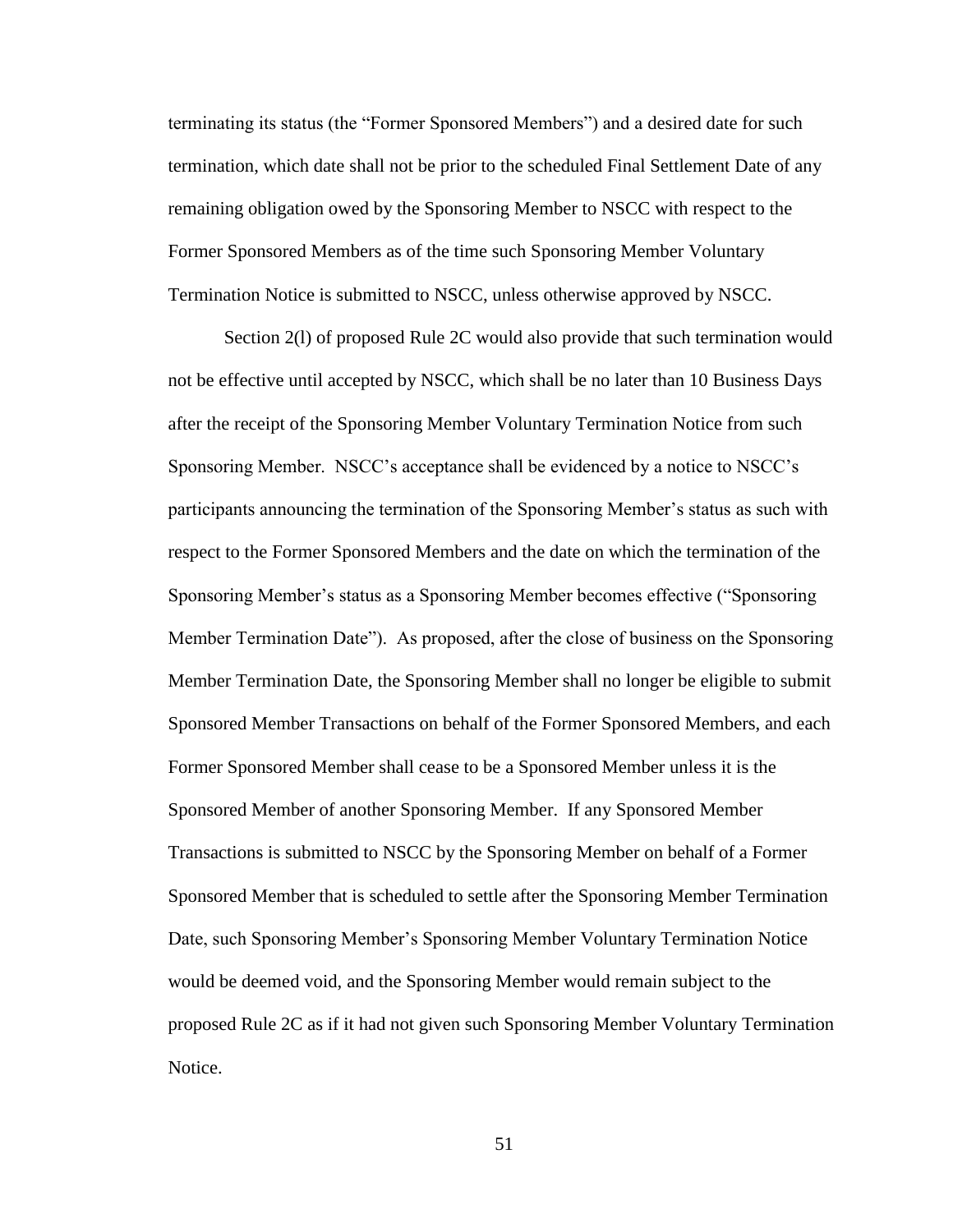terminating its status (the "Former Sponsored Members") and a desired date for such termination, which date shall not be prior to the scheduled Final Settlement Date of any remaining obligation owed by the Sponsoring Member to NSCC with respect to the Former Sponsored Members as of the time such Sponsoring Member Voluntary Termination Notice is submitted to NSCC, unless otherwise approved by NSCC.

Section 2(l) of proposed Rule 2C would also provide that such termination would not be effective until accepted by NSCC, which shall be no later than 10 Business Days after the receipt of the Sponsoring Member Voluntary Termination Notice from such Sponsoring Member. NSCC's acceptance shall be evidenced by a notice to NSCC's participants announcing the termination of the Sponsoring Member's status as such with respect to the Former Sponsored Members and the date on which the termination of the Sponsoring Member's status as a Sponsoring Member becomes effective ("Sponsoring Member Termination Date"). As proposed, after the close of business on the Sponsoring Member Termination Date, the Sponsoring Member shall no longer be eligible to submit Sponsored Member Transactions on behalf of the Former Sponsored Members, and each Former Sponsored Member shall cease to be a Sponsored Member unless it is the Sponsored Member of another Sponsoring Member. If any Sponsored Member Transactions is submitted to NSCC by the Sponsoring Member on behalf of a Former Sponsored Member that is scheduled to settle after the Sponsoring Member Termination Date, such Sponsoring Member's Sponsoring Member Voluntary Termination Notice would be deemed void, and the Sponsoring Member would remain subject to the proposed Rule 2C as if it had not given such Sponsoring Member Voluntary Termination Notice.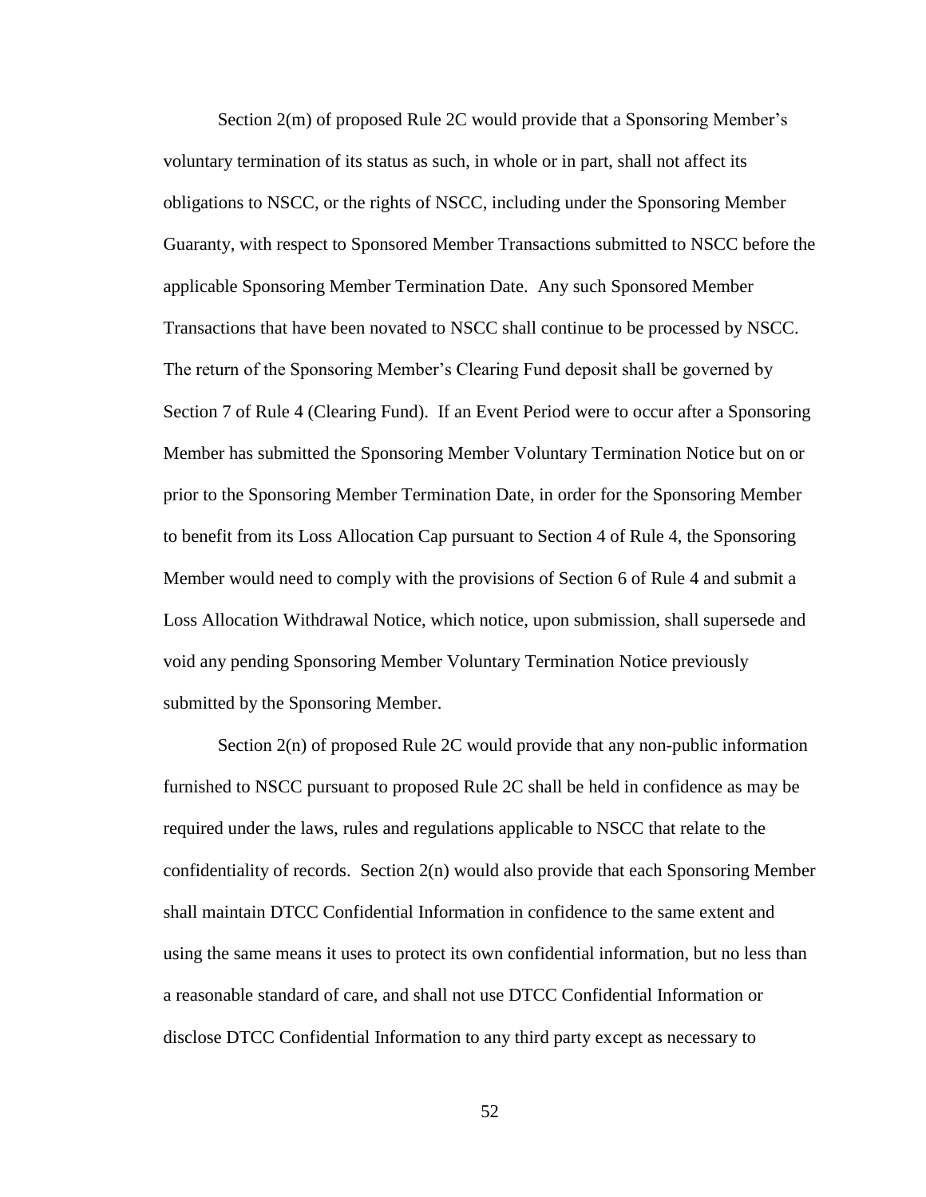Section 2(m) of proposed Rule 2C would provide that a Sponsoring Member's voluntary termination of its status as such, in whole or in part, shall not affect its obligations to NSCC, or the rights of NSCC, including under the Sponsoring Member Guaranty, with respect to Sponsored Member Transactions submitted to NSCC before the applicable Sponsoring Member Termination Date. Any such Sponsored Member Transactions that have been novated to NSCC shall continue to be processed by NSCC. The return of the Sponsoring Member's Clearing Fund deposit shall be governed by Section 7 of Rule 4 (Clearing Fund). If an Event Period were to occur after a Sponsoring Member has submitted the Sponsoring Member Voluntary Termination Notice but on or prior to the Sponsoring Member Termination Date, in order for the Sponsoring Member to benefit from its Loss Allocation Cap pursuant to Section 4 of Rule 4, the Sponsoring Member would need to comply with the provisions of Section 6 of Rule 4 and submit a Loss Allocation Withdrawal Notice, which notice, upon submission, shall supersede and void any pending Sponsoring Member Voluntary Termination Notice previously submitted by the Sponsoring Member.

Section 2(n) of proposed Rule 2C would provide that any non-public information furnished to NSCC pursuant to proposed Rule 2C shall be held in confidence as may be required under the laws, rules and regulations applicable to NSCC that relate to the confidentiality of records. Section 2(n) would also provide that each Sponsoring Member shall maintain DTCC Confidential Information in confidence to the same extent and using the same means it uses to protect its own confidential information, but no less than a reasonable standard of care, and shall not use DTCC Confidential Information or disclose DTCC Confidential Information to any third party except as necessary to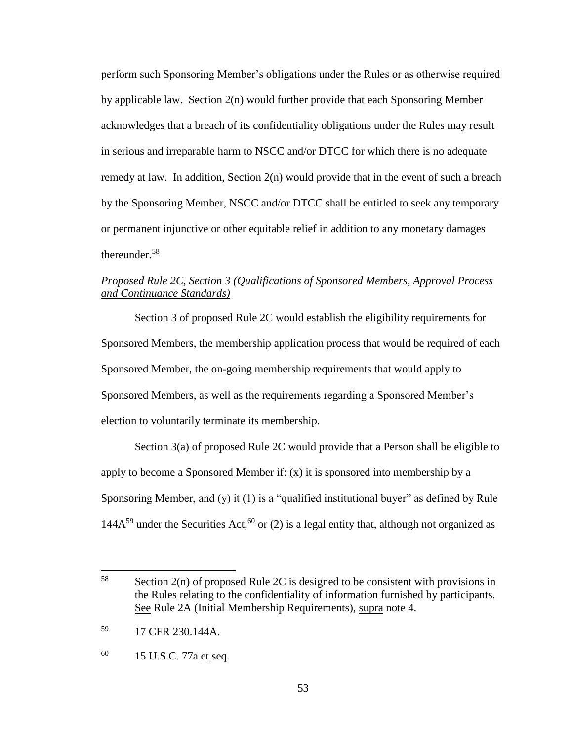perform such Sponsoring Member's obligations under the Rules or as otherwise required by applicable law. Section 2(n) would further provide that each Sponsoring Member acknowledges that a breach of its confidentiality obligations under the Rules may result in serious and irreparable harm to NSCC and/or DTCC for which there is no adequate remedy at law. In addition, Section 2(n) would provide that in the event of such a breach by the Sponsoring Member, NSCC and/or DTCC shall be entitled to seek any temporary or permanent injunctive or other equitable relief in addition to any monetary damages thereunder.[58]

*Proposed Rule 2C, Section 3 (Qualifications of Sponsored Members, Approval Process and Continuance Standards)*

Section 3 of proposed Rule 2C would establish the eligibility requirements for Sponsored Members, the membership application process that would be required of each Sponsored Member, the on-going membership requirements that would apply to Sponsored Members, as well as the requirements regarding a Sponsored Member's election to voluntarily terminate its membership.

Section 3(a) of proposed Rule 2C would provide that a Person shall be eligible to apply to become a Sponsored Member if: (x) it is sponsored into membership by a Sponsoring Member, and (y) it (1) is a "qualified institutional buyer" as defined by Rule 144A[59] under the Securities Act,[60] or (2) is a legal entity that, although not organized as

---

[58] Section 2(n) of proposed Rule 2C is designed to be consistent with provisions in the Rules relating to the confidentiality of information furnished by participants. See Rule 2A (Initial Membership Requirements), supra note 4.

[59] 17 CFR 230.144A.

[60] 15 U.S.C. 77a et seq.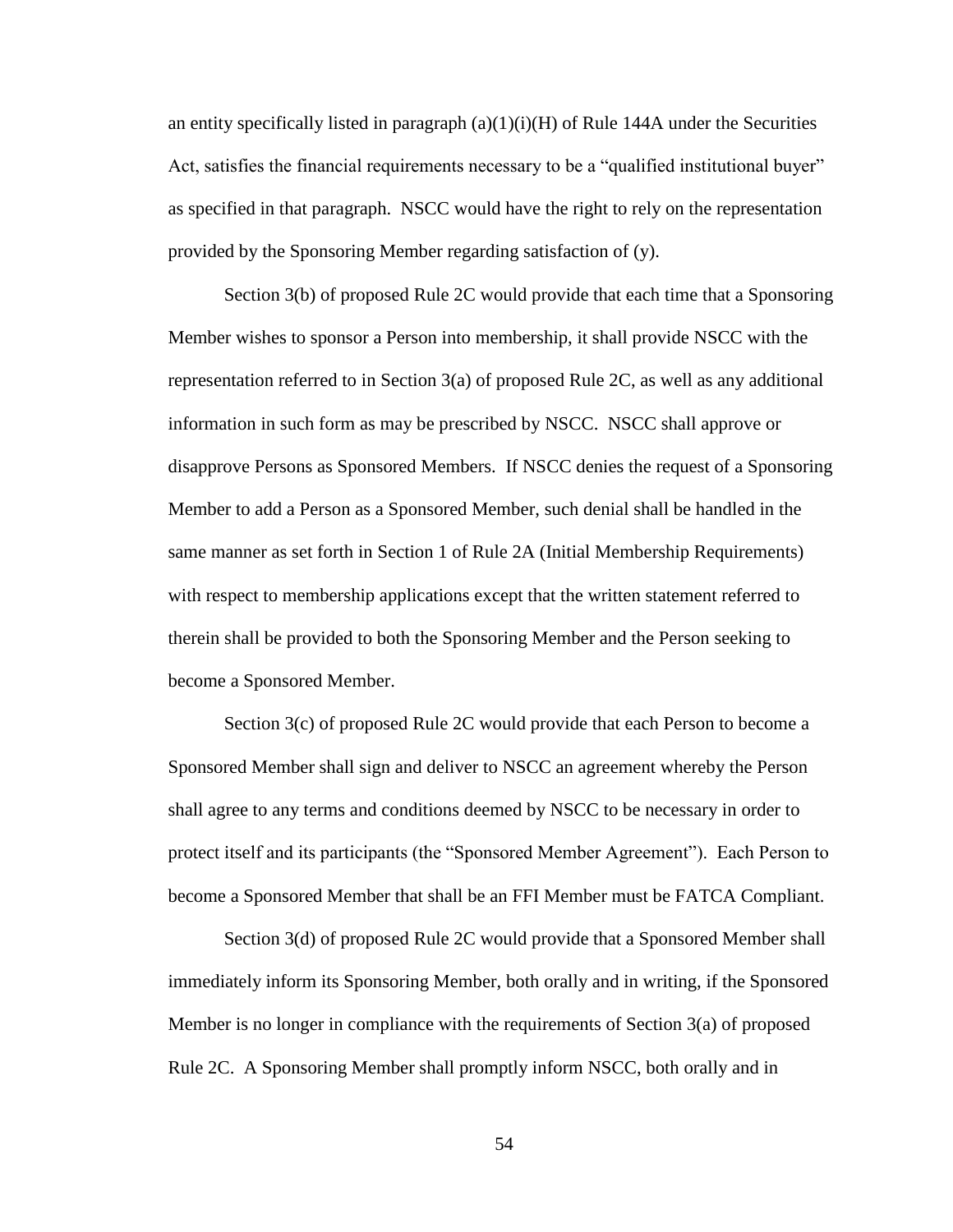an entity specifically listed in paragraph (a)(1)(i)(H) of Rule 144A under the Securities Act, satisfies the financial requirements necessary to be a "qualified institutional buyer" as specified in that paragraph. NSCC would have the right to rely on the representation provided by the Sponsoring Member regarding satisfaction of (y).

Section 3(b) of proposed Rule 2C would provide that each time that a Sponsoring Member wishes to sponsor a Person into membership, it shall provide NSCC with the representation referred to in Section 3(a) of proposed Rule 2C, as well as any additional information in such form as may be prescribed by NSCC. NSCC shall approve or disapprove Persons as Sponsored Members. If NSCC denies the request of a Sponsoring Member to add a Person as a Sponsored Member, such denial shall be handled in the same manner as set forth in Section 1 of Rule 2A (Initial Membership Requirements) with respect to membership applications except that the written statement referred to therein shall be provided to both the Sponsoring Member and the Person seeking to become a Sponsored Member.

Section 3(c) of proposed Rule 2C would provide that each Person to become a Sponsored Member shall sign and deliver to NSCC an agreement whereby the Person shall agree to any terms and conditions deemed by NSCC to be necessary in order to protect itself and its participants (the "Sponsored Member Agreement"). Each Person to become a Sponsored Member that shall be an FFI Member must be FATCA Compliant.

Section 3(d) of proposed Rule 2C would provide that a Sponsored Member shall immediately inform its Sponsoring Member, both orally and in writing, if the Sponsored Member is no longer in compliance with the requirements of Section 3(a) of proposed Rule 2C. A Sponsoring Member shall promptly inform NSCC, both orally and in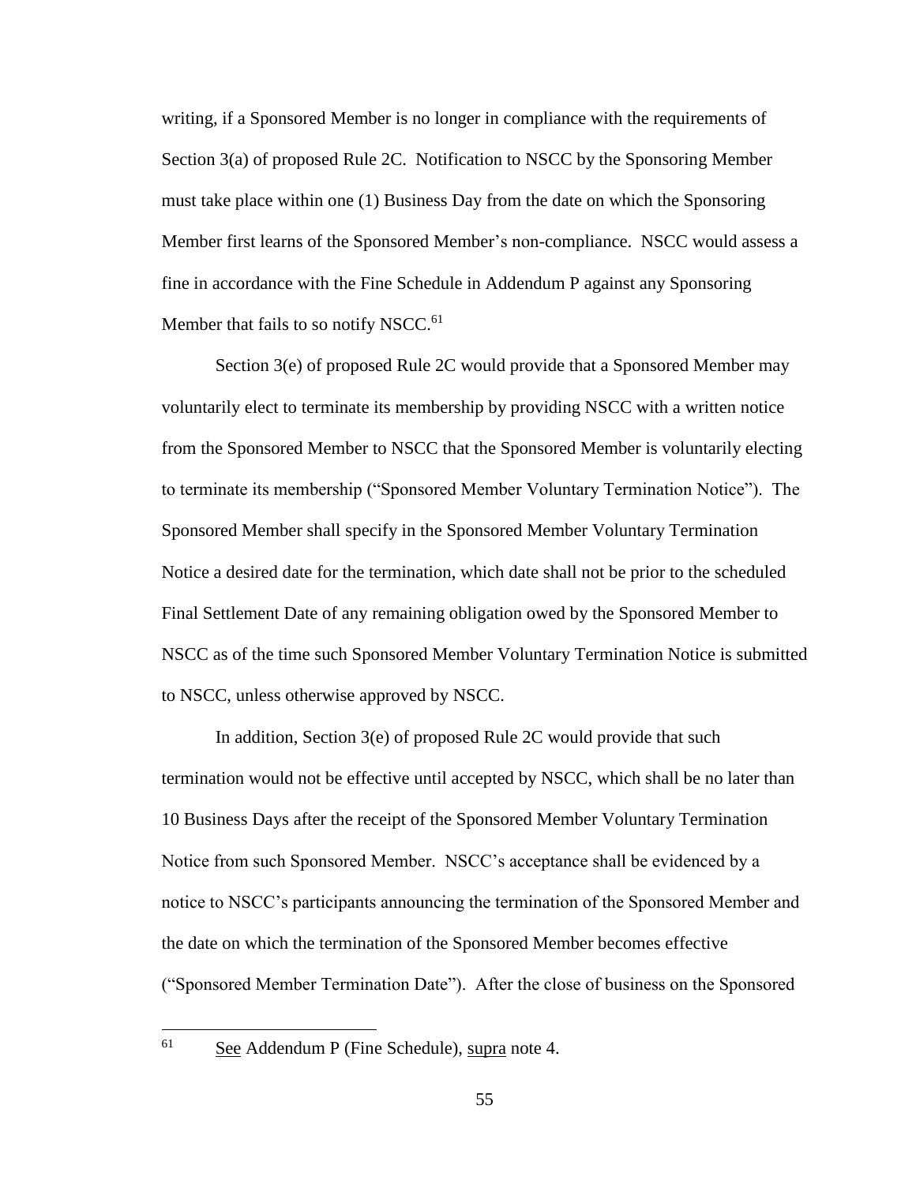writing, if a Sponsored Member is no longer in compliance with the requirements of Section 3(a) of proposed Rule 2C. Notification to NSCC by the Sponsoring Member must take place within one (1) Business Day from the date on which the Sponsoring Member first learns of the Sponsored Member's non-compliance. NSCC would assess a fine in accordance with the Fine Schedule in Addendum P against any Sponsoring Member that fails to so notify NSCC.[61]

Section 3(e) of proposed Rule 2C would provide that a Sponsored Member may voluntarily elect to terminate its membership by providing NSCC with a written notice from the Sponsored Member to NSCC that the Sponsored Member is voluntarily electing to terminate its membership ("Sponsored Member Voluntary Termination Notice"). The Sponsored Member shall specify in the Sponsored Member Voluntary Termination Notice a desired date for the termination, which date shall not be prior to the scheduled Final Settlement Date of any remaining obligation owed by the Sponsored Member to NSCC as of the time such Sponsored Member Voluntary Termination Notice is submitted to NSCC, unless otherwise approved by NSCC.

In addition, Section 3(e) of proposed Rule 2C would provide that such termination would not be effective until accepted by NSCC, which shall be no later than 10 Business Days after the receipt of the Sponsored Member Voluntary Termination Notice from such Sponsored Member. NSCC's acceptance shall be evidenced by a notice to NSCC's participants announcing the termination of the Sponsored Member and the date on which the termination of the Sponsored Member becomes effective ("Sponsored Member Termination Date"). After the close of business on the Sponsored

---

[61] See Addendum P (Fine Schedule), supra note 4.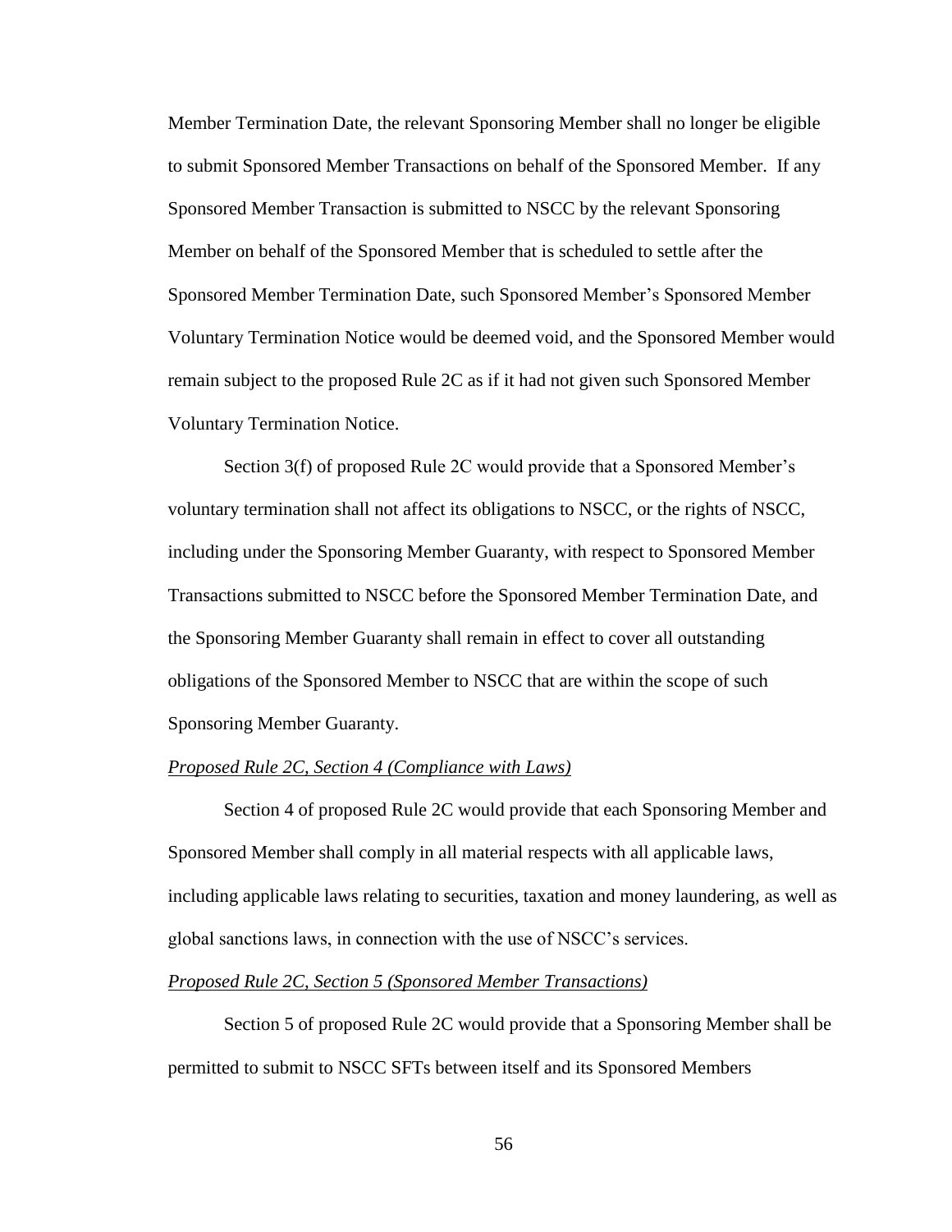Member Termination Date, the relevant Sponsoring Member shall no longer be eligible to submit Sponsored Member Transactions on behalf of the Sponsored Member. If any Sponsored Member Transaction is submitted to NSCC by the relevant Sponsoring Member on behalf of the Sponsored Member that is scheduled to settle after the Sponsored Member Termination Date, such Sponsored Member's Sponsored Member Voluntary Termination Notice would be deemed void, and the Sponsored Member would remain subject to the proposed Rule 2C as if it had not given such Sponsored Member Voluntary Termination Notice.

Section 3(f) of proposed Rule 2C would provide that a Sponsored Member's voluntary termination shall not affect its obligations to NSCC, or the rights of NSCC, including under the Sponsoring Member Guaranty, with respect to Sponsored Member Transactions submitted to NSCC before the Sponsored Member Termination Date, and the Sponsoring Member Guaranty shall remain in effect to cover all outstanding obligations of the Sponsored Member to NSCC that are within the scope of such Sponsoring Member Guaranty.

*Proposed Rule 2C, Section 4 (Compliance with Laws)*

Section 4 of proposed Rule 2C would provide that each Sponsoring Member and Sponsored Member shall comply in all material respects with all applicable laws, including applicable laws relating to securities, taxation and money laundering, as well as global sanctions laws, in connection with the use of NSCC's services.

*Proposed Rule 2C, Section 5 (Sponsored Member Transactions)*

Section 5 of proposed Rule 2C would provide that a Sponsoring Member shall be permitted to submit to NSCC SFTs between itself and its Sponsored Members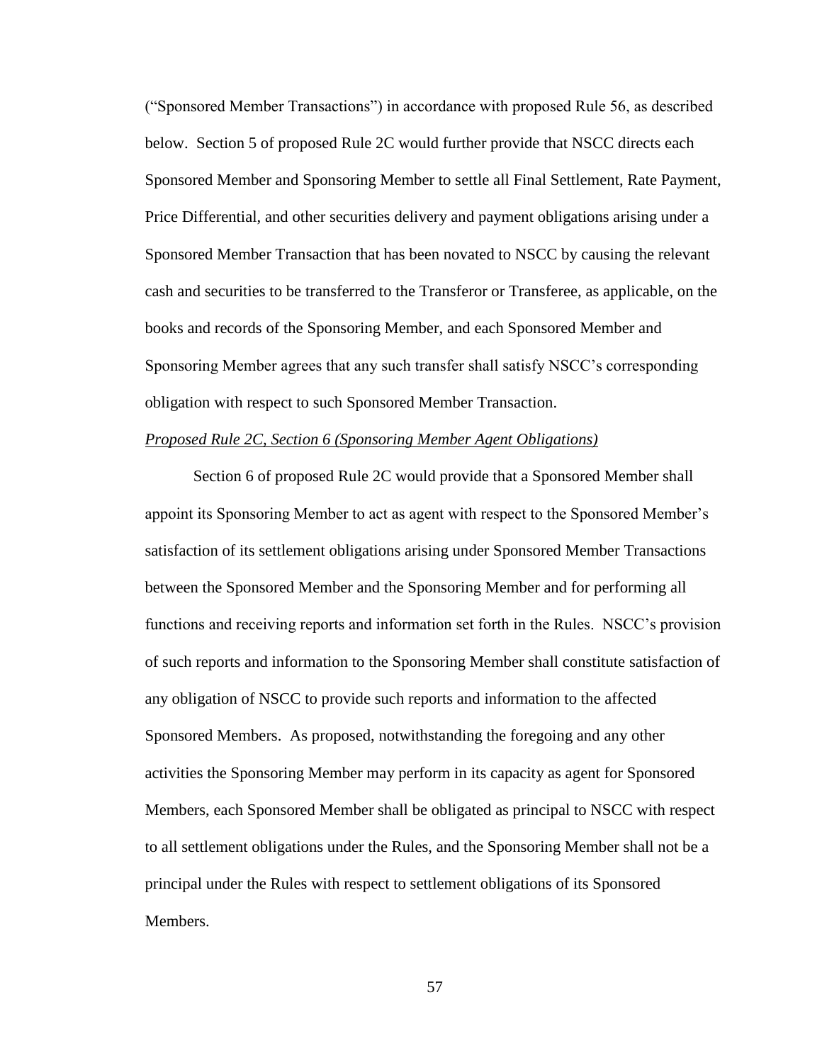("Sponsored Member Transactions") in accordance with proposed Rule 56, as described below. Section 5 of proposed Rule 2C would further provide that NSCC directs each Sponsored Member and Sponsoring Member to settle all Final Settlement, Rate Payment, Price Differential, and other securities delivery and payment obligations arising under a Sponsored Member Transaction that has been novated to NSCC by causing the relevant cash and securities to be transferred to the Transferor or Transferee, as applicable, on the books and records of the Sponsoring Member, and each Sponsored Member and Sponsoring Member agrees that any such transfer shall satisfy NSCC's corresponding obligation with respect to such Sponsored Member Transaction.

*Proposed Rule 2C, Section 6 (Sponsoring Member Agent Obligations)*

Section 6 of proposed Rule 2C would provide that a Sponsored Member shall appoint its Sponsoring Member to act as agent with respect to the Sponsored Member's satisfaction of its settlement obligations arising under Sponsored Member Transactions between the Sponsored Member and the Sponsoring Member and for performing all functions and receiving reports and information set forth in the Rules. NSCC's provision of such reports and information to the Sponsoring Member shall constitute satisfaction of any obligation of NSCC to provide such reports and information to the affected Sponsored Members. As proposed, notwithstanding the foregoing and any other activities the Sponsoring Member may perform in its capacity as agent for Sponsored Members, each Sponsored Member shall be obligated as principal to NSCC with respect to all settlement obligations under the Rules, and the Sponsoring Member shall not be a principal under the Rules with respect to settlement obligations of its Sponsored Members.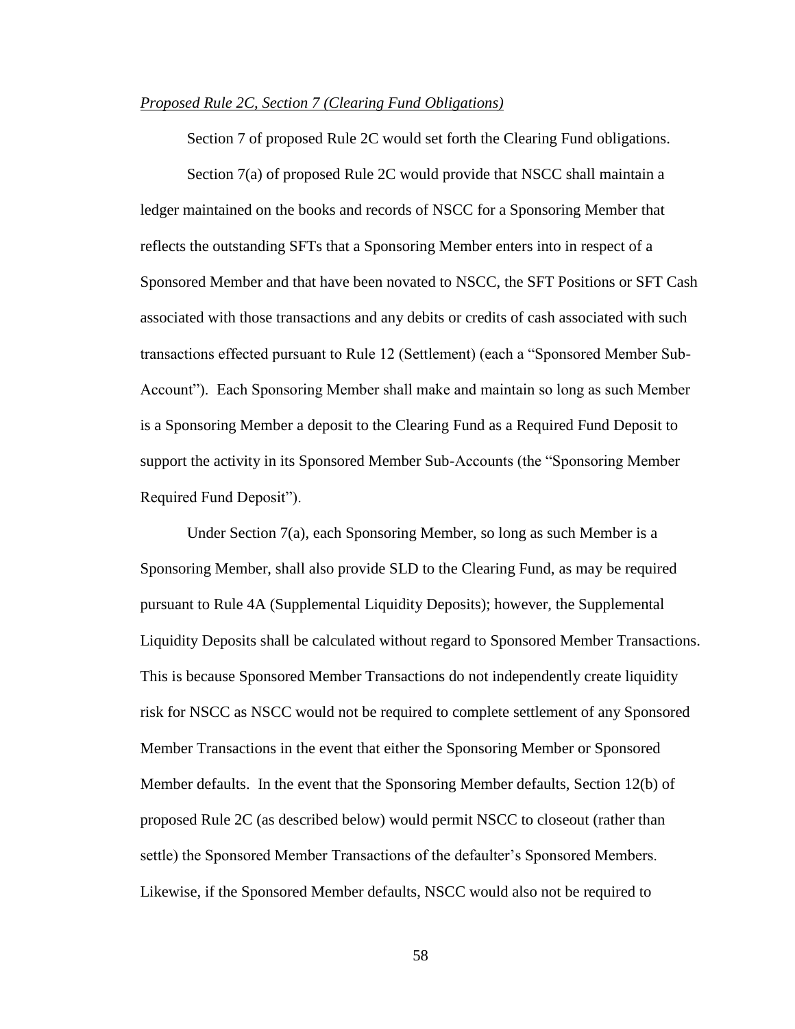*Proposed Rule 2C, Section 7 (Clearing Fund Obligations)*

Section 7 of proposed Rule 2C would set forth the Clearing Fund obligations.

Section 7(a) of proposed Rule 2C would provide that NSCC shall maintain a ledger maintained on the books and records of NSCC for a Sponsoring Member that reflects the outstanding SFTs that a Sponsoring Member enters into in respect of a Sponsored Member and that have been novated to NSCC, the SFT Positions or SFT Cash associated with those transactions and any debits or credits of cash associated with such transactions effected pursuant to Rule 12 (Settlement) (each a "Sponsored Member Sub-Account"). Each Sponsoring Member shall make and maintain so long as such Member is a Sponsoring Member a deposit to the Clearing Fund as a Required Fund Deposit to support the activity in its Sponsored Member Sub-Accounts (the "Sponsoring Member Required Fund Deposit").

Under Section 7(a), each Sponsoring Member, so long as such Member is a Sponsoring Member, shall also provide SLD to the Clearing Fund, as may be required pursuant to Rule 4A (Supplemental Liquidity Deposits); however, the Supplemental Liquidity Deposits shall be calculated without regard to Sponsored Member Transactions. This is because Sponsored Member Transactions do not independently create liquidity risk for NSCC as NSCC would not be required to complete settlement of any Sponsored Member Transactions in the event that either the Sponsoring Member or Sponsored Member defaults. In the event that the Sponsoring Member defaults, Section 12(b) of proposed Rule 2C (as described below) would permit NSCC to closeout (rather than settle) the Sponsored Member Transactions of the defaulter's Sponsored Members. Likewise, if the Sponsored Member defaults, NSCC would also not be required to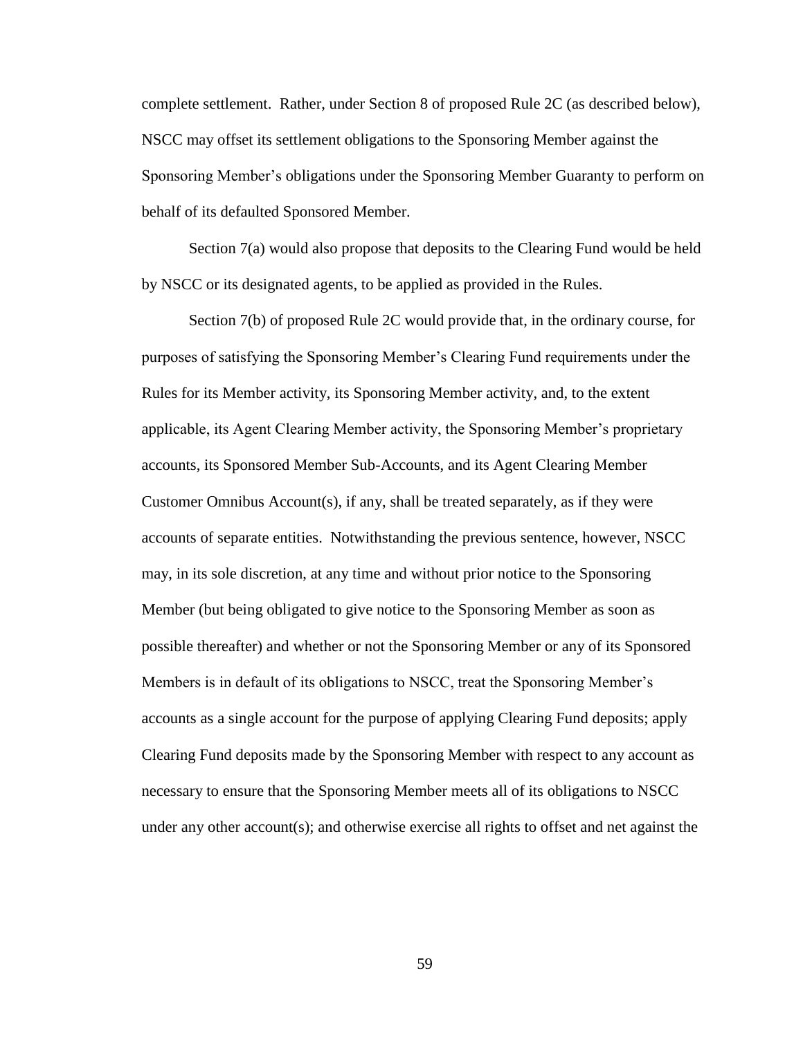complete settlement. Rather, under Section 8 of proposed Rule 2C (as described below), NSCC may offset its settlement obligations to the Sponsoring Member against the Sponsoring Member's obligations under the Sponsoring Member Guaranty to perform on behalf of its defaulted Sponsored Member.

Section 7(a) would also propose that deposits to the Clearing Fund would be held by NSCC or its designated agents, to be applied as provided in the Rules.

Section 7(b) of proposed Rule 2C would provide that, in the ordinary course, for purposes of satisfying the Sponsoring Member's Clearing Fund requirements under the Rules for its Member activity, its Sponsoring Member activity, and, to the extent applicable, its Agent Clearing Member activity, the Sponsoring Member's proprietary accounts, its Sponsored Member Sub-Accounts, and its Agent Clearing Member Customer Omnibus Account(s), if any, shall be treated separately, as if they were accounts of separate entities. Notwithstanding the previous sentence, however, NSCC may, in its sole discretion, at any time and without prior notice to the Sponsoring Member (but being obligated to give notice to the Sponsoring Member as soon as possible thereafter) and whether or not the Sponsoring Member or any of its Sponsored Members is in default of its obligations to NSCC, treat the Sponsoring Member's accounts as a single account for the purpose of applying Clearing Fund deposits; apply Clearing Fund deposits made by the Sponsoring Member with respect to any account as necessary to ensure that the Sponsoring Member meets all of its obligations to NSCC under any other account(s); and otherwise exercise all rights to offset and net against the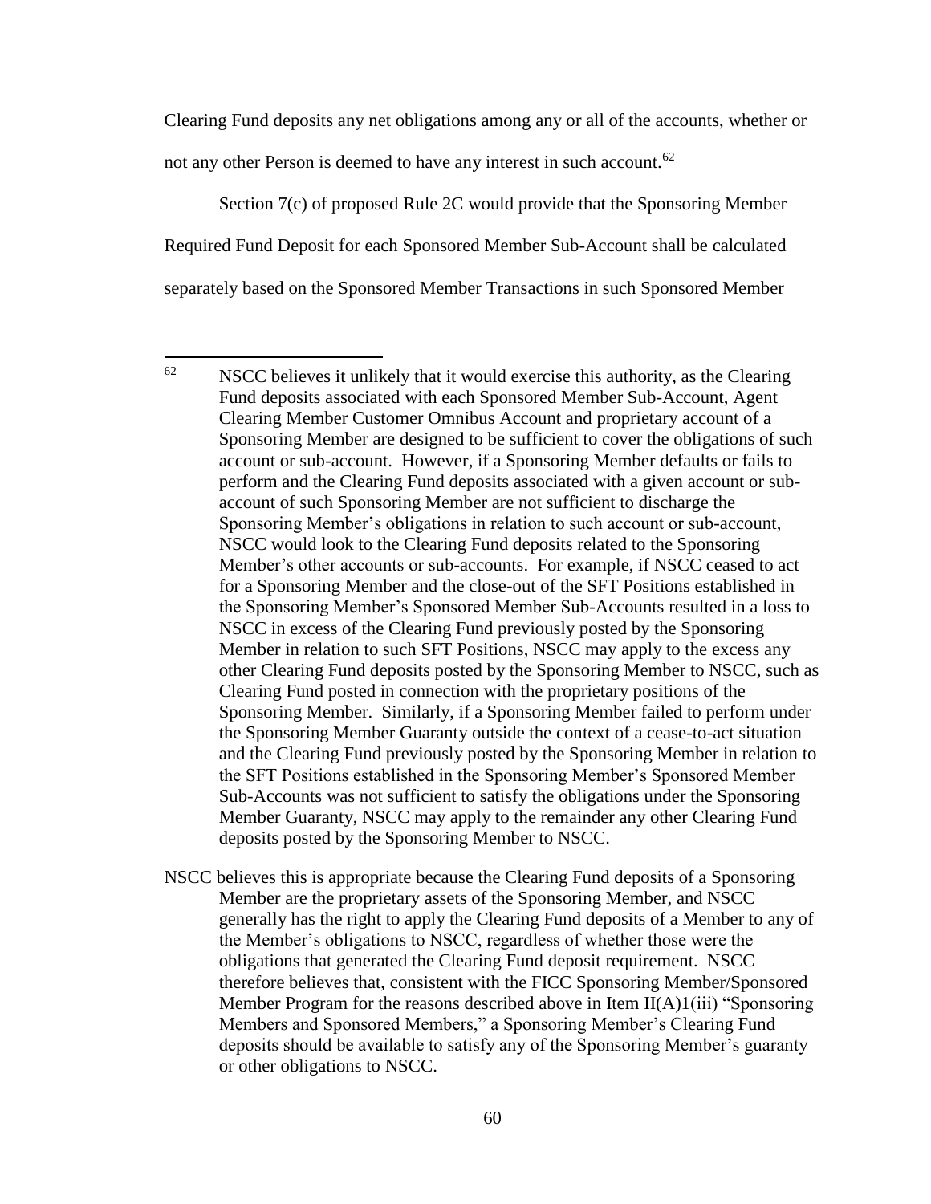Clearing Fund deposits any net obligations among any or all of the accounts, whether or not any other Person is deemed to have any interest in such account.[62]

Section 7(c) of proposed Rule 2C would provide that the Sponsoring Member Required Fund Deposit for each Sponsored Member Sub-Account shall be calculated separately based on the Sponsored Member Transactions in such Sponsored Member

---

[62] NSCC believes it unlikely that it would exercise this authority, as the Clearing Fund deposits associated with each Sponsored Member Sub-Account, Agent Clearing Member Customer Omnibus Account and proprietary account of a Sponsoring Member are designed to be sufficient to cover the obligations of such account or sub-account. However, if a Sponsoring Member defaults or fails to perform and the Clearing Fund deposits associated with a given account or sub-account of such Sponsoring Member are not sufficient to discharge the Sponsoring Member's obligations in relation to such account or sub-account, NSCC would look to the Clearing Fund deposits related to the Sponsoring Member's other accounts or sub-accounts. For example, if NSCC ceased to act for a Sponsoring Member and the close-out of the SFT Positions established in the Sponsoring Member's Sponsored Member Sub-Accounts resulted in a loss to NSCC in excess of the Clearing Fund previously posted by the Sponsoring Member in relation to such SFT Positions, NSCC may apply to the excess any other Clearing Fund deposits posted by the Sponsoring Member to NSCC, such as Clearing Fund posted in connection with the proprietary positions of the Sponsoring Member. Similarly, if a Sponsoring Member failed to perform under the Sponsoring Member Guaranty outside the context of a cease-to-act situation and the Clearing Fund previously posted by the Sponsoring Member in relation to the SFT Positions established in the Sponsoring Member's Sponsored Member Sub-Accounts was not sufficient to satisfy the obligations under the Sponsoring Member Guaranty, NSCC may apply to the remainder any other Clearing Fund deposits posted by the Sponsoring Member to NSCC.

NSCC believes this is appropriate because the Clearing Fund deposits of a Sponsoring Member are the proprietary assets of the Sponsoring Member, and NSCC generally has the right to apply the Clearing Fund deposits of a Member to any of the Member's obligations to NSCC, regardless of whether those were the obligations that generated the Clearing Fund deposit requirement. NSCC therefore believes that, consistent with the FICC Sponsoring Member/Sponsored Member Program for the reasons described above in Item II(A)1(iii) "Sponsoring Members and Sponsored Members," a Sponsoring Member's Clearing Fund deposits should be available to satisfy any of the Sponsoring Member's guaranty or other obligations to NSCC.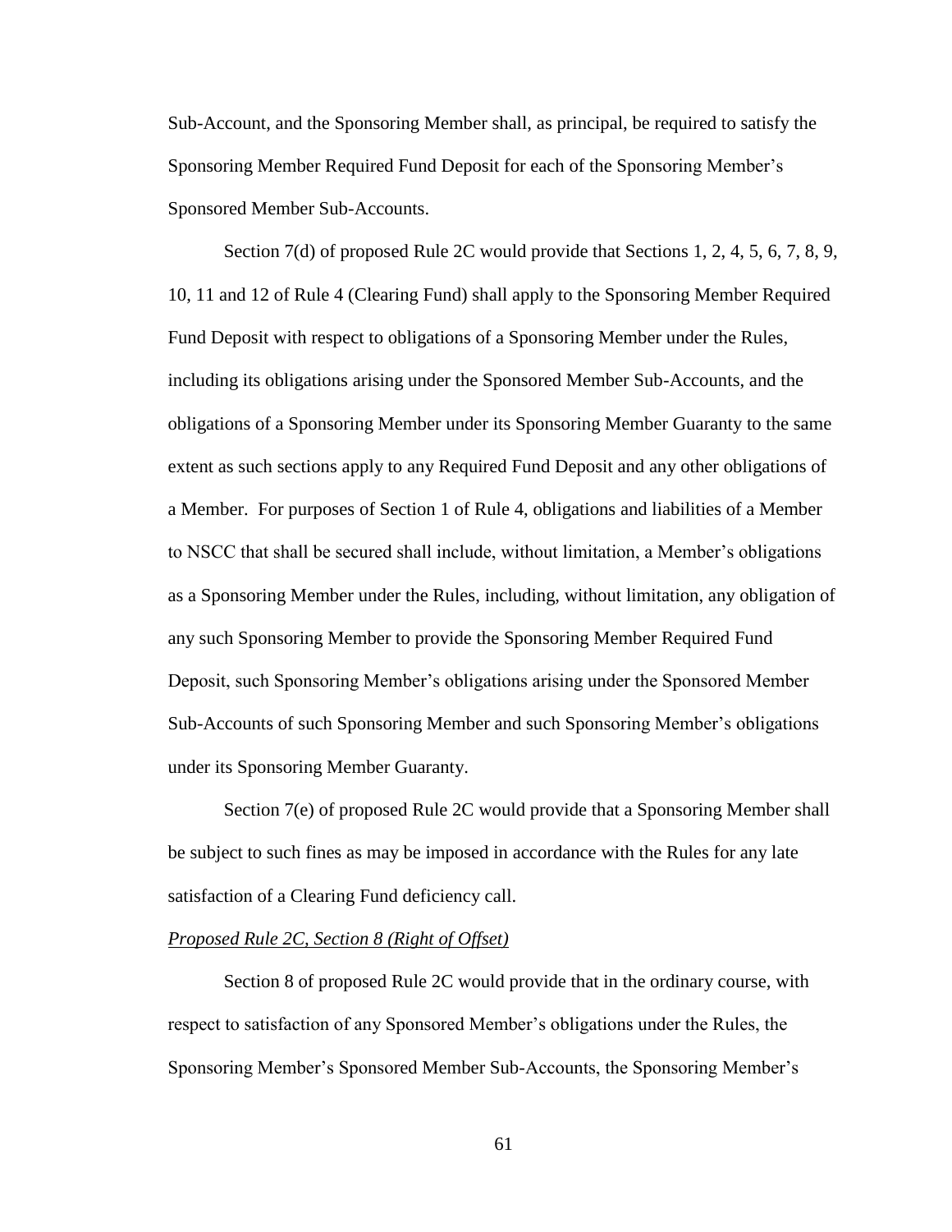Sub-Account, and the Sponsoring Member shall, as principal, be required to satisfy the Sponsoring Member Required Fund Deposit for each of the Sponsoring Member's Sponsored Member Sub-Accounts.

Section 7(d) of proposed Rule 2C would provide that Sections 1, 2, 4, 5, 6, 7, 8, 9, 10, 11 and 12 of Rule 4 (Clearing Fund) shall apply to the Sponsoring Member Required Fund Deposit with respect to obligations of a Sponsoring Member under the Rules, including its obligations arising under the Sponsored Member Sub-Accounts, and the obligations of a Sponsoring Member under its Sponsoring Member Guaranty to the same extent as such sections apply to any Required Fund Deposit and any other obligations of a Member. For purposes of Section 1 of Rule 4, obligations and liabilities of a Member to NSCC that shall be secured shall include, without limitation, a Member's obligations as a Sponsoring Member under the Rules, including, without limitation, any obligation of any such Sponsoring Member to provide the Sponsoring Member Required Fund Deposit, such Sponsoring Member's obligations arising under the Sponsored Member Sub-Accounts of such Sponsoring Member and such Sponsoring Member's obligations under its Sponsoring Member Guaranty.

Section 7(e) of proposed Rule 2C would provide that a Sponsoring Member shall be subject to such fines as may be imposed in accordance with the Rules for any late satisfaction of a Clearing Fund deficiency call.

*Proposed Rule 2C, Section 8 (Right of Offset)*

Section 8 of proposed Rule 2C would provide that in the ordinary course, with respect to satisfaction of any Sponsored Member's obligations under the Rules, the Sponsoring Member's Sponsored Member Sub-Accounts, the Sponsoring Member's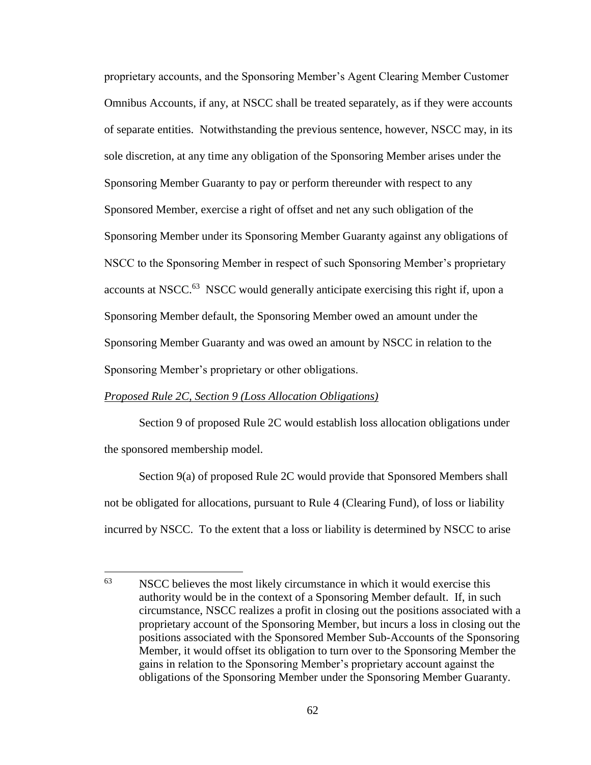proprietary accounts, and the Sponsoring Member's Agent Clearing Member Customer Omnibus Accounts, if any, at NSCC shall be treated separately, as if they were accounts of separate entities. Notwithstanding the previous sentence, however, NSCC may, in its sole discretion, at any time any obligation of the Sponsoring Member arises under the Sponsoring Member Guaranty to pay or perform thereunder with respect to any Sponsored Member, exercise a right of offset and net any such obligation of the Sponsoring Member under its Sponsoring Member Guaranty against any obligations of NSCC to the Sponsoring Member in respect of such Sponsoring Member's proprietary accounts at NSCC.[63] NSCC would generally anticipate exercising this right if, upon a Sponsoring Member default, the Sponsoring Member owed an amount under the Sponsoring Member Guaranty and was owed an amount by NSCC in relation to the Sponsoring Member's proprietary or other obligations.

*Proposed Rule 2C, Section 9 (Loss Allocation Obligations)*

Section 9 of proposed Rule 2C would establish loss allocation obligations under the sponsored membership model.

Section 9(a) of proposed Rule 2C would provide that Sponsored Members shall not be obligated for allocations, pursuant to Rule 4 (Clearing Fund), of loss or liability incurred by NSCC. To the extent that a loss or liability is determined by NSCC to arise

---

[63] NSCC believes the most likely circumstance in which it would exercise this authority would be in the context of a Sponsoring Member default. If, in such circumstance, NSCC realizes a profit in closing out the positions associated with a proprietary account of the Sponsoring Member, but incurs a loss in closing out the positions associated with the Sponsored Member Sub-Accounts of the Sponsoring Member, it would offset its obligation to turn over to the Sponsoring Member the gains in relation to the Sponsoring Member's proprietary account against the obligations of the Sponsoring Member under the Sponsoring Member Guaranty.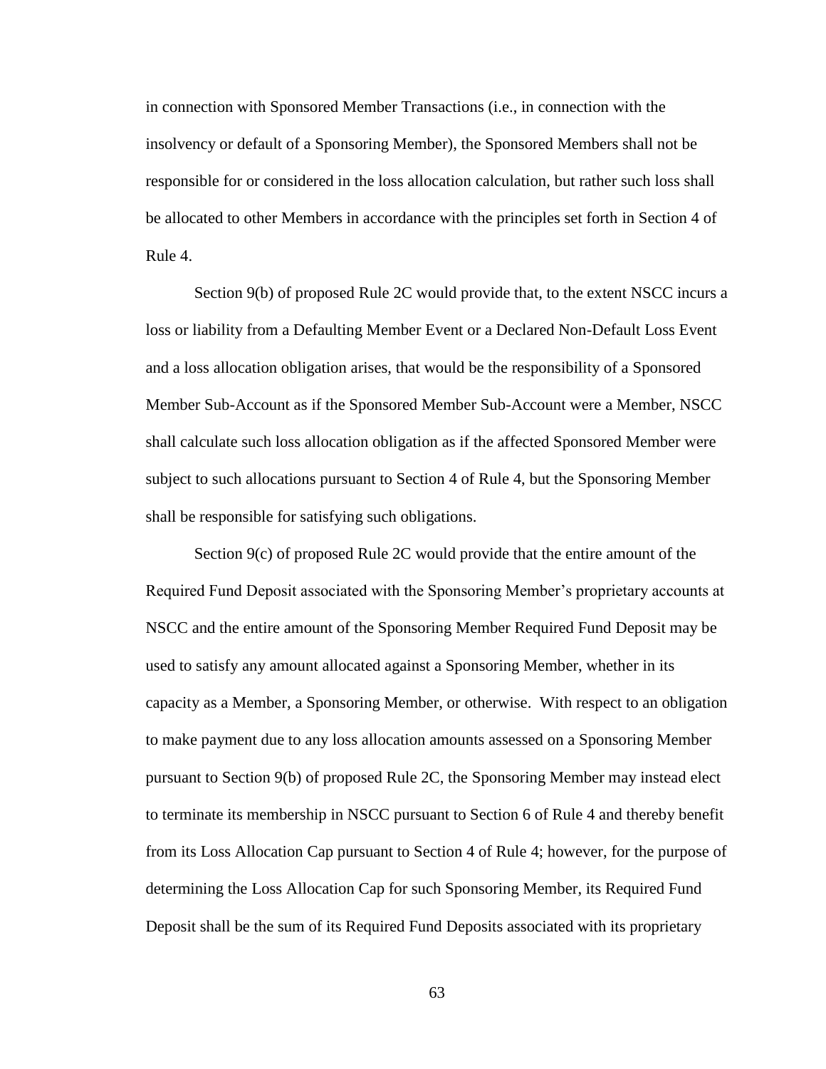in connection with Sponsored Member Transactions (i.e., in connection with the insolvency or default of a Sponsoring Member), the Sponsored Members shall not be responsible for or considered in the loss allocation calculation, but rather such loss shall be allocated to other Members in accordance with the principles set forth in Section 4 of Rule 4.

Section 9(b) of proposed Rule 2C would provide that, to the extent NSCC incurs a loss or liability from a Defaulting Member Event or a Declared Non-Default Loss Event and a loss allocation obligation arises, that would be the responsibility of a Sponsored Member Sub-Account as if the Sponsored Member Sub-Account were a Member, NSCC shall calculate such loss allocation obligation as if the affected Sponsored Member were subject to such allocations pursuant to Section 4 of Rule 4, but the Sponsoring Member shall be responsible for satisfying such obligations.

Section 9(c) of proposed Rule 2C would provide that the entire amount of the Required Fund Deposit associated with the Sponsoring Member's proprietary accounts at NSCC and the entire amount of the Sponsoring Member Required Fund Deposit may be used to satisfy any amount allocated against a Sponsoring Member, whether in its capacity as a Member, a Sponsoring Member, or otherwise. With respect to an obligation to make payment due to any loss allocation amounts assessed on a Sponsoring Member pursuant to Section 9(b) of proposed Rule 2C, the Sponsoring Member may instead elect to terminate its membership in NSCC pursuant to Section 6 of Rule 4 and thereby benefit from its Loss Allocation Cap pursuant to Section 4 of Rule 4; however, for the purpose of determining the Loss Allocation Cap for such Sponsoring Member, its Required Fund Deposit shall be the sum of its Required Fund Deposits associated with its proprietary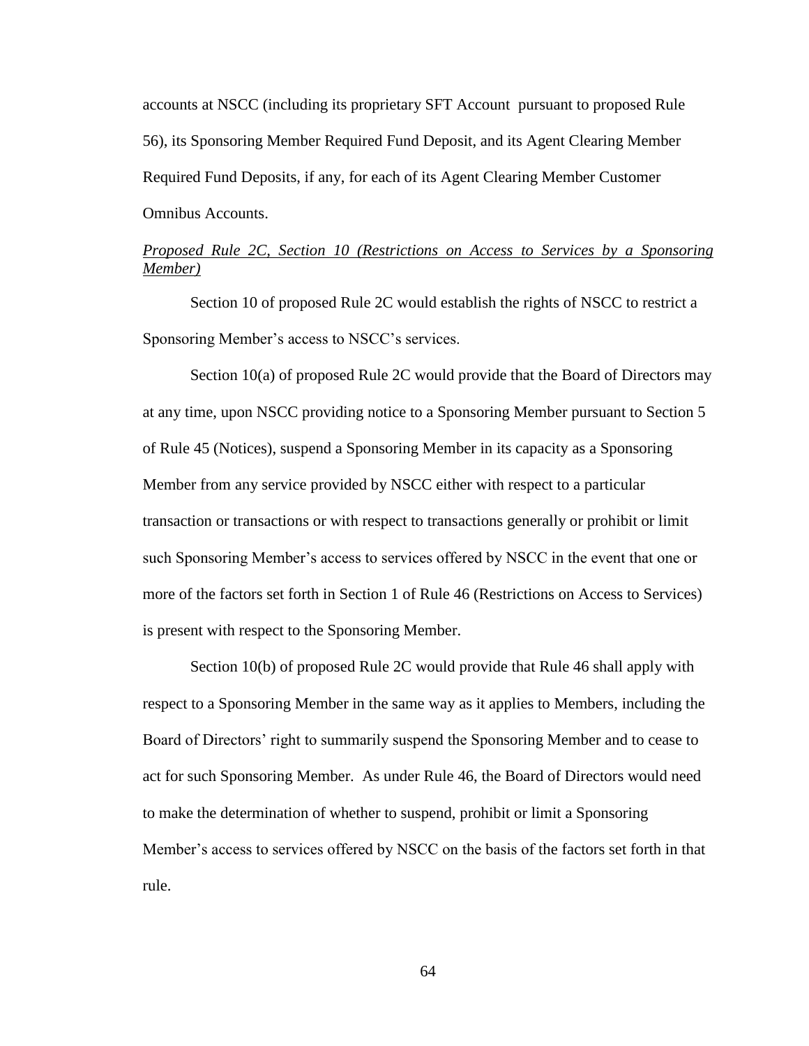accounts at NSCC (including its proprietary SFT Account pursuant to proposed Rule 56), its Sponsoring Member Required Fund Deposit, and its Agent Clearing Member Required Fund Deposits, if any, for each of its Agent Clearing Member Customer Omnibus Accounts.

*Proposed Rule 2C, Section 10 (Restrictions on Access to Services by a Sponsoring Member)*

Section 10 of proposed Rule 2C would establish the rights of NSCC to restrict a Sponsoring Member's access to NSCC's services.

Section 10(a) of proposed Rule 2C would provide that the Board of Directors may at any time, upon NSCC providing notice to a Sponsoring Member pursuant to Section 5 of Rule 45 (Notices), suspend a Sponsoring Member in its capacity as a Sponsoring Member from any service provided by NSCC either with respect to a particular transaction or transactions or with respect to transactions generally or prohibit or limit such Sponsoring Member's access to services offered by NSCC in the event that one or more of the factors set forth in Section 1 of Rule 46 (Restrictions on Access to Services) is present with respect to the Sponsoring Member.

Section 10(b) of proposed Rule 2C would provide that Rule 46 shall apply with respect to a Sponsoring Member in the same way as it applies to Members, including the Board of Directors' right to summarily suspend the Sponsoring Member and to cease to act for such Sponsoring Member. As under Rule 46, the Board of Directors would need to make the determination of whether to suspend, prohibit or limit a Sponsoring Member's access to services offered by NSCC on the basis of the factors set forth in that rule.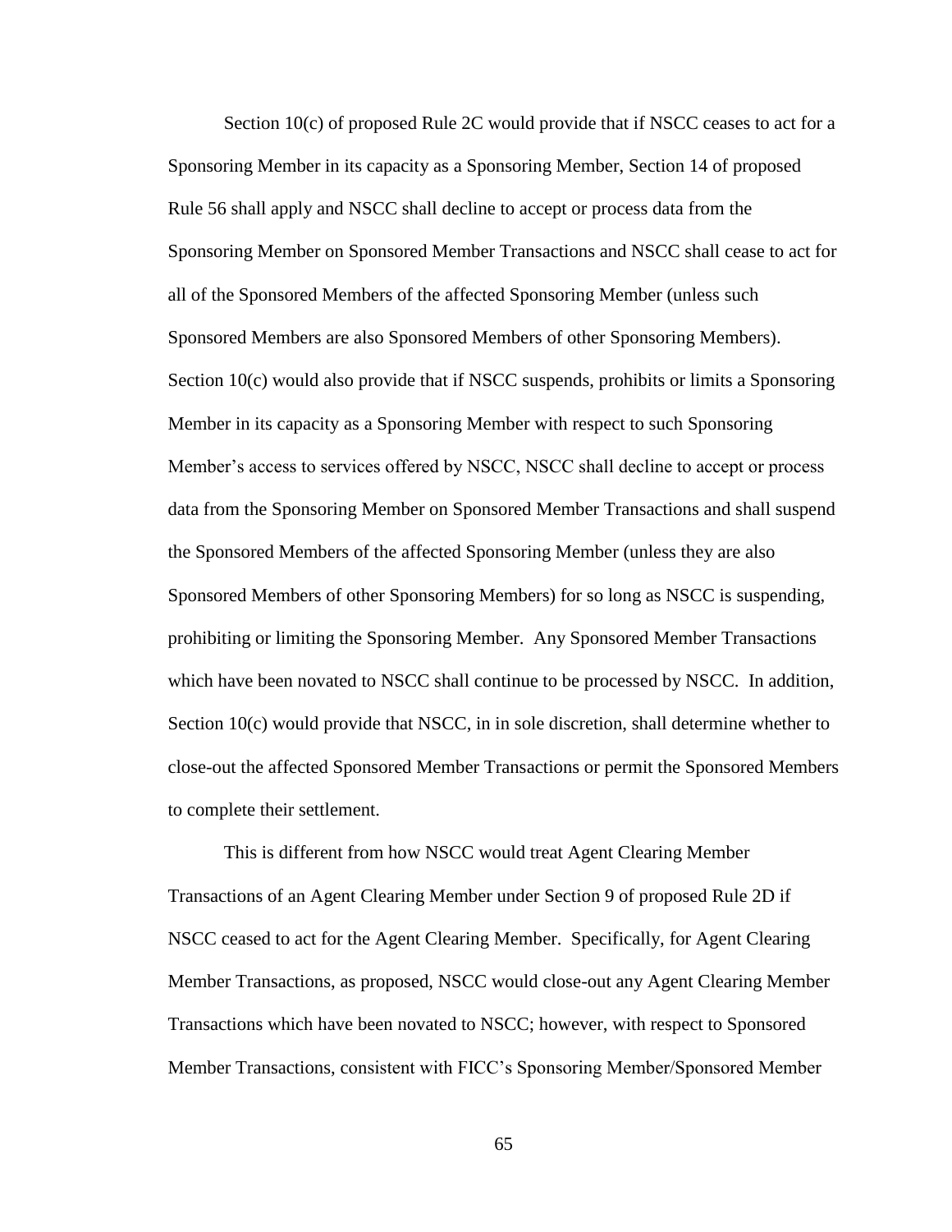Section 10(c) of proposed Rule 2C would provide that if NSCC ceases to act for a Sponsoring Member in its capacity as a Sponsoring Member, Section 14 of proposed Rule 56 shall apply and NSCC shall decline to accept or process data from the Sponsoring Member on Sponsored Member Transactions and NSCC shall cease to act for all of the Sponsored Members of the affected Sponsoring Member (unless such Sponsored Members are also Sponsored Members of other Sponsoring Members). Section 10(c) would also provide that if NSCC suspends, prohibits or limits a Sponsoring Member in its capacity as a Sponsoring Member with respect to such Sponsoring Member's access to services offered by NSCC, NSCC shall decline to accept or process data from the Sponsoring Member on Sponsored Member Transactions and shall suspend the Sponsored Members of the affected Sponsoring Member (unless they are also Sponsored Members of other Sponsoring Members) for so long as NSCC is suspending, prohibiting or limiting the Sponsoring Member. Any Sponsored Member Transactions which have been novated to NSCC shall continue to be processed by NSCC. In addition, Section 10(c) would provide that NSCC, in in sole discretion, shall determine whether to close-out the affected Sponsored Member Transactions or permit the Sponsored Members to complete their settlement.

This is different from how NSCC would treat Agent Clearing Member Transactions of an Agent Clearing Member under Section 9 of proposed Rule 2D if NSCC ceased to act for the Agent Clearing Member. Specifically, for Agent Clearing Member Transactions, as proposed, NSCC would close-out any Agent Clearing Member Transactions which have been novated to NSCC; however, with respect to Sponsored Member Transactions, consistent with FICC's Sponsoring Member/Sponsored Member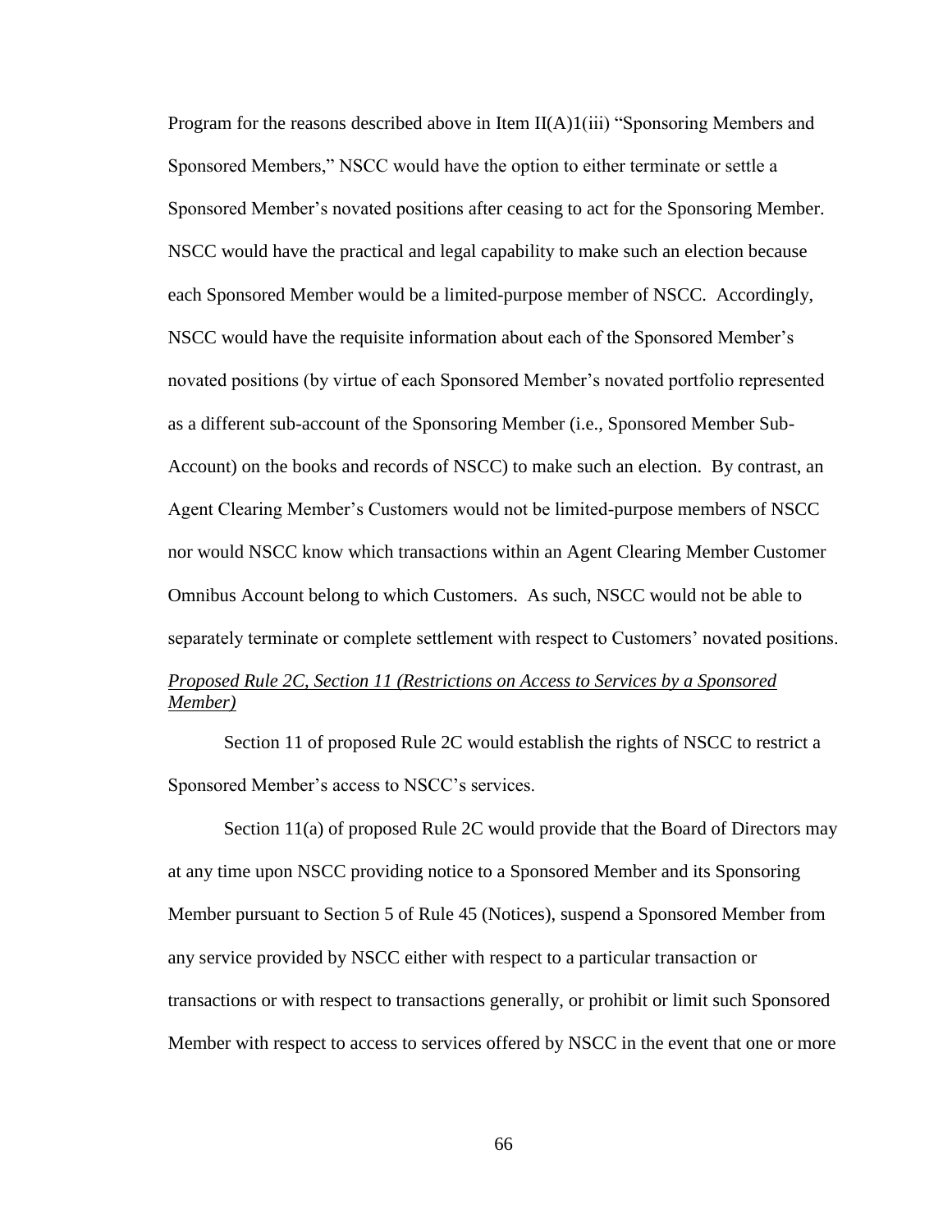Program for the reasons described above in Item II(A)1(iii) "Sponsoring Members and Sponsored Members," NSCC would have the option to either terminate or settle a Sponsored Member's novated positions after ceasing to act for the Sponsoring Member. NSCC would have the practical and legal capability to make such an election because each Sponsored Member would be a limited-purpose member of NSCC. Accordingly, NSCC would have the requisite information about each of the Sponsored Member's novated positions (by virtue of each Sponsored Member's novated portfolio represented as a different sub-account of the Sponsoring Member (i.e., Sponsored Member Sub-Account) on the books and records of NSCC) to make such an election. By contrast, an Agent Clearing Member's Customers would not be limited-purpose members of NSCC nor would NSCC know which transactions within an Agent Clearing Member Customer Omnibus Account belong to which Customers. As such, NSCC would not be able to separately terminate or complete settlement with respect to Customers' novated positions.

*Proposed Rule 2C, Section 11 (Restrictions on Access to Services by a Sponsored Member)*

Section 11 of proposed Rule 2C would establish the rights of NSCC to restrict a Sponsored Member's access to NSCC's services.

Section 11(a) of proposed Rule 2C would provide that the Board of Directors may at any time upon NSCC providing notice to a Sponsored Member and its Sponsoring Member pursuant to Section 5 of Rule 45 (Notices), suspend a Sponsored Member from any service provided by NSCC either with respect to a particular transaction or transactions or with respect to transactions generally, or prohibit or limit such Sponsored Member with respect to access to services offered by NSCC in the event that one or more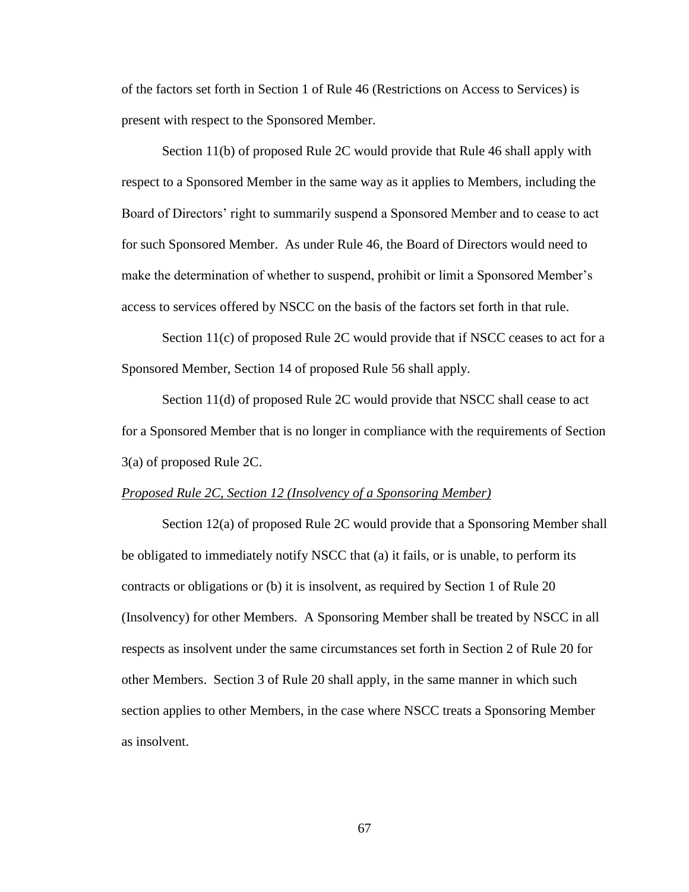of the factors set forth in Section 1 of Rule 46 (Restrictions on Access to Services) is present with respect to the Sponsored Member.

Section 11(b) of proposed Rule 2C would provide that Rule 46 shall apply with respect to a Sponsored Member in the same way as it applies to Members, including the Board of Directors' right to summarily suspend a Sponsored Member and to cease to act for such Sponsored Member. As under Rule 46, the Board of Directors would need to make the determination of whether to suspend, prohibit or limit a Sponsored Member's access to services offered by NSCC on the basis of the factors set forth in that rule.

Section 11(c) of proposed Rule 2C would provide that if NSCC ceases to act for a Sponsored Member, Section 14 of proposed Rule 56 shall apply.

Section 11(d) of proposed Rule 2C would provide that NSCC shall cease to act for a Sponsored Member that is no longer in compliance with the requirements of Section 3(a) of proposed Rule 2C.

*Proposed Rule 2C, Section 12 (Insolvency of a Sponsoring Member)*

Section 12(a) of proposed Rule 2C would provide that a Sponsoring Member shall be obligated to immediately notify NSCC that (a) it fails, or is unable, to perform its contracts or obligations or (b) it is insolvent, as required by Section 1 of Rule 20 (Insolvency) for other Members. A Sponsoring Member shall be treated by NSCC in all respects as insolvent under the same circumstances set forth in Section 2 of Rule 20 for other Members. Section 3 of Rule 20 shall apply, in the same manner in which such section applies to other Members, in the case where NSCC treats a Sponsoring Member as insolvent.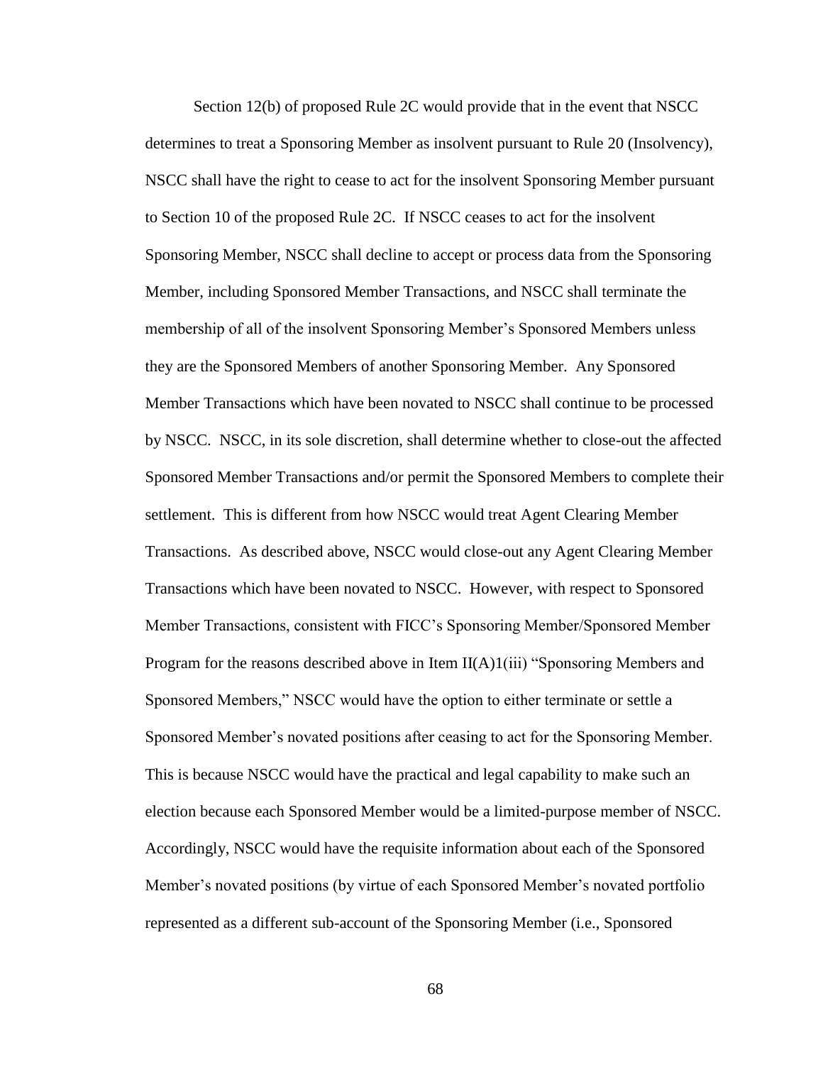Section 12(b) of proposed Rule 2C would provide that in the event that NSCC determines to treat a Sponsoring Member as insolvent pursuant to Rule 20 (Insolvency), NSCC shall have the right to cease to act for the insolvent Sponsoring Member pursuant to Section 10 of the proposed Rule 2C. If NSCC ceases to act for the insolvent Sponsoring Member, NSCC shall decline to accept or process data from the Sponsoring Member, including Sponsored Member Transactions, and NSCC shall terminate the membership of all of the insolvent Sponsoring Member's Sponsored Members unless they are the Sponsored Members of another Sponsoring Member. Any Sponsored Member Transactions which have been novated to NSCC shall continue to be processed by NSCC. NSCC, in its sole discretion, shall determine whether to close-out the affected Sponsored Member Transactions and/or permit the Sponsored Members to complete their settlement. This is different from how NSCC would treat Agent Clearing Member Transactions. As described above, NSCC would close-out any Agent Clearing Member Transactions which have been novated to NSCC. However, with respect to Sponsored Member Transactions, consistent with FICC's Sponsoring Member/Sponsored Member Program for the reasons described above in Item II(A)1(iii) "Sponsoring Members and Sponsored Members," NSCC would have the option to either terminate or settle a Sponsored Member's novated positions after ceasing to act for the Sponsoring Member. This is because NSCC would have the practical and legal capability to make such an election because each Sponsored Member would be a limited-purpose member of NSCC. Accordingly, NSCC would have the requisite information about each of the Sponsored Member's novated positions (by virtue of each Sponsored Member's novated portfolio represented as a different sub-account of the Sponsoring Member (i.e., Sponsored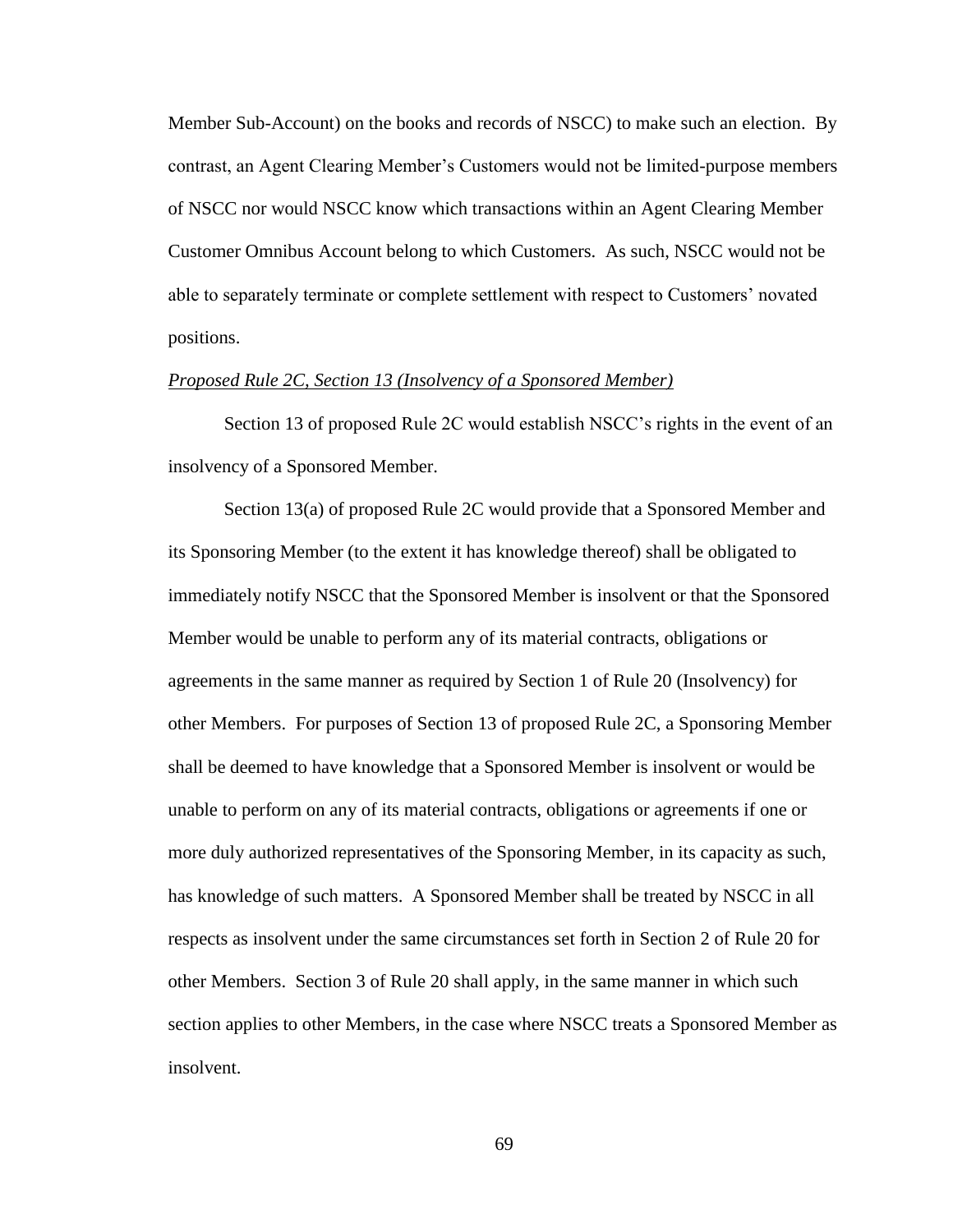Member Sub-Account) on the books and records of NSCC) to make such an election. By contrast, an Agent Clearing Member's Customers would not be limited-purpose members of NSCC nor would NSCC know which transactions within an Agent Clearing Member Customer Omnibus Account belong to which Customers. As such, NSCC would not be able to separately terminate or complete settlement with respect to Customers' novated positions.

*Proposed Rule 2C, Section 13 (Insolvency of a Sponsored Member)*

Section 13 of proposed Rule 2C would establish NSCC's rights in the event of an insolvency of a Sponsored Member.

Section 13(a) of proposed Rule 2C would provide that a Sponsored Member and its Sponsoring Member (to the extent it has knowledge thereof) shall be obligated to immediately notify NSCC that the Sponsored Member is insolvent or that the Sponsored Member would be unable to perform any of its material contracts, obligations or agreements in the same manner as required by Section 1 of Rule 20 (Insolvency) for other Members. For purposes of Section 13 of proposed Rule 2C, a Sponsoring Member shall be deemed to have knowledge that a Sponsored Member is insolvent or would be unable to perform on any of its material contracts, obligations or agreements if one or more duly authorized representatives of the Sponsoring Member, in its capacity as such, has knowledge of such matters. A Sponsored Member shall be treated by NSCC in all respects as insolvent under the same circumstances set forth in Section 2 of Rule 20 for other Members. Section 3 of Rule 20 shall apply, in the same manner in which such section applies to other Members, in the case where NSCC treats a Sponsored Member as insolvent.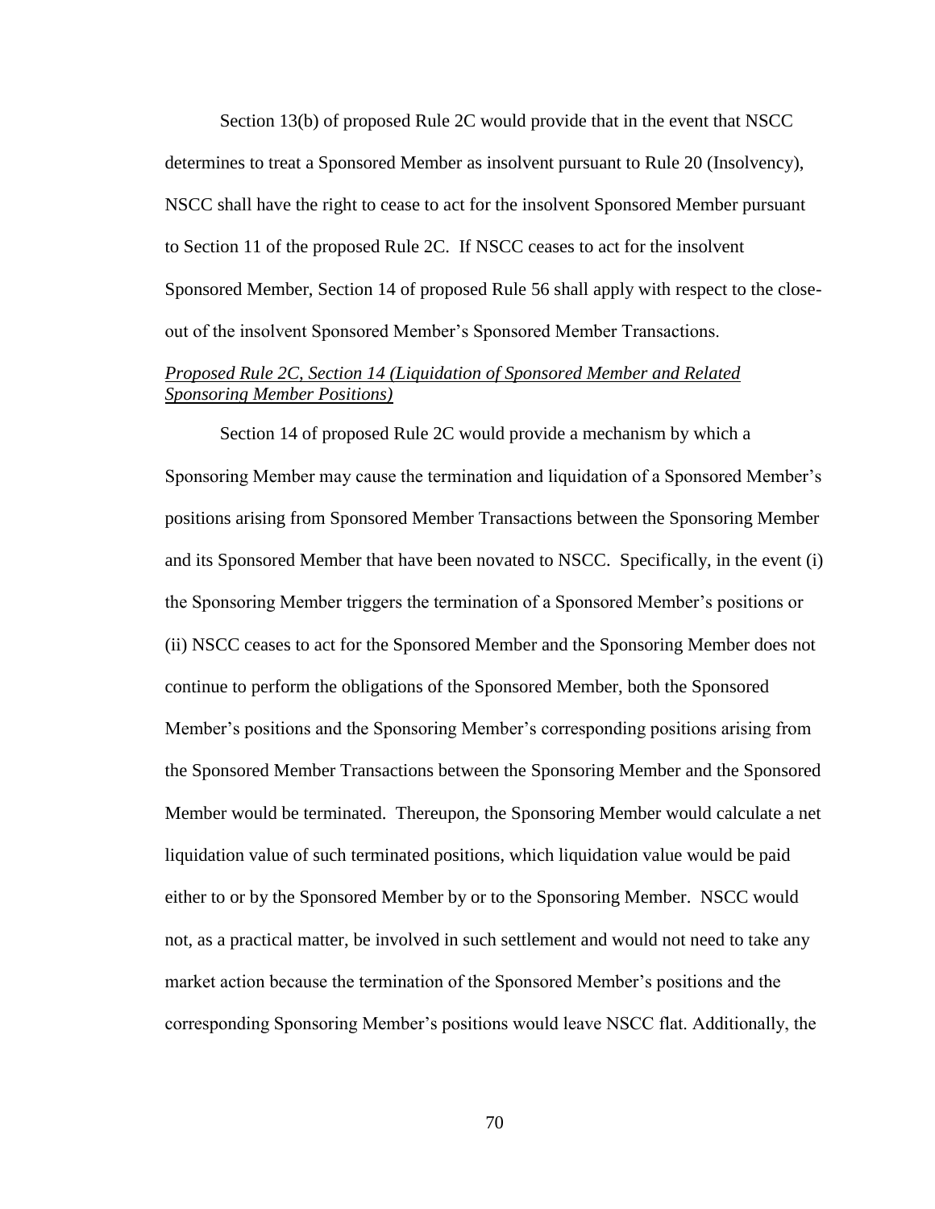Section 13(b) of proposed Rule 2C would provide that in the event that NSCC determines to treat a Sponsored Member as insolvent pursuant to Rule 20 (Insolvency), NSCC shall have the right to cease to act for the insolvent Sponsored Member pursuant to Section 11 of the proposed Rule 2C. If NSCC ceases to act for the insolvent Sponsored Member, Section 14 of proposed Rule 56 shall apply with respect to the close-out of the insolvent Sponsored Member's Sponsored Member Transactions.

*Proposed Rule 2C, Section 14 (Liquidation of Sponsored Member and Related Sponsoring Member Positions)*

Section 14 of proposed Rule 2C would provide a mechanism by which a Sponsoring Member may cause the termination and liquidation of a Sponsored Member's positions arising from Sponsored Member Transactions between the Sponsoring Member and its Sponsored Member that have been novated to NSCC. Specifically, in the event (i) the Sponsoring Member triggers the termination of a Sponsored Member's positions or (ii) NSCC ceases to act for the Sponsored Member and the Sponsoring Member does not continue to perform the obligations of the Sponsored Member, both the Sponsored Member's positions and the Sponsoring Member's corresponding positions arising from the Sponsored Member Transactions between the Sponsoring Member and the Sponsored Member would be terminated. Thereupon, the Sponsoring Member would calculate a net liquidation value of such terminated positions, which liquidation value would be paid either to or by the Sponsored Member by or to the Sponsoring Member. NSCC would not, as a practical matter, be involved in such settlement and would not need to take any market action because the termination of the Sponsored Member's positions and the corresponding Sponsoring Member's positions would leave NSCC flat. Additionally, the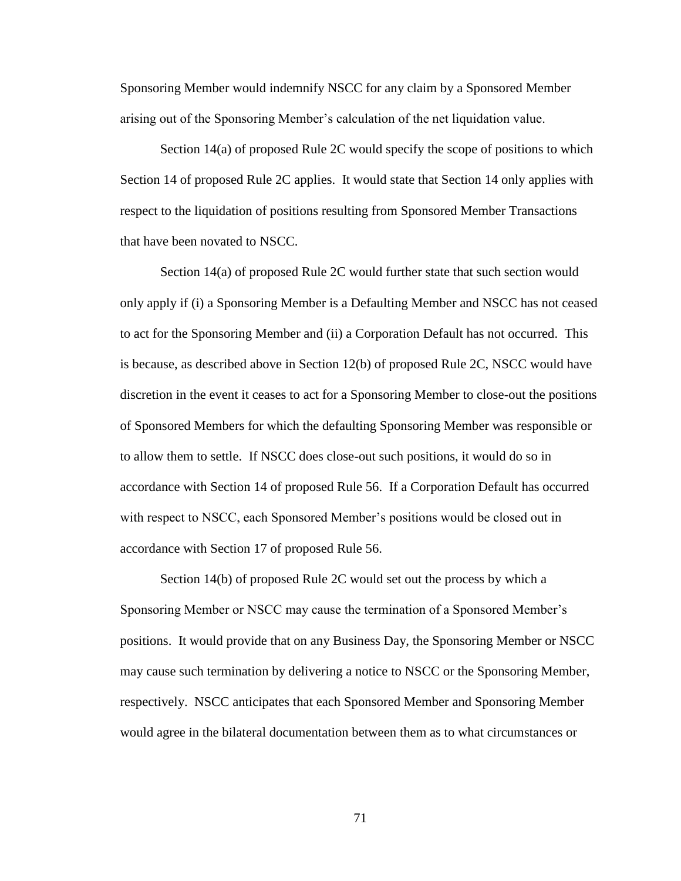Sponsoring Member would indemnify NSCC for any claim by a Sponsored Member arising out of the Sponsoring Member's calculation of the net liquidation value.

Section 14(a) of proposed Rule 2C would specify the scope of positions to which Section 14 of proposed Rule 2C applies. It would state that Section 14 only applies with respect to the liquidation of positions resulting from Sponsored Member Transactions that have been novated to NSCC.

Section 14(a) of proposed Rule 2C would further state that such section would only apply if (i) a Sponsoring Member is a Defaulting Member and NSCC has not ceased to act for the Sponsoring Member and (ii) a Corporation Default has not occurred. This is because, as described above in Section 12(b) of proposed Rule 2C, NSCC would have discretion in the event it ceases to act for a Sponsoring Member to close-out the positions of Sponsored Members for which the defaulting Sponsoring Member was responsible or to allow them to settle. If NSCC does close-out such positions, it would do so in accordance with Section 14 of proposed Rule 56. If a Corporation Default has occurred with respect to NSCC, each Sponsored Member's positions would be closed out in accordance with Section 17 of proposed Rule 56.

Section 14(b) of proposed Rule 2C would set out the process by which a Sponsoring Member or NSCC may cause the termination of a Sponsored Member's positions. It would provide that on any Business Day, the Sponsoring Member or NSCC may cause such termination by delivering a notice to NSCC or the Sponsoring Member, respectively. NSCC anticipates that each Sponsored Member and Sponsoring Member would agree in the bilateral documentation between them as to what circumstances or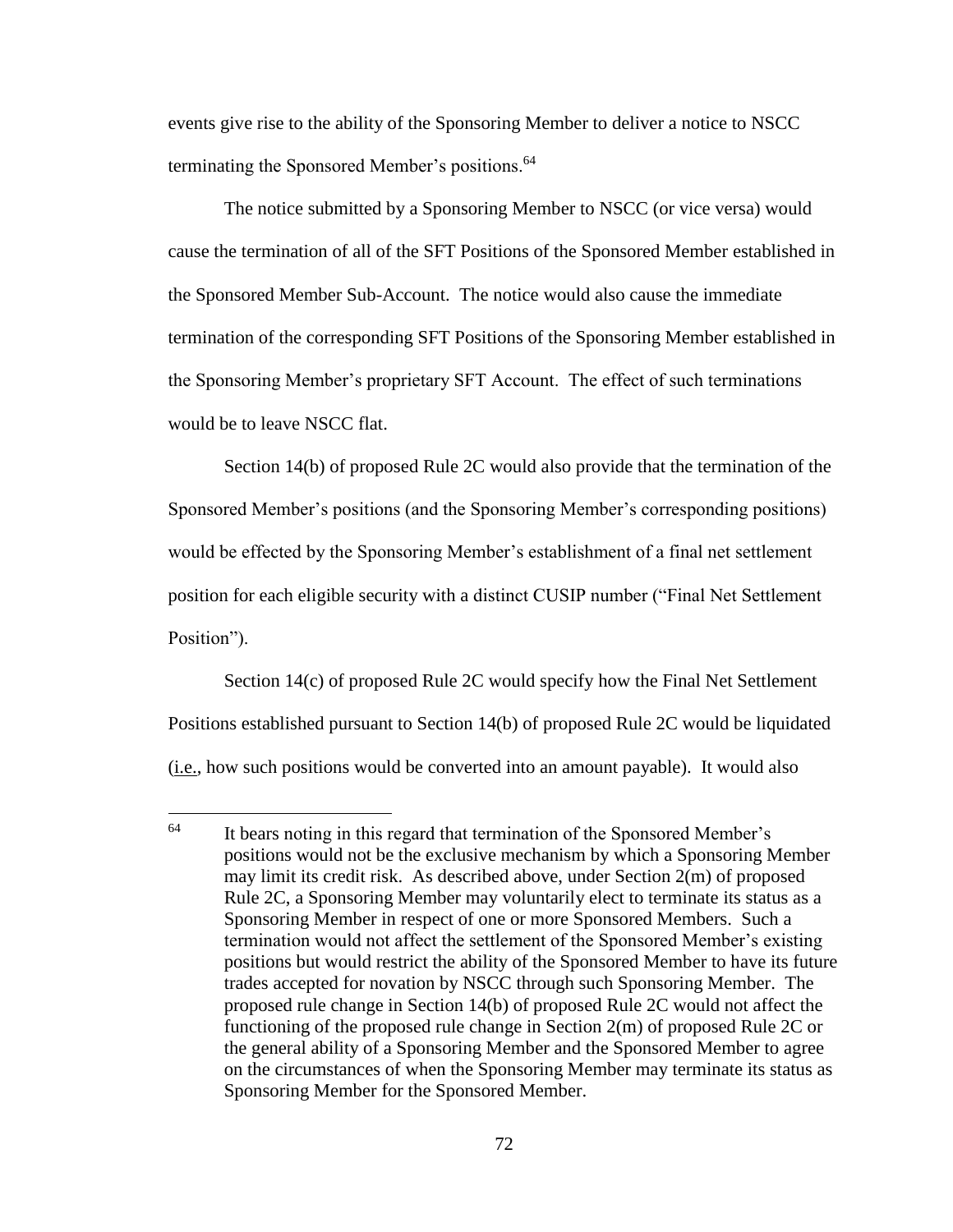events give rise to the ability of the Sponsoring Member to deliver a notice to NSCC terminating the Sponsored Member's positions.[64]

The notice submitted by a Sponsoring Member to NSCC (or vice versa) would cause the termination of all of the SFT Positions of the Sponsored Member established in the Sponsored Member Sub-Account. The notice would also cause the immediate termination of the corresponding SFT Positions of the Sponsoring Member established in the Sponsoring Member's proprietary SFT Account. The effect of such terminations would be to leave NSCC flat.

Section 14(b) of proposed Rule 2C would also provide that the termination of the Sponsored Member's positions (and the Sponsoring Member's corresponding positions) would be effected by the Sponsoring Member's establishment of a final net settlement position for each eligible security with a distinct CUSIP number ("Final Net Settlement Position").

Section 14(c) of proposed Rule 2C would specify how the Final Net Settlement Positions established pursuant to Section 14(b) of proposed Rule 2C would be liquidated (i.e., how such positions would be converted into an amount payable). It would also

---

[64] It bears noting in this regard that termination of the Sponsored Member's positions would not be the exclusive mechanism by which a Sponsoring Member may limit its credit risk. As described above, under Section 2(m) of proposed Rule 2C, a Sponsoring Member may voluntarily elect to terminate its status as a Sponsoring Member in respect of one or more Sponsored Members. Such a termination would not affect the settlement of the Sponsored Member's existing positions but would restrict the ability of the Sponsored Member to have its future trades accepted for novation by NSCC through such Sponsoring Member. The proposed rule change in Section 14(b) of proposed Rule 2C would not affect the functioning of the proposed rule change in Section 2(m) of proposed Rule 2C or the general ability of a Sponsoring Member and the Sponsored Member to agree on the circumstances of when the Sponsoring Member may terminate its status as Sponsoring Member for the Sponsored Member.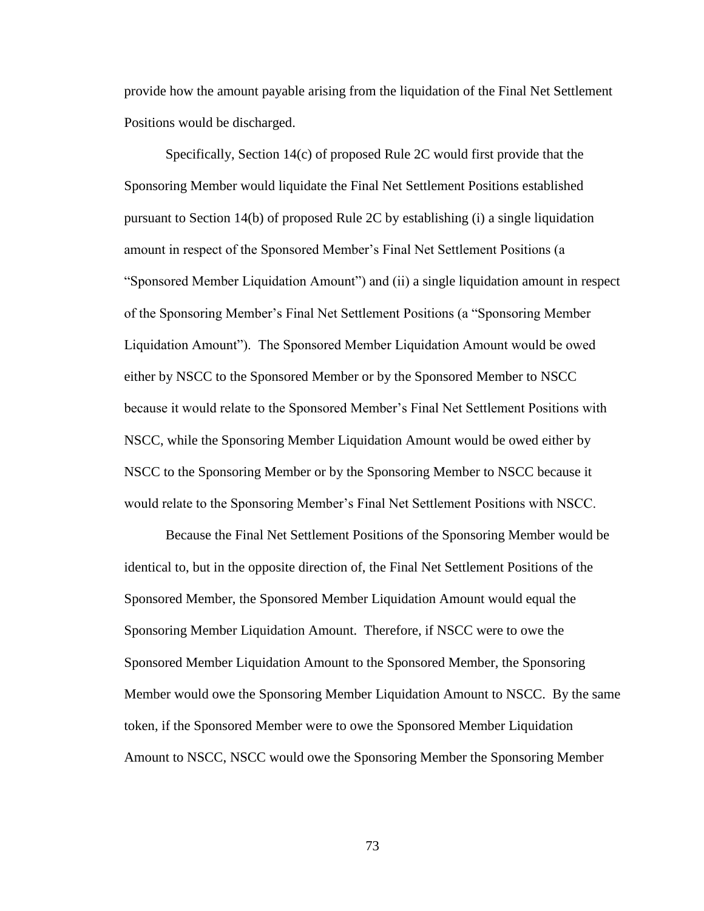provide how the amount payable arising from the liquidation of the Final Net Settlement Positions would be discharged.

Specifically, Section 14(c) of proposed Rule 2C would first provide that the Sponsoring Member would liquidate the Final Net Settlement Positions established pursuant to Section 14(b) of proposed Rule 2C by establishing (i) a single liquidation amount in respect of the Sponsored Member's Final Net Settlement Positions (a "Sponsored Member Liquidation Amount") and (ii) a single liquidation amount in respect of the Sponsoring Member's Final Net Settlement Positions (a "Sponsoring Member Liquidation Amount"). The Sponsored Member Liquidation Amount would be owed either by NSCC to the Sponsored Member or by the Sponsored Member to NSCC because it would relate to the Sponsored Member's Final Net Settlement Positions with NSCC, while the Sponsoring Member Liquidation Amount would be owed either by NSCC to the Sponsoring Member or by the Sponsoring Member to NSCC because it would relate to the Sponsoring Member's Final Net Settlement Positions with NSCC.

Because the Final Net Settlement Positions of the Sponsoring Member would be identical to, but in the opposite direction of, the Final Net Settlement Positions of the Sponsored Member, the Sponsored Member Liquidation Amount would equal the Sponsoring Member Liquidation Amount. Therefore, if NSCC were to owe the Sponsored Member Liquidation Amount to the Sponsored Member, the Sponsoring Member would owe the Sponsoring Member Liquidation Amount to NSCC. By the same token, if the Sponsored Member were to owe the Sponsored Member Liquidation Amount to NSCC, NSCC would owe the Sponsoring Member the Sponsoring Member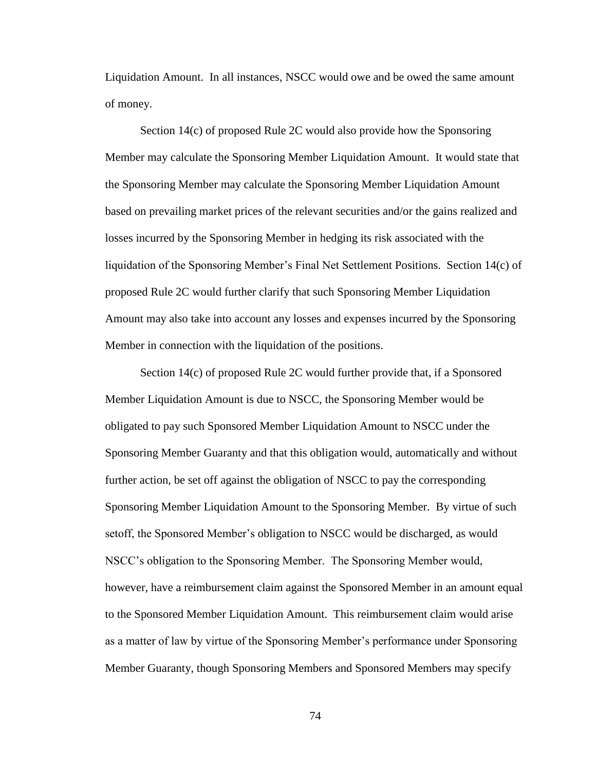Liquidation Amount. In all instances, NSCC would owe and be owed the same amount of money.

Section 14(c) of proposed Rule 2C would also provide how the Sponsoring Member may calculate the Sponsoring Member Liquidation Amount. It would state that the Sponsoring Member may calculate the Sponsoring Member Liquidation Amount based on prevailing market prices of the relevant securities and/or the gains realized and losses incurred by the Sponsoring Member in hedging its risk associated with the liquidation of the Sponsoring Member's Final Net Settlement Positions. Section 14(c) of proposed Rule 2C would further clarify that such Sponsoring Member Liquidation Amount may also take into account any losses and expenses incurred by the Sponsoring Member in connection with the liquidation of the positions.

Section 14(c) of proposed Rule 2C would further provide that, if a Sponsored Member Liquidation Amount is due to NSCC, the Sponsoring Member would be obligated to pay such Sponsored Member Liquidation Amount to NSCC under the Sponsoring Member Guaranty and that this obligation would, automatically and without further action, be set off against the obligation of NSCC to pay the corresponding Sponsoring Member Liquidation Amount to the Sponsoring Member. By virtue of such setoff, the Sponsored Member's obligation to NSCC would be discharged, as would NSCC's obligation to the Sponsoring Member. The Sponsoring Member would, however, have a reimbursement claim against the Sponsored Member in an amount equal to the Sponsored Member Liquidation Amount. This reimbursement claim would arise as a matter of law by virtue of the Sponsoring Member's performance under Sponsoring Member Guaranty, though Sponsoring Members and Sponsored Members may specify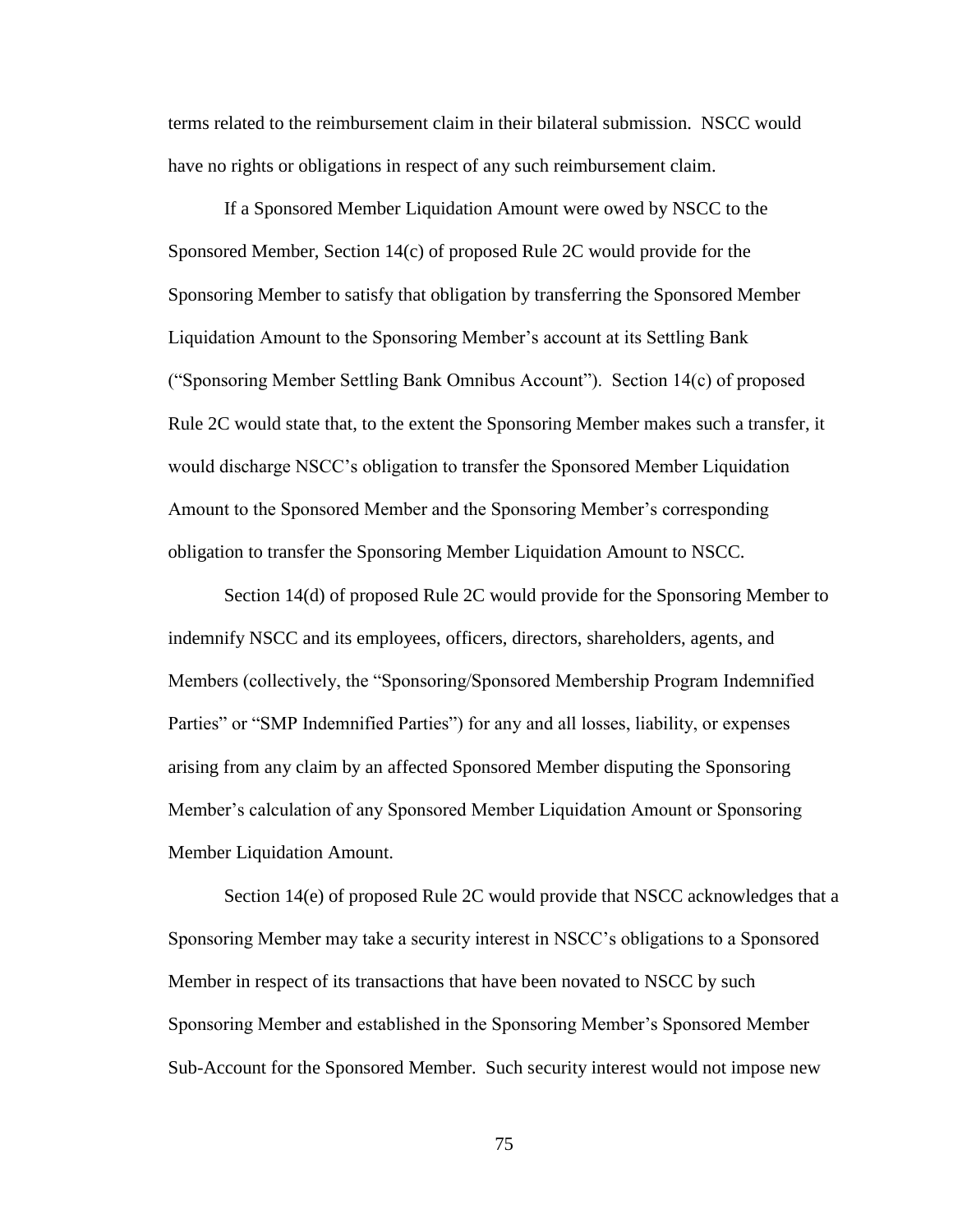terms related to the reimbursement claim in their bilateral submission. NSCC would have no rights or obligations in respect of any such reimbursement claim.

If a Sponsored Member Liquidation Amount were owed by NSCC to the Sponsored Member, Section 14(c) of proposed Rule 2C would provide for the Sponsoring Member to satisfy that obligation by transferring the Sponsored Member Liquidation Amount to the Sponsoring Member's account at its Settling Bank ("Sponsoring Member Settling Bank Omnibus Account"). Section 14(c) of proposed Rule 2C would state that, to the extent the Sponsoring Member makes such a transfer, it would discharge NSCC's obligation to transfer the Sponsored Member Liquidation Amount to the Sponsored Member and the Sponsoring Member's corresponding obligation to transfer the Sponsoring Member Liquidation Amount to NSCC.

Section 14(d) of proposed Rule 2C would provide for the Sponsoring Member to indemnify NSCC and its employees, officers, directors, shareholders, agents, and Members (collectively, the "Sponsoring/Sponsored Membership Program Indemnified Parties" or "SMP Indemnified Parties") for any and all losses, liability, or expenses arising from any claim by an affected Sponsored Member disputing the Sponsoring Member's calculation of any Sponsored Member Liquidation Amount or Sponsoring Member Liquidation Amount.

Section 14(e) of proposed Rule 2C would provide that NSCC acknowledges that a Sponsoring Member may take a security interest in NSCC's obligations to a Sponsored Member in respect of its transactions that have been novated to NSCC by such Sponsoring Member and established in the Sponsoring Member's Sponsored Member Sub-Account for the Sponsored Member. Such security interest would not impose new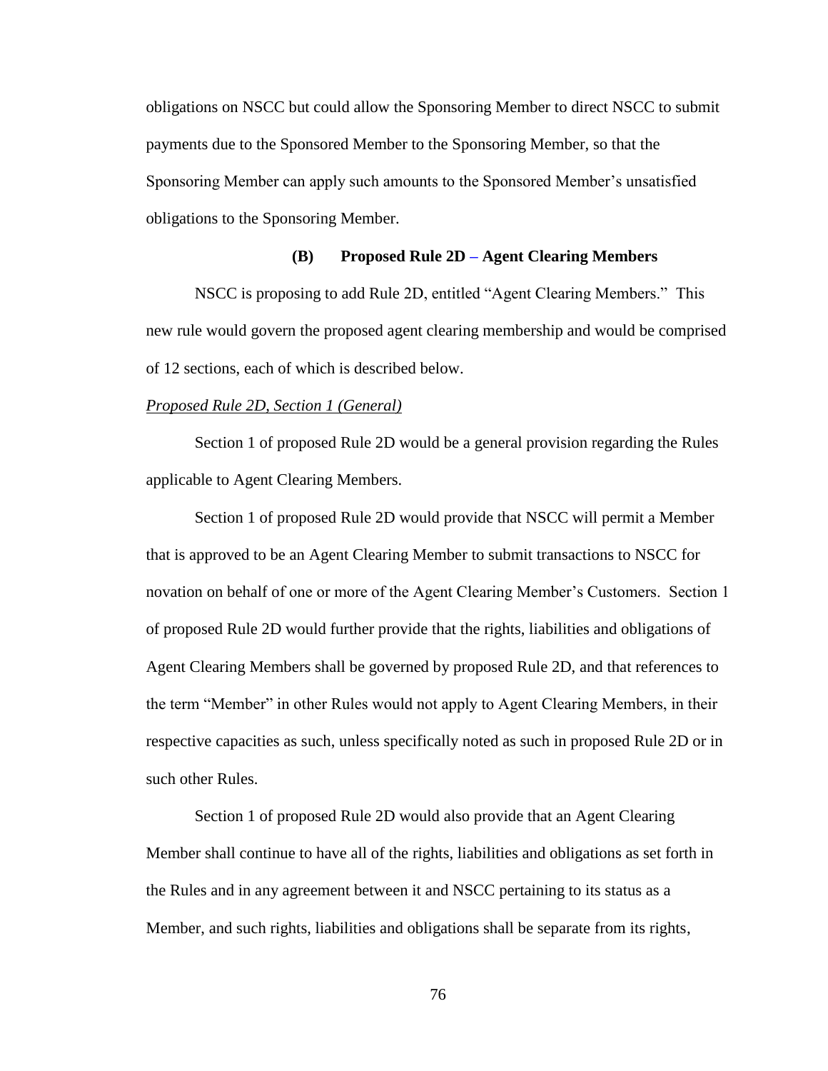obligations on NSCC but could allow the Sponsoring Member to direct NSCC to submit payments due to the Sponsored Member to the Sponsoring Member, so that the Sponsoring Member can apply such amounts to the Sponsored Member's unsatisfied obligations to the Sponsoring Member.

**(B) Proposed Rule 2D – Agent Clearing Members**

NSCC is proposing to add Rule 2D, entitled "Agent Clearing Members." This new rule would govern the proposed agent clearing membership and would be comprised of 12 sections, each of which is described below.

*Proposed Rule 2D, Section 1 (General)*

Section 1 of proposed Rule 2D would be a general provision regarding the Rules applicable to Agent Clearing Members.

Section 1 of proposed Rule 2D would provide that NSCC will permit a Member that is approved to be an Agent Clearing Member to submit transactions to NSCC for novation on behalf of one or more of the Agent Clearing Member's Customers. Section 1 of proposed Rule 2D would further provide that the rights, liabilities and obligations of Agent Clearing Members shall be governed by proposed Rule 2D, and that references to the term "Member" in other Rules would not apply to Agent Clearing Members, in their respective capacities as such, unless specifically noted as such in proposed Rule 2D or in such other Rules.

Section 1 of proposed Rule 2D would also provide that an Agent Clearing Member shall continue to have all of the rights, liabilities and obligations as set forth in the Rules and in any agreement between it and NSCC pertaining to its status as a Member, and such rights, liabilities and obligations shall be separate from its rights,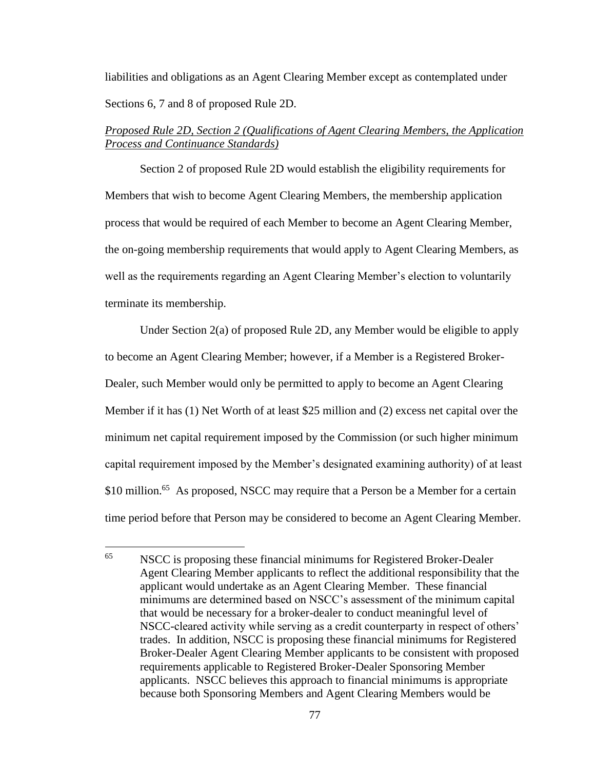liabilities and obligations as an Agent Clearing Member except as contemplated under Sections 6, 7 and 8 of proposed Rule 2D.

*Proposed Rule 2D, Section 2 (Qualifications of Agent Clearing Members, the Application Process and Continuance Standards)*

Section 2 of proposed Rule 2D would establish the eligibility requirements for Members that wish to become Agent Clearing Members, the membership application process that would be required of each Member to become an Agent Clearing Member, the on-going membership requirements that would apply to Agent Clearing Members, as well as the requirements regarding an Agent Clearing Member's election to voluntarily terminate its membership.

Under Section 2(a) of proposed Rule 2D, any Member would be eligible to apply to become an Agent Clearing Member; however, if a Member is a Registered Broker-Dealer, such Member would only be permitted to apply to become an Agent Clearing Member if it has (1) Net Worth of at least $25 million and (2) excess net capital over the minimum net capital requirement imposed by the Commission (or such higher minimum capital requirement imposed by the Member's designated examining authority) of at least $10 million.[65] As proposed, NSCC may require that a Person be a Member for a certain time period before that Person may be considered to become an Agent Clearing Member.

---

[65] NSCC is proposing these financial minimums for Registered Broker-Dealer Agent Clearing Member applicants to reflect the additional responsibility that the applicant would undertake as an Agent Clearing Member. These financial minimums are determined based on NSCC's assessment of the minimum capital that would be necessary for a broker-dealer to conduct meaningful level of NSCC-cleared activity while serving as a credit counterparty in respect of others' trades. In addition, NSCC is proposing these financial minimums for Registered Broker-Dealer Agent Clearing Member applicants to be consistent with proposed requirements applicable to Registered Broker-Dealer Sponsoring Member applicants. NSCC believes this approach to financial minimums is appropriate because both Sponsoring Members and Agent Clearing Members would be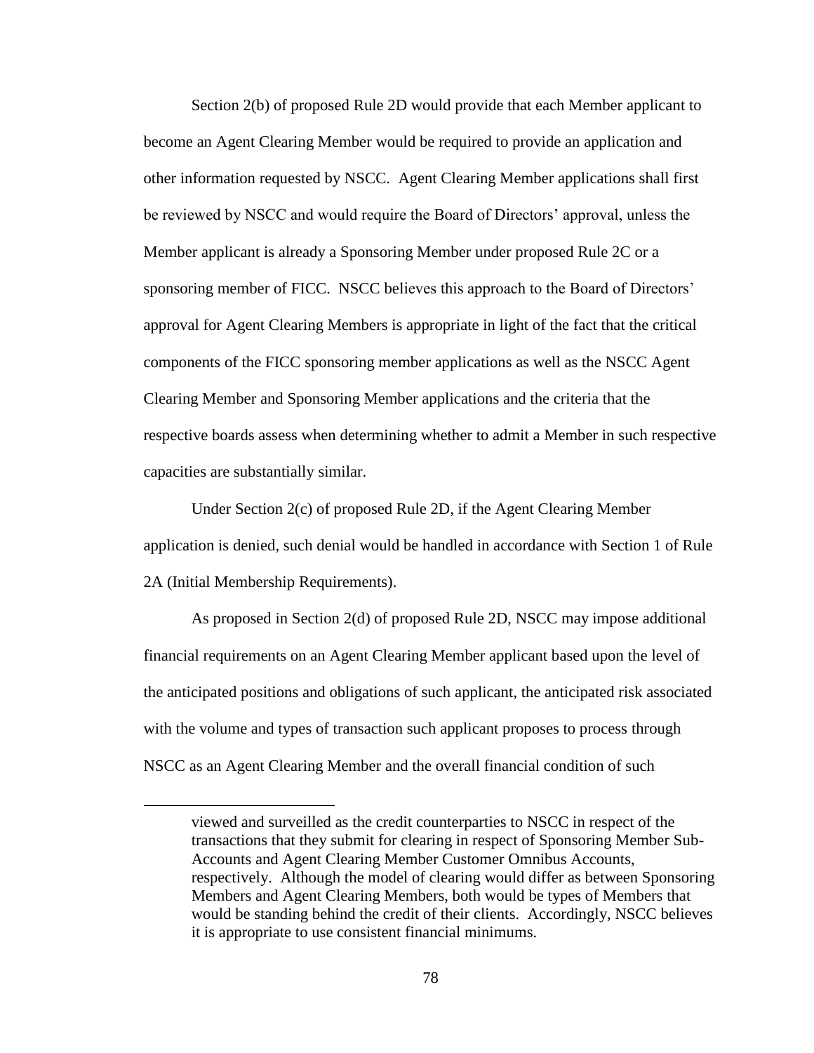Section 2(b) of proposed Rule 2D would provide that each Member applicant to become an Agent Clearing Member would be required to provide an application and other information requested by NSCC. Agent Clearing Member applications shall first be reviewed by NSCC and would require the Board of Directors' approval, unless the Member applicant is already a Sponsoring Member under proposed Rule 2C or a sponsoring member of FICC. NSCC believes this approach to the Board of Directors' approval for Agent Clearing Members is appropriate in light of the fact that the critical components of the FICC sponsoring member applications as well as the NSCC Agent Clearing Member and Sponsoring Member applications and the criteria that the respective boards assess when determining whether to admit a Member in such respective capacities are substantially similar.

Under Section 2(c) of proposed Rule 2D, if the Agent Clearing Member application is denied, such denial would be handled in accordance with Section 1 of Rule 2A (Initial Membership Requirements).

As proposed in Section 2(d) of proposed Rule 2D, NSCC may impose additional financial requirements on an Agent Clearing Member applicant based upon the level of the anticipated positions and obligations of such applicant, the anticipated risk associated with the volume and types of transaction such applicant proposes to process through NSCC as an Agent Clearing Member and the overall financial condition of such

---

viewed and surveilled as the credit counterparties to NSCC in respect of the transactions that they submit for clearing in respect of Sponsoring Member Sub-Accounts and Agent Clearing Member Customer Omnibus Accounts, respectively. Although the model of clearing would differ as between Sponsoring Members and Agent Clearing Members, both would be types of Members that would be standing behind the credit of their clients. Accordingly, NSCC believes it is appropriate to use consistent financial minimums.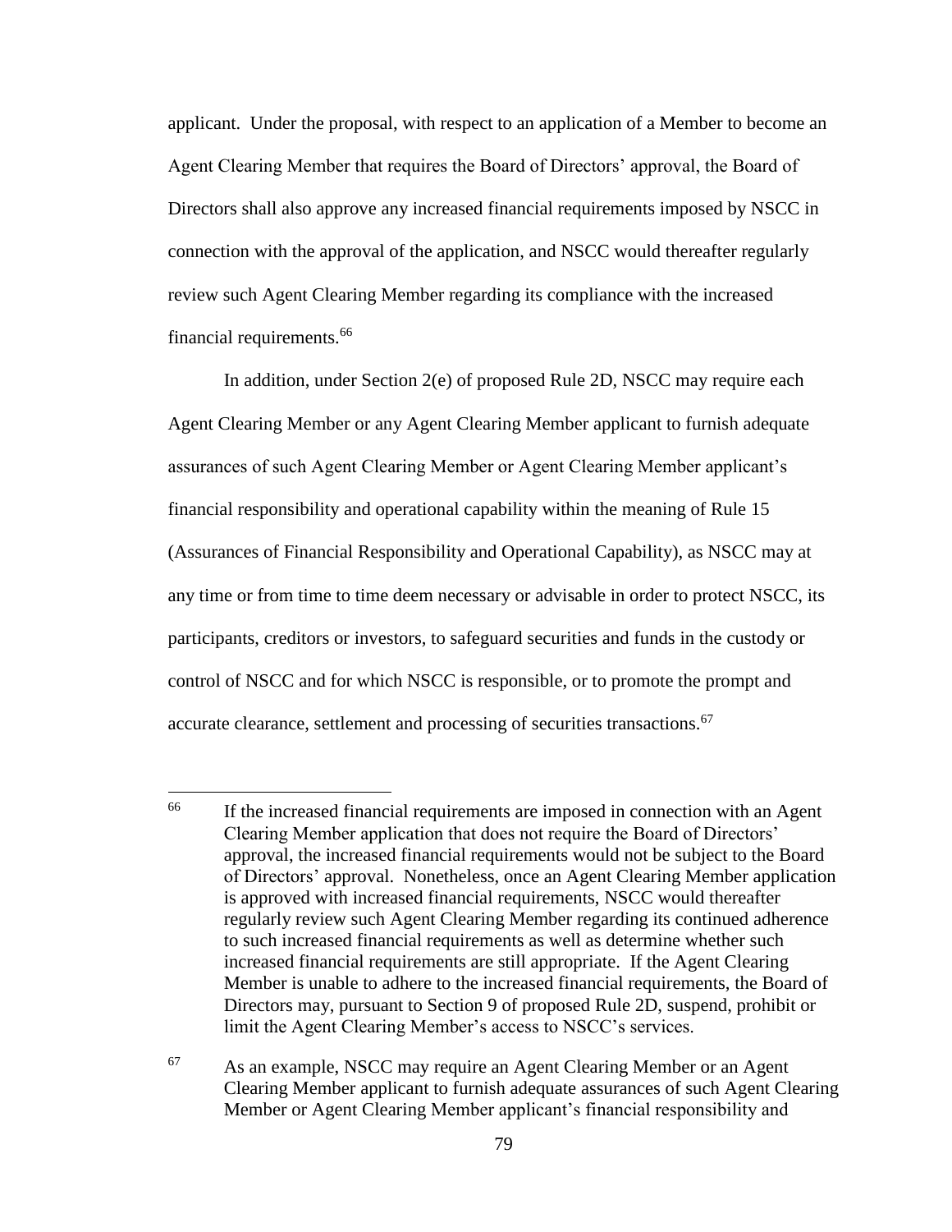applicant. Under the proposal, with respect to an application of a Member to become an Agent Clearing Member that requires the Board of Directors' approval, the Board of Directors shall also approve any increased financial requirements imposed by NSCC in connection with the approval of the application, and NSCC would thereafter regularly review such Agent Clearing Member regarding its compliance with the increased financial requirements.[66]

In addition, under Section 2(e) of proposed Rule 2D, NSCC may require each Agent Clearing Member or any Agent Clearing Member applicant to furnish adequate assurances of such Agent Clearing Member or Agent Clearing Member applicant's financial responsibility and operational capability within the meaning of Rule 15 (Assurances of Financial Responsibility and Operational Capability), as NSCC may at any time or from time to time deem necessary or advisable in order to protect NSCC, its participants, creditors or investors, to safeguard securities and funds in the custody or control of NSCC and for which NSCC is responsible, or to promote the prompt and accurate clearance, settlement and processing of securities transactions.[67]

---

[66] If the increased financial requirements are imposed in connection with an Agent Clearing Member application that does not require the Board of Directors' approval, the increased financial requirements would not be subject to the Board of Directors' approval. Nonetheless, once an Agent Clearing Member application is approved with increased financial requirements, NSCC would thereafter regularly review such Agent Clearing Member regarding its continued adherence to such increased financial requirements as well as determine whether such increased financial requirements are still appropriate. If the Agent Clearing Member is unable to adhere to the increased financial requirements, the Board of Directors may, pursuant to Section 9 of proposed Rule 2D, suspend, prohibit or limit the Agent Clearing Member's access to NSCC's services.

[67] As an example, NSCC may require an Agent Clearing Member or an Agent Clearing Member applicant to furnish adequate assurances of such Agent Clearing Member or Agent Clearing Member applicant's financial responsibility and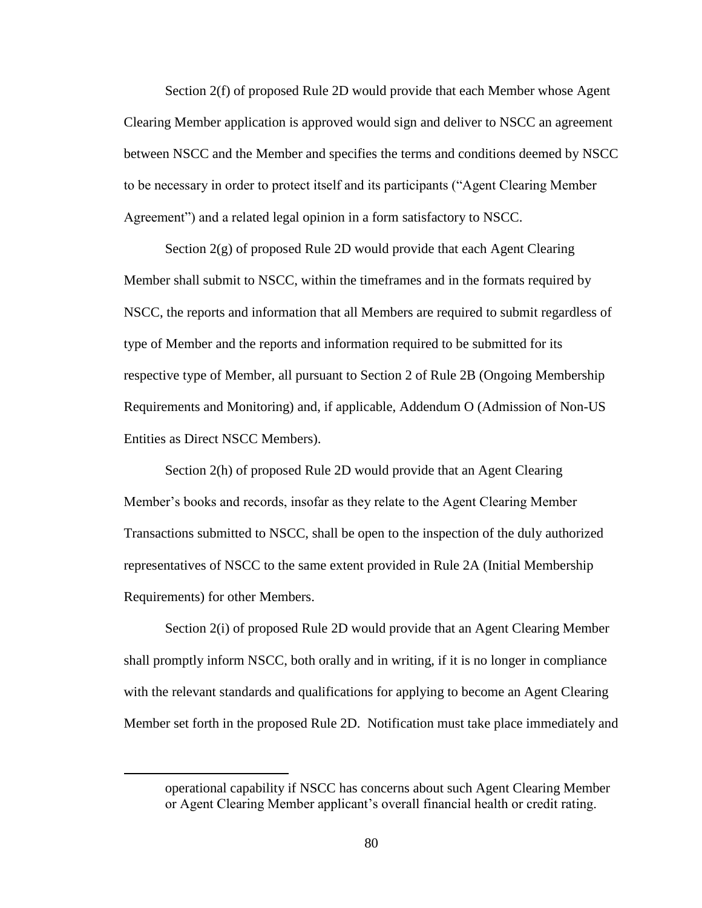Section 2(f) of proposed Rule 2D would provide that each Member whose Agent Clearing Member application is approved would sign and deliver to NSCC an agreement between NSCC and the Member and specifies the terms and conditions deemed by NSCC to be necessary in order to protect itself and its participants ("Agent Clearing Member Agreement") and a related legal opinion in a form satisfactory to NSCC.

Section 2(g) of proposed Rule 2D would provide that each Agent Clearing Member shall submit to NSCC, within the timeframes and in the formats required by NSCC, the reports and information that all Members are required to submit regardless of type of Member and the reports and information required to be submitted for its respective type of Member, all pursuant to Section 2 of Rule 2B (Ongoing Membership Requirements and Monitoring) and, if applicable, Addendum O (Admission of Non-US Entities as Direct NSCC Members).

Section 2(h) of proposed Rule 2D would provide that an Agent Clearing Member's books and records, insofar as they relate to the Agent Clearing Member Transactions submitted to NSCC, shall be open to the inspection of the duly authorized representatives of NSCC to the same extent provided in Rule 2A (Initial Membership Requirements) for other Members.

Section 2(i) of proposed Rule 2D would provide that an Agent Clearing Member shall promptly inform NSCC, both orally and in writing, if it is no longer in compliance with the relevant standards and qualifications for applying to become an Agent Clearing Member set forth in the proposed Rule 2D. Notification must take place immediately and

---

operational capability if NSCC has concerns about such Agent Clearing Member or Agent Clearing Member applicant's overall financial health or credit rating.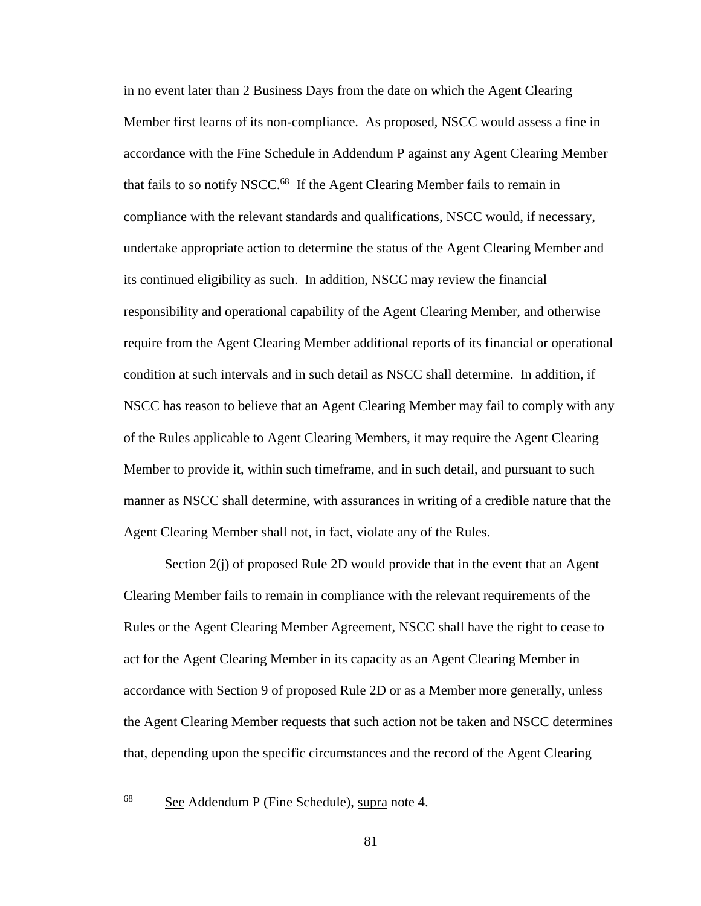in no event later than 2 Business Days from the date on which the Agent Clearing Member first learns of its non-compliance. As proposed, NSCC would assess a fine in accordance with the Fine Schedule in Addendum P against any Agent Clearing Member that fails to so notify NSCC.[68] If the Agent Clearing Member fails to remain in compliance with the relevant standards and qualifications, NSCC would, if necessary, undertake appropriate action to determine the status of the Agent Clearing Member and its continued eligibility as such. In addition, NSCC may review the financial responsibility and operational capability of the Agent Clearing Member, and otherwise require from the Agent Clearing Member additional reports of its financial or operational condition at such intervals and in such detail as NSCC shall determine. In addition, if NSCC has reason to believe that an Agent Clearing Member may fail to comply with any of the Rules applicable to Agent Clearing Members, it may require the Agent Clearing Member to provide it, within such timeframe, and in such detail, and pursuant to such manner as NSCC shall determine, with assurances in writing of a credible nature that the Agent Clearing Member shall not, in fact, violate any of the Rules.

Section 2(j) of proposed Rule 2D would provide that in the event that an Agent Clearing Member fails to remain in compliance with the relevant requirements of the Rules or the Agent Clearing Member Agreement, NSCC shall have the right to cease to act for the Agent Clearing Member in its capacity as an Agent Clearing Member in accordance with Section 9 of proposed Rule 2D or as a Member more generally, unless the Agent Clearing Member requests that such action not be taken and NSCC determines that, depending upon the specific circumstances and the record of the Agent Clearing

---

[68] See Addendum P (Fine Schedule), supra note 4.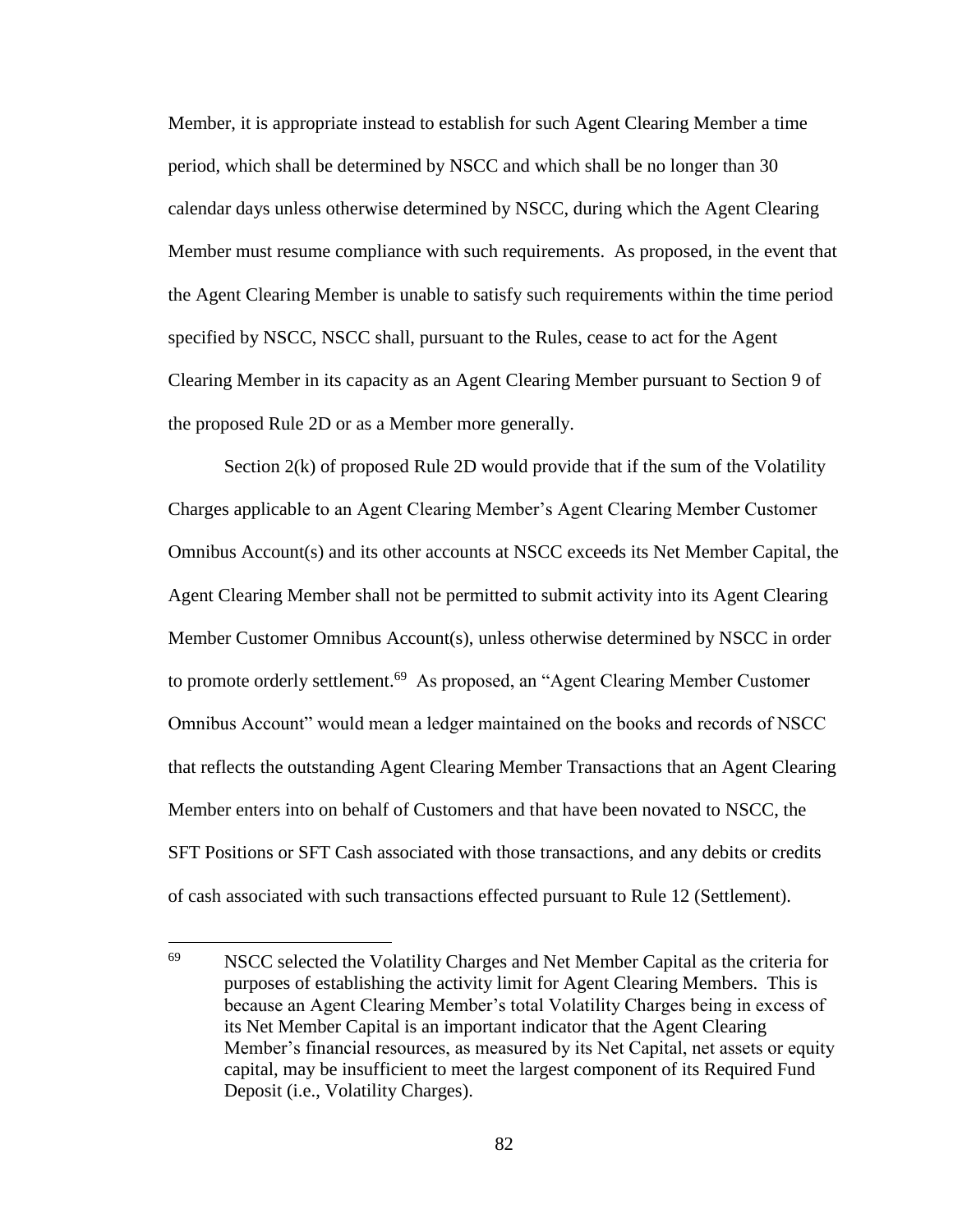Member, it is appropriate instead to establish for such Agent Clearing Member a time period, which shall be determined by NSCC and which shall be no longer than 30 calendar days unless otherwise determined by NSCC, during which the Agent Clearing Member must resume compliance with such requirements. As proposed, in the event that the Agent Clearing Member is unable to satisfy such requirements within the time period specified by NSCC, NSCC shall, pursuant to the Rules, cease to act for the Agent Clearing Member in its capacity as an Agent Clearing Member pursuant to Section 9 of the proposed Rule 2D or as a Member more generally.

Section 2(k) of proposed Rule 2D would provide that if the sum of the Volatility Charges applicable to an Agent Clearing Member's Agent Clearing Member Customer Omnibus Account(s) and its other accounts at NSCC exceeds its Net Member Capital, the Agent Clearing Member shall not be permitted to submit activity into its Agent Clearing Member Customer Omnibus Account(s), unless otherwise determined by NSCC in order to promote orderly settlement.[69] As proposed, an "Agent Clearing Member Customer Omnibus Account" would mean a ledger maintained on the books and records of NSCC that reflects the outstanding Agent Clearing Member Transactions that an Agent Clearing Member enters into on behalf of Customers and that have been novated to NSCC, the SFT Positions or SFT Cash associated with those transactions, and any debits or credits of cash associated with such transactions effected pursuant to Rule 12 (Settlement).

---

[69] NSCC selected the Volatility Charges and Net Member Capital as the criteria for purposes of establishing the activity limit for Agent Clearing Members. This is because an Agent Clearing Member's total Volatility Charges being in excess of its Net Member Capital is an important indicator that the Agent Clearing Member's financial resources, as measured by its Net Capital, net assets or equity capital, may be insufficient to meet the largest component of its Required Fund Deposit (i.e., Volatility Charges).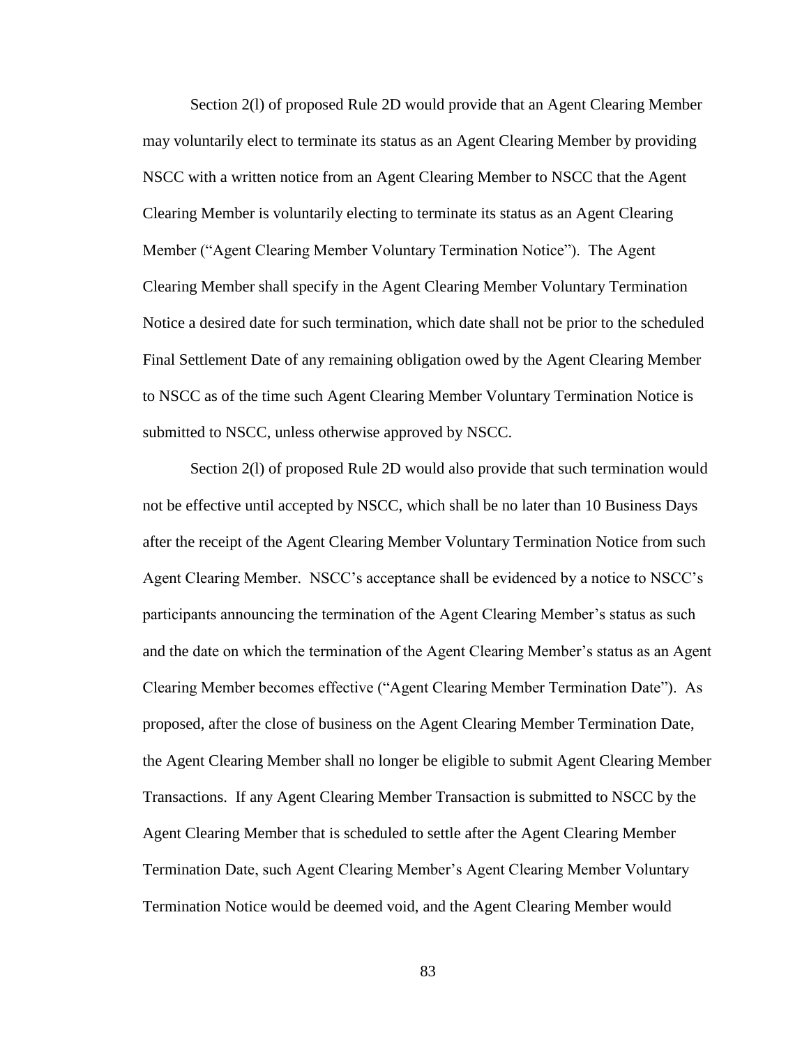Section 2(l) of proposed Rule 2D would provide that an Agent Clearing Member may voluntarily elect to terminate its status as an Agent Clearing Member by providing NSCC with a written notice from an Agent Clearing Member to NSCC that the Agent Clearing Member is voluntarily electing to terminate its status as an Agent Clearing Member ("Agent Clearing Member Voluntary Termination Notice"). The Agent Clearing Member shall specify in the Agent Clearing Member Voluntary Termination Notice a desired date for such termination, which date shall not be prior to the scheduled Final Settlement Date of any remaining obligation owed by the Agent Clearing Member to NSCC as of the time such Agent Clearing Member Voluntary Termination Notice is submitted to NSCC, unless otherwise approved by NSCC.

Section 2(l) of proposed Rule 2D would also provide that such termination would not be effective until accepted by NSCC, which shall be no later than 10 Business Days after the receipt of the Agent Clearing Member Voluntary Termination Notice from such Agent Clearing Member. NSCC's acceptance shall be evidenced by a notice to NSCC's participants announcing the termination of the Agent Clearing Member's status as such and the date on which the termination of the Agent Clearing Member's status as an Agent Clearing Member becomes effective ("Agent Clearing Member Termination Date"). As proposed, after the close of business on the Agent Clearing Member Termination Date, the Agent Clearing Member shall no longer be eligible to submit Agent Clearing Member Transactions. If any Agent Clearing Member Transaction is submitted to NSCC by the Agent Clearing Member that is scheduled to settle after the Agent Clearing Member Termination Date, such Agent Clearing Member's Agent Clearing Member Voluntary Termination Notice would be deemed void, and the Agent Clearing Member would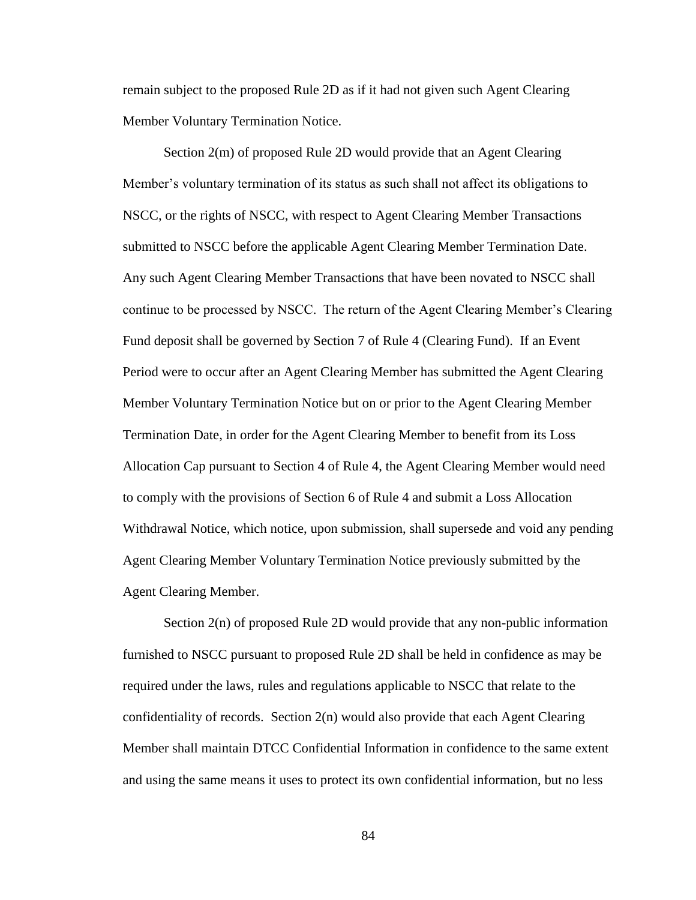remain subject to the proposed Rule 2D as if it had not given such Agent Clearing Member Voluntary Termination Notice.

Section 2(m) of proposed Rule 2D would provide that an Agent Clearing Member's voluntary termination of its status as such shall not affect its obligations to NSCC, or the rights of NSCC, with respect to Agent Clearing Member Transactions submitted to NSCC before the applicable Agent Clearing Member Termination Date. Any such Agent Clearing Member Transactions that have been novated to NSCC shall continue to be processed by NSCC. The return of the Agent Clearing Member's Clearing Fund deposit shall be governed by Section 7 of Rule 4 (Clearing Fund). If an Event Period were to occur after an Agent Clearing Member has submitted the Agent Clearing Member Voluntary Termination Notice but on or prior to the Agent Clearing Member Termination Date, in order for the Agent Clearing Member to benefit from its Loss Allocation Cap pursuant to Section 4 of Rule 4, the Agent Clearing Member would need to comply with the provisions of Section 6 of Rule 4 and submit a Loss Allocation Withdrawal Notice, which notice, upon submission, shall supersede and void any pending Agent Clearing Member Voluntary Termination Notice previously submitted by the Agent Clearing Member.

Section 2(n) of proposed Rule 2D would provide that any non-public information furnished to NSCC pursuant to proposed Rule 2D shall be held in confidence as may be required under the laws, rules and regulations applicable to NSCC that relate to the confidentiality of records. Section 2(n) would also provide that each Agent Clearing Member shall maintain DTCC Confidential Information in confidence to the same extent and using the same means it uses to protect its own confidential information, but no less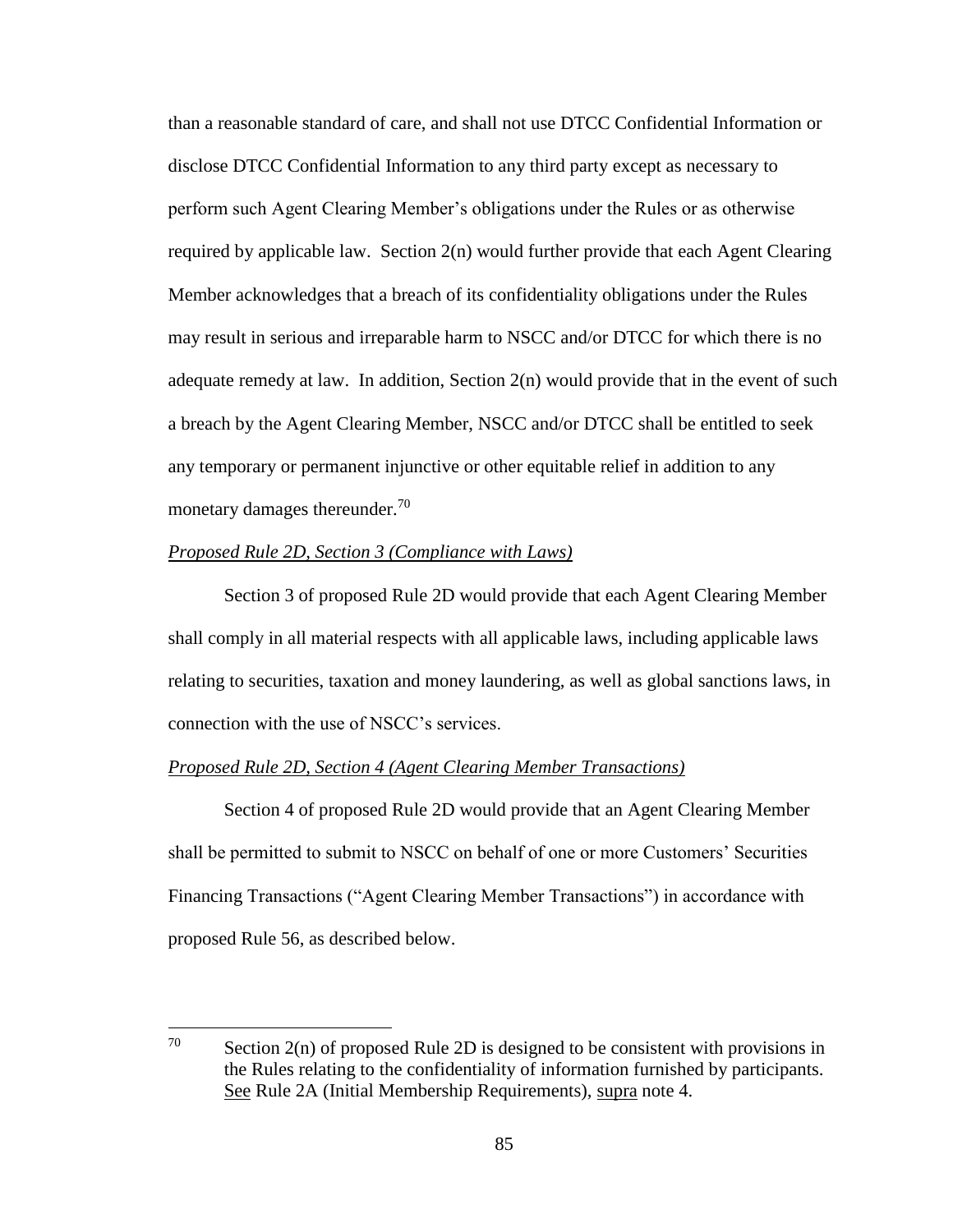than a reasonable standard of care, and shall not use DTCC Confidential Information or disclose DTCC Confidential Information to any third party except as necessary to perform such Agent Clearing Member's obligations under the Rules or as otherwise required by applicable law. Section 2(n) would further provide that each Agent Clearing Member acknowledges that a breach of its confidentiality obligations under the Rules may result in serious and irreparable harm to NSCC and/or DTCC for which there is no adequate remedy at law. In addition, Section 2(n) would provide that in the event of such a breach by the Agent Clearing Member, NSCC and/or DTCC shall be entitled to seek any temporary or permanent injunctive or other equitable relief in addition to any monetary damages thereunder.[70]

*Proposed Rule 2D, Section 3 (Compliance with Laws)*

Section 3 of proposed Rule 2D would provide that each Agent Clearing Member shall comply in all material respects with all applicable laws, including applicable laws relating to securities, taxation and money laundering, as well as global sanctions laws, in connection with the use of NSCC's services.

*Proposed Rule 2D, Section 4 (Agent Clearing Member Transactions)*

Section 4 of proposed Rule 2D would provide that an Agent Clearing Member shall be permitted to submit to NSCC on behalf of one or more Customers' Securities Financing Transactions ("Agent Clearing Member Transactions") in accordance with proposed Rule 56, as described below.

---

[70] Section 2(n) of proposed Rule 2D is designed to be consistent with provisions in the Rules relating to the confidentiality of information furnished by participants. See Rule 2A (Initial Membership Requirements), supra note 4.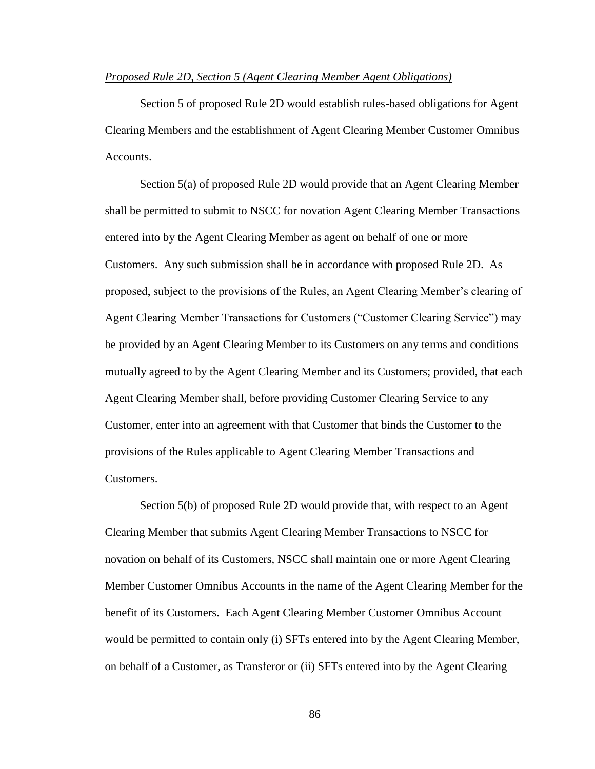*Proposed Rule 2D, Section 5 (Agent Clearing Member Agent Obligations)*

Section 5 of proposed Rule 2D would establish rules-based obligations for Agent Clearing Members and the establishment of Agent Clearing Member Customer Omnibus Accounts.

Section 5(a) of proposed Rule 2D would provide that an Agent Clearing Member shall be permitted to submit to NSCC for novation Agent Clearing Member Transactions entered into by the Agent Clearing Member as agent on behalf of one or more Customers. Any such submission shall be in accordance with proposed Rule 2D. As proposed, subject to the provisions of the Rules, an Agent Clearing Member's clearing of Agent Clearing Member Transactions for Customers ("Customer Clearing Service") may be provided by an Agent Clearing Member to its Customers on any terms and conditions mutually agreed to by the Agent Clearing Member and its Customers; provided, that each Agent Clearing Member shall, before providing Customer Clearing Service to any Customer, enter into an agreement with that Customer that binds the Customer to the provisions of the Rules applicable to Agent Clearing Member Transactions and Customers.

Section 5(b) of proposed Rule 2D would provide that, with respect to an Agent Clearing Member that submits Agent Clearing Member Transactions to NSCC for novation on behalf of its Customers, NSCC shall maintain one or more Agent Clearing Member Customer Omnibus Accounts in the name of the Agent Clearing Member for the benefit of its Customers. Each Agent Clearing Member Customer Omnibus Account would be permitted to contain only (i) SFTs entered into by the Agent Clearing Member, on behalf of a Customer, as Transferor or (ii) SFTs entered into by the Agent Clearing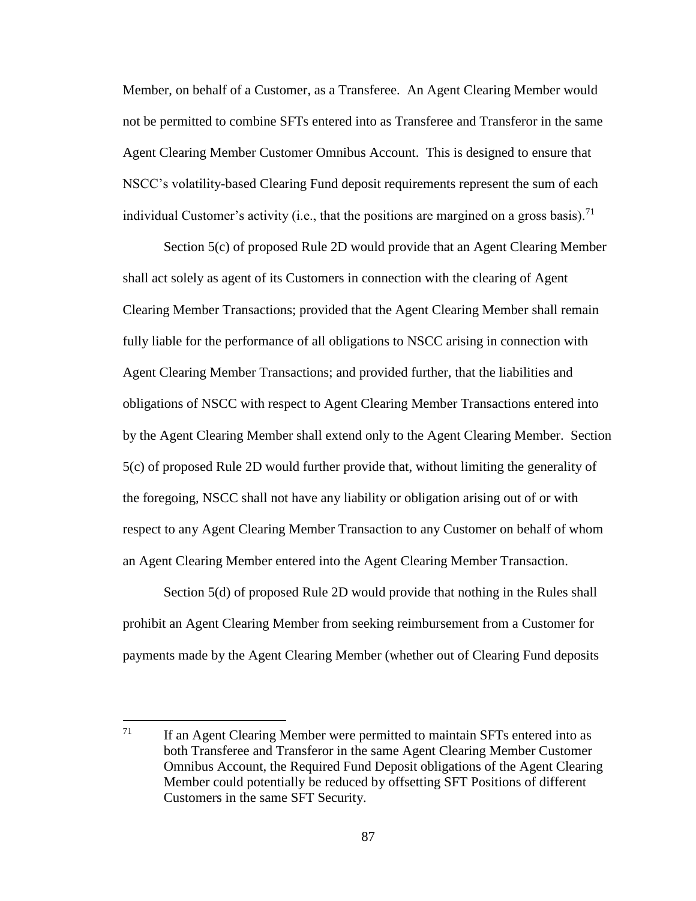Member, on behalf of a Customer, as a Transferee. An Agent Clearing Member would not be permitted to combine SFTs entered into as Transferee and Transferor in the same Agent Clearing Member Customer Omnibus Account. This is designed to ensure that NSCC's volatility-based Clearing Fund deposit requirements represent the sum of each individual Customer's activity (i.e., that the positions are margined on a gross basis).[71]

Section 5(c) of proposed Rule 2D would provide that an Agent Clearing Member shall act solely as agent of its Customers in connection with the clearing of Agent Clearing Member Transactions; provided that the Agent Clearing Member shall remain fully liable for the performance of all obligations to NSCC arising in connection with Agent Clearing Member Transactions; and provided further, that the liabilities and obligations of NSCC with respect to Agent Clearing Member Transactions entered into by the Agent Clearing Member shall extend only to the Agent Clearing Member. Section 5(c) of proposed Rule 2D would further provide that, without limiting the generality of the foregoing, NSCC shall not have any liability or obligation arising out of or with respect to any Agent Clearing Member Transaction to any Customer on behalf of whom an Agent Clearing Member entered into the Agent Clearing Member Transaction.

Section 5(d) of proposed Rule 2D would provide that nothing in the Rules shall prohibit an Agent Clearing Member from seeking reimbursement from a Customer for payments made by the Agent Clearing Member (whether out of Clearing Fund deposits

---

[71] If an Agent Clearing Member were permitted to maintain SFTs entered into as both Transferee and Transferor in the same Agent Clearing Member Customer Omnibus Account, the Required Fund Deposit obligations of the Agent Clearing Member could potentially be reduced by offsetting SFT Positions of different Customers in the same SFT Security.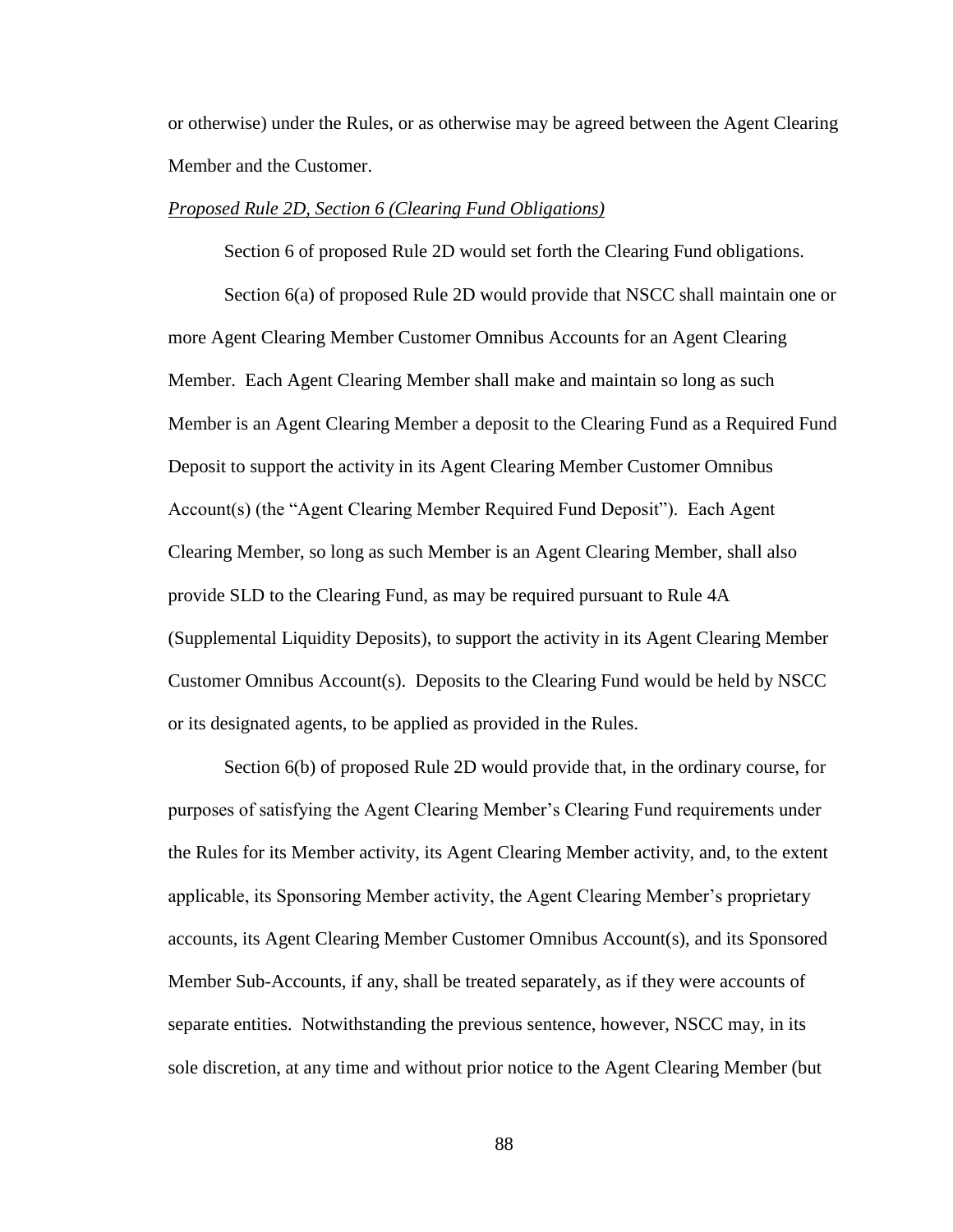or otherwise) under the Rules, or as otherwise may be agreed between the Agent Clearing Member and the Customer.

*Proposed Rule 2D, Section 6 (Clearing Fund Obligations)*

Section 6 of proposed Rule 2D would set forth the Clearing Fund obligations.

Section 6(a) of proposed Rule 2D would provide that NSCC shall maintain one or more Agent Clearing Member Customer Omnibus Accounts for an Agent Clearing Member. Each Agent Clearing Member shall make and maintain so long as such Member is an Agent Clearing Member a deposit to the Clearing Fund as a Required Fund Deposit to support the activity in its Agent Clearing Member Customer Omnibus Account(s) (the "Agent Clearing Member Required Fund Deposit"). Each Agent Clearing Member, so long as such Member is an Agent Clearing Member, shall also provide SLD to the Clearing Fund, as may be required pursuant to Rule 4A (Supplemental Liquidity Deposits), to support the activity in its Agent Clearing Member Customer Omnibus Account(s). Deposits to the Clearing Fund would be held by NSCC or its designated agents, to be applied as provided in the Rules.

Section 6(b) of proposed Rule 2D would provide that, in the ordinary course, for purposes of satisfying the Agent Clearing Member's Clearing Fund requirements under the Rules for its Member activity, its Agent Clearing Member activity, and, to the extent applicable, its Sponsoring Member activity, the Agent Clearing Member's proprietary accounts, its Agent Clearing Member Customer Omnibus Account(s), and its Sponsored Member Sub-Accounts, if any, shall be treated separately, as if they were accounts of separate entities. Notwithstanding the previous sentence, however, NSCC may, in its sole discretion, at any time and without prior notice to the Agent Clearing Member (but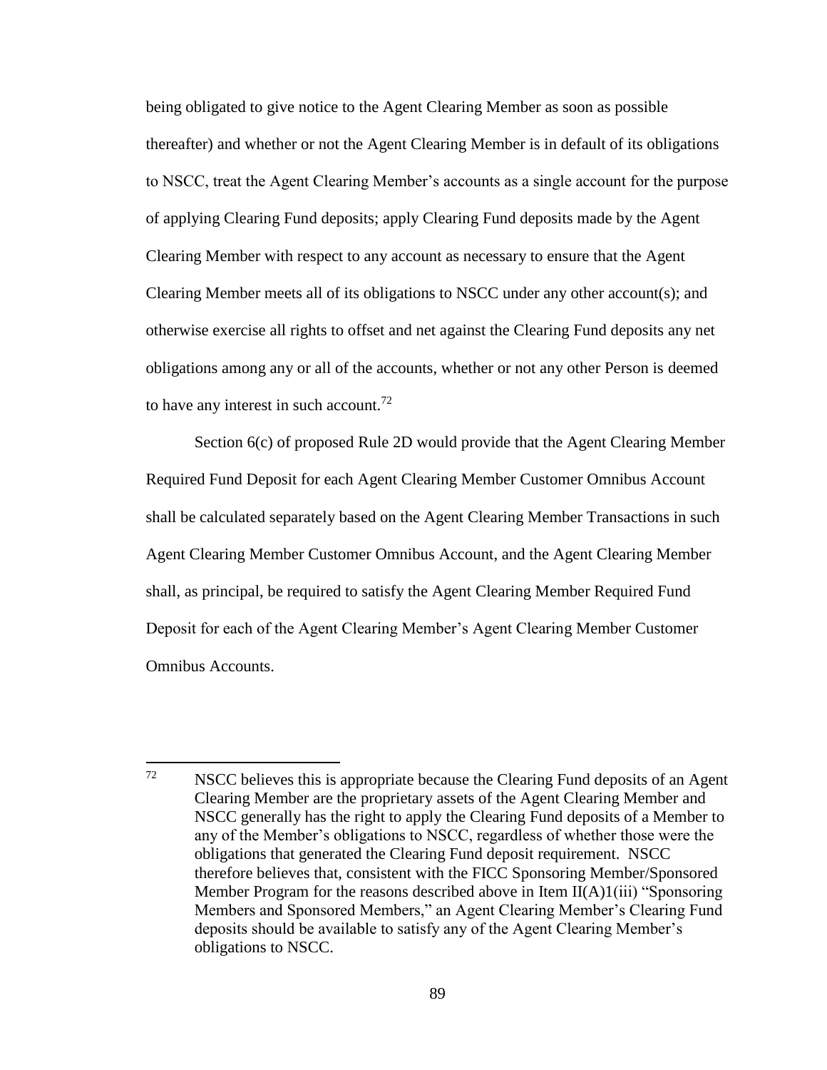being obligated to give notice to the Agent Clearing Member as soon as possible thereafter) and whether or not the Agent Clearing Member is in default of its obligations to NSCC, treat the Agent Clearing Member's accounts as a single account for the purpose of applying Clearing Fund deposits; apply Clearing Fund deposits made by the Agent Clearing Member with respect to any account as necessary to ensure that the Agent Clearing Member meets all of its obligations to NSCC under any other account(s); and otherwise exercise all rights to offset and net against the Clearing Fund deposits any net obligations among any or all of the accounts, whether or not any other Person is deemed to have any interest in such account.[72]

Section 6(c) of proposed Rule 2D would provide that the Agent Clearing Member Required Fund Deposit for each Agent Clearing Member Customer Omnibus Account shall be calculated separately based on the Agent Clearing Member Transactions in such Agent Clearing Member Customer Omnibus Account, and the Agent Clearing Member shall, as principal, be required to satisfy the Agent Clearing Member Required Fund Deposit for each of the Agent Clearing Member's Agent Clearing Member Customer Omnibus Accounts.

---

[72] NSCC believes this is appropriate because the Clearing Fund deposits of an Agent Clearing Member are the proprietary assets of the Agent Clearing Member and NSCC generally has the right to apply the Clearing Fund deposits of a Member to any of the Member's obligations to NSCC, regardless of whether those were the obligations that generated the Clearing Fund deposit requirement. NSCC therefore believes that, consistent with the FICC Sponsoring Member/Sponsored Member Program for the reasons described above in Item II(A)1(iii) "Sponsoring Members and Sponsored Members," an Agent Clearing Member's Clearing Fund deposits should be available to satisfy any of the Agent Clearing Member's obligations to NSCC.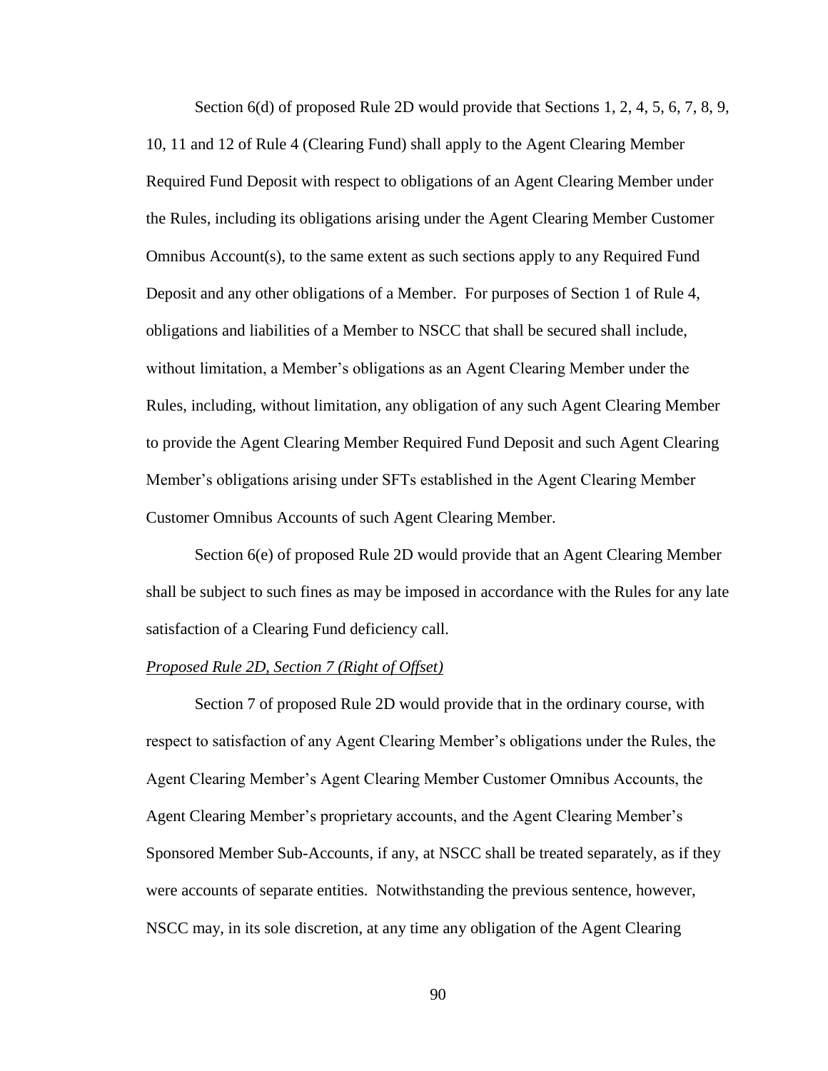Section 6(d) of proposed Rule 2D would provide that Sections 1, 2, 4, 5, 6, 7, 8, 9, 10, 11 and 12 of Rule 4 (Clearing Fund) shall apply to the Agent Clearing Member Required Fund Deposit with respect to obligations of an Agent Clearing Member under the Rules, including its obligations arising under the Agent Clearing Member Customer Omnibus Account(s), to the same extent as such sections apply to any Required Fund Deposit and any other obligations of a Member. For purposes of Section 1 of Rule 4, obligations and liabilities of a Member to NSCC that shall be secured shall include, without limitation, a Member's obligations as an Agent Clearing Member under the Rules, including, without limitation, any obligation of any such Agent Clearing Member to provide the Agent Clearing Member Required Fund Deposit and such Agent Clearing Member's obligations arising under SFTs established in the Agent Clearing Member Customer Omnibus Accounts of such Agent Clearing Member.

Section 6(e) of proposed Rule 2D would provide that an Agent Clearing Member shall be subject to such fines as may be imposed in accordance with the Rules for any late satisfaction of a Clearing Fund deficiency call.

*Proposed Rule 2D, Section 7 (Right of Offset)*

Section 7 of proposed Rule 2D would provide that in the ordinary course, with respect to satisfaction of any Agent Clearing Member's obligations under the Rules, the Agent Clearing Member's Agent Clearing Member Customer Omnibus Accounts, the Agent Clearing Member's proprietary accounts, and the Agent Clearing Member's Sponsored Member Sub-Accounts, if any, at NSCC shall be treated separately, as if they were accounts of separate entities. Notwithstanding the previous sentence, however, NSCC may, in its sole discretion, at any time any obligation of the Agent Clearing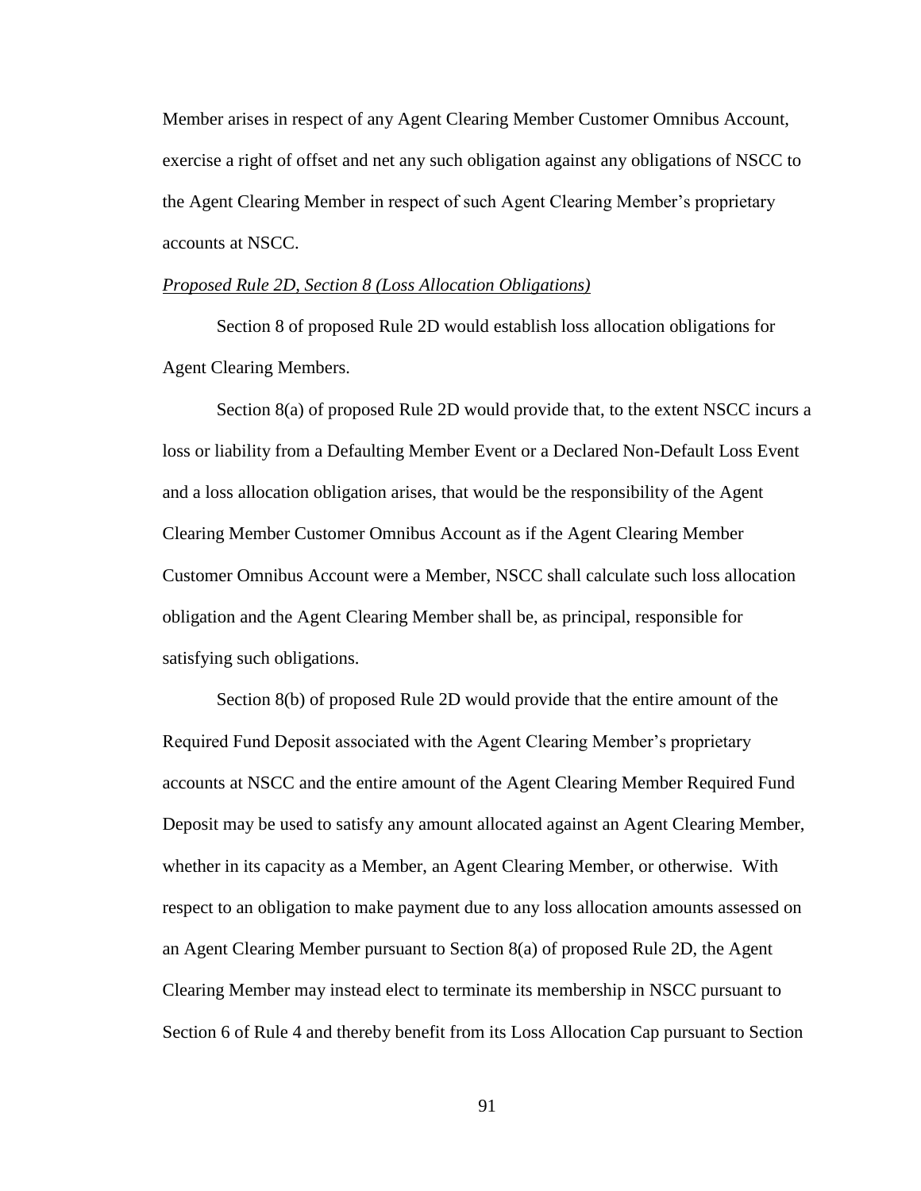Member arises in respect of any Agent Clearing Member Customer Omnibus Account, exercise a right of offset and net any such obligation against any obligations of NSCC to the Agent Clearing Member in respect of such Agent Clearing Member's proprietary accounts at NSCC.

*Proposed Rule 2D, Section 8 (Loss Allocation Obligations)*

Section 8 of proposed Rule 2D would establish loss allocation obligations for Agent Clearing Members.

Section 8(a) of proposed Rule 2D would provide that, to the extent NSCC incurs a loss or liability from a Defaulting Member Event or a Declared Non-Default Loss Event and a loss allocation obligation arises, that would be the responsibility of the Agent Clearing Member Customer Omnibus Account as if the Agent Clearing Member Customer Omnibus Account were a Member, NSCC shall calculate such loss allocation obligation and the Agent Clearing Member shall be, as principal, responsible for satisfying such obligations.

Section 8(b) of proposed Rule 2D would provide that the entire amount of the Required Fund Deposit associated with the Agent Clearing Member's proprietary accounts at NSCC and the entire amount of the Agent Clearing Member Required Fund Deposit may be used to satisfy any amount allocated against an Agent Clearing Member, whether in its capacity as a Member, an Agent Clearing Member, or otherwise. With respect to an obligation to make payment due to any loss allocation amounts assessed on an Agent Clearing Member pursuant to Section 8(a) of proposed Rule 2D, the Agent Clearing Member may instead elect to terminate its membership in NSCC pursuant to Section 6 of Rule 4 and thereby benefit from its Loss Allocation Cap pursuant to Section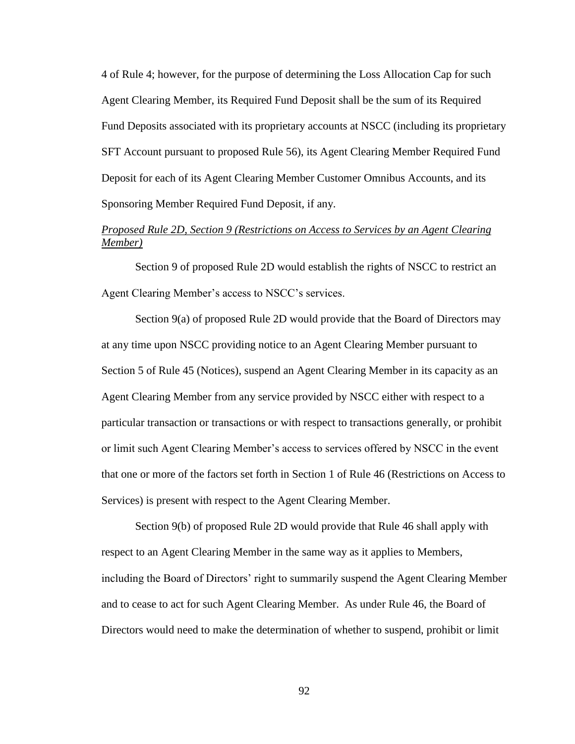4 of Rule 4; however, for the purpose of determining the Loss Allocation Cap for such Agent Clearing Member, its Required Fund Deposit shall be the sum of its Required Fund Deposits associated with its proprietary accounts at NSCC (including its proprietary SFT Account pursuant to proposed Rule 56), its Agent Clearing Member Required Fund Deposit for each of its Agent Clearing Member Customer Omnibus Accounts, and its Sponsoring Member Required Fund Deposit, if any.

*Proposed Rule 2D, Section 9 (Restrictions on Access to Services by an Agent Clearing Member)*

Section 9 of proposed Rule 2D would establish the rights of NSCC to restrict an Agent Clearing Member's access to NSCC's services.

Section 9(a) of proposed Rule 2D would provide that the Board of Directors may at any time upon NSCC providing notice to an Agent Clearing Member pursuant to Section 5 of Rule 45 (Notices), suspend an Agent Clearing Member in its capacity as an Agent Clearing Member from any service provided by NSCC either with respect to a particular transaction or transactions or with respect to transactions generally, or prohibit or limit such Agent Clearing Member's access to services offered by NSCC in the event that one or more of the factors set forth in Section 1 of Rule 46 (Restrictions on Access to Services) is present with respect to the Agent Clearing Member.

Section 9(b) of proposed Rule 2D would provide that Rule 46 shall apply with respect to an Agent Clearing Member in the same way as it applies to Members, including the Board of Directors' right to summarily suspend the Agent Clearing Member and to cease to act for such Agent Clearing Member. As under Rule 46, the Board of Directors would need to make the determination of whether to suspend, prohibit or limit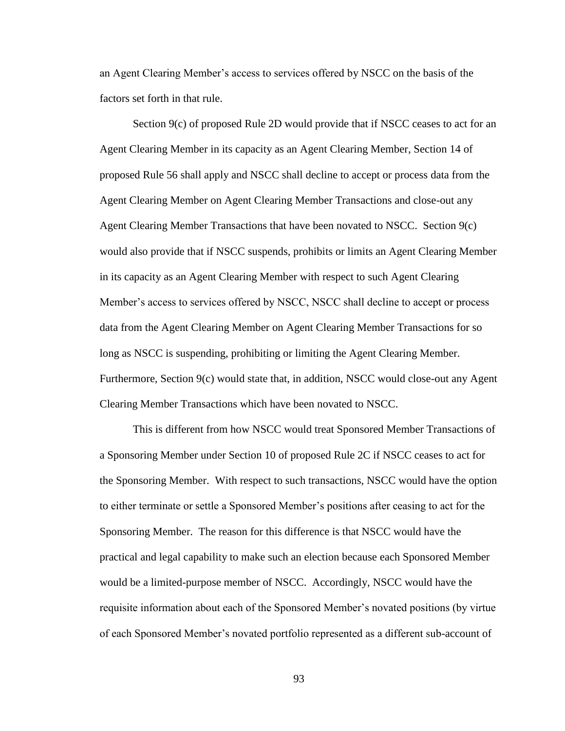an Agent Clearing Member's access to services offered by NSCC on the basis of the factors set forth in that rule.

Section 9(c) of proposed Rule 2D would provide that if NSCC ceases to act for an Agent Clearing Member in its capacity as an Agent Clearing Member, Section 14 of proposed Rule 56 shall apply and NSCC shall decline to accept or process data from the Agent Clearing Member on Agent Clearing Member Transactions and close-out any Agent Clearing Member Transactions that have been novated to NSCC. Section 9(c) would also provide that if NSCC suspends, prohibits or limits an Agent Clearing Member in its capacity as an Agent Clearing Member with respect to such Agent Clearing Member's access to services offered by NSCC, NSCC shall decline to accept or process data from the Agent Clearing Member on Agent Clearing Member Transactions for so long as NSCC is suspending, prohibiting or limiting the Agent Clearing Member. Furthermore, Section 9(c) would state that, in addition, NSCC would close-out any Agent Clearing Member Transactions which have been novated to NSCC.

This is different from how NSCC would treat Sponsored Member Transactions of a Sponsoring Member under Section 10 of proposed Rule 2C if NSCC ceases to act for the Sponsoring Member. With respect to such transactions, NSCC would have the option to either terminate or settle a Sponsored Member's positions after ceasing to act for the Sponsoring Member. The reason for this difference is that NSCC would have the practical and legal capability to make such an election because each Sponsored Member would be a limited-purpose member of NSCC. Accordingly, NSCC would have the requisite information about each of the Sponsored Member's novated positions (by virtue of each Sponsored Member's novated portfolio represented as a different sub-account of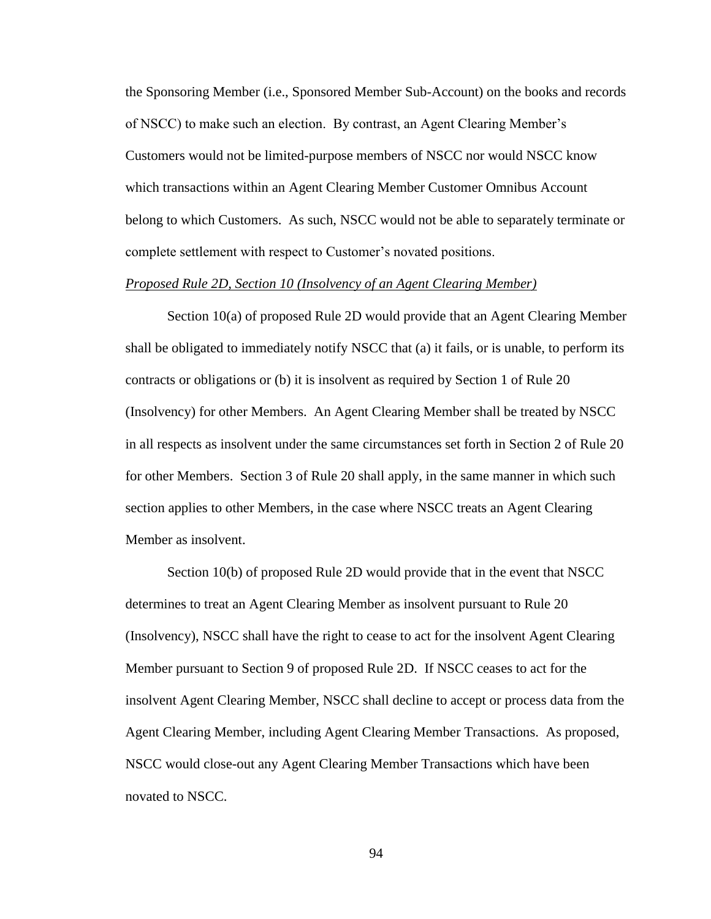the Sponsoring Member (i.e., Sponsored Member Sub-Account) on the books and records of NSCC) to make such an election. By contrast, an Agent Clearing Member's Customers would not be limited-purpose members of NSCC nor would NSCC know which transactions within an Agent Clearing Member Customer Omnibus Account belong to which Customers. As such, NSCC would not be able to separately terminate or complete settlement with respect to Customer's novated positions.

*Proposed Rule 2D, Section 10 (Insolvency of an Agent Clearing Member)*

Section 10(a) of proposed Rule 2D would provide that an Agent Clearing Member shall be obligated to immediately notify NSCC that (a) it fails, or is unable, to perform its contracts or obligations or (b) it is insolvent as required by Section 1 of Rule 20 (Insolvency) for other Members. An Agent Clearing Member shall be treated by NSCC in all respects as insolvent under the same circumstances set forth in Section 2 of Rule 20 for other Members. Section 3 of Rule 20 shall apply, in the same manner in which such section applies to other Members, in the case where NSCC treats an Agent Clearing Member as insolvent.

Section 10(b) of proposed Rule 2D would provide that in the event that NSCC determines to treat an Agent Clearing Member as insolvent pursuant to Rule 20 (Insolvency), NSCC shall have the right to cease to act for the insolvent Agent Clearing Member pursuant to Section 9 of proposed Rule 2D. If NSCC ceases to act for the insolvent Agent Clearing Member, NSCC shall decline to accept or process data from the Agent Clearing Member, including Agent Clearing Member Transactions. As proposed, NSCC would close-out any Agent Clearing Member Transactions which have been novated to NSCC.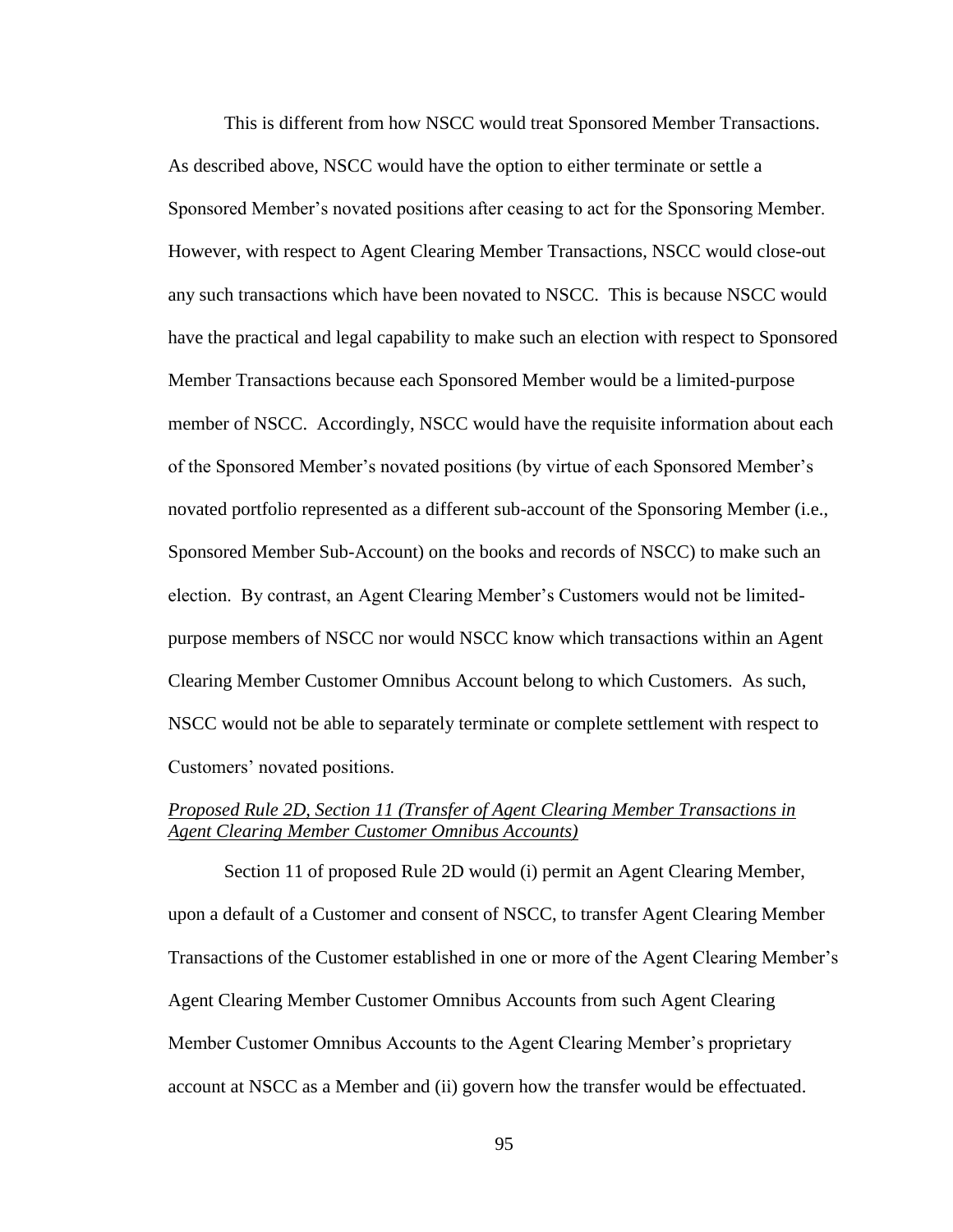This is different from how NSCC would treat Sponsored Member Transactions. As described above, NSCC would have the option to either terminate or settle a Sponsored Member's novated positions after ceasing to act for the Sponsoring Member. However, with respect to Agent Clearing Member Transactions, NSCC would close-out any such transactions which have been novated to NSCC. This is because NSCC would have the practical and legal capability to make such an election with respect to Sponsored Member Transactions because each Sponsored Member would be a limited-purpose member of NSCC. Accordingly, NSCC would have the requisite information about each of the Sponsored Member's novated positions (by virtue of each Sponsored Member's novated portfolio represented as a different sub-account of the Sponsoring Member (i.e., Sponsored Member Sub-Account) on the books and records of NSCC) to make such an election. By contrast, an Agent Clearing Member's Customers would not be limited-purpose members of NSCC nor would NSCC know which transactions within an Agent Clearing Member Customer Omnibus Account belong to which Customers. As such, NSCC would not be able to separately terminate or complete settlement with respect to Customers' novated positions.

*Proposed Rule 2D, Section 11 (Transfer of Agent Clearing Member Transactions in Agent Clearing Member Customer Omnibus Accounts)*

Section 11 of proposed Rule 2D would (i) permit an Agent Clearing Member, upon a default of a Customer and consent of NSCC, to transfer Agent Clearing Member Transactions of the Customer established in one or more of the Agent Clearing Member's Agent Clearing Member Customer Omnibus Accounts from such Agent Clearing Member Customer Omnibus Accounts to the Agent Clearing Member's proprietary account at NSCC as a Member and (ii) govern how the transfer would be effectuated.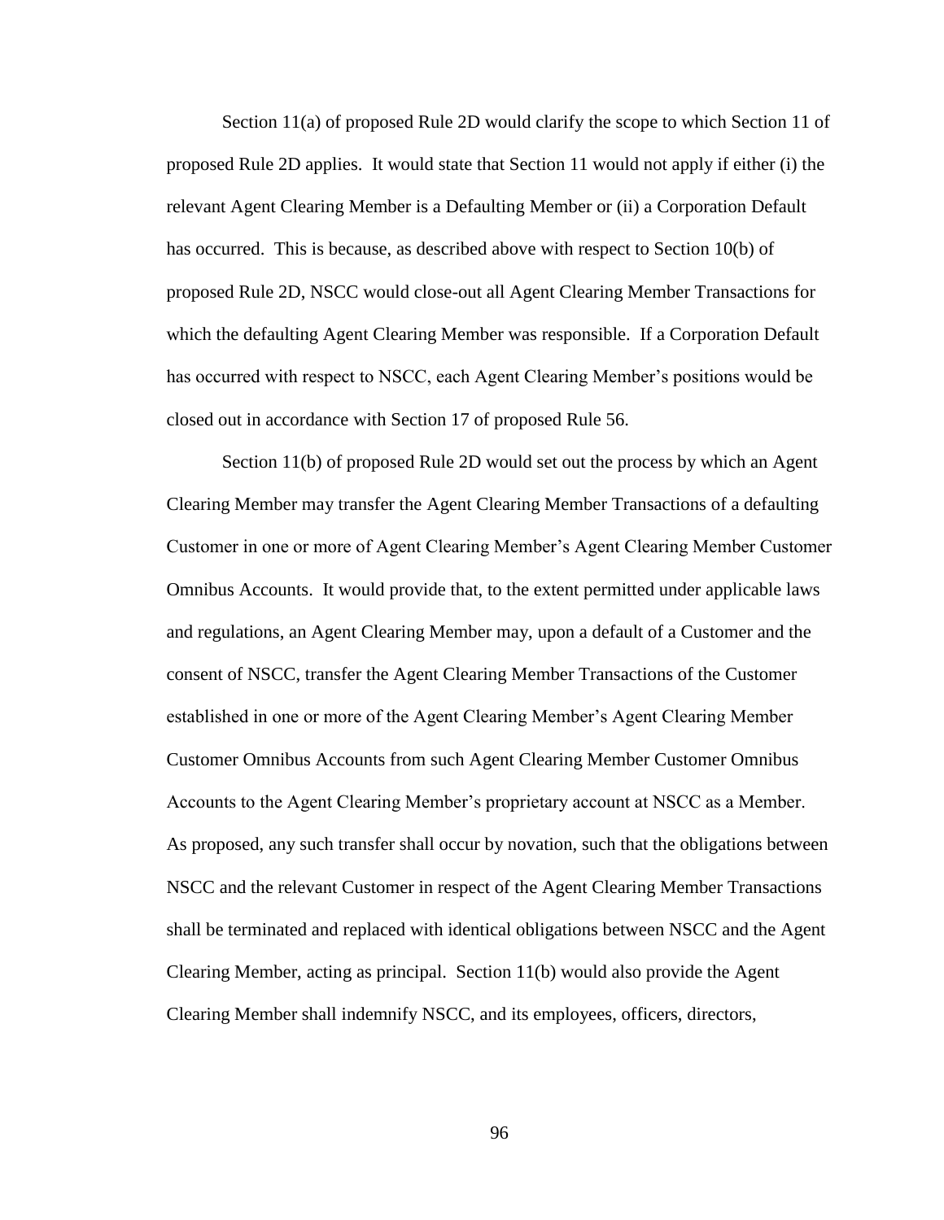Section 11(a) of proposed Rule 2D would clarify the scope to which Section 11 of proposed Rule 2D applies. It would state that Section 11 would not apply if either (i) the relevant Agent Clearing Member is a Defaulting Member or (ii) a Corporation Default has occurred. This is because, as described above with respect to Section 10(b) of proposed Rule 2D, NSCC would close-out all Agent Clearing Member Transactions for which the defaulting Agent Clearing Member was responsible. If a Corporation Default has occurred with respect to NSCC, each Agent Clearing Member's positions would be closed out in accordance with Section 17 of proposed Rule 56.

Section 11(b) of proposed Rule 2D would set out the process by which an Agent Clearing Member may transfer the Agent Clearing Member Transactions of a defaulting Customer in one or more of Agent Clearing Member's Agent Clearing Member Customer Omnibus Accounts. It would provide that, to the extent permitted under applicable laws and regulations, an Agent Clearing Member may, upon a default of a Customer and the consent of NSCC, transfer the Agent Clearing Member Transactions of the Customer established in one or more of the Agent Clearing Member's Agent Clearing Member Customer Omnibus Accounts from such Agent Clearing Member Customer Omnibus Accounts to the Agent Clearing Member's proprietary account at NSCC as a Member. As proposed, any such transfer shall occur by novation, such that the obligations between NSCC and the relevant Customer in respect of the Agent Clearing Member Transactions shall be terminated and replaced with identical obligations between NSCC and the Agent Clearing Member, acting as principal. Section 11(b) would also provide the Agent Clearing Member shall indemnify NSCC, and its employees, officers, directors,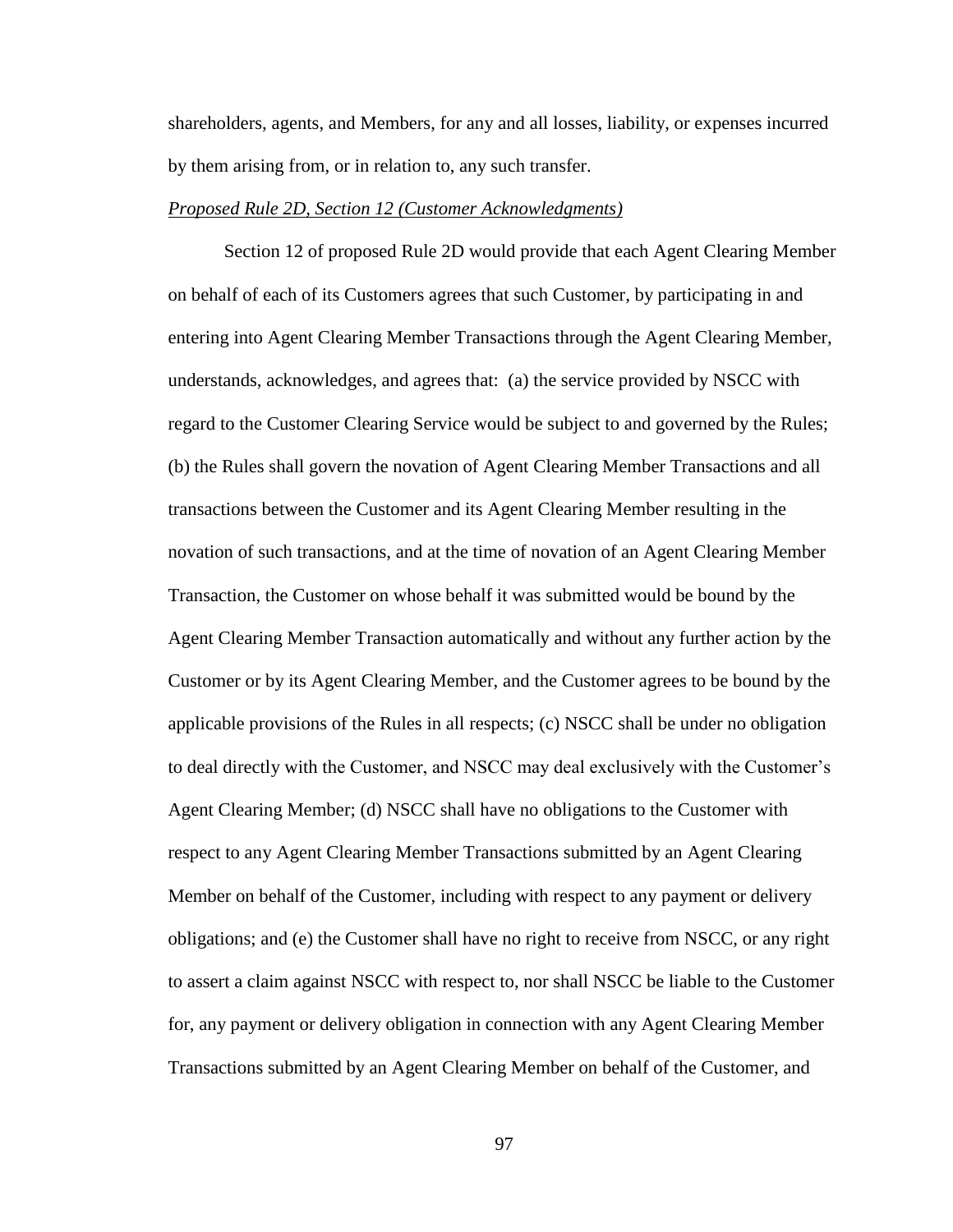shareholders, agents, and Members, for any and all losses, liability, or expenses incurred by them arising from, or in relation to, any such transfer.

*Proposed Rule 2D, Section 12 (Customer Acknowledgments)*

Section 12 of proposed Rule 2D would provide that each Agent Clearing Member on behalf of each of its Customers agrees that such Customer, by participating in and entering into Agent Clearing Member Transactions through the Agent Clearing Member, understands, acknowledges, and agrees that: (a) the service provided by NSCC with regard to the Customer Clearing Service would be subject to and governed by the Rules; (b) the Rules shall govern the novation of Agent Clearing Member Transactions and all transactions between the Customer and its Agent Clearing Member resulting in the novation of such transactions, and at the time of novation of an Agent Clearing Member Transaction, the Customer on whose behalf it was submitted would be bound by the Agent Clearing Member Transaction automatically and without any further action by the Customer or by its Agent Clearing Member, and the Customer agrees to be bound by the applicable provisions of the Rules in all respects; (c) NSCC shall be under no obligation to deal directly with the Customer, and NSCC may deal exclusively with the Customer's Agent Clearing Member; (d) NSCC shall have no obligations to the Customer with respect to any Agent Clearing Member Transactions submitted by an Agent Clearing Member on behalf of the Customer, including with respect to any payment or delivery obligations; and (e) the Customer shall have no right to receive from NSCC, or any right to assert a claim against NSCC with respect to, nor shall NSCC be liable to the Customer for, any payment or delivery obligation in connection with any Agent Clearing Member Transactions submitted by an Agent Clearing Member on behalf of the Customer, and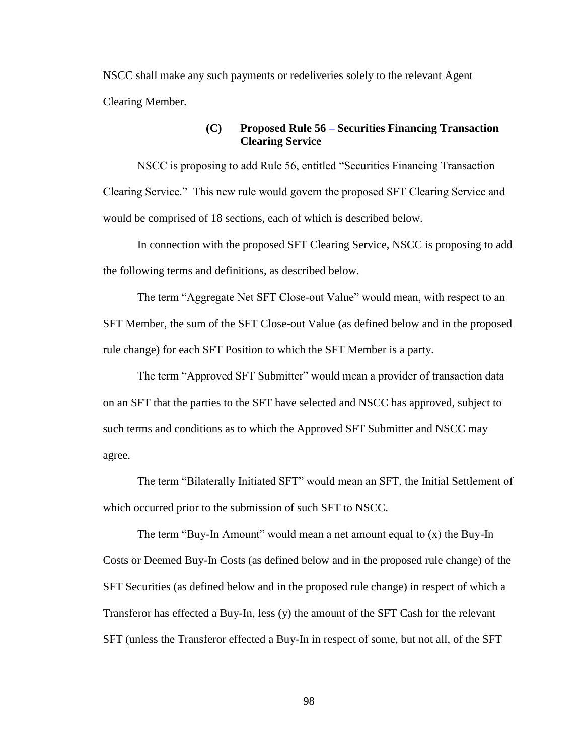NSCC shall make any such payments or redeliveries solely to the relevant Agent Clearing Member.

#### (C) Proposed Rule 56 – Securities Financing Transaction Clearing Service

NSCC is proposing to add Rule 56, entitled "Securities Financing Transaction Clearing Service." This new rule would govern the proposed SFT Clearing Service and would be comprised of 18 sections, each of which is described below.

In connection with the proposed SFT Clearing Service, NSCC is proposing to add the following terms and definitions, as described below.

The term "Aggregate Net SFT Close-out Value" would mean, with respect to an SFT Member, the sum of the SFT Close-out Value (as defined below and in the proposed rule change) for each SFT Position to which the SFT Member is a party.

The term "Approved SFT Submitter" would mean a provider of transaction data on an SFT that the parties to the SFT have selected and NSCC has approved, subject to such terms and conditions as to which the Approved SFT Submitter and NSCC may agree.

The term "Bilaterally Initiated SFT" would mean an SFT, the Initial Settlement of which occurred prior to the submission of such SFT to NSCC.

The term "Buy-In Amount" would mean a net amount equal to (x) the Buy-In Costs or Deemed Buy-In Costs (as defined below and in the proposed rule change) of the SFT Securities (as defined below and in the proposed rule change) in respect of which a Transferor has effected a Buy-In, less (y) the amount of the SFT Cash for the relevant SFT (unless the Transferor effected a Buy-In in respect of some, but not all, of the SFT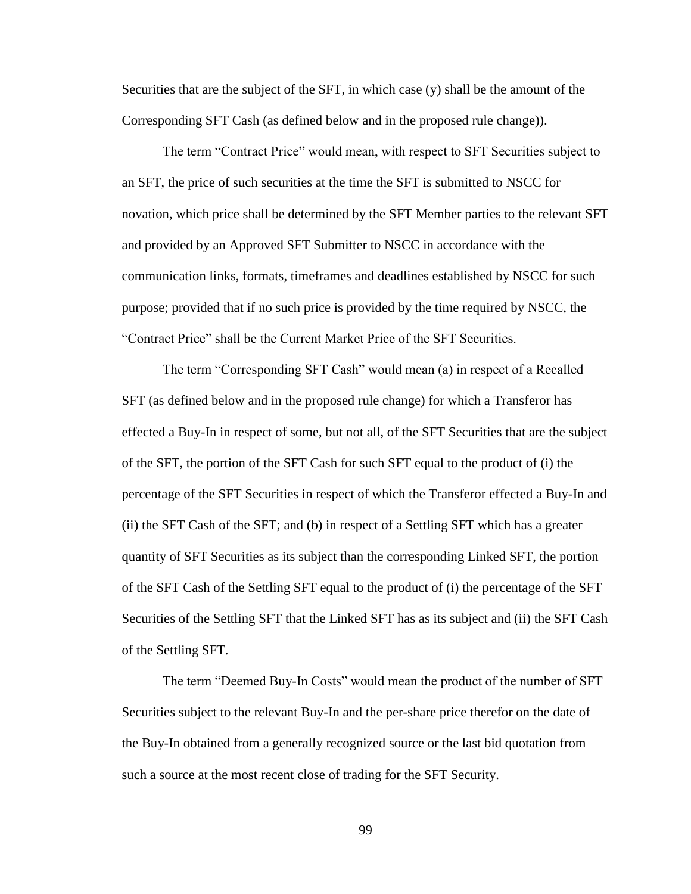Securities that are the subject of the SFT, in which case (y) shall be the amount of the Corresponding SFT Cash (as defined below and in the proposed rule change)).

The term "Contract Price" would mean, with respect to SFT Securities subject to an SFT, the price of such securities at the time the SFT is submitted to NSCC for novation, which price shall be determined by the SFT Member parties to the relevant SFT and provided by an Approved SFT Submitter to NSCC in accordance with the communication links, formats, timeframes and deadlines established by NSCC for such purpose; provided that if no such price is provided by the time required by NSCC, the "Contract Price" shall be the Current Market Price of the SFT Securities.

The term "Corresponding SFT Cash" would mean (a) in respect of a Recalled SFT (as defined below and in the proposed rule change) for which a Transferor has effected a Buy-In in respect of some, but not all, of the SFT Securities that are the subject of the SFT, the portion of the SFT Cash for such SFT equal to the product of (i) the percentage of the SFT Securities in respect of which the Transferor effected a Buy-In and (ii) the SFT Cash of the SFT; and (b) in respect of a Settling SFT which has a greater quantity of SFT Securities as its subject than the corresponding Linked SFT, the portion of the SFT Cash of the Settling SFT equal to the product of (i) the percentage of the SFT Securities of the Settling SFT that the Linked SFT has as its subject and (ii) the SFT Cash of the Settling SFT.

The term "Deemed Buy-In Costs" would mean the product of the number of SFT Securities subject to the relevant Buy-In and the per-share price therefor on the date of the Buy-In obtained from a generally recognized source or the last bid quotation from such a source at the most recent close of trading for the SFT Security.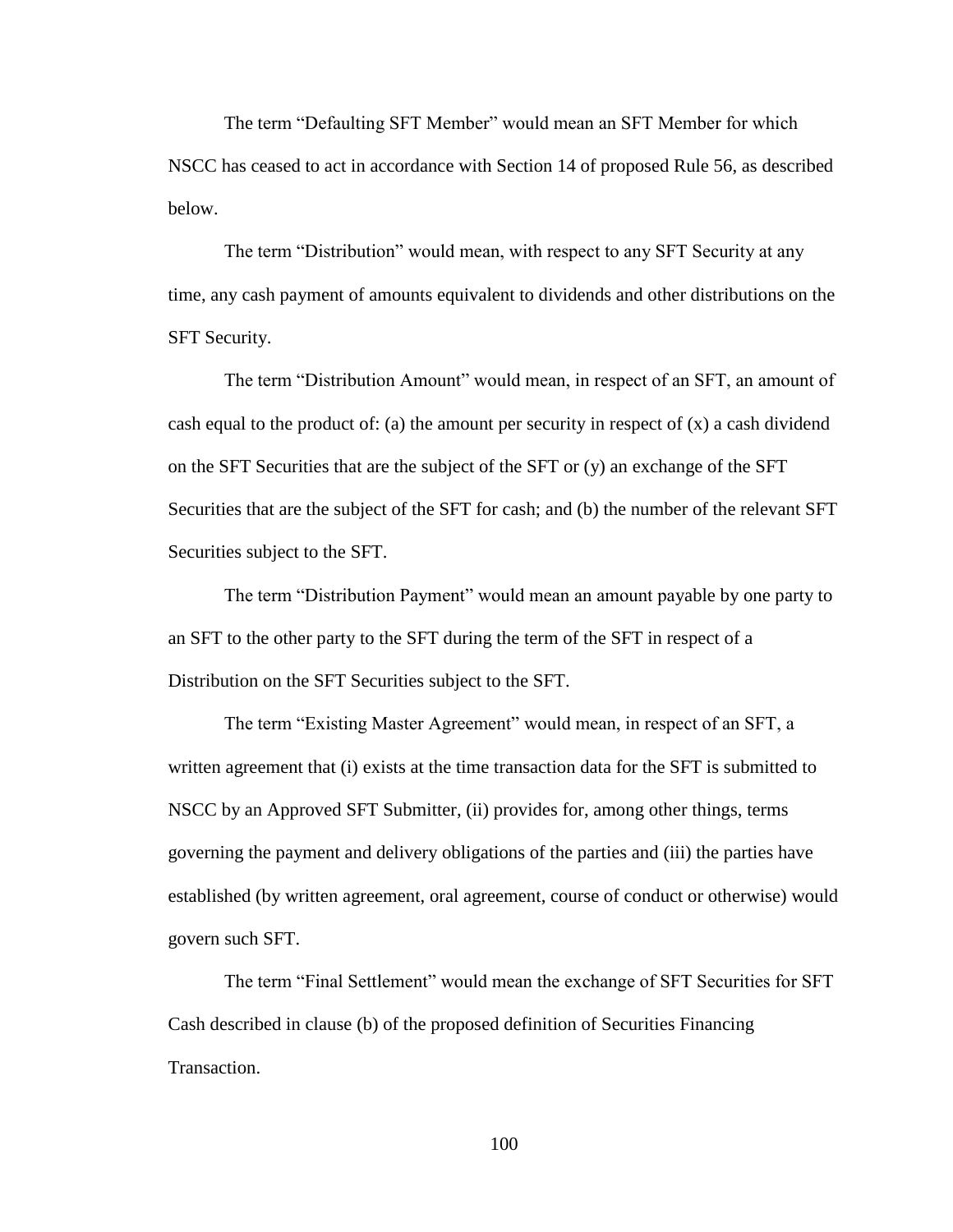The term "Defaulting SFT Member" would mean an SFT Member for which NSCC has ceased to act in accordance with Section 14 of proposed Rule 56, as described below.

The term "Distribution" would mean, with respect to any SFT Security at any time, any cash payment of amounts equivalent to dividends and other distributions on the SFT Security.

The term "Distribution Amount" would mean, in respect of an SFT, an amount of cash equal to the product of: (a) the amount per security in respect of (x) a cash dividend on the SFT Securities that are the subject of the SFT or (y) an exchange of the SFT Securities that are the subject of the SFT for cash; and (b) the number of the relevant SFT Securities subject to the SFT.

The term "Distribution Payment" would mean an amount payable by one party to an SFT to the other party to the SFT during the term of the SFT in respect of a Distribution on the SFT Securities subject to the SFT.

The term "Existing Master Agreement" would mean, in respect of an SFT, a written agreement that (i) exists at the time transaction data for the SFT is submitted to NSCC by an Approved SFT Submitter, (ii) provides for, among other things, terms governing the payment and delivery obligations of the parties and (iii) the parties have established (by written agreement, oral agreement, course of conduct or otherwise) would govern such SFT.

The term "Final Settlement" would mean the exchange of SFT Securities for SFT Cash described in clause (b) of the proposed definition of Securities Financing Transaction.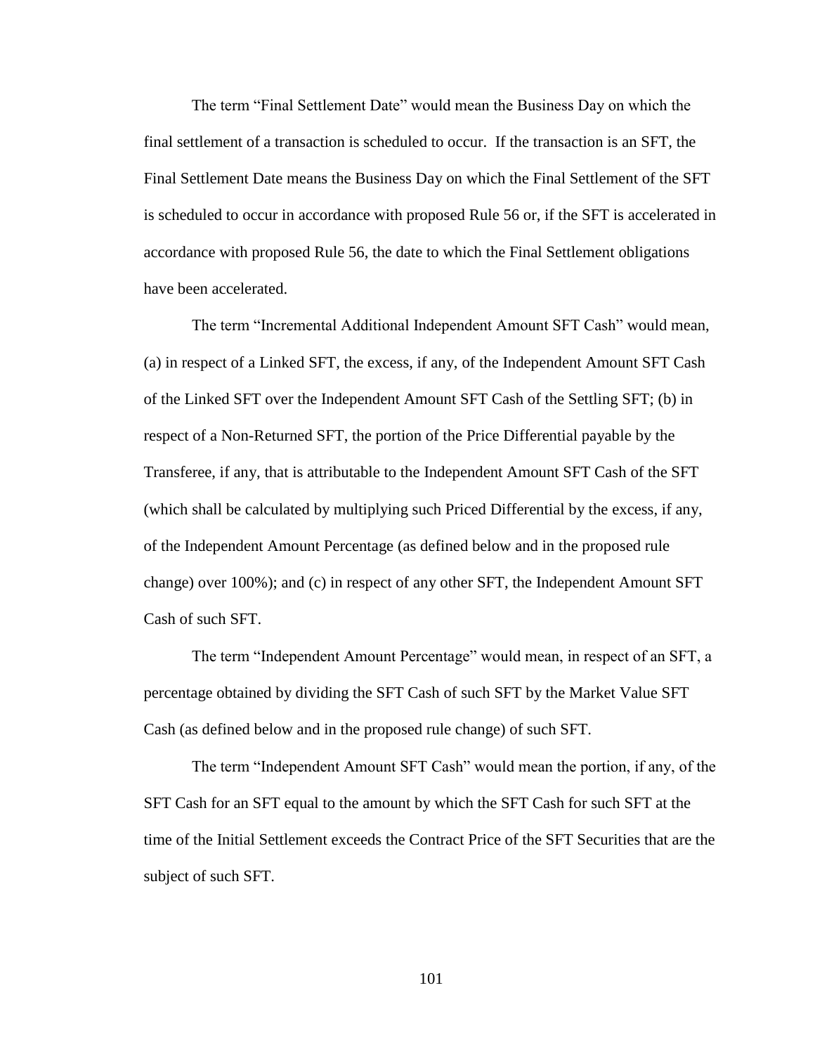The term "Final Settlement Date" would mean the Business Day on which the final settlement of a transaction is scheduled to occur. If the transaction is an SFT, the Final Settlement Date means the Business Day on which the Final Settlement of the SFT is scheduled to occur in accordance with proposed Rule 56 or, if the SFT is accelerated in accordance with proposed Rule 56, the date to which the Final Settlement obligations have been accelerated.

The term "Incremental Additional Independent Amount SFT Cash" would mean, (a) in respect of a Linked SFT, the excess, if any, of the Independent Amount SFT Cash of the Linked SFT over the Independent Amount SFT Cash of the Settling SFT; (b) in respect of a Non-Returned SFT, the portion of the Price Differential payable by the Transferee, if any, that is attributable to the Independent Amount SFT Cash of the SFT (which shall be calculated by multiplying such Priced Differential by the excess, if any, of the Independent Amount Percentage (as defined below and in the proposed rule change) over 100%); and (c) in respect of any other SFT, the Independent Amount SFT Cash of such SFT.

The term "Independent Amount Percentage" would mean, in respect of an SFT, a percentage obtained by dividing the SFT Cash of such SFT by the Market Value SFT Cash (as defined below and in the proposed rule change) of such SFT.

The term "Independent Amount SFT Cash" would mean the portion, if any, of the SFT Cash for an SFT equal to the amount by which the SFT Cash for such SFT at the time of the Initial Settlement exceeds the Contract Price of the SFT Securities that are the subject of such SFT.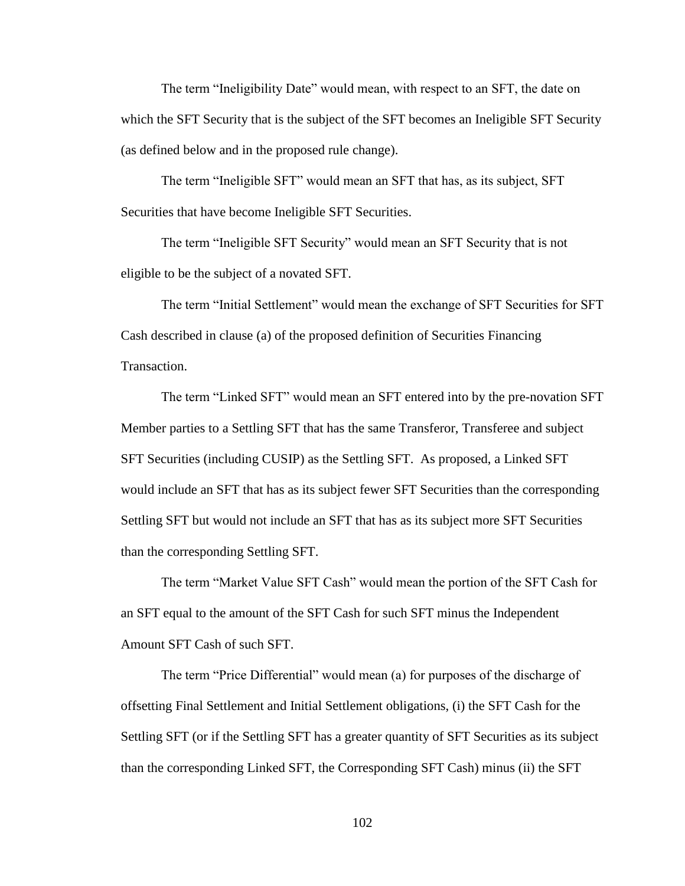The term "Ineligibility Date" would mean, with respect to an SFT, the date on which the SFT Security that is the subject of the SFT becomes an Ineligible SFT Security (as defined below and in the proposed rule change).

The term "Ineligible SFT" would mean an SFT that has, as its subject, SFT Securities that have become Ineligible SFT Securities.

The term "Ineligible SFT Security" would mean an SFT Security that is not eligible to be the subject of a novated SFT.

The term "Initial Settlement" would mean the exchange of SFT Securities for SFT Cash described in clause (a) of the proposed definition of Securities Financing Transaction.

The term "Linked SFT" would mean an SFT entered into by the pre-novation SFT Member parties to a Settling SFT that has the same Transferor, Transferee and subject SFT Securities (including CUSIP) as the Settling SFT. As proposed, a Linked SFT would include an SFT that has as its subject fewer SFT Securities than the corresponding Settling SFT but would not include an SFT that has as its subject more SFT Securities than the corresponding Settling SFT.

The term "Market Value SFT Cash" would mean the portion of the SFT Cash for an SFT equal to the amount of the SFT Cash for such SFT minus the Independent Amount SFT Cash of such SFT.

The term "Price Differential" would mean (a) for purposes of the discharge of offsetting Final Settlement and Initial Settlement obligations, (i) the SFT Cash for the Settling SFT (or if the Settling SFT has a greater quantity of SFT Securities as its subject than the corresponding Linked SFT, the Corresponding SFT Cash) minus (ii) the SFT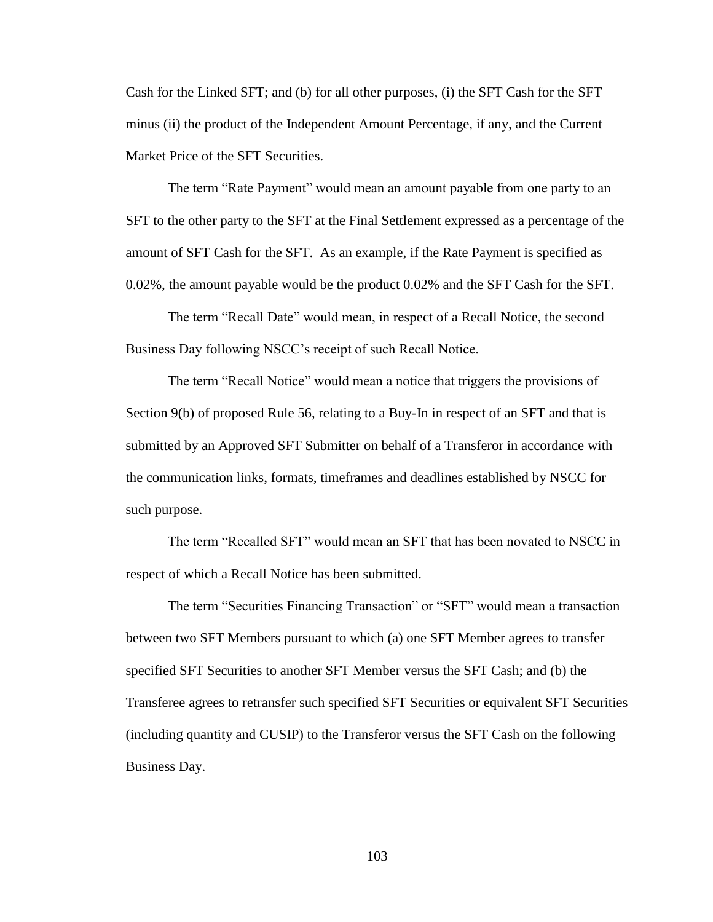Cash for the Linked SFT; and (b) for all other purposes, (i) the SFT Cash for the SFT minus (ii) the product of the Independent Amount Percentage, if any, and the Current Market Price of the SFT Securities.

The term "Rate Payment" would mean an amount payable from one party to an SFT to the other party to the SFT at the Final Settlement expressed as a percentage of the amount of SFT Cash for the SFT. As an example, if the Rate Payment is specified as 0.02%, the amount payable would be the product 0.02% and the SFT Cash for the SFT.

The term "Recall Date" would mean, in respect of a Recall Notice, the second Business Day following NSCC's receipt of such Recall Notice.

The term "Recall Notice" would mean a notice that triggers the provisions of Section 9(b) of proposed Rule 56, relating to a Buy-In in respect of an SFT and that is submitted by an Approved SFT Submitter on behalf of a Transferor in accordance with the communication links, formats, timeframes and deadlines established by NSCC for such purpose.

The term "Recalled SFT" would mean an SFT that has been novated to NSCC in respect of which a Recall Notice has been submitted.

The term "Securities Financing Transaction" or "SFT" would mean a transaction between two SFT Members pursuant to which (a) one SFT Member agrees to transfer specified SFT Securities to another SFT Member versus the SFT Cash; and (b) the Transferee agrees to retransfer such specified SFT Securities or equivalent SFT Securities (including quantity and CUSIP) to the Transferor versus the SFT Cash on the following Business Day.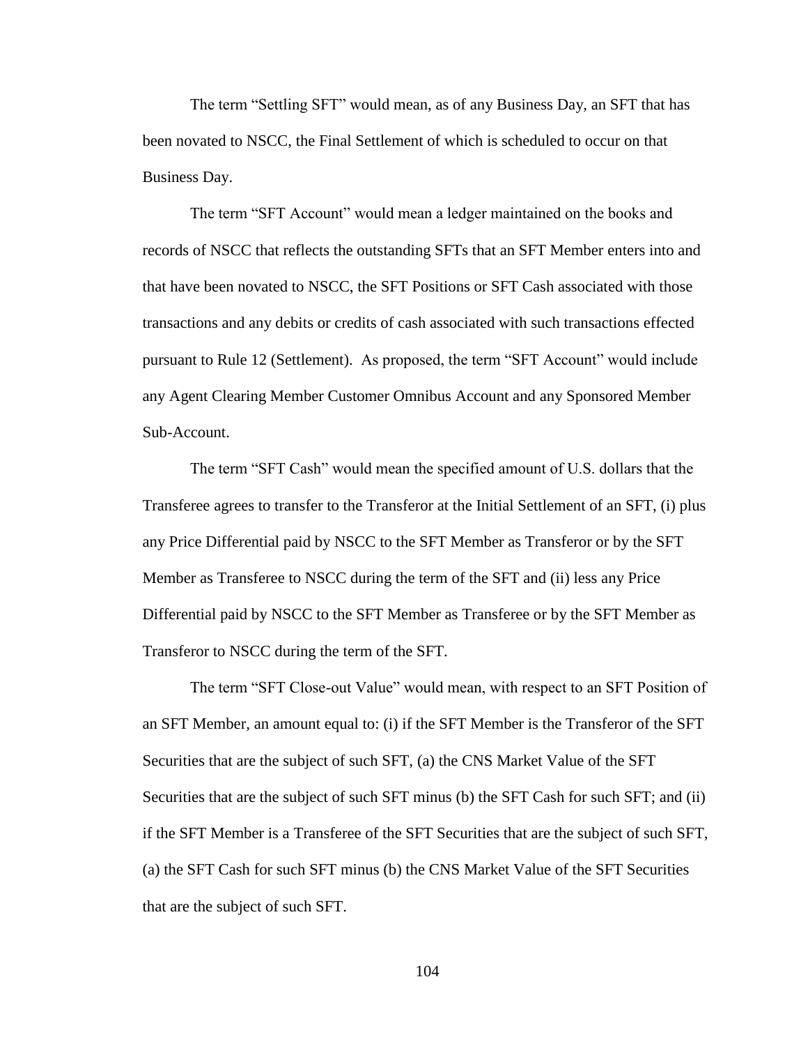The term "Settling SFT" would mean, as of any Business Day, an SFT that has been novated to NSCC, the Final Settlement of which is scheduled to occur on that Business Day.

The term "SFT Account" would mean a ledger maintained on the books and records of NSCC that reflects the outstanding SFTs that an SFT Member enters into and that have been novated to NSCC, the SFT Positions or SFT Cash associated with those transactions and any debits or credits of cash associated with such transactions effected pursuant to Rule 12 (Settlement). As proposed, the term "SFT Account" would include any Agent Clearing Member Customer Omnibus Account and any Sponsored Member Sub-Account.

The term "SFT Cash" would mean the specified amount of U.S. dollars that the Transferee agrees to transfer to the Transferor at the Initial Settlement of an SFT, (i) plus any Price Differential paid by NSCC to the SFT Member as Transferor or by the SFT Member as Transferee to NSCC during the term of the SFT and (ii) less any Price Differential paid by NSCC to the SFT Member as Transferee or by the SFT Member as Transferor to NSCC during the term of the SFT.

The term "SFT Close-out Value" would mean, with respect to an SFT Position of an SFT Member, an amount equal to: (i) if the SFT Member is the Transferor of the SFT Securities that are the subject of such SFT, (a) the CNS Market Value of the SFT Securities that are the subject of such SFT minus (b) the SFT Cash for such SFT; and (ii) if the SFT Member is a Transferee of the SFT Securities that are the subject of such SFT, (a) the SFT Cash for such SFT minus (b) the CNS Market Value of the SFT Securities that are the subject of such SFT.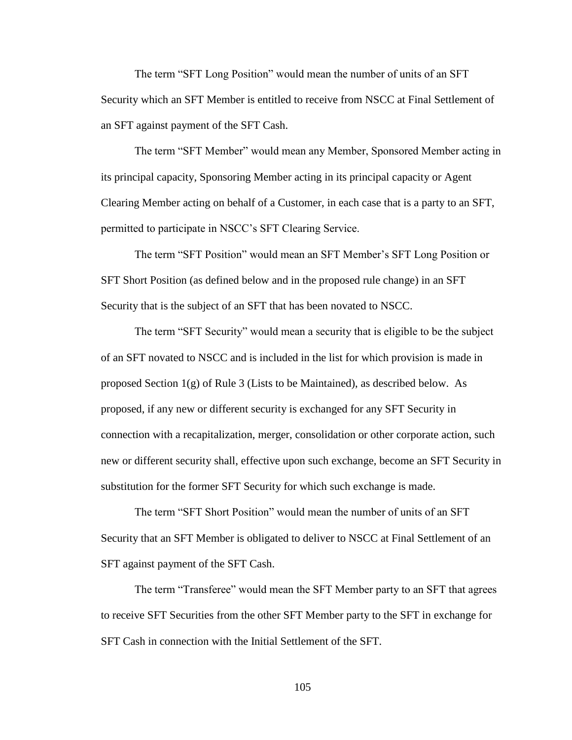The term "SFT Long Position" would mean the number of units of an SFT Security which an SFT Member is entitled to receive from NSCC at Final Settlement of an SFT against payment of the SFT Cash.

The term "SFT Member" would mean any Member, Sponsored Member acting in its principal capacity, Sponsoring Member acting in its principal capacity or Agent Clearing Member acting on behalf of a Customer, in each case that is a party to an SFT, permitted to participate in NSCC's SFT Clearing Service.

The term "SFT Position" would mean an SFT Member's SFT Long Position or SFT Short Position (as defined below and in the proposed rule change) in an SFT Security that is the subject of an SFT that has been novated to NSCC.

The term "SFT Security" would mean a security that is eligible to be the subject of an SFT novated to NSCC and is included in the list for which provision is made in proposed Section 1(g) of Rule 3 (Lists to be Maintained), as described below. As proposed, if any new or different security is exchanged for any SFT Security in connection with a recapitalization, merger, consolidation or other corporate action, such new or different security shall, effective upon such exchange, become an SFT Security in substitution for the former SFT Security for which such exchange is made.

The term "SFT Short Position" would mean the number of units of an SFT Security that an SFT Member is obligated to deliver to NSCC at Final Settlement of an SFT against payment of the SFT Cash.

The term "Transferee" would mean the SFT Member party to an SFT that agrees to receive SFT Securities from the other SFT Member party to the SFT in exchange for SFT Cash in connection with the Initial Settlement of the SFT.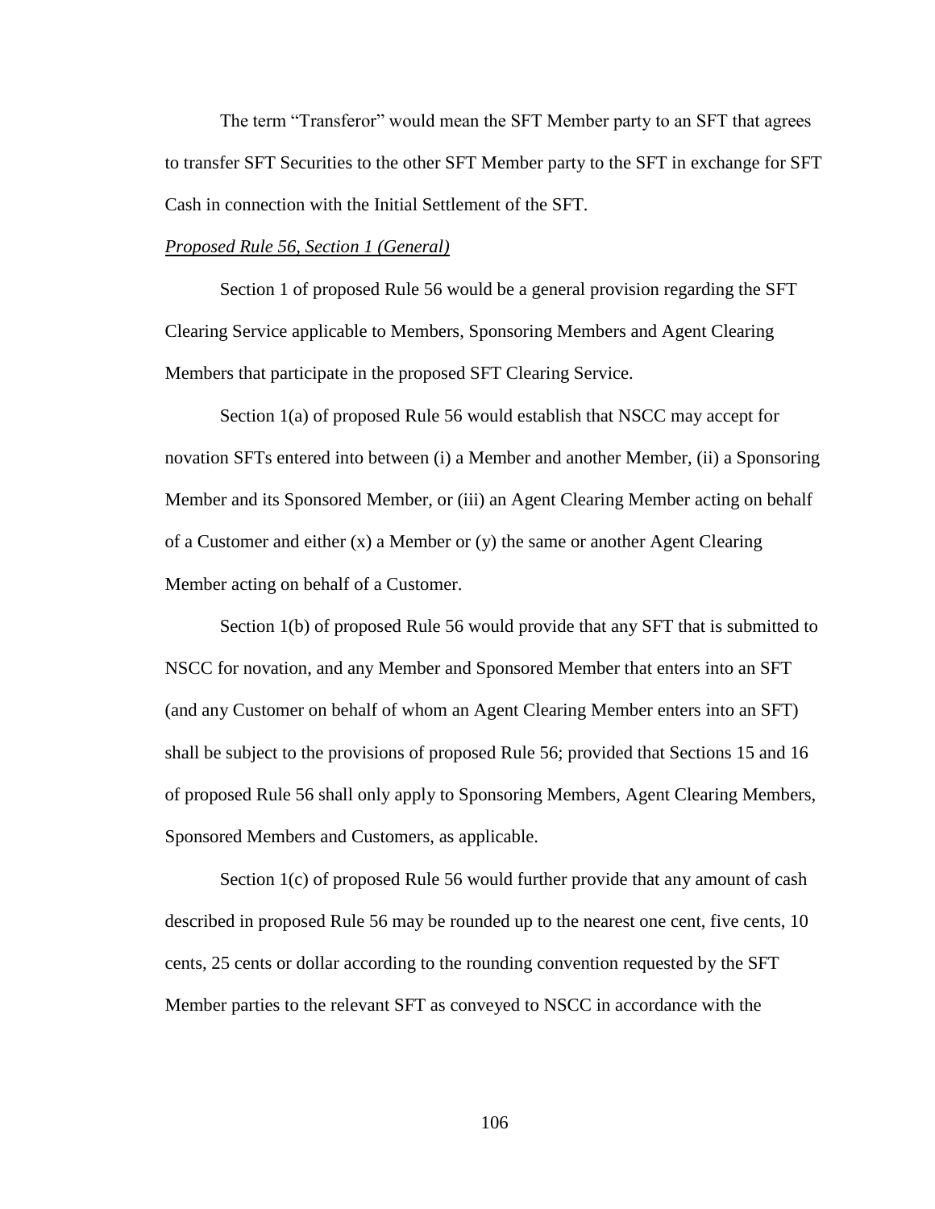The term "Transferor" would mean the SFT Member party to an SFT that agrees to transfer SFT Securities to the other SFT Member party to the SFT in exchange for SFT Cash in connection with the Initial Settlement of the SFT.

*Proposed Rule 56, Section 1 (General)*

Section 1 of proposed Rule 56 would be a general provision regarding the SFT Clearing Service applicable to Members, Sponsoring Members and Agent Clearing Members that participate in the proposed SFT Clearing Service.

Section 1(a) of proposed Rule 56 would establish that NSCC may accept for novation SFTs entered into between (i) a Member and another Member, (ii) a Sponsoring Member and its Sponsored Member, or (iii) an Agent Clearing Member acting on behalf of a Customer and either (x) a Member or (y) the same or another Agent Clearing Member acting on behalf of a Customer.

Section 1(b) of proposed Rule 56 would provide that any SFT that is submitted to NSCC for novation, and any Member and Sponsored Member that enters into an SFT (and any Customer on behalf of whom an Agent Clearing Member enters into an SFT) shall be subject to the provisions of proposed Rule 56; provided that Sections 15 and 16 of proposed Rule 56 shall only apply to Sponsoring Members, Agent Clearing Members, Sponsored Members and Customers, as applicable.

Section 1(c) of proposed Rule 56 would further provide that any amount of cash described in proposed Rule 56 may be rounded up to the nearest one cent, five cents, 10 cents, 25 cents or dollar according to the rounding convention requested by the SFT Member parties to the relevant SFT as conveyed to NSCC in accordance with the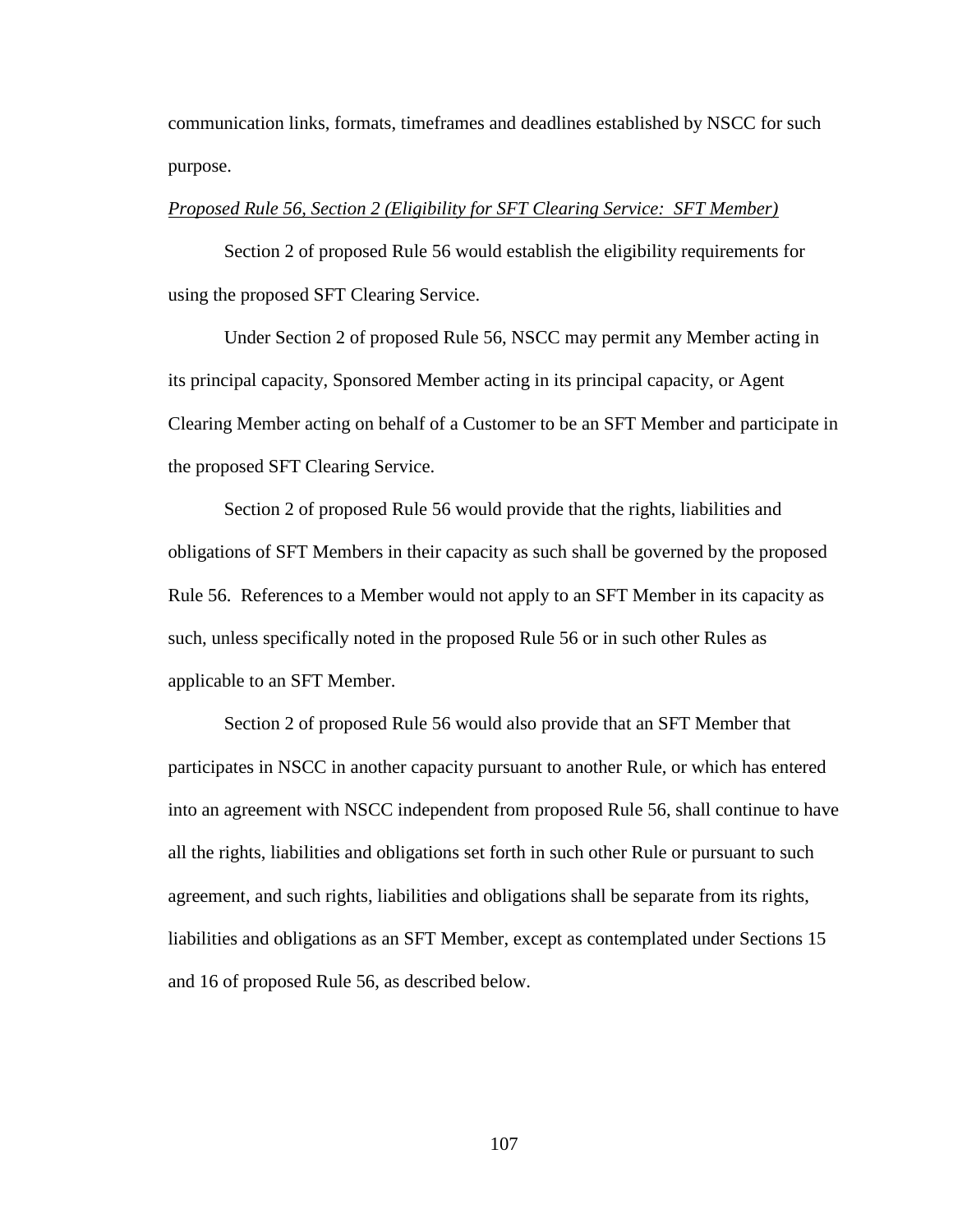communication links, formats, timeframes and deadlines established by NSCC for such purpose.

*Proposed Rule 56, Section 2 (Eligibility for SFT Clearing Service: SFT Member)*

Section 2 of proposed Rule 56 would establish the eligibility requirements for using the proposed SFT Clearing Service.

Under Section 2 of proposed Rule 56, NSCC may permit any Member acting in its principal capacity, Sponsored Member acting in its principal capacity, or Agent Clearing Member acting on behalf of a Customer to be an SFT Member and participate in the proposed SFT Clearing Service.

Section 2 of proposed Rule 56 would provide that the rights, liabilities and obligations of SFT Members in their capacity as such shall be governed by the proposed Rule 56. References to a Member would not apply to an SFT Member in its capacity as such, unless specifically noted in the proposed Rule 56 or in such other Rules as applicable to an SFT Member.

Section 2 of proposed Rule 56 would also provide that an SFT Member that participates in NSCC in another capacity pursuant to another Rule, or which has entered into an agreement with NSCC independent from proposed Rule 56, shall continue to have all the rights, liabilities and obligations set forth in such other Rule or pursuant to such agreement, and such rights, liabilities and obligations shall be separate from its rights, liabilities and obligations as an SFT Member, except as contemplated under Sections 15 and 16 of proposed Rule 56, as described below.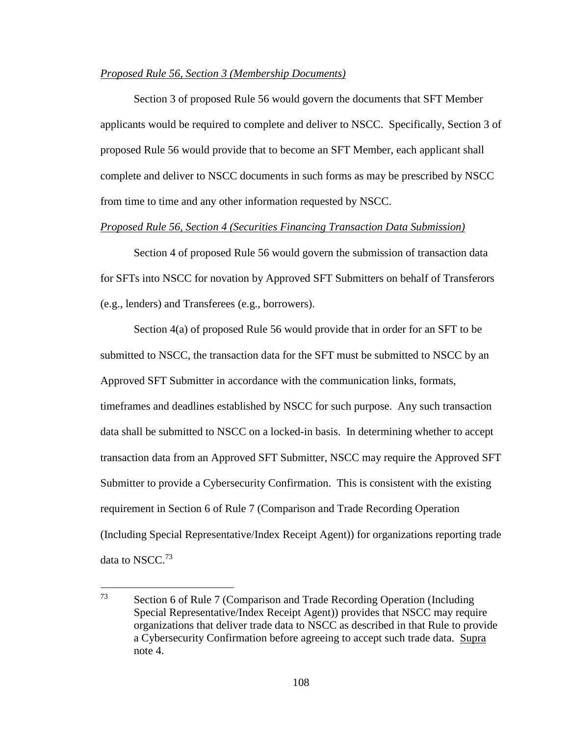*Proposed Rule 56, Section 3 (Membership Documents)*

Section 3 of proposed Rule 56 would govern the documents that SFT Member applicants would be required to complete and deliver to NSCC. Specifically, Section 3 of proposed Rule 56 would provide that to become an SFT Member, each applicant shall complete and deliver to NSCC documents in such forms as may be prescribed by NSCC from time to time and any other information requested by NSCC.

*Proposed Rule 56, Section 4 (Securities Financing Transaction Data Submission)*

Section 4 of proposed Rule 56 would govern the submission of transaction data for SFTs into NSCC for novation by Approved SFT Submitters on behalf of Transferors (e.g., lenders) and Transferees (e.g., borrowers).

Section 4(a) of proposed Rule 56 would provide that in order for an SFT to be submitted to NSCC, the transaction data for the SFT must be submitted to NSCC by an Approved SFT Submitter in accordance with the communication links, formats, timeframes and deadlines established by NSCC for such purpose. Any such transaction data shall be submitted to NSCC on a locked-in basis. In determining whether to accept transaction data from an Approved SFT Submitter, NSCC may require the Approved SFT Submitter to provide a Cybersecurity Confirmation. This is consistent with the existing requirement in Section 6 of Rule 7 (Comparison and Trade Recording Operation (Including Special Representative/Index Receipt Agent)) for organizations reporting trade data to NSCC.[73]

---

[73] Section 6 of Rule 7 (Comparison and Trade Recording Operation (Including Special Representative/Index Receipt Agent)) provides that NSCC may require organizations that deliver trade data to NSCC as described in that Rule to provide a Cybersecurity Confirmation before agreeing to accept such trade data. Supra note 4.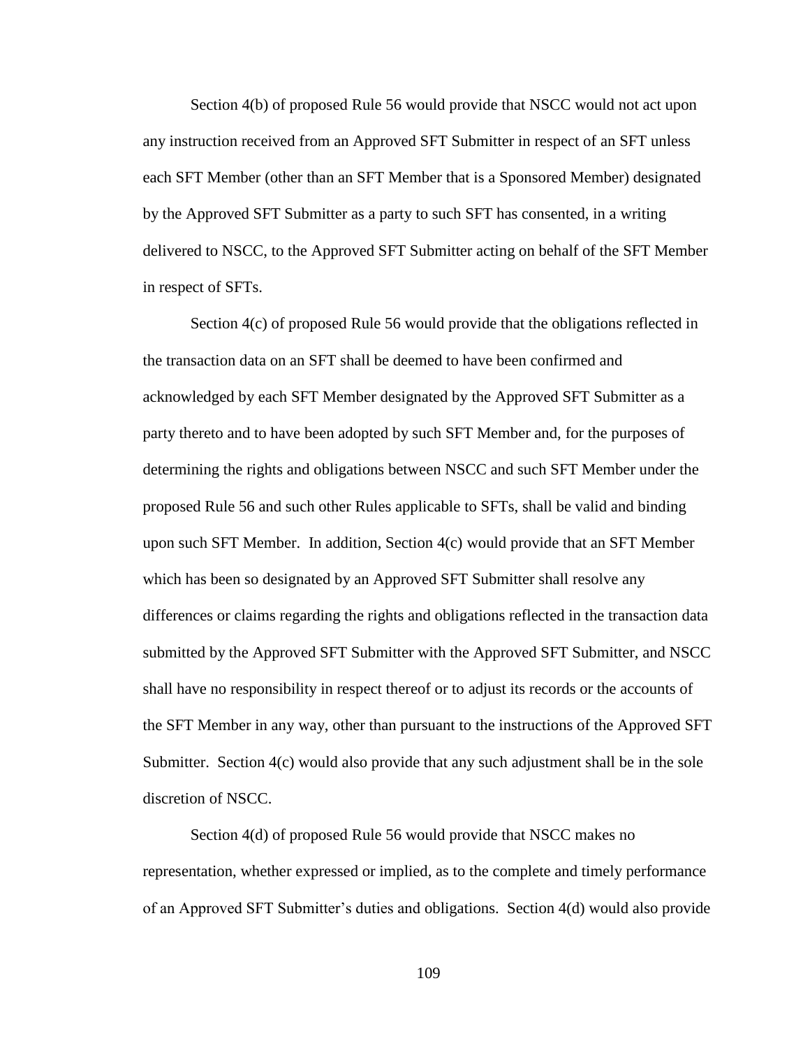Section 4(b) of proposed Rule 56 would provide that NSCC would not act upon any instruction received from an Approved SFT Submitter in respect of an SFT unless each SFT Member (other than an SFT Member that is a Sponsored Member) designated by the Approved SFT Submitter as a party to such SFT has consented, in a writing delivered to NSCC, to the Approved SFT Submitter acting on behalf of the SFT Member in respect of SFTs.

Section 4(c) of proposed Rule 56 would provide that the obligations reflected in the transaction data on an SFT shall be deemed to have been confirmed and acknowledged by each SFT Member designated by the Approved SFT Submitter as a party thereto and to have been adopted by such SFT Member and, for the purposes of determining the rights and obligations between NSCC and such SFT Member under the proposed Rule 56 and such other Rules applicable to SFTs, shall be valid and binding upon such SFT Member. In addition, Section 4(c) would provide that an SFT Member which has been so designated by an Approved SFT Submitter shall resolve any differences or claims regarding the rights and obligations reflected in the transaction data submitted by the Approved SFT Submitter with the Approved SFT Submitter, and NSCC shall have no responsibility in respect thereof or to adjust its records or the accounts of the SFT Member in any way, other than pursuant to the instructions of the Approved SFT Submitter. Section 4(c) would also provide that any such adjustment shall be in the sole discretion of NSCC.

Section 4(d) of proposed Rule 56 would provide that NSCC makes no representation, whether expressed or implied, as to the complete and timely performance of an Approved SFT Submitter's duties and obligations. Section 4(d) would also provide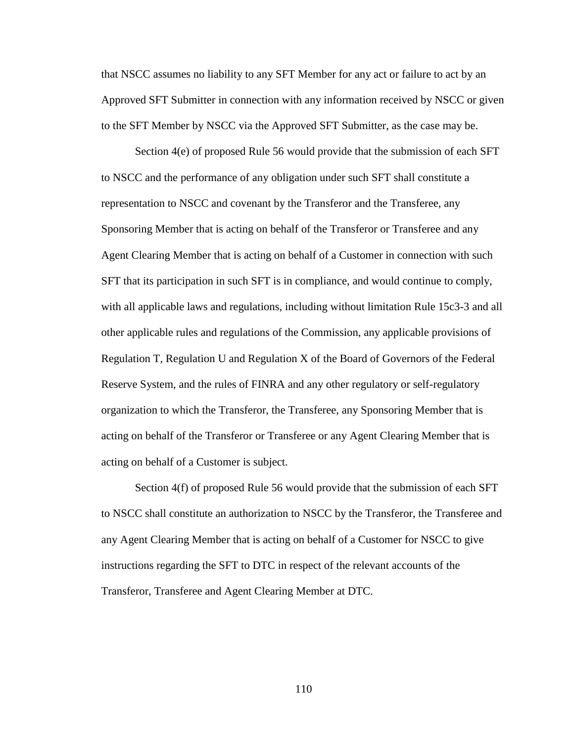that NSCC assumes no liability to any SFT Member for any act or failure to act by an Approved SFT Submitter in connection with any information received by NSCC or given to the SFT Member by NSCC via the Approved SFT Submitter, as the case may be.

Section 4(e) of proposed Rule 56 would provide that the submission of each SFT to NSCC and the performance of any obligation under such SFT shall constitute a representation to NSCC and covenant by the Transferor and the Transferee, any Sponsoring Member that is acting on behalf of the Transferor or Transferee and any Agent Clearing Member that is acting on behalf of a Customer in connection with such SFT that its participation in such SFT is in compliance, and would continue to comply, with all applicable laws and regulations, including without limitation Rule 15c3-3 and all other applicable rules and regulations of the Commission, any applicable provisions of Regulation T, Regulation U and Regulation X of the Board of Governors of the Federal Reserve System, and the rules of FINRA and any other regulatory or self-regulatory organization to which the Transferor, the Transferee, any Sponsoring Member that is acting on behalf of the Transferor or Transferee or any Agent Clearing Member that is acting on behalf of a Customer is subject.

Section 4(f) of proposed Rule 56 would provide that the submission of each SFT to NSCC shall constitute an authorization to NSCC by the Transferor, the Transferee and any Agent Clearing Member that is acting on behalf of a Customer for NSCC to give instructions regarding the SFT to DTC in respect of the relevant accounts of the Transferor, Transferee and Agent Clearing Member at DTC.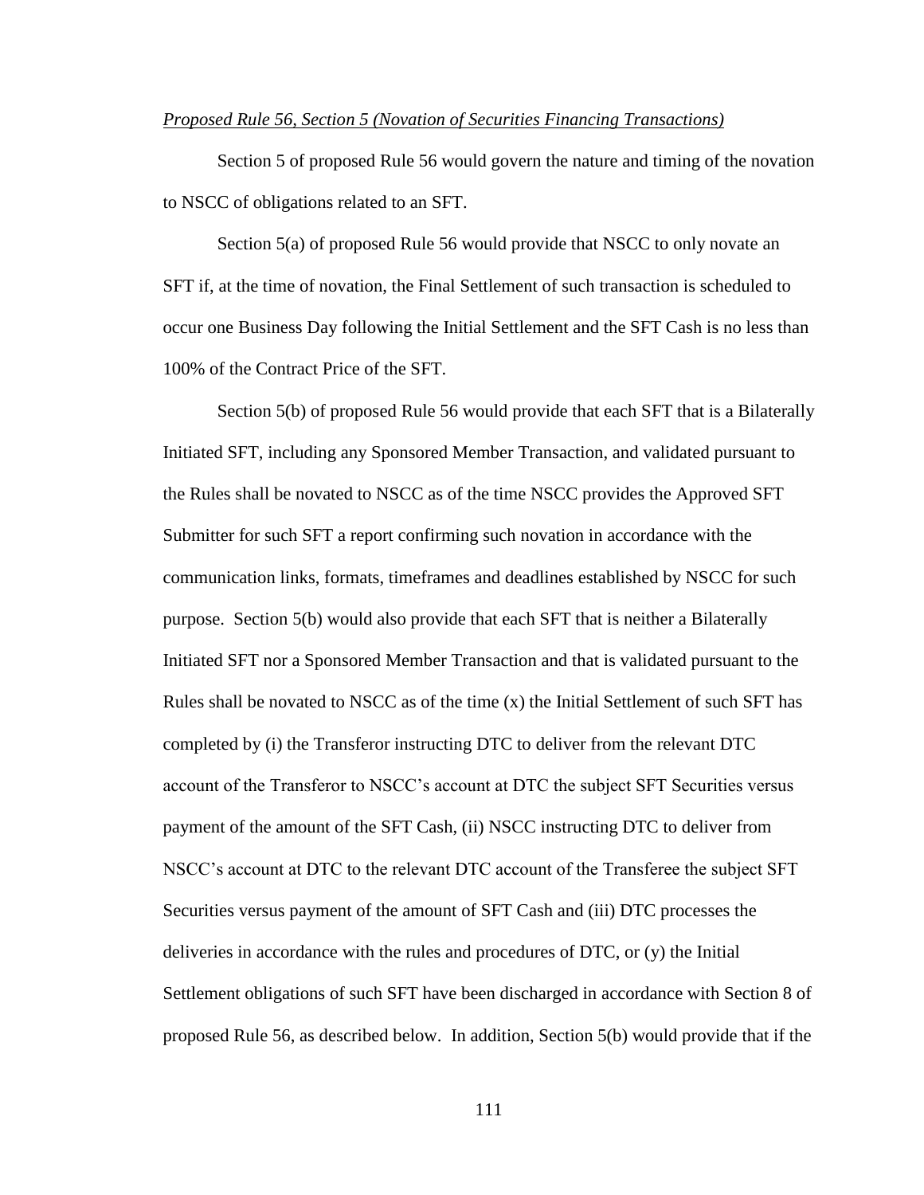*Proposed Rule 56, Section 5 (Novation of Securities Financing Transactions)*

Section 5 of proposed Rule 56 would govern the nature and timing of the novation to NSCC of obligations related to an SFT.

Section 5(a) of proposed Rule 56 would provide that NSCC to only novate an SFT if, at the time of novation, the Final Settlement of such transaction is scheduled to occur one Business Day following the Initial Settlement and the SFT Cash is no less than 100% of the Contract Price of the SFT.

Section 5(b) of proposed Rule 56 would provide that each SFT that is a Bilaterally Initiated SFT, including any Sponsored Member Transaction, and validated pursuant to the Rules shall be novated to NSCC as of the time NSCC provides the Approved SFT Submitter for such SFT a report confirming such novation in accordance with the communication links, formats, timeframes and deadlines established by NSCC for such purpose. Section 5(b) would also provide that each SFT that is neither a Bilaterally Initiated SFT nor a Sponsored Member Transaction and that is validated pursuant to the Rules shall be novated to NSCC as of the time (x) the Initial Settlement of such SFT has completed by (i) the Transferor instructing DTC to deliver from the relevant DTC account of the Transferor to NSCC's account at DTC the subject SFT Securities versus payment of the amount of the SFT Cash, (ii) NSCC instructing DTC to deliver from NSCC's account at DTC to the relevant DTC account of the Transferee the subject SFT Securities versus payment of the amount of SFT Cash and (iii) DTC processes the deliveries in accordance with the rules and procedures of DTC, or (y) the Initial Settlement obligations of such SFT have been discharged in accordance with Section 8 of proposed Rule 56, as described below. In addition, Section 5(b) would provide that if the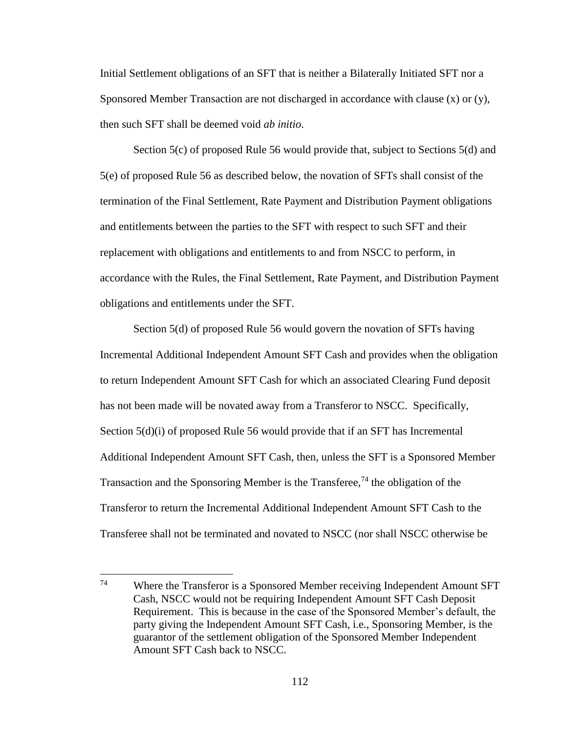Initial Settlement obligations of an SFT that is neither a Bilaterally Initiated SFT nor a Sponsored Member Transaction are not discharged in accordance with clause (x) or (y), then such SFT shall be deemed void *ab initio*.

Section 5(c) of proposed Rule 56 would provide that, subject to Sections 5(d) and 5(e) of proposed Rule 56 as described below, the novation of SFTs shall consist of the termination of the Final Settlement, Rate Payment and Distribution Payment obligations and entitlements between the parties to the SFT with respect to such SFT and their replacement with obligations and entitlements to and from NSCC to perform, in accordance with the Rules, the Final Settlement, Rate Payment, and Distribution Payment obligations and entitlements under the SFT.

Section 5(d) of proposed Rule 56 would govern the novation of SFTs having Incremental Additional Independent Amount SFT Cash and provides when the obligation to return Independent Amount SFT Cash for which an associated Clearing Fund deposit has not been made will be novated away from a Transferor to NSCC. Specifically, Section 5(d)(i) of proposed Rule 56 would provide that if an SFT has Incremental Additional Independent Amount SFT Cash, then, unless the SFT is a Sponsored Member Transaction and the Sponsoring Member is the Transferee,[74] the obligation of the Transferor to return the Incremental Additional Independent Amount SFT Cash to the Transferee shall not be terminated and novated to NSCC (nor shall NSCC otherwise be

[74] Where the Transferor is a Sponsored Member receiving Independent Amount SFT Cash, NSCC would not be requiring Independent Amount SFT Cash Deposit Requirement. This is because in the case of the Sponsored Member's default, the party giving the Independent Amount SFT Cash, i.e., Sponsoring Member, is the guarantor of the settlement obligation of the Sponsored Member Independent Amount SFT Cash back to NSCC.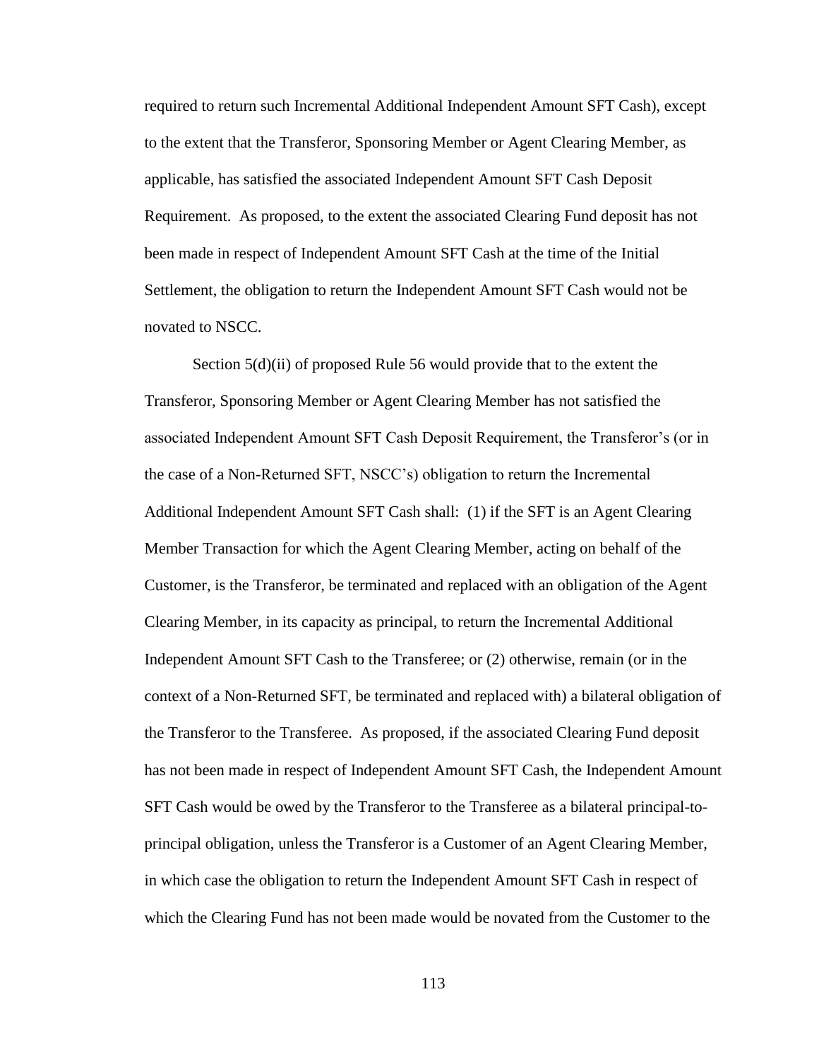required to return such Incremental Additional Independent Amount SFT Cash), except to the extent that the Transferor, Sponsoring Member or Agent Clearing Member, as applicable, has satisfied the associated Independent Amount SFT Cash Deposit Requirement. As proposed, to the extent the associated Clearing Fund deposit has not been made in respect of Independent Amount SFT Cash at the time of the Initial Settlement, the obligation to return the Independent Amount SFT Cash would not be novated to NSCC.

Section 5(d)(ii) of proposed Rule 56 would provide that to the extent the Transferor, Sponsoring Member or Agent Clearing Member has not satisfied the associated Independent Amount SFT Cash Deposit Requirement, the Transferor's (or in the case of a Non-Returned SFT, NSCC's) obligation to return the Incremental Additional Independent Amount SFT Cash shall: (1) if the SFT is an Agent Clearing Member Transaction for which the Agent Clearing Member, acting on behalf of the Customer, is the Transferor, be terminated and replaced with an obligation of the Agent Clearing Member, in its capacity as principal, to return the Incremental Additional Independent Amount SFT Cash to the Transferee; or (2) otherwise, remain (or in the context of a Non-Returned SFT, be terminated and replaced with) a bilateral obligation of the Transferor to the Transferee. As proposed, if the associated Clearing Fund deposit has not been made in respect of Independent Amount SFT Cash, the Independent Amount SFT Cash would be owed by the Transferor to the Transferee as a bilateral principal-to-principal obligation, unless the Transferor is a Customer of an Agent Clearing Member, in which case the obligation to return the Independent Amount SFT Cash in respect of which the Clearing Fund has not been made would be novated from the Customer to the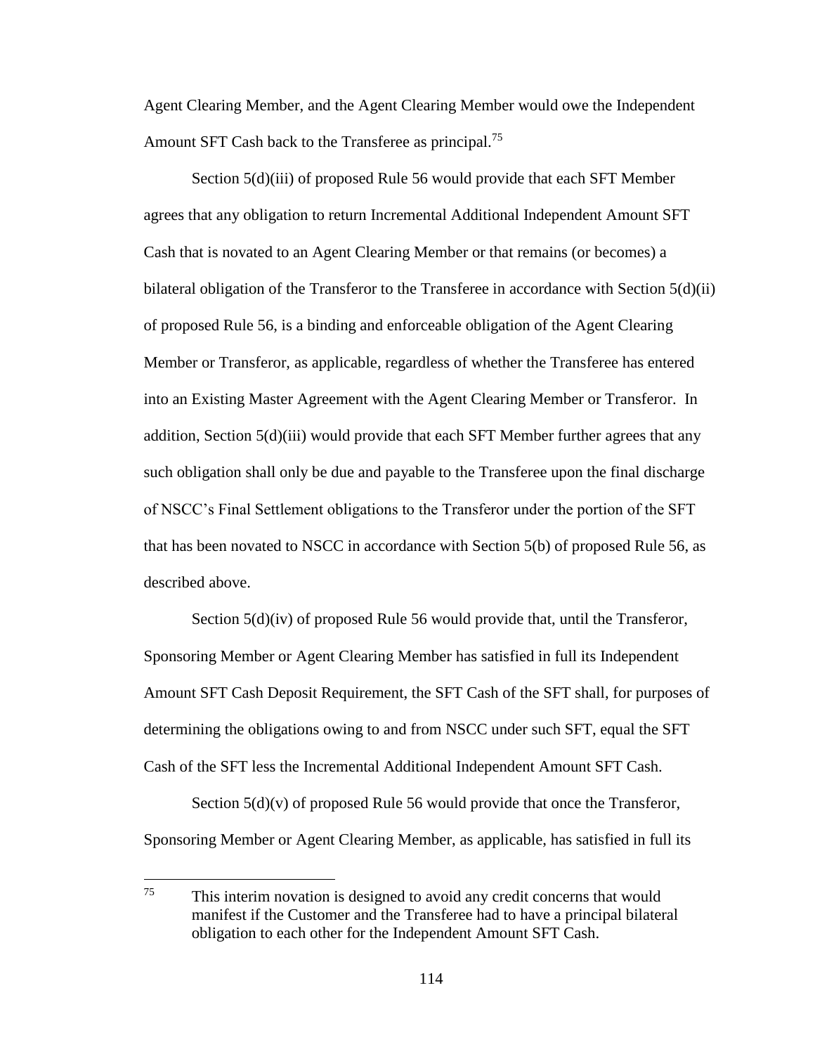Agent Clearing Member, and the Agent Clearing Member would owe the Independent Amount SFT Cash back to the Transferee as principal.[75]

Section 5(d)(iii) of proposed Rule 56 would provide that each SFT Member agrees that any obligation to return Incremental Additional Independent Amount SFT Cash that is novated to an Agent Clearing Member or that remains (or becomes) a bilateral obligation of the Transferor to the Transferee in accordance with Section 5(d)(ii) of proposed Rule 56, is a binding and enforceable obligation of the Agent Clearing Member or Transferor, as applicable, regardless of whether the Transferee has entered into an Existing Master Agreement with the Agent Clearing Member or Transferor. In addition, Section 5(d)(iii) would provide that each SFT Member further agrees that any such obligation shall only be due and payable to the Transferee upon the final discharge of NSCC's Final Settlement obligations to the Transferor under the portion of the SFT that has been novated to NSCC in accordance with Section 5(b) of proposed Rule 56, as described above.

Section 5(d)(iv) of proposed Rule 56 would provide that, until the Transferor, Sponsoring Member or Agent Clearing Member has satisfied in full its Independent Amount SFT Cash Deposit Requirement, the SFT Cash of the SFT shall, for purposes of determining the obligations owing to and from NSCC under such SFT, equal the SFT Cash of the SFT less the Incremental Additional Independent Amount SFT Cash.

Section 5(d)(v) of proposed Rule 56 would provide that once the Transferor, Sponsoring Member or Agent Clearing Member, as applicable, has satisfied in full its

---

[75] This interim novation is designed to avoid any credit concerns that would manifest if the Customer and the Transferee had to have a principal bilateral obligation to each other for the Independent Amount SFT Cash.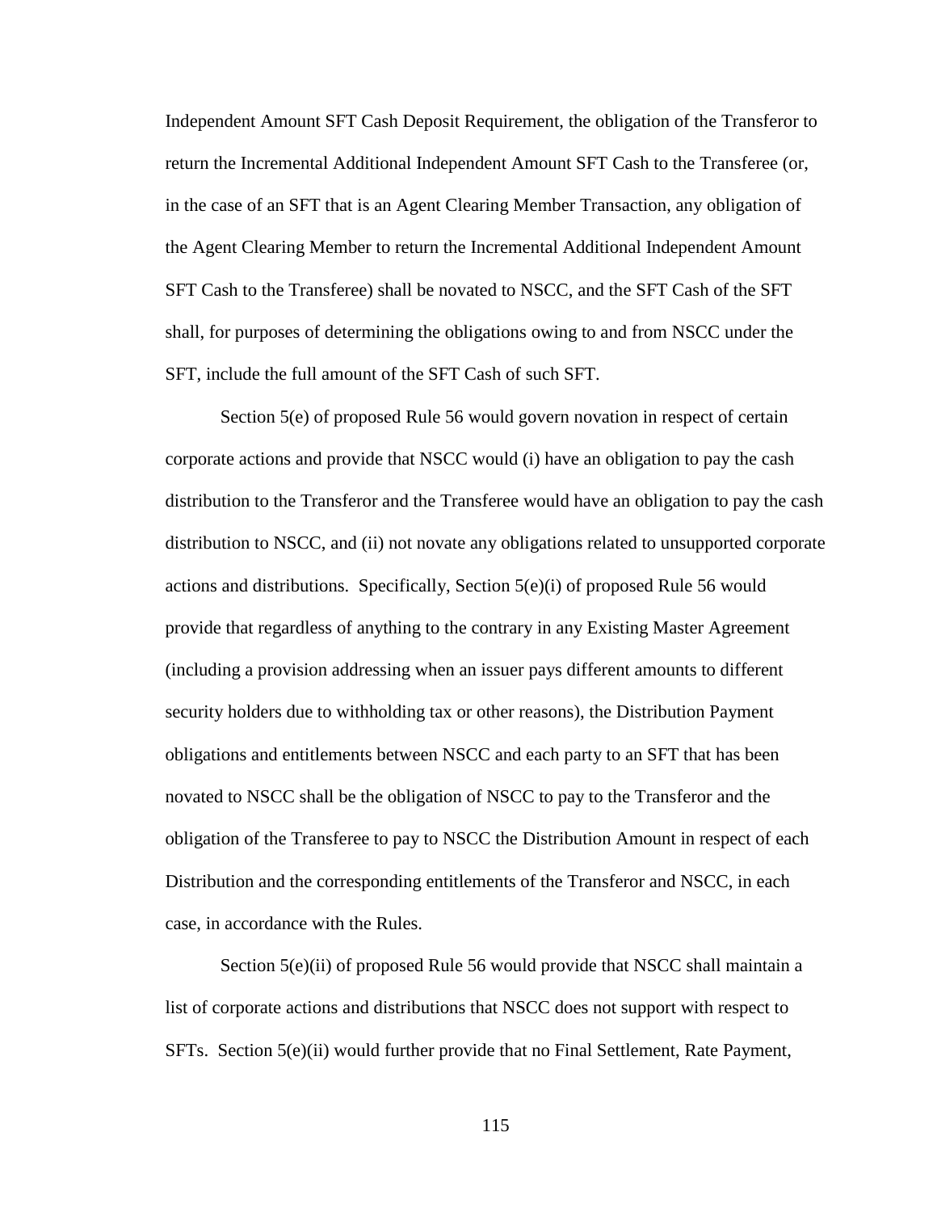Independent Amount SFT Cash Deposit Requirement, the obligation of the Transferor to return the Incremental Additional Independent Amount SFT Cash to the Transferee (or, in the case of an SFT that is an Agent Clearing Member Transaction, any obligation of the Agent Clearing Member to return the Incremental Additional Independent Amount SFT Cash to the Transferee) shall be novated to NSCC, and the SFT Cash of the SFT shall, for purposes of determining the obligations owing to and from NSCC under the SFT, include the full amount of the SFT Cash of such SFT.

Section 5(e) of proposed Rule 56 would govern novation in respect of certain corporate actions and provide that NSCC would (i) have an obligation to pay the cash distribution to the Transferor and the Transferee would have an obligation to pay the cash distribution to NSCC, and (ii) not novate any obligations related to unsupported corporate actions and distributions. Specifically, Section 5(e)(i) of proposed Rule 56 would provide that regardless of anything to the contrary in any Existing Master Agreement (including a provision addressing when an issuer pays different amounts to different security holders due to withholding tax or other reasons), the Distribution Payment obligations and entitlements between NSCC and each party to an SFT that has been novated to NSCC shall be the obligation of NSCC to pay to the Transferor and the obligation of the Transferee to pay to NSCC the Distribution Amount in respect of each Distribution and the corresponding entitlements of the Transferor and NSCC, in each case, in accordance with the Rules.

Section 5(e)(ii) of proposed Rule 56 would provide that NSCC shall maintain a list of corporate actions and distributions that NSCC does not support with respect to SFTs. Section 5(e)(ii) would further provide that no Final Settlement, Rate Payment,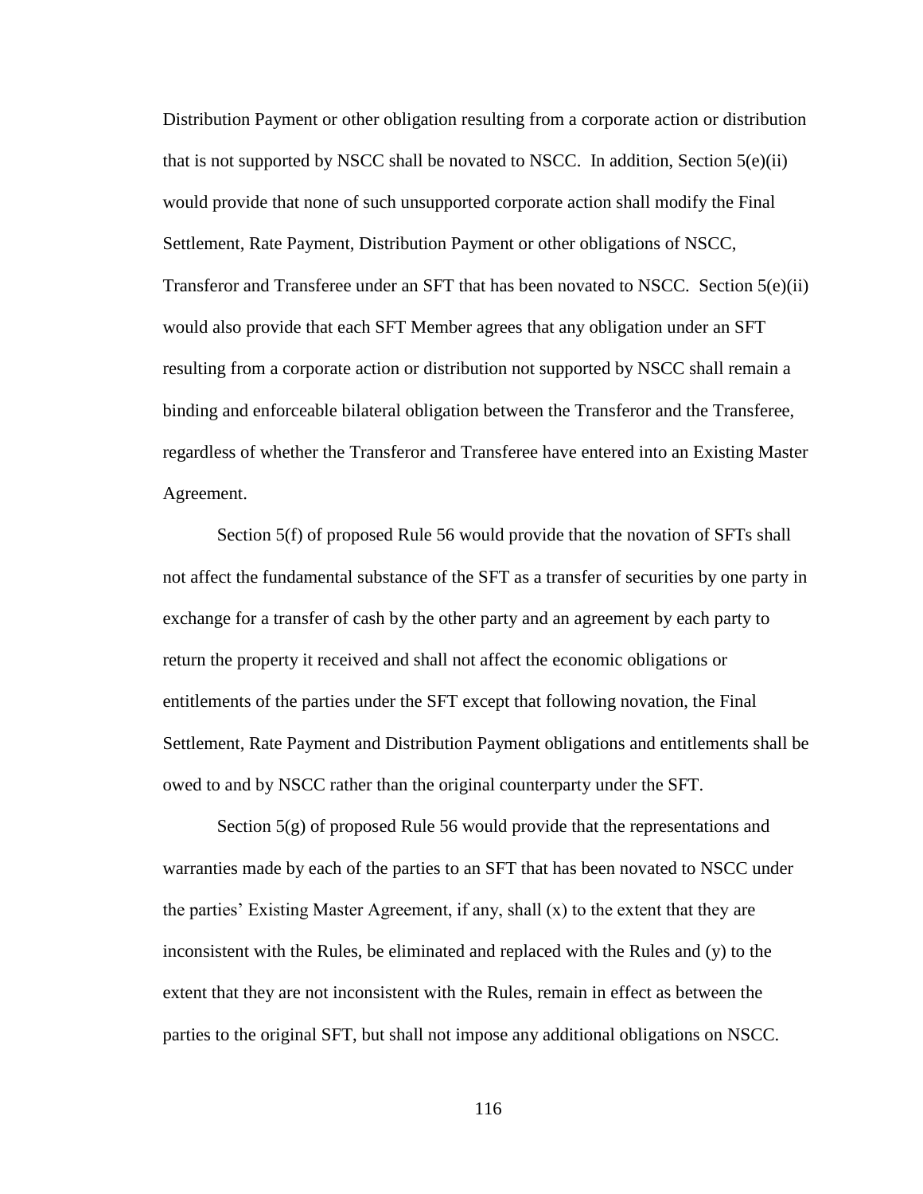Distribution Payment or other obligation resulting from a corporate action or distribution that is not supported by NSCC shall be novated to NSCC. In addition, Section 5(e)(ii) would provide that none of such unsupported corporate action shall modify the Final Settlement, Rate Payment, Distribution Payment or other obligations of NSCC, Transferor and Transferee under an SFT that has been novated to NSCC. Section 5(e)(ii) would also provide that each SFT Member agrees that any obligation under an SFT resulting from a corporate action or distribution not supported by NSCC shall remain a binding and enforceable bilateral obligation between the Transferor and the Transferee, regardless of whether the Transferor and Transferee have entered into an Existing Master Agreement.

Section 5(f) of proposed Rule 56 would provide that the novation of SFTs shall not affect the fundamental substance of the SFT as a transfer of securities by one party in exchange for a transfer of cash by the other party and an agreement by each party to return the property it received and shall not affect the economic obligations or entitlements of the parties under the SFT except that following novation, the Final Settlement, Rate Payment and Distribution Payment obligations and entitlements shall be owed to and by NSCC rather than the original counterparty under the SFT.

Section 5(g) of proposed Rule 56 would provide that the representations and warranties made by each of the parties to an SFT that has been novated to NSCC under the parties' Existing Master Agreement, if any, shall (x) to the extent that they are inconsistent with the Rules, be eliminated and replaced with the Rules and (y) to the extent that they are not inconsistent with the Rules, remain in effect as between the parties to the original SFT, but shall not impose any additional obligations on NSCC.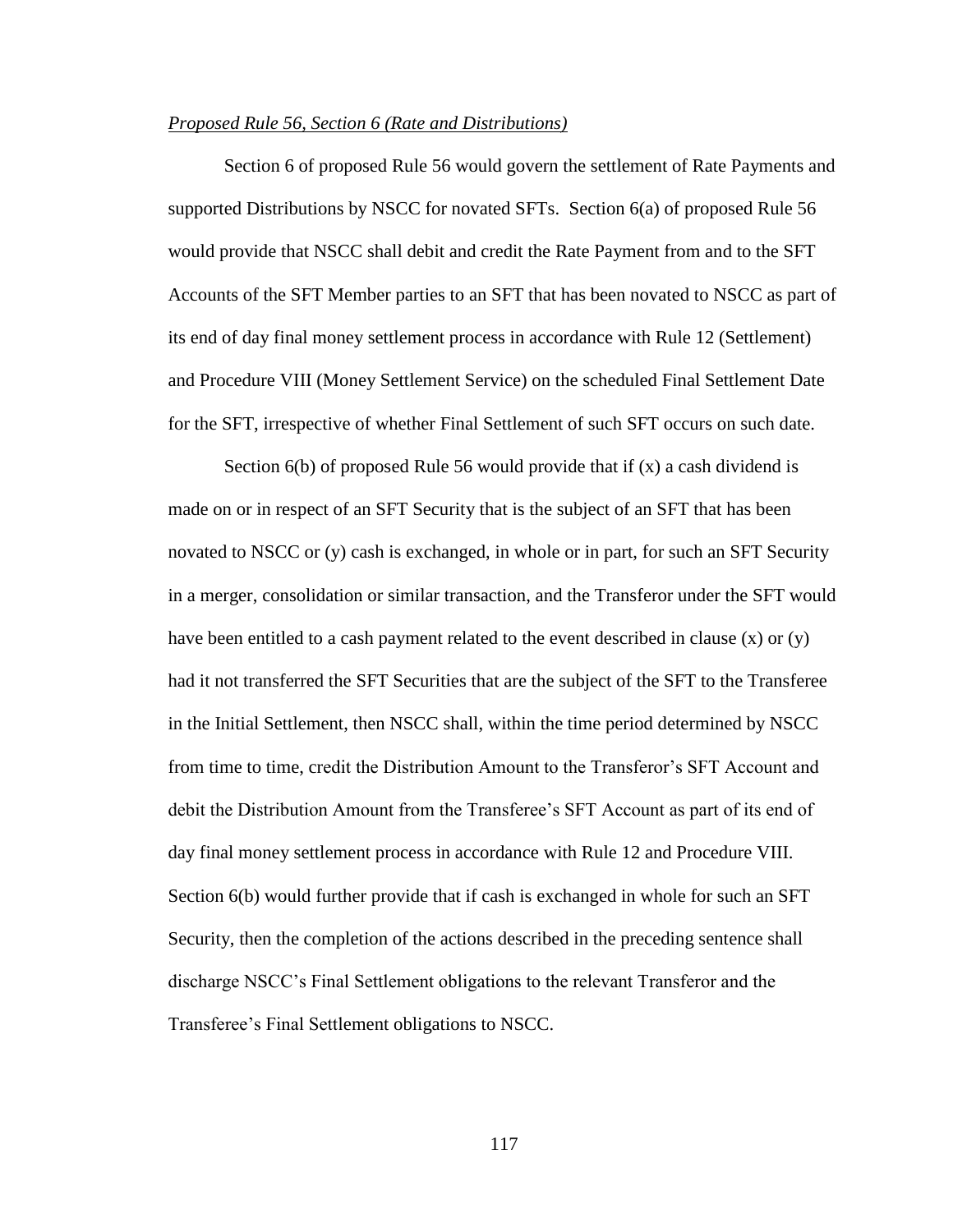*Proposed Rule 56, Section 6 (Rate and Distributions)*

Section 6 of proposed Rule 56 would govern the settlement of Rate Payments and supported Distributions by NSCC for novated SFTs. Section 6(a) of proposed Rule 56 would provide that NSCC shall debit and credit the Rate Payment from and to the SFT Accounts of the SFT Member parties to an SFT that has been novated to NSCC as part of its end of day final money settlement process in accordance with Rule 12 (Settlement) and Procedure VIII (Money Settlement Service) on the scheduled Final Settlement Date for the SFT, irrespective of whether Final Settlement of such SFT occurs on such date.

Section 6(b) of proposed Rule 56 would provide that if (x) a cash dividend is made on or in respect of an SFT Security that is the subject of an SFT that has been novated to NSCC or (y) cash is exchanged, in whole or in part, for such an SFT Security in a merger, consolidation or similar transaction, and the Transferor under the SFT would have been entitled to a cash payment related to the event described in clause (x) or (y) had it not transferred the SFT Securities that are the subject of the SFT to the Transferee in the Initial Settlement, then NSCC shall, within the time period determined by NSCC from time to time, credit the Distribution Amount to the Transferor's SFT Account and debit the Distribution Amount from the Transferee's SFT Account as part of its end of day final money settlement process in accordance with Rule 12 and Procedure VIII. Section 6(b) would further provide that if cash is exchanged in whole for such an SFT Security, then the completion of the actions described in the preceding sentence shall discharge NSCC's Final Settlement obligations to the relevant Transferor and the Transferee's Final Settlement obligations to NSCC.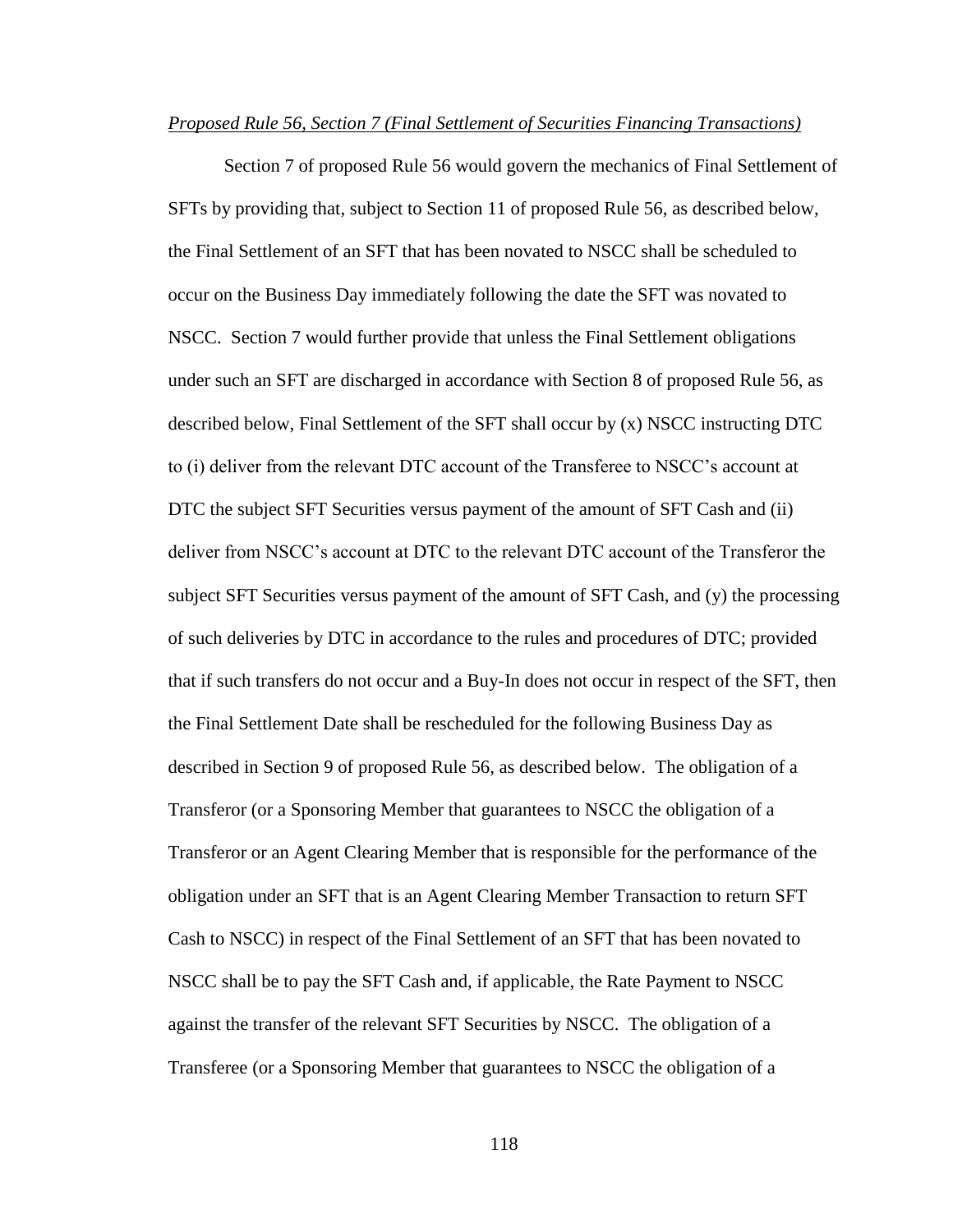*Proposed Rule 56, Section 7 (Final Settlement of Securities Financing Transactions)*

Section 7 of proposed Rule 56 would govern the mechanics of Final Settlement of SFTs by providing that, subject to Section 11 of proposed Rule 56, as described below, the Final Settlement of an SFT that has been novated to NSCC shall be scheduled to occur on the Business Day immediately following the date the SFT was novated to NSCC. Section 7 would further provide that unless the Final Settlement obligations under such an SFT are discharged in accordance with Section 8 of proposed Rule 56, as described below, Final Settlement of the SFT shall occur by (x) NSCC instructing DTC to (i) deliver from the relevant DTC account of the Transferee to NSCC's account at DTC the subject SFT Securities versus payment of the amount of SFT Cash and (ii) deliver from NSCC's account at DTC to the relevant DTC account of the Transferor the subject SFT Securities versus payment of the amount of SFT Cash, and (y) the processing of such deliveries by DTC in accordance to the rules and procedures of DTC; provided that if such transfers do not occur and a Buy-In does not occur in respect of the SFT, then the Final Settlement Date shall be rescheduled for the following Business Day as described in Section 9 of proposed Rule 56, as described below. The obligation of a Transferor (or a Sponsoring Member that guarantees to NSCC the obligation of a Transferor or an Agent Clearing Member that is responsible for the performance of the obligation under an SFT that is an Agent Clearing Member Transaction to return SFT Cash to NSCC) in respect of the Final Settlement of an SFT that has been novated to NSCC shall be to pay the SFT Cash and, if applicable, the Rate Payment to NSCC against the transfer of the relevant SFT Securities by NSCC. The obligation of a Transferee (or a Sponsoring Member that guarantees to NSCC the obligation of a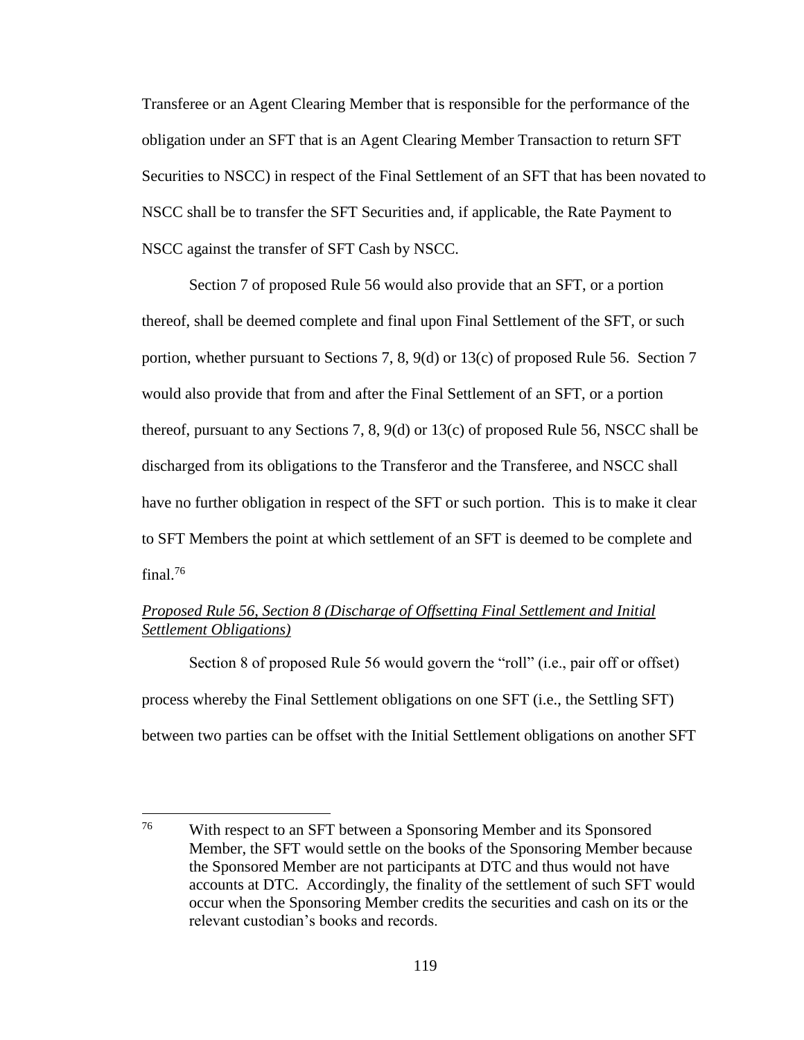Transferee or an Agent Clearing Member that is responsible for the performance of the obligation under an SFT that is an Agent Clearing Member Transaction to return SFT Securities to NSCC) in respect of the Final Settlement of an SFT that has been novated to NSCC shall be to transfer the SFT Securities and, if applicable, the Rate Payment to NSCC against the transfer of SFT Cash by NSCC.

Section 7 of proposed Rule 56 would also provide that an SFT, or a portion thereof, shall be deemed complete and final upon Final Settlement of the SFT, or such portion, whether pursuant to Sections 7, 8, 9(d) or 13(c) of proposed Rule 56. Section 7 would also provide that from and after the Final Settlement of an SFT, or a portion thereof, pursuant to any Sections 7, 8, 9(d) or 13(c) of proposed Rule 56, NSCC shall be discharged from its obligations to the Transferor and the Transferee, and NSCC shall have no further obligation in respect of the SFT or such portion. This is to make it clear to SFT Members the point at which settlement of an SFT is deemed to be complete and final.[76]

*Proposed Rule 56, Section 8 (Discharge of Offsetting Final Settlement and Initial Settlement Obligations)*

Section 8 of proposed Rule 56 would govern the "roll" (i.e., pair off or offset) process whereby the Final Settlement obligations on one SFT (i.e., the Settling SFT) between two parties can be offset with the Initial Settlement obligations on another SFT

---

[76] With respect to an SFT between a Sponsoring Member and its Sponsored Member, the SFT would settle on the books of the Sponsoring Member because the Sponsored Member are not participants at DTC and thus would not have accounts at DTC. Accordingly, the finality of the settlement of such SFT would occur when the Sponsoring Member credits the securities and cash on its or the relevant custodian's books and records.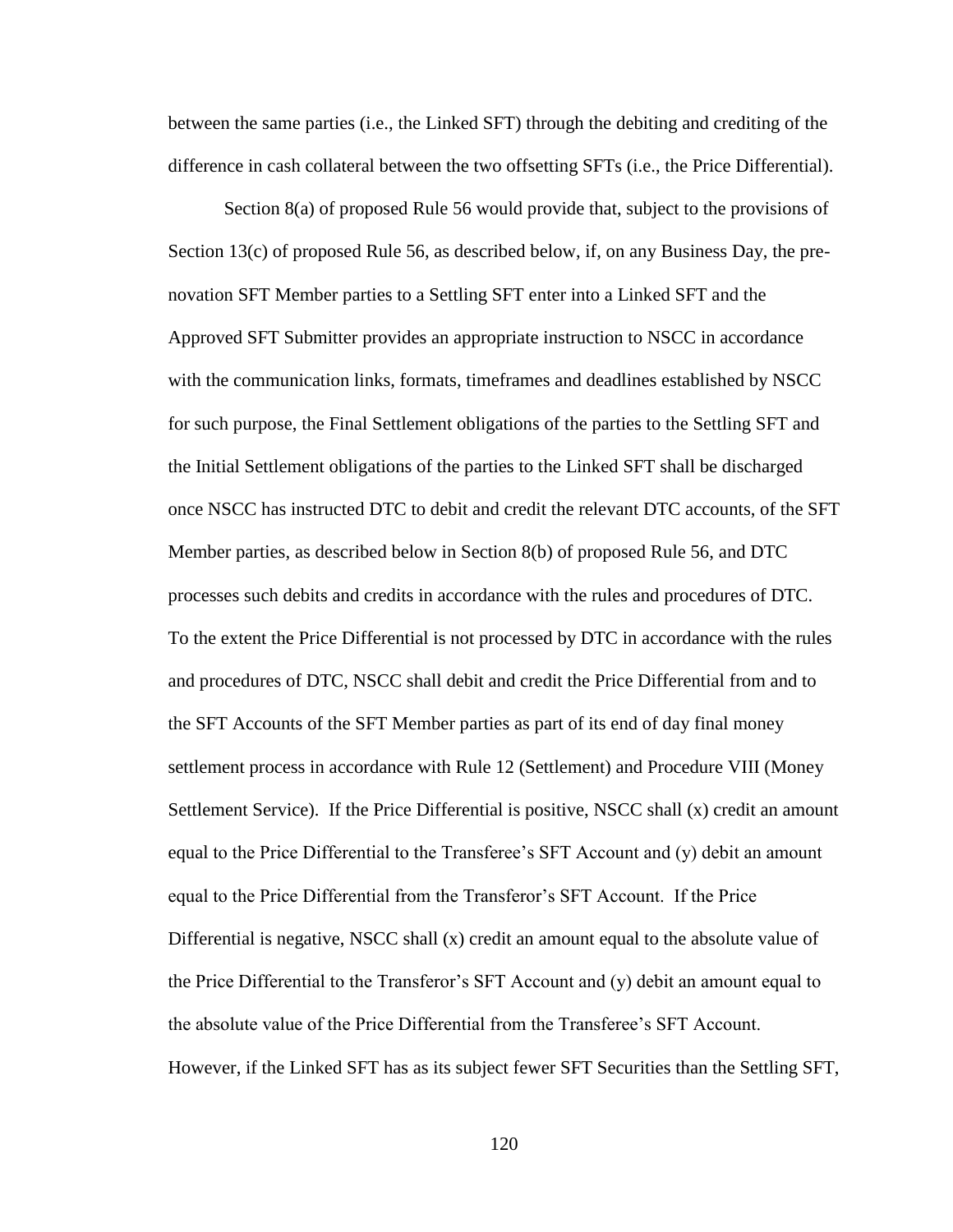between the same parties (i.e., the Linked SFT) through the debiting and crediting of the difference in cash collateral between the two offsetting SFTs (i.e., the Price Differential).

Section 8(a) of proposed Rule 56 would provide that, subject to the provisions of Section 13(c) of proposed Rule 56, as described below, if, on any Business Day, the pre-novation SFT Member parties to a Settling SFT enter into a Linked SFT and the Approved SFT Submitter provides an appropriate instruction to NSCC in accordance with the communication links, formats, timeframes and deadlines established by NSCC for such purpose, the Final Settlement obligations of the parties to the Settling SFT and the Initial Settlement obligations of the parties to the Linked SFT shall be discharged once NSCC has instructed DTC to debit and credit the relevant DTC accounts, of the SFT Member parties, as described below in Section 8(b) of proposed Rule 56, and DTC processes such debits and credits in accordance with the rules and procedures of DTC. To the extent the Price Differential is not processed by DTC in accordance with the rules and procedures of DTC, NSCC shall debit and credit the Price Differential from and to the SFT Accounts of the SFT Member parties as part of its end of day final money settlement process in accordance with Rule 12 (Settlement) and Procedure VIII (Money Settlement Service). If the Price Differential is positive, NSCC shall (x) credit an amount equal to the Price Differential to the Transferee's SFT Account and (y) debit an amount equal to the Price Differential from the Transferor's SFT Account. If the Price Differential is negative, NSCC shall (x) credit an amount equal to the absolute value of the Price Differential to the Transferor's SFT Account and (y) debit an amount equal to the absolute value of the Price Differential from the Transferee's SFT Account. However, if the Linked SFT has as its subject fewer SFT Securities than the Settling SFT,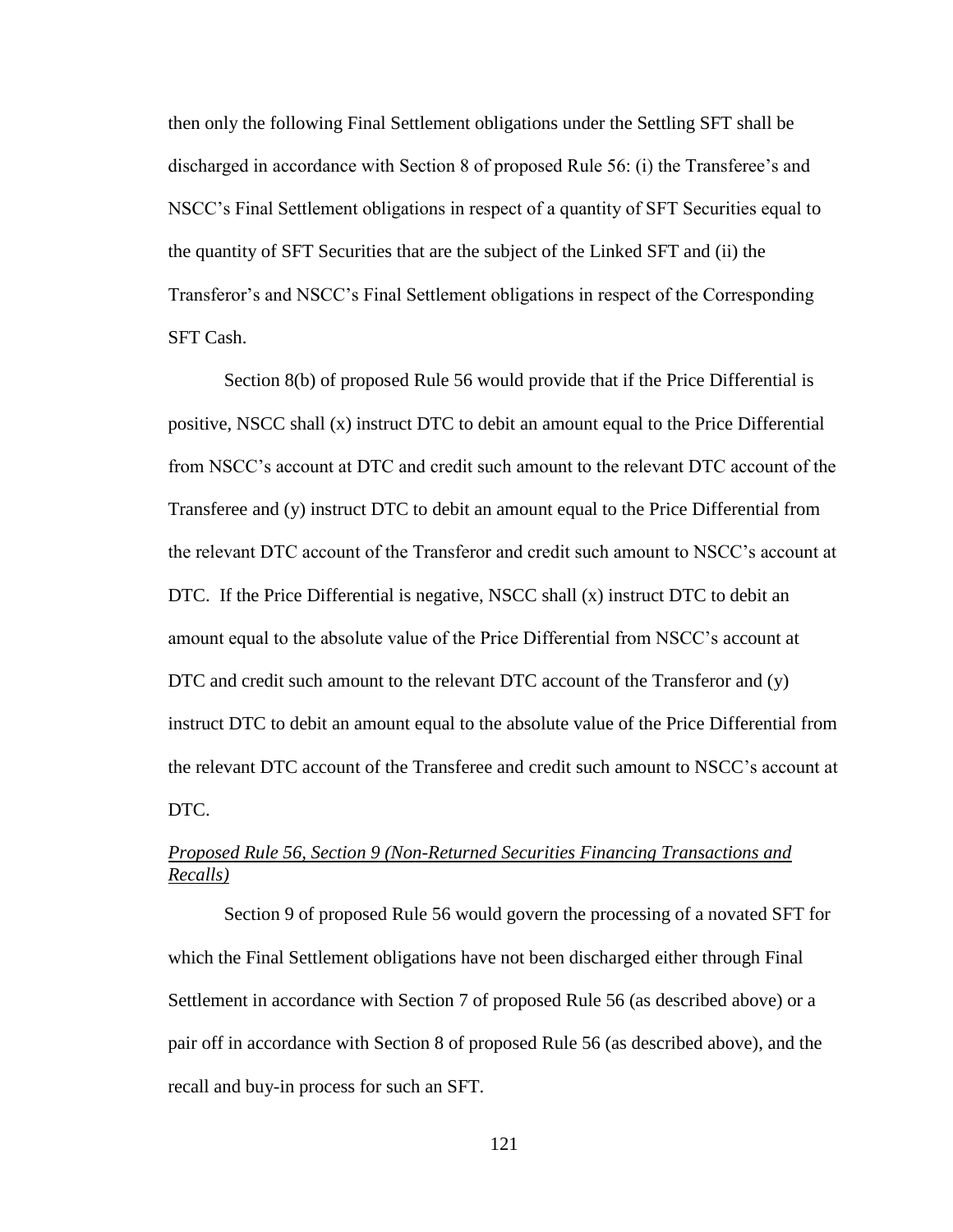then only the following Final Settlement obligations under the Settling SFT shall be discharged in accordance with Section 8 of proposed Rule 56: (i) the Transferee's and NSCC's Final Settlement obligations in respect of a quantity of SFT Securities equal to the quantity of SFT Securities that are the subject of the Linked SFT and (ii) the Transferor's and NSCC's Final Settlement obligations in respect of the Corresponding SFT Cash.

Section 8(b) of proposed Rule 56 would provide that if the Price Differential is positive, NSCC shall (x) instruct DTC to debit an amount equal to the Price Differential from NSCC's account at DTC and credit such amount to the relevant DTC account of the Transferee and (y) instruct DTC to debit an amount equal to the Price Differential from the relevant DTC account of the Transferor and credit such amount to NSCC's account at DTC. If the Price Differential is negative, NSCC shall (x) instruct DTC to debit an amount equal to the absolute value of the Price Differential from NSCC's account at DTC and credit such amount to the relevant DTC account of the Transferor and (y) instruct DTC to debit an amount equal to the absolute value of the Price Differential from the relevant DTC account of the Transferee and credit such amount to NSCC's account at DTC.

*Proposed Rule 56, Section 9 (Non-Returned Securities Financing Transactions and Recalls)*

Section 9 of proposed Rule 56 would govern the processing of a novated SFT for which the Final Settlement obligations have not been discharged either through Final Settlement in accordance with Section 7 of proposed Rule 56 (as described above) or a pair off in accordance with Section 8 of proposed Rule 56 (as described above), and the recall and buy-in process for such an SFT.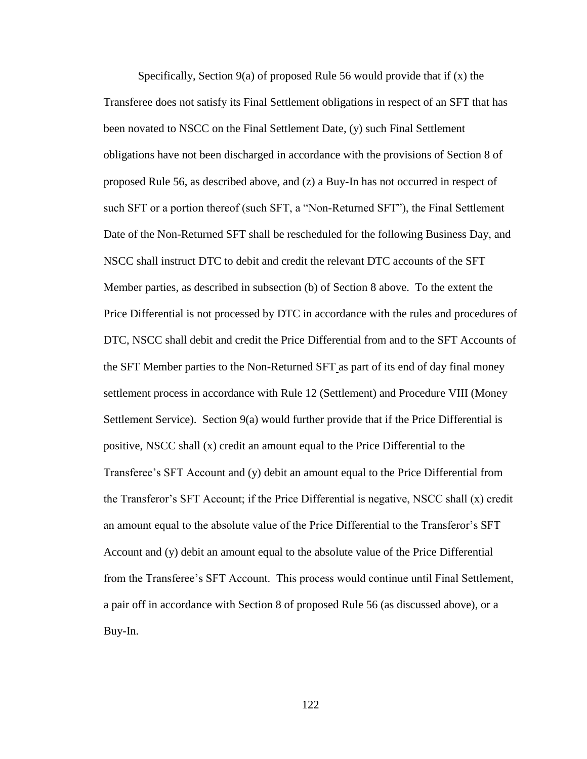Specifically, Section 9(a) of proposed Rule 56 would provide that if (x) the Transferee does not satisfy its Final Settlement obligations in respect of an SFT that has been novated to NSCC on the Final Settlement Date, (y) such Final Settlement obligations have not been discharged in accordance with the provisions of Section 8 of proposed Rule 56, as described above, and (z) a Buy-In has not occurred in respect of such SFT or a portion thereof (such SFT, a "Non-Returned SFT"), the Final Settlement Date of the Non-Returned SFT shall be rescheduled for the following Business Day, and NSCC shall instruct DTC to debit and credit the relevant DTC accounts of the SFT Member parties, as described in subsection (b) of Section 8 above. To the extent the Price Differential is not processed by DTC in accordance with the rules and procedures of DTC, NSCC shall debit and credit the Price Differential from and to the SFT Accounts of the SFT Member parties to the Non-Returned SFT as part of its end of day final money settlement process in accordance with Rule 12 (Settlement) and Procedure VIII (Money Settlement Service). Section 9(a) would further provide that if the Price Differential is positive, NSCC shall (x) credit an amount equal to the Price Differential to the Transferee's SFT Account and (y) debit an amount equal to the Price Differential from the Transferor's SFT Account; if the Price Differential is negative, NSCC shall (x) credit an amount equal to the absolute value of the Price Differential to the Transferor's SFT Account and (y) debit an amount equal to the absolute value of the Price Differential from the Transferee's SFT Account. This process would continue until Final Settlement, a pair off in accordance with Section 8 of proposed Rule 56 (as discussed above), or a Buy-In.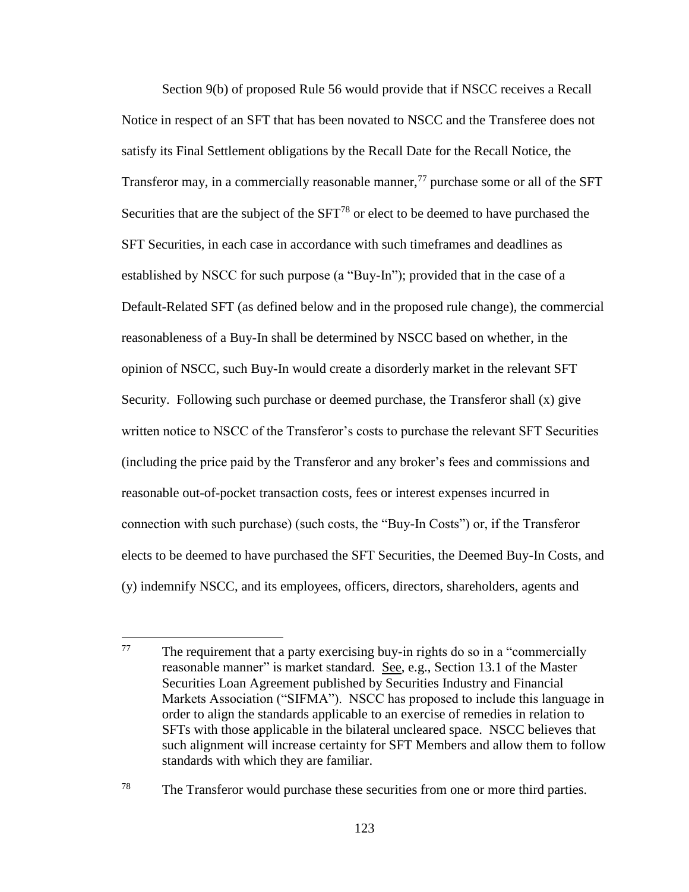Section 9(b) of proposed Rule 56 would provide that if NSCC receives a Recall Notice in respect of an SFT that has been novated to NSCC and the Transferee does not satisfy its Final Settlement obligations by the Recall Date for the Recall Notice, the Transferor may, in a commercially reasonable manner,[77] purchase some or all of the SFT Securities that are the subject of the SFT[78] or elect to be deemed to have purchased the SFT Securities, in each case in accordance with such timeframes and deadlines as established by NSCC for such purpose (a "Buy-In"); provided that in the case of a Default-Related SFT (as defined below and in the proposed rule change), the commercial reasonableness of a Buy-In shall be determined by NSCC based on whether, in the opinion of NSCC, such Buy-In would create a disorderly market in the relevant SFT Security. Following such purchase or deemed purchase, the Transferor shall (x) give written notice to NSCC of the Transferor's costs to purchase the relevant SFT Securities (including the price paid by the Transferor and any broker's fees and commissions and reasonable out-of-pocket transaction costs, fees or interest expenses incurred in connection with such purchase) (such costs, the "Buy-In Costs") or, if the Transferor elects to be deemed to have purchased the SFT Securities, the Deemed Buy-In Costs, and (y) indemnify NSCC, and its employees, officers, directors, shareholders, agents and

---

[77] The requirement that a party exercising buy-in rights do so in a "commercially reasonable manner" is market standard. See, e.g., Section 13.1 of the Master Securities Loan Agreement published by Securities Industry and Financial Markets Association ("SIFMA"). NSCC has proposed to include this language in order to align the standards applicable to an exercise of remedies in relation to SFTs with those applicable in the bilateral uncleared space. NSCC believes that such alignment will increase certainty for SFT Members and allow them to follow standards with which they are familiar.

[78] The Transferor would purchase these securities from one or more third parties.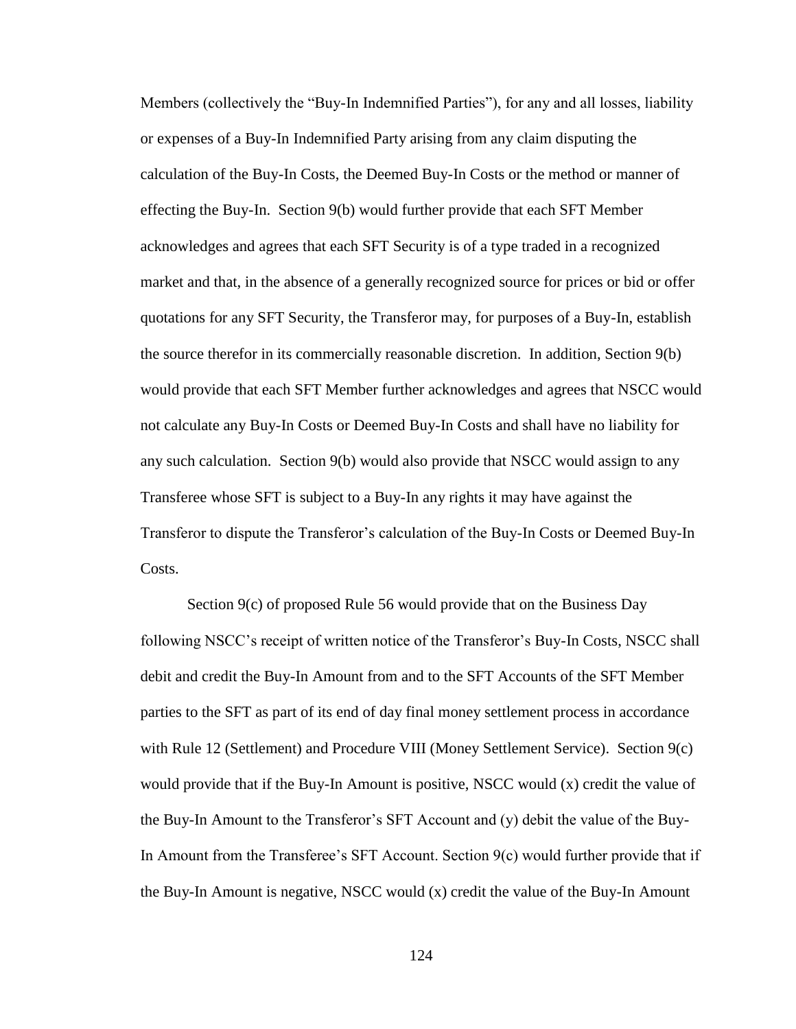Members (collectively the "Buy-In Indemnified Parties"), for any and all losses, liability or expenses of a Buy-In Indemnified Party arising from any claim disputing the calculation of the Buy-In Costs, the Deemed Buy-In Costs or the method or manner of effecting the Buy-In. Section 9(b) would further provide that each SFT Member acknowledges and agrees that each SFT Security is of a type traded in a recognized market and that, in the absence of a generally recognized source for prices or bid or offer quotations for any SFT Security, the Transferor may, for purposes of a Buy-In, establish the source therefor in its commercially reasonable discretion. In addition, Section 9(b) would provide that each SFT Member further acknowledges and agrees that NSCC would not calculate any Buy-In Costs or Deemed Buy-In Costs and shall have no liability for any such calculation. Section 9(b) would also provide that NSCC would assign to any Transferee whose SFT is subject to a Buy-In any rights it may have against the Transferor to dispute the Transferor's calculation of the Buy-In Costs or Deemed Buy-In Costs.

Section 9(c) of proposed Rule 56 would provide that on the Business Day following NSCC's receipt of written notice of the Transferor's Buy-In Costs, NSCC shall debit and credit the Buy-In Amount from and to the SFT Accounts of the SFT Member parties to the SFT as part of its end of day final money settlement process in accordance with Rule 12 (Settlement) and Procedure VIII (Money Settlement Service). Section 9(c) would provide that if the Buy-In Amount is positive, NSCC would (x) credit the value of the Buy-In Amount to the Transferor's SFT Account and (y) debit the value of the Buy-In Amount from the Transferee's SFT Account. Section 9(c) would further provide that if the Buy-In Amount is negative, NSCC would (x) credit the value of the Buy-In Amount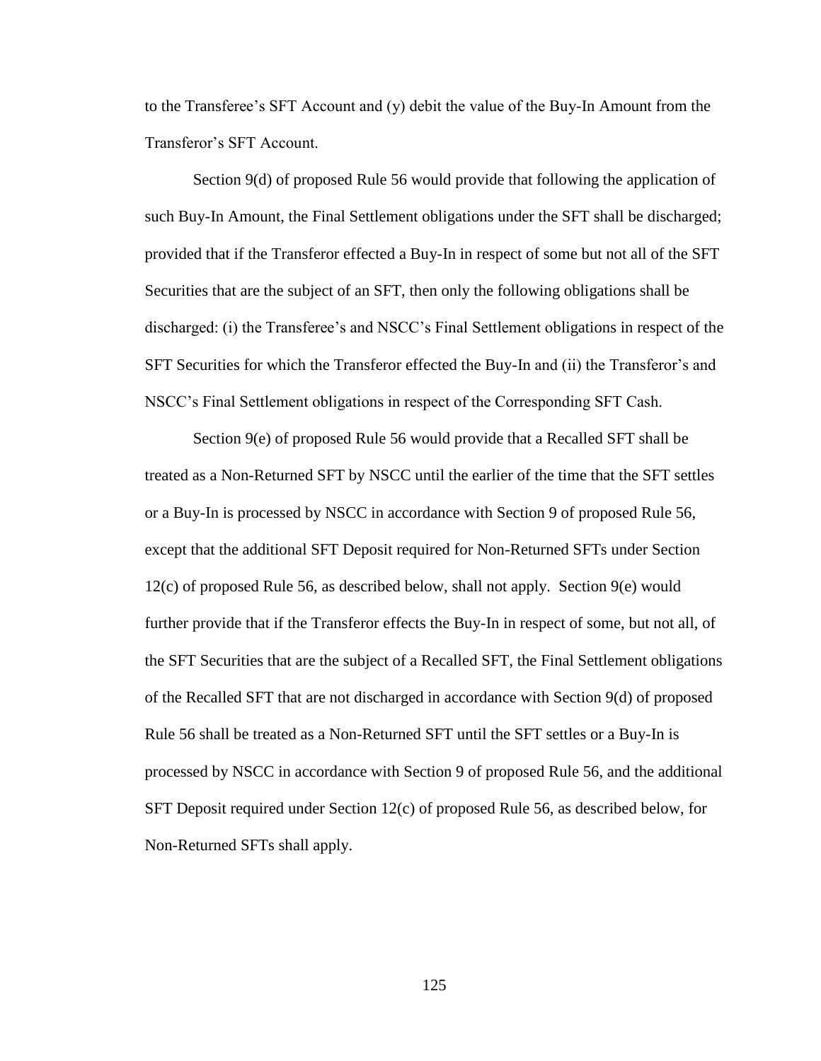to the Transferee's SFT Account and (y) debit the value of the Buy-In Amount from the Transferor's SFT Account.

Section 9(d) of proposed Rule 56 would provide that following the application of such Buy-In Amount, the Final Settlement obligations under the SFT shall be discharged; provided that if the Transferor effected a Buy-In in respect of some but not all of the SFT Securities that are the subject of an SFT, then only the following obligations shall be discharged: (i) the Transferee's and NSCC's Final Settlement obligations in respect of the SFT Securities for which the Transferor effected the Buy-In and (ii) the Transferor's and NSCC's Final Settlement obligations in respect of the Corresponding SFT Cash.

Section 9(e) of proposed Rule 56 would provide that a Recalled SFT shall be treated as a Non-Returned SFT by NSCC until the earlier of the time that the SFT settles or a Buy-In is processed by NSCC in accordance with Section 9 of proposed Rule 56, except that the additional SFT Deposit required for Non-Returned SFTs under Section 12(c) of proposed Rule 56, as described below, shall not apply. Section 9(e) would further provide that if the Transferor effects the Buy-In in respect of some, but not all, of the SFT Securities that are the subject of a Recalled SFT, the Final Settlement obligations of the Recalled SFT that are not discharged in accordance with Section 9(d) of proposed Rule 56 shall be treated as a Non-Returned SFT until the SFT settles or a Buy-In is processed by NSCC in accordance with Section 9 of proposed Rule 56, and the additional SFT Deposit required under Section 12(c) of proposed Rule 56, as described below, for Non-Returned SFTs shall apply.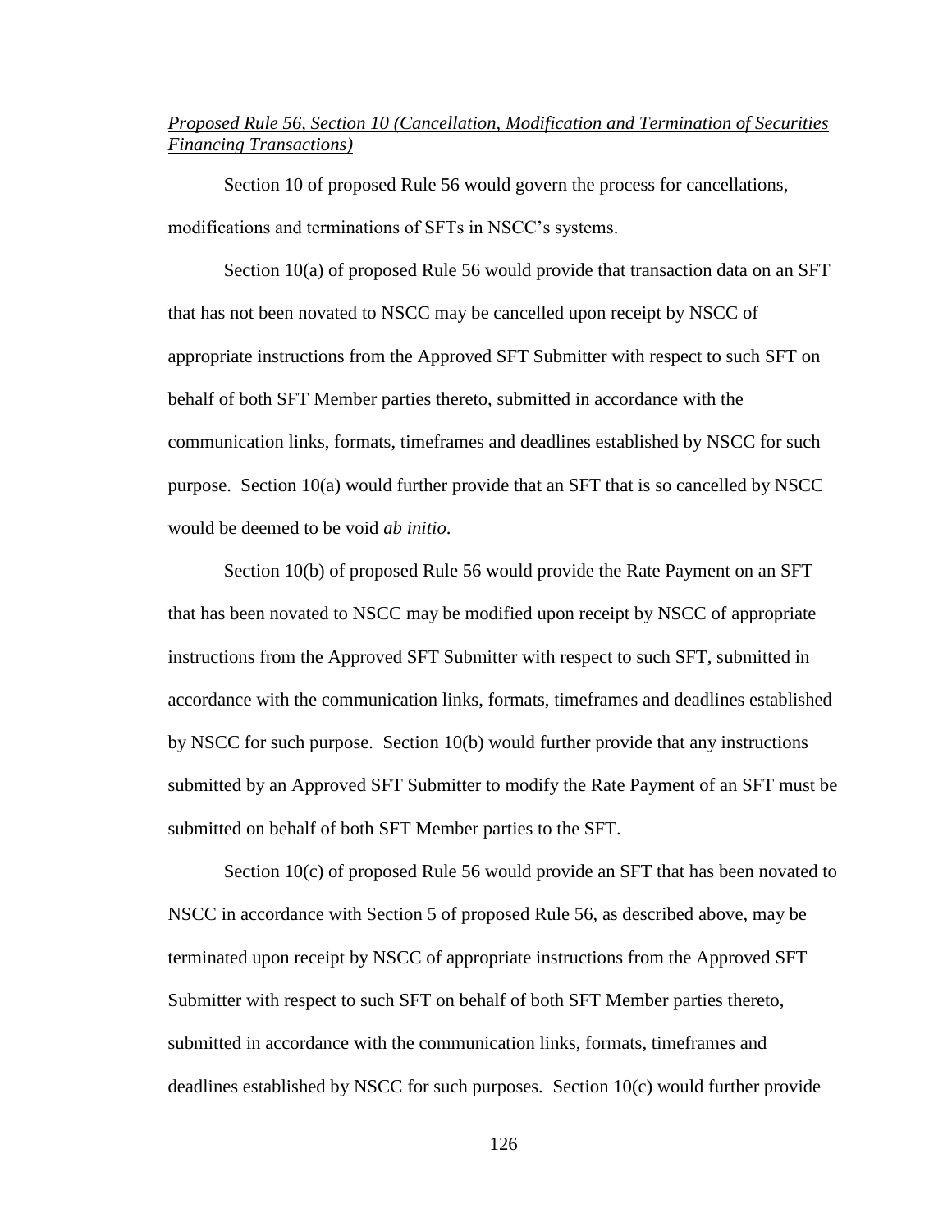*Proposed Rule 56, Section 10 (Cancellation, Modification and Termination of Securities Financing Transactions)*

Section 10 of proposed Rule 56 would govern the process for cancellations, modifications and terminations of SFTs in NSCC's systems.

Section 10(a) of proposed Rule 56 would provide that transaction data on an SFT that has not been novated to NSCC may be cancelled upon receipt by NSCC of appropriate instructions from the Approved SFT Submitter with respect to such SFT on behalf of both SFT Member parties thereto, submitted in accordance with the communication links, formats, timeframes and deadlines established by NSCC for such purpose. Section 10(a) would further provide that an SFT that is so cancelled by NSCC would be deemed to be void *ab initio*.

Section 10(b) of proposed Rule 56 would provide the Rate Payment on an SFT that has been novated to NSCC may be modified upon receipt by NSCC of appropriate instructions from the Approved SFT Submitter with respect to such SFT, submitted in accordance with the communication links, formats, timeframes and deadlines established by NSCC for such purpose. Section 10(b) would further provide that any instructions submitted by an Approved SFT Submitter to modify the Rate Payment of an SFT must be submitted on behalf of both SFT Member parties to the SFT.

Section 10(c) of proposed Rule 56 would provide an SFT that has been novated to NSCC in accordance with Section 5 of proposed Rule 56, as described above, may be terminated upon receipt by NSCC of appropriate instructions from the Approved SFT Submitter with respect to such SFT on behalf of both SFT Member parties thereto, submitted in accordance with the communication links, formats, timeframes and deadlines established by NSCC for such purposes. Section 10(c) would further provide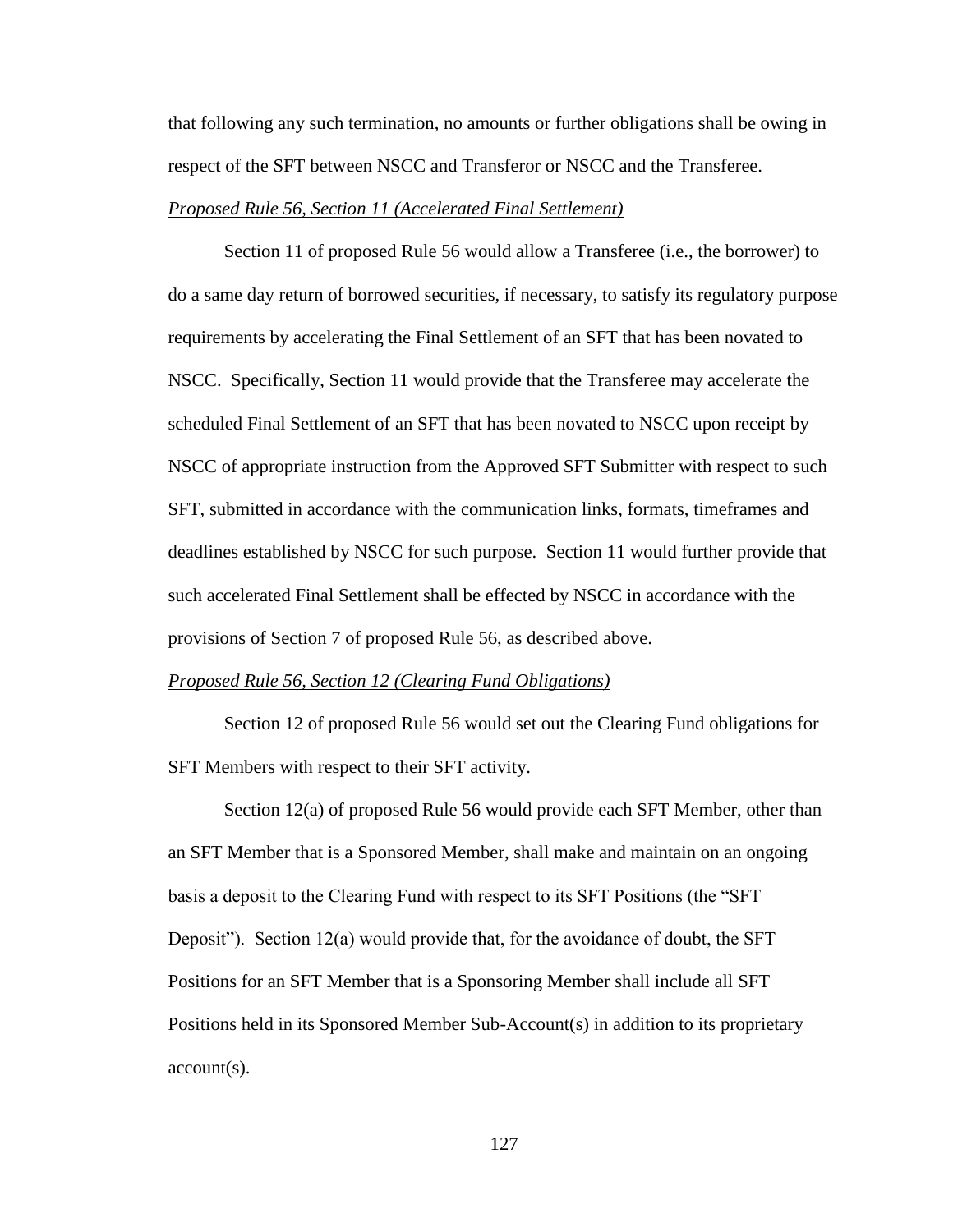that following any such termination, no amounts or further obligations shall be owing in respect of the SFT between NSCC and Transferor or NSCC and the Transferee.

*Proposed Rule 56, Section 11 (Accelerated Final Settlement)*

Section 11 of proposed Rule 56 would allow a Transferee (i.e., the borrower) to do a same day return of borrowed securities, if necessary, to satisfy its regulatory purpose requirements by accelerating the Final Settlement of an SFT that has been novated to NSCC. Specifically, Section 11 would provide that the Transferee may accelerate the scheduled Final Settlement of an SFT that has been novated to NSCC upon receipt by NSCC of appropriate instruction from the Approved SFT Submitter with respect to such SFT, submitted in accordance with the communication links, formats, timeframes and deadlines established by NSCC for such purpose. Section 11 would further provide that such accelerated Final Settlement shall be effected by NSCC in accordance with the provisions of Section 7 of proposed Rule 56, as described above.

*Proposed Rule 56, Section 12 (Clearing Fund Obligations)*

Section 12 of proposed Rule 56 would set out the Clearing Fund obligations for SFT Members with respect to their SFT activity.

Section 12(a) of proposed Rule 56 would provide each SFT Member, other than an SFT Member that is a Sponsored Member, shall make and maintain on an ongoing basis a deposit to the Clearing Fund with respect to its SFT Positions (the "SFT Deposit"). Section 12(a) would provide that, for the avoidance of doubt, the SFT Positions for an SFT Member that is a Sponsoring Member shall include all SFT Positions held in its Sponsored Member Sub-Account(s) in addition to its proprietary account(s).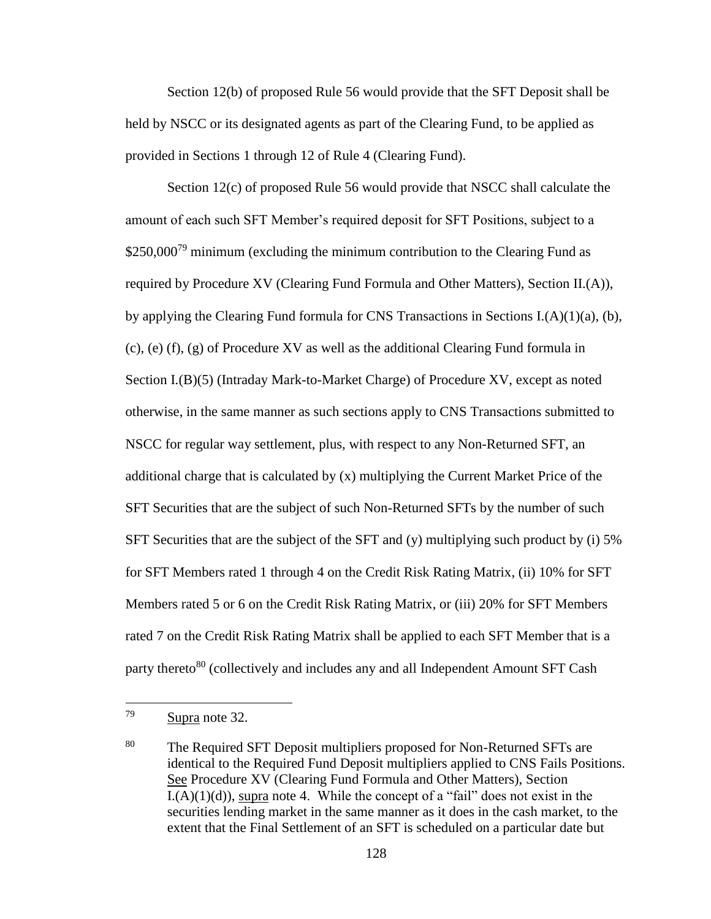Section 12(b) of proposed Rule 56 would provide that the SFT Deposit shall be held by NSCC or its designated agents as part of the Clearing Fund, to be applied as provided in Sections 1 through 12 of Rule 4 (Clearing Fund).

Section 12(c) of proposed Rule 56 would provide that NSCC shall calculate the amount of each such SFT Member's required deposit for SFT Positions, subject to a \$250,000[79] minimum (excluding the minimum contribution to the Clearing Fund as required by Procedure XV (Clearing Fund Formula and Other Matters), Section II.(A)), by applying the Clearing Fund formula for CNS Transactions in Sections I.(A)(1)(a), (b), (c), (e) (f), (g) of Procedure XV as well as the additional Clearing Fund formula in Section I.(B)(5) (Intraday Mark-to-Market Charge) of Procedure XV, except as noted otherwise, in the same manner as such sections apply to CNS Transactions submitted to NSCC for regular way settlement, plus, with respect to any Non-Returned SFT, an additional charge that is calculated by (x) multiplying the Current Market Price of the SFT Securities that are the subject of such Non-Returned SFTs by the number of such SFT Securities that are the subject of the SFT and (y) multiplying such product by (i) 5% for SFT Members rated 1 through 4 on the Credit Risk Rating Matrix, (ii) 10% for SFT Members rated 5 or 6 on the Credit Risk Rating Matrix, or (iii) 20% for SFT Members rated 7 on the Credit Risk Rating Matrix shall be applied to each SFT Member that is a party thereto[80] (collectively and includes any and all Independent Amount SFT Cash

---

[79] Supra note 32.

[80] The Required SFT Deposit multipliers proposed for Non-Returned SFTs are identical to the Required Fund Deposit multipliers applied to CNS Fails Positions. See Procedure XV (Clearing Fund Formula and Other Matters), Section I.(A)(1)(d)), supra note 4. While the concept of a "fail" does not exist in the securities lending market in the same manner as it does in the cash market, to the extent that the Final Settlement of an SFT is scheduled on a particular date but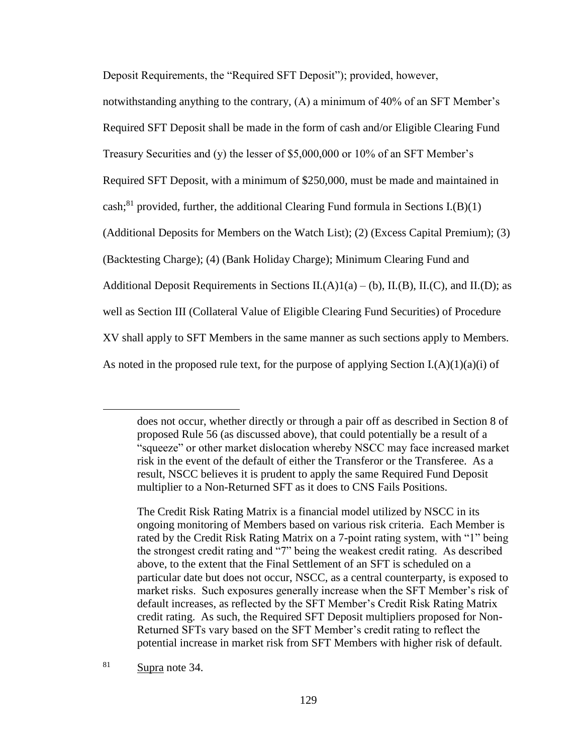Deposit Requirements, the "Required SFT Deposit"); provided, however, notwithstanding anything to the contrary, (A) a minimum of 40% of an SFT Member's Required SFT Deposit shall be made in the form of cash and/or Eligible Clearing Fund Treasury Securities and (y) the lesser of $5,000,000 or 10% of an SFT Member's Required SFT Deposit, with a minimum of $250,000, must be made and maintained in cash;[81] provided, further, the additional Clearing Fund formula in Sections I.(B)(1) (Additional Deposits for Members on the Watch List); (2) (Excess Capital Premium); (3) (Backtesting Charge); (4) (Bank Holiday Charge); Minimum Clearing Fund and Additional Deposit Requirements in Sections II.(A)1(a) – (b), II.(B), II.(C), and II.(D); as well as Section III (Collateral Value of Eligible Clearing Fund Securities) of Procedure XV shall apply to SFT Members in the same manner as such sections apply to Members. As noted in the proposed rule text, for the purpose of applying Section I.(A)(1)(a)(i) of

---

does not occur, whether directly or through a pair off as described in Section 8 of proposed Rule 56 (as discussed above), that could potentially be a result of a "squeeze" or other market dislocation whereby NSCC may face increased market risk in the event of the default of either the Transferor or the Transferee. As a result, NSCC believes it is prudent to apply the same Required Fund Deposit multiplier to a Non-Returned SFT as it does to CNS Fails Positions.

The Credit Risk Rating Matrix is a financial model utilized by NSCC in its ongoing monitoring of Members based on various risk criteria. Each Member is rated by the Credit Risk Rating Matrix on a 7-point rating system, with "1" being the strongest credit rating and "7" being the weakest credit rating. As described above, to the extent that the Final Settlement of an SFT is scheduled on a particular date but does not occur, NSCC, as a central counterparty, is exposed to market risks. Such exposures generally increase when the SFT Member's risk of default increases, as reflected by the SFT Member's Credit Risk Rating Matrix credit rating. As such, the Required SFT Deposit multipliers proposed for Non-Returned SFTs vary based on the SFT Member's credit rating to reflect the potential increase in market risk from SFT Members with higher risk of default.

[81] Supra note 34.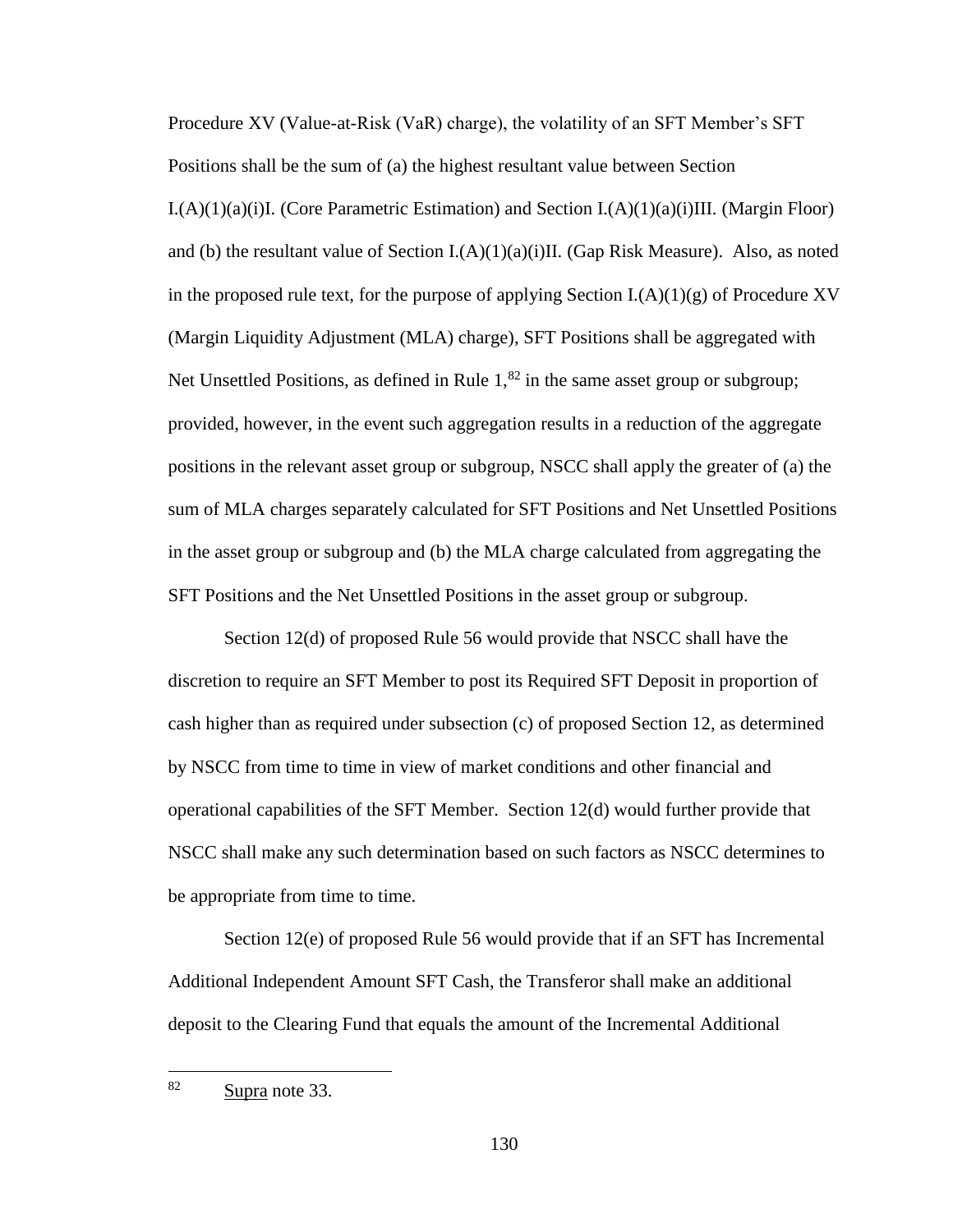Procedure XV (Value-at-Risk (VaR) charge), the volatility of an SFT Member's SFT Positions shall be the sum of (a) the highest resultant value between Section I.(A)(1)(a)(i)I. (Core Parametric Estimation) and Section I.(A)(1)(a)(i)III. (Margin Floor) and (b) the resultant value of Section I.(A)(1)(a)(i)II. (Gap Risk Measure). Also, as noted in the proposed rule text, for the purpose of applying Section I.(A)(1)(g) of Procedure XV (Margin Liquidity Adjustment (MLA) charge), SFT Positions shall be aggregated with Net Unsettled Positions, as defined in Rule 1,[82] in the same asset group or subgroup; provided, however, in the event such aggregation results in a reduction of the aggregate positions in the relevant asset group or subgroup, NSCC shall apply the greater of (a) the sum of MLA charges separately calculated for SFT Positions and Net Unsettled Positions in the asset group or subgroup and (b) the MLA charge calculated from aggregating the SFT Positions and the Net Unsettled Positions in the asset group or subgroup.

Section 12(d) of proposed Rule 56 would provide that NSCC shall have the discretion to require an SFT Member to post its Required SFT Deposit in proportion of cash higher than as required under subsection (c) of proposed Section 12, as determined by NSCC from time to time in view of market conditions and other financial and operational capabilities of the SFT Member. Section 12(d) would further provide that NSCC shall make any such determination based on such factors as NSCC determines to be appropriate from time to time.

Section 12(e) of proposed Rule 56 would provide that if an SFT has Incremental Additional Independent Amount SFT Cash, the Transferor shall make an additional deposit to the Clearing Fund that equals the amount of the Incremental Additional

---

[82] Supra note 33.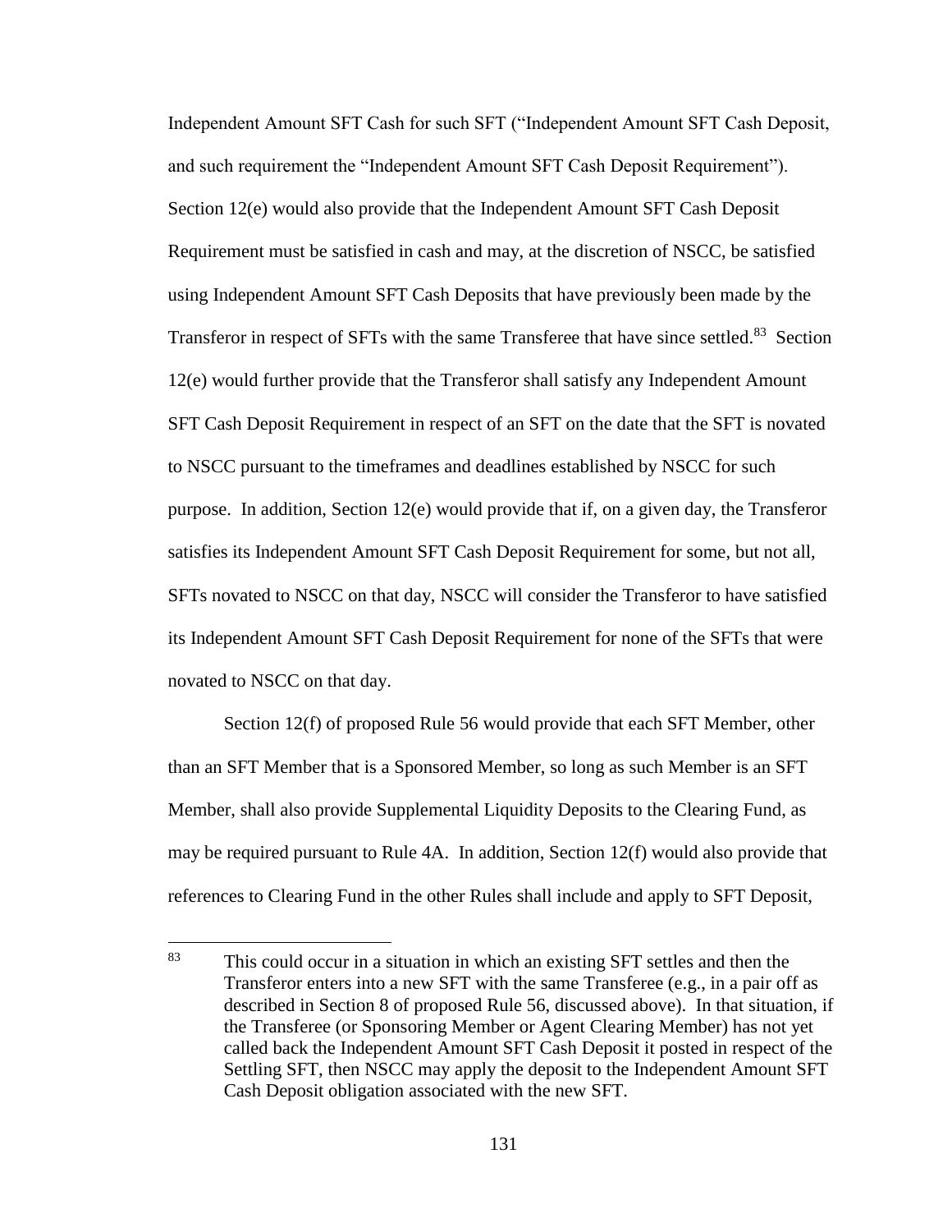Independent Amount SFT Cash for such SFT ("Independent Amount SFT Cash Deposit, and such requirement the "Independent Amount SFT Cash Deposit Requirement"). Section 12(e) would also provide that the Independent Amount SFT Cash Deposit Requirement must be satisfied in cash and may, at the discretion of NSCC, be satisfied using Independent Amount SFT Cash Deposits that have previously been made by the Transferor in respect of SFTs with the same Transferee that have since settled.[83] Section 12(e) would further provide that the Transferor shall satisfy any Independent Amount SFT Cash Deposit Requirement in respect of an SFT on the date that the SFT is novated to NSCC pursuant to the timeframes and deadlines established by NSCC for such purpose. In addition, Section 12(e) would provide that if, on a given day, the Transferor satisfies its Independent Amount SFT Cash Deposit Requirement for some, but not all, SFTs novated to NSCC on that day, NSCC will consider the Transferor to have satisfied its Independent Amount SFT Cash Deposit Requirement for none of the SFTs that were novated to NSCC on that day.

Section 12(f) of proposed Rule 56 would provide that each SFT Member, other than an SFT Member that is a Sponsored Member, so long as such Member is an SFT Member, shall also provide Supplemental Liquidity Deposits to the Clearing Fund, as may be required pursuant to Rule 4A. In addition, Section 12(f) would also provide that references to Clearing Fund in the other Rules shall include and apply to SFT Deposit,

---

[83] This could occur in a situation in which an existing SFT settles and then the Transferor enters into a new SFT with the same Transferee (e.g., in a pair off as described in Section 8 of proposed Rule 56, discussed above). In that situation, if the Transferee (or Sponsoring Member or Agent Clearing Member) has not yet called back the Independent Amount SFT Cash Deposit it posted in respect of the Settling SFT, then NSCC may apply the deposit to the Independent Amount SFT Cash Deposit obligation associated with the new SFT.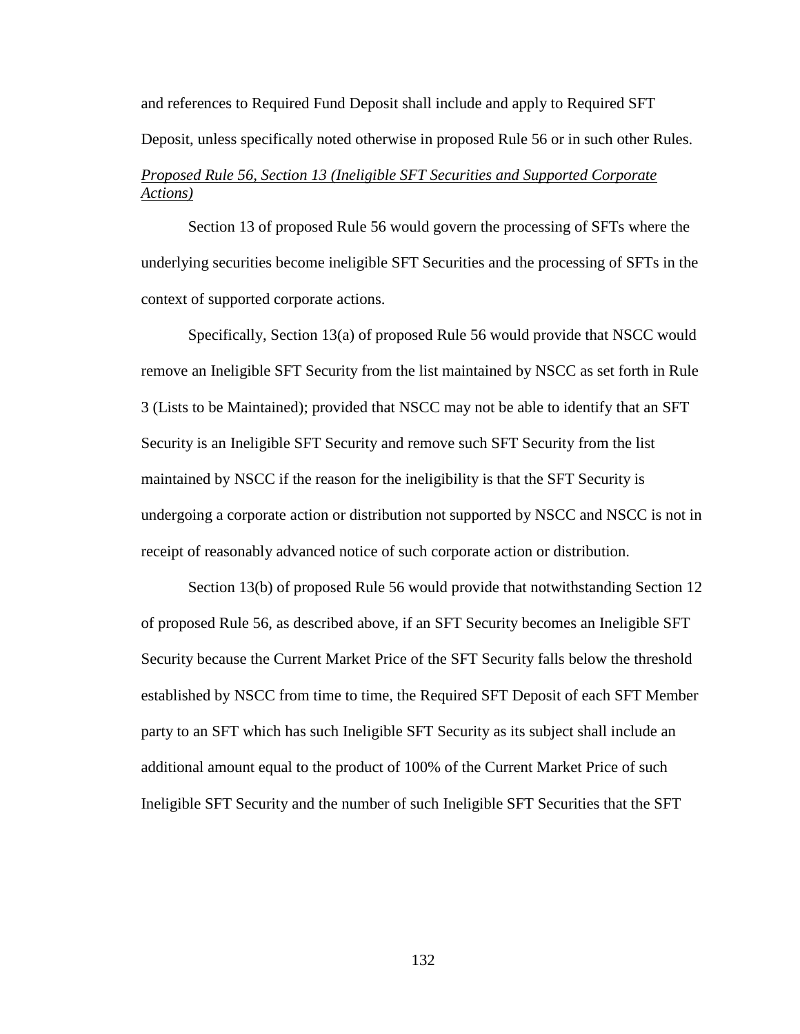and references to Required Fund Deposit shall include and apply to Required SFT Deposit, unless specifically noted otherwise in proposed Rule 56 or in such other Rules.

*Proposed Rule 56, Section 13 (Ineligible SFT Securities and Supported Corporate Actions)*

Section 13 of proposed Rule 56 would govern the processing of SFTs where the underlying securities become ineligible SFT Securities and the processing of SFTs in the context of supported corporate actions.

Specifically, Section 13(a) of proposed Rule 56 would provide that NSCC would remove an Ineligible SFT Security from the list maintained by NSCC as set forth in Rule 3 (Lists to be Maintained); provided that NSCC may not be able to identify that an SFT Security is an Ineligible SFT Security and remove such SFT Security from the list maintained by NSCC if the reason for the ineligibility is that the SFT Security is undergoing a corporate action or distribution not supported by NSCC and NSCC is not in receipt of reasonably advanced notice of such corporate action or distribution.

Section 13(b) of proposed Rule 56 would provide that notwithstanding Section 12 of proposed Rule 56, as described above, if an SFT Security becomes an Ineligible SFT Security because the Current Market Price of the SFT Security falls below the threshold established by NSCC from time to time, the Required SFT Deposit of each SFT Member party to an SFT which has such Ineligible SFT Security as its subject shall include an additional amount equal to the product of 100% of the Current Market Price of such Ineligible SFT Security and the number of such Ineligible SFT Securities that the SFT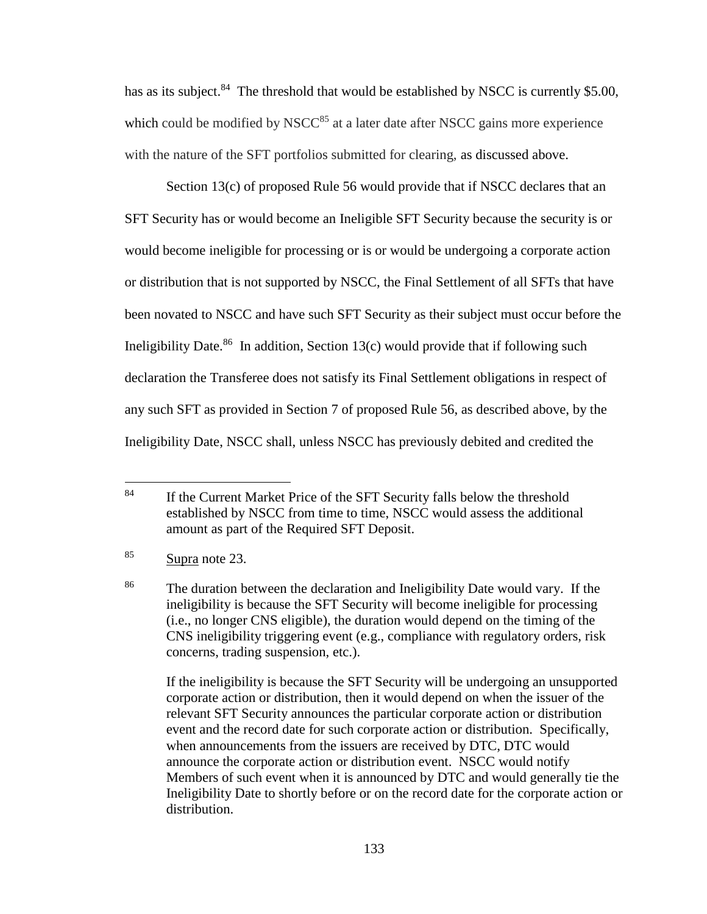has as its subject.[84] The threshold that would be established by NSCC is currently $5.00, which could be modified by NSCC[85] at a later date after NSCC gains more experience with the nature of the SFT portfolios submitted for clearing, as discussed above.

Section 13(c) of proposed Rule 56 would provide that if NSCC declares that an SFT Security has or would become an Ineligible SFT Security because the security is or would become ineligible for processing or is or would be undergoing a corporate action or distribution that is not supported by NSCC, the Final Settlement of all SFTs that have been novated to NSCC and have such SFT Security as their subject must occur before the Ineligibility Date.[86] In addition, Section 13(c) would provide that if following such declaration the Transferee does not satisfy its Final Settlement obligations in respect of any such SFT as provided in Section 7 of proposed Rule 56, as described above, by the Ineligibility Date, NSCC shall, unless NSCC has previously debited and credited the

---

[84] If the Current Market Price of the SFT Security falls below the threshold established by NSCC from time to time, NSCC would assess the additional amount as part of the Required SFT Deposit.

[85] Supra note 23.

[86] The duration between the declaration and Ineligibility Date would vary. If the ineligibility is because the SFT Security will become ineligible for processing (i.e., no longer CNS eligible), the duration would depend on the timing of the CNS ineligibility triggering event (e.g., compliance with regulatory orders, risk concerns, trading suspension, etc.).

If the ineligibility is because the SFT Security will be undergoing an unsupported corporate action or distribution, then it would depend on when the issuer of the relevant SFT Security announces the particular corporate action or distribution event and the record date for such corporate action or distribution. Specifically, when announcements from the issuers are received by DTC, DTC would announce the corporate action or distribution event. NSCC would notify Members of such event when it is announced by DTC and would generally tie the Ineligibility Date to shortly before or on the record date for the corporate action or distribution.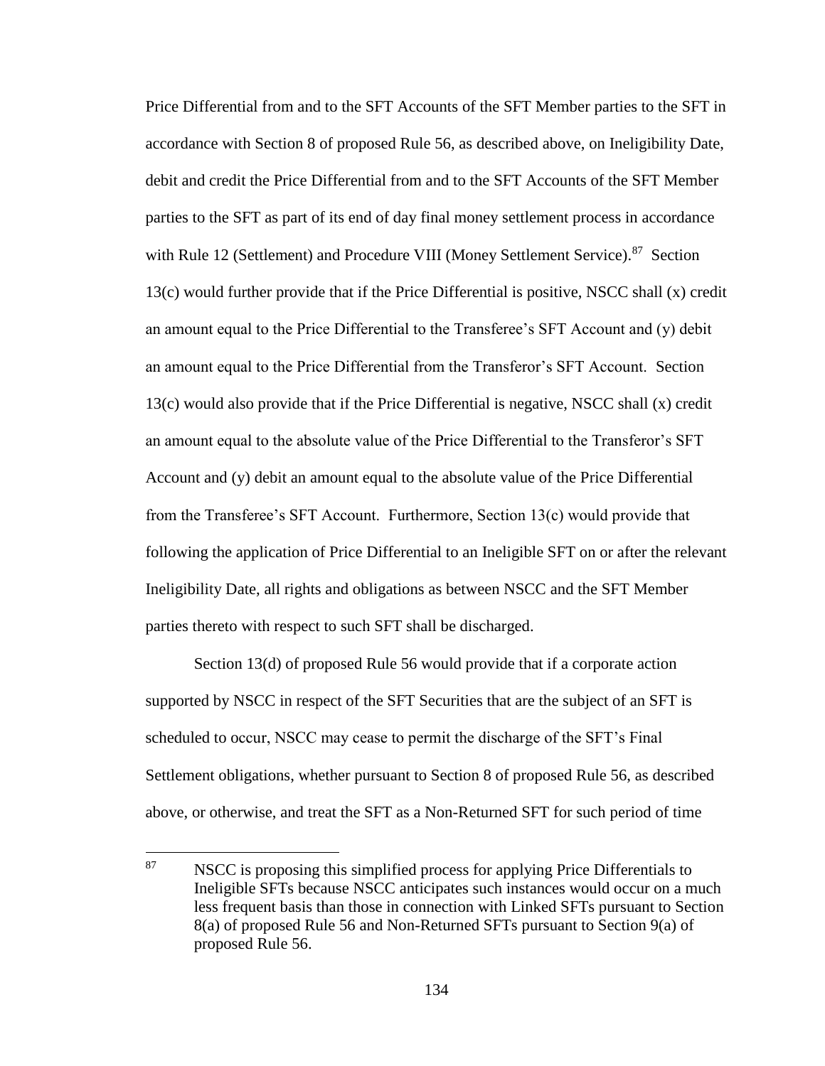Price Differential from and to the SFT Accounts of the SFT Member parties to the SFT in accordance with Section 8 of proposed Rule 56, as described above, on Ineligibility Date, debit and credit the Price Differential from and to the SFT Accounts of the SFT Member parties to the SFT as part of its end of day final money settlement process in accordance with Rule 12 (Settlement) and Procedure VIII (Money Settlement Service).[87] Section 13(c) would further provide that if the Price Differential is positive, NSCC shall (x) credit an amount equal to the Price Differential to the Transferee's SFT Account and (y) debit an amount equal to the Price Differential from the Transferor's SFT Account. Section 13(c) would also provide that if the Price Differential is negative, NSCC shall (x) credit an amount equal to the absolute value of the Price Differential to the Transferor's SFT Account and (y) debit an amount equal to the absolute value of the Price Differential from the Transferee's SFT Account. Furthermore, Section 13(c) would provide that following the application of Price Differential to an Ineligible SFT on or after the relevant Ineligibility Date, all rights and obligations as between NSCC and the SFT Member parties thereto with respect to such SFT shall be discharged.

Section 13(d) of proposed Rule 56 would provide that if a corporate action supported by NSCC in respect of the SFT Securities that are the subject of an SFT is scheduled to occur, NSCC may cease to permit the discharge of the SFT's Final Settlement obligations, whether pursuant to Section 8 of proposed Rule 56, as described above, or otherwise, and treat the SFT as a Non-Returned SFT for such period of time

---

[87] NSCC is proposing this simplified process for applying Price Differentials to Ineligible SFTs because NSCC anticipates such instances would occur on a much less frequent basis than those in connection with Linked SFTs pursuant to Section 8(a) of proposed Rule 56 and Non-Returned SFTs pursuant to Section 9(a) of proposed Rule 56.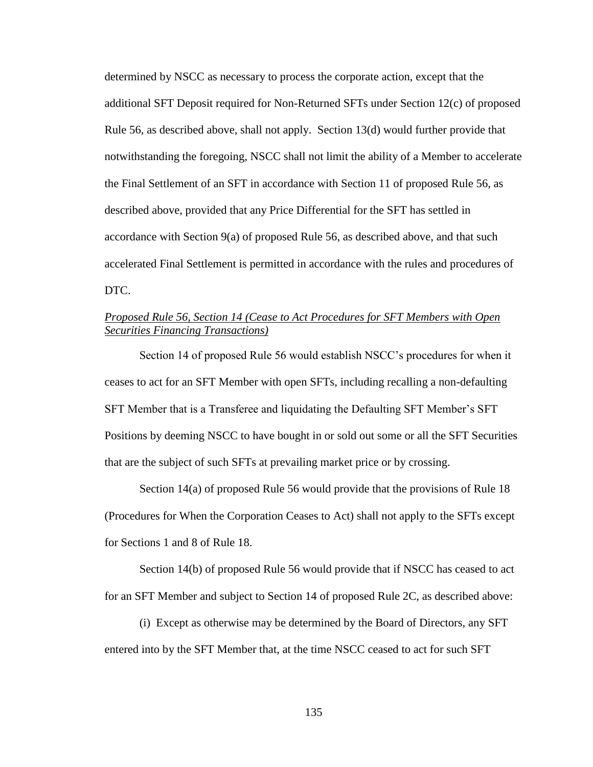determined by NSCC as necessary to process the corporate action, except that the additional SFT Deposit required for Non-Returned SFTs under Section 12(c) of proposed Rule 56, as described above, shall not apply. Section 13(d) would further provide that notwithstanding the foregoing, NSCC shall not limit the ability of a Member to accelerate the Final Settlement of an SFT in accordance with Section 11 of proposed Rule 56, as described above, provided that any Price Differential for the SFT has settled in accordance with Section 9(a) of proposed Rule 56, as described above, and that such accelerated Final Settlement is permitted in accordance with the rules and procedures of DTC.

*Proposed Rule 56, Section 14 (Cease to Act Procedures for SFT Members with Open Securities Financing Transactions)*

Section 14 of proposed Rule 56 would establish NSCC's procedures for when it ceases to act for an SFT Member with open SFTs, including recalling a non-defaulting SFT Member that is a Transferee and liquidating the Defaulting SFT Member's SFT Positions by deeming NSCC to have bought in or sold out some or all the SFT Securities that are the subject of such SFTs at prevailing market price or by crossing.

Section 14(a) of proposed Rule 56 would provide that the provisions of Rule 18 (Procedures for When the Corporation Ceases to Act) shall not apply to the SFTs except for Sections 1 and 8 of Rule 18.

Section 14(b) of proposed Rule 56 would provide that if NSCC has ceased to act for an SFT Member and subject to Section 14 of proposed Rule 2C, as described above:

(i) Except as otherwise may be determined by the Board of Directors, any SFT entered into by the SFT Member that, at the time NSCC ceased to act for such SFT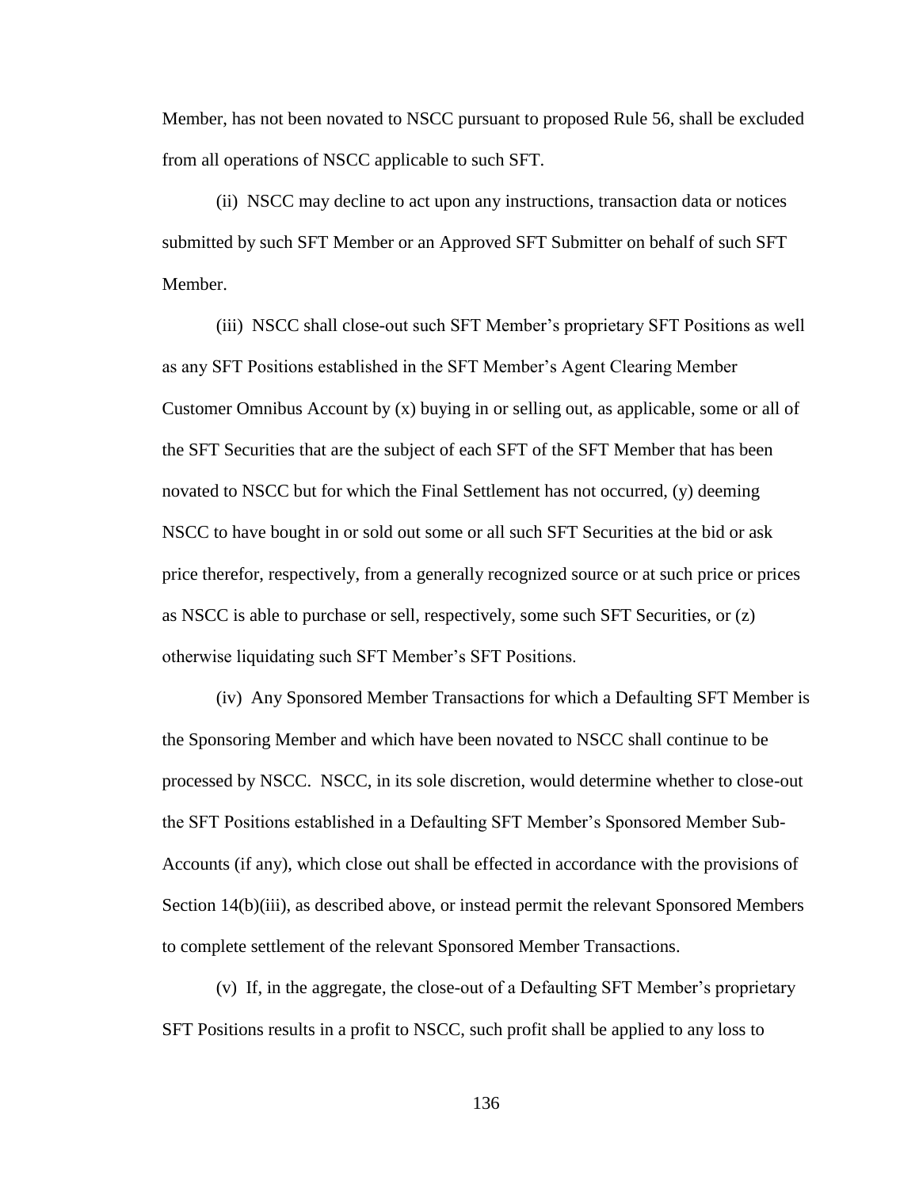Member, has not been novated to NSCC pursuant to proposed Rule 56, shall be excluded from all operations of NSCC applicable to such SFT.

(ii) NSCC may decline to act upon any instructions, transaction data or notices submitted by such SFT Member or an Approved SFT Submitter on behalf of such SFT Member.

(iii) NSCC shall close-out such SFT Member's proprietary SFT Positions as well as any SFT Positions established in the SFT Member's Agent Clearing Member Customer Omnibus Account by (x) buying in or selling out, as applicable, some or all of the SFT Securities that are the subject of each SFT of the SFT Member that has been novated to NSCC but for which the Final Settlement has not occurred, (y) deeming NSCC to have bought in or sold out some or all such SFT Securities at the bid or ask price therefor, respectively, from a generally recognized source or at such price or prices as NSCC is able to purchase or sell, respectively, some such SFT Securities, or (z) otherwise liquidating such SFT Member's SFT Positions.

(iv) Any Sponsored Member Transactions for which a Defaulting SFT Member is the Sponsoring Member and which have been novated to NSCC shall continue to be processed by NSCC. NSCC, in its sole discretion, would determine whether to close-out the SFT Positions established in a Defaulting SFT Member's Sponsored Member Sub-Accounts (if any), which close out shall be effected in accordance with the provisions of Section 14(b)(iii), as described above, or instead permit the relevant Sponsored Members to complete settlement of the relevant Sponsored Member Transactions.

(v) If, in the aggregate, the close-out of a Defaulting SFT Member's proprietary SFT Positions results in a profit to NSCC, such profit shall be applied to any loss to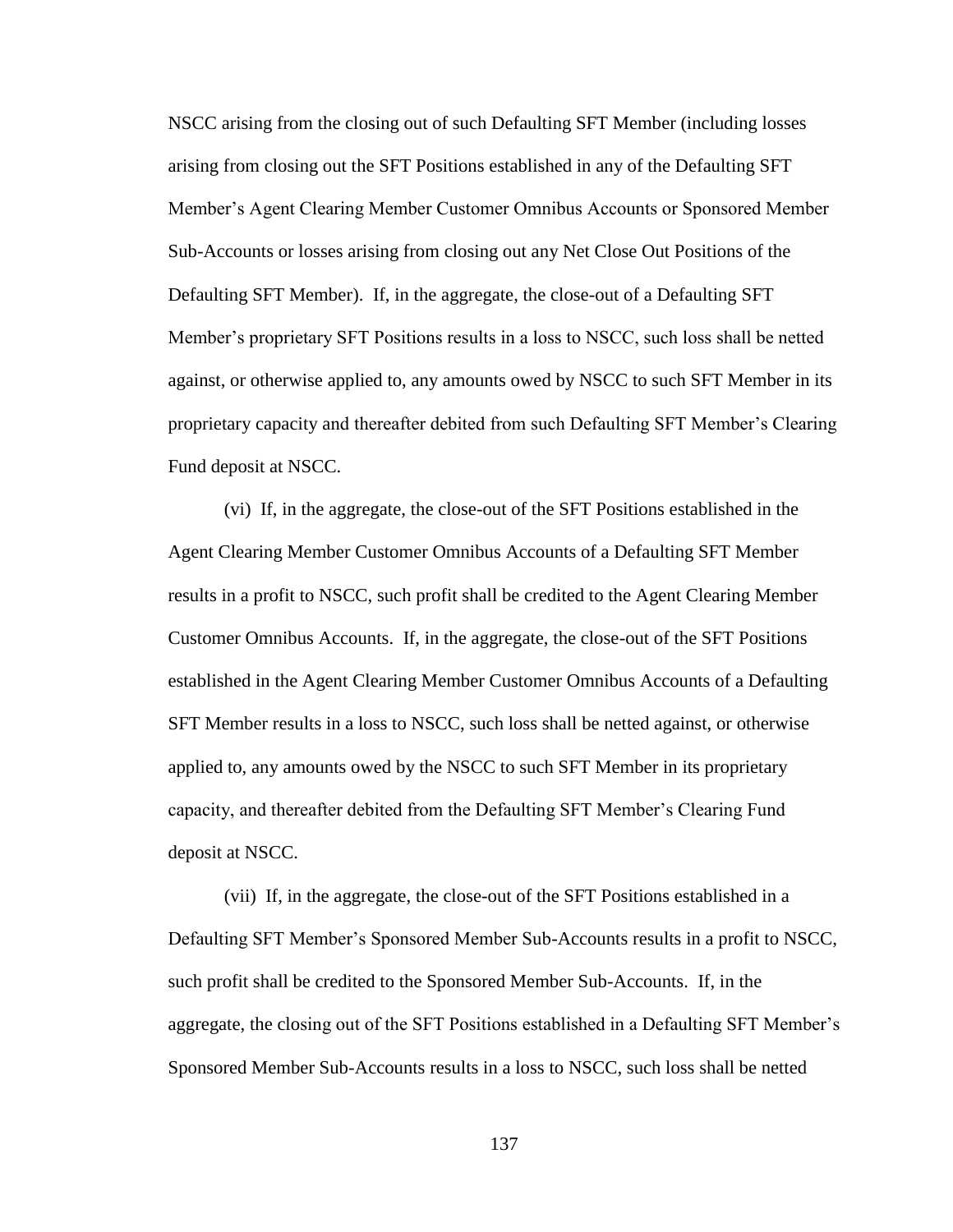NSCC arising from the closing out of such Defaulting SFT Member (including losses arising from closing out the SFT Positions established in any of the Defaulting SFT Member's Agent Clearing Member Customer Omnibus Accounts or Sponsored Member Sub-Accounts or losses arising from closing out any Net Close Out Positions of the Defaulting SFT Member). If, in the aggregate, the close-out of a Defaulting SFT Member's proprietary SFT Positions results in a loss to NSCC, such loss shall be netted against, or otherwise applied to, any amounts owed by NSCC to such SFT Member in its proprietary capacity and thereafter debited from such Defaulting SFT Member's Clearing Fund deposit at NSCC.

(vi) If, in the aggregate, the close-out of the SFT Positions established in the Agent Clearing Member Customer Omnibus Accounts of a Defaulting SFT Member results in a profit to NSCC, such profit shall be credited to the Agent Clearing Member Customer Omnibus Accounts. If, in the aggregate, the close-out of the SFT Positions established in the Agent Clearing Member Customer Omnibus Accounts of a Defaulting SFT Member results in a loss to NSCC, such loss shall be netted against, or otherwise applied to, any amounts owed by the NSCC to such SFT Member in its proprietary capacity, and thereafter debited from the Defaulting SFT Member's Clearing Fund deposit at NSCC.

(vii) If, in the aggregate, the close-out of the SFT Positions established in a Defaulting SFT Member's Sponsored Member Sub-Accounts results in a profit to NSCC, such profit shall be credited to the Sponsored Member Sub-Accounts. If, in the aggregate, the closing out of the SFT Positions established in a Defaulting SFT Member's Sponsored Member Sub-Accounts results in a loss to NSCC, such loss shall be netted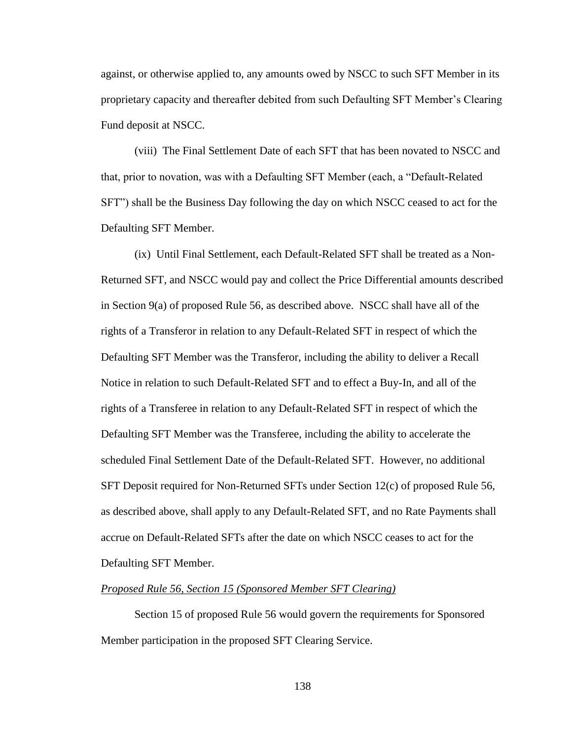against, or otherwise applied to, any amounts owed by NSCC to such SFT Member in its proprietary capacity and thereafter debited from such Defaulting SFT Member's Clearing Fund deposit at NSCC.

(viii) The Final Settlement Date of each SFT that has been novated to NSCC and that, prior to novation, was with a Defaulting SFT Member (each, a "Default-Related SFT") shall be the Business Day following the day on which NSCC ceased to act for the Defaulting SFT Member.

(ix) Until Final Settlement, each Default-Related SFT shall be treated as a Non-Returned SFT, and NSCC would pay and collect the Price Differential amounts described in Section 9(a) of proposed Rule 56, as described above. NSCC shall have all of the rights of a Transferor in relation to any Default-Related SFT in respect of which the Defaulting SFT Member was the Transferor, including the ability to deliver a Recall Notice in relation to such Default-Related SFT and to effect a Buy-In, and all of the rights of a Transferee in relation to any Default-Related SFT in respect of which the Defaulting SFT Member was the Transferee, including the ability to accelerate the scheduled Final Settlement Date of the Default-Related SFT. However, no additional SFT Deposit required for Non-Returned SFTs under Section 12(c) of proposed Rule 56, as described above, shall apply to any Default-Related SFT, and no Rate Payments shall accrue on Default-Related SFTs after the date on which NSCC ceases to act for the Defaulting SFT Member.

*Proposed Rule 56, Section 15 (Sponsored Member SFT Clearing)*

Section 15 of proposed Rule 56 would govern the requirements for Sponsored Member participation in the proposed SFT Clearing Service.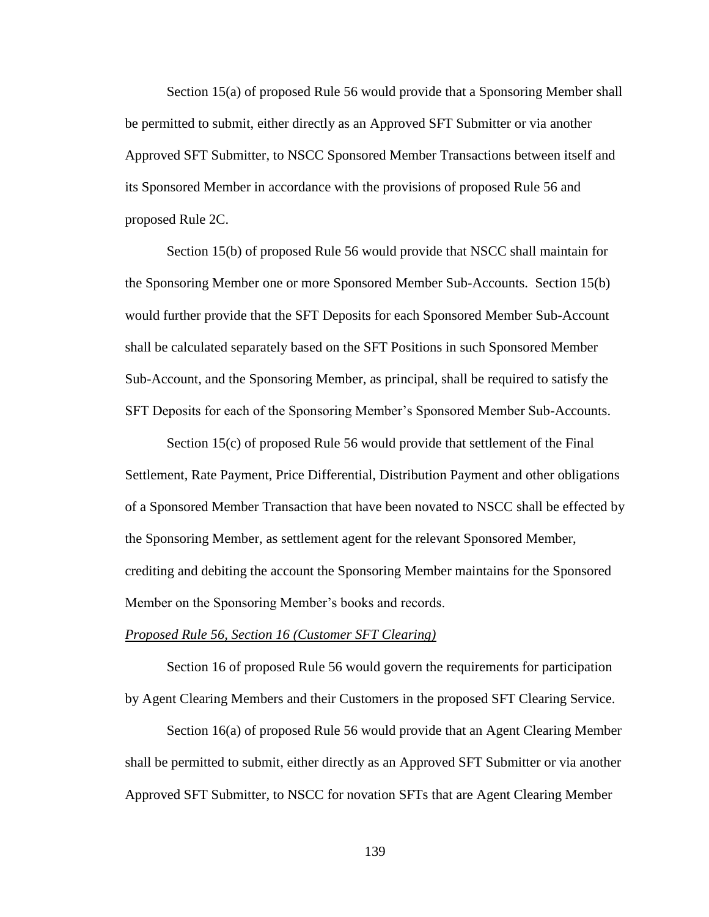Section 15(a) of proposed Rule 56 would provide that a Sponsoring Member shall be permitted to submit, either directly as an Approved SFT Submitter or via another Approved SFT Submitter, to NSCC Sponsored Member Transactions between itself and its Sponsored Member in accordance with the provisions of proposed Rule 56 and proposed Rule 2C.

Section 15(b) of proposed Rule 56 would provide that NSCC shall maintain for the Sponsoring Member one or more Sponsored Member Sub-Accounts. Section 15(b) would further provide that the SFT Deposits for each Sponsored Member Sub-Account shall be calculated separately based on the SFT Positions in such Sponsored Member Sub-Account, and the Sponsoring Member, as principal, shall be required to satisfy the SFT Deposits for each of the Sponsoring Member's Sponsored Member Sub-Accounts.

Section 15(c) of proposed Rule 56 would provide that settlement of the Final Settlement, Rate Payment, Price Differential, Distribution Payment and other obligations of a Sponsored Member Transaction that have been novated to NSCC shall be effected by the Sponsoring Member, as settlement agent for the relevant Sponsored Member, crediting and debiting the account the Sponsoring Member maintains for the Sponsored Member on the Sponsoring Member's books and records.

*Proposed Rule 56, Section 16 (Customer SFT Clearing)*

Section 16 of proposed Rule 56 would govern the requirements for participation by Agent Clearing Members and their Customers in the proposed SFT Clearing Service.

Section 16(a) of proposed Rule 56 would provide that an Agent Clearing Member shall be permitted to submit, either directly as an Approved SFT Submitter or via another Approved SFT Submitter, to NSCC for novation SFTs that are Agent Clearing Member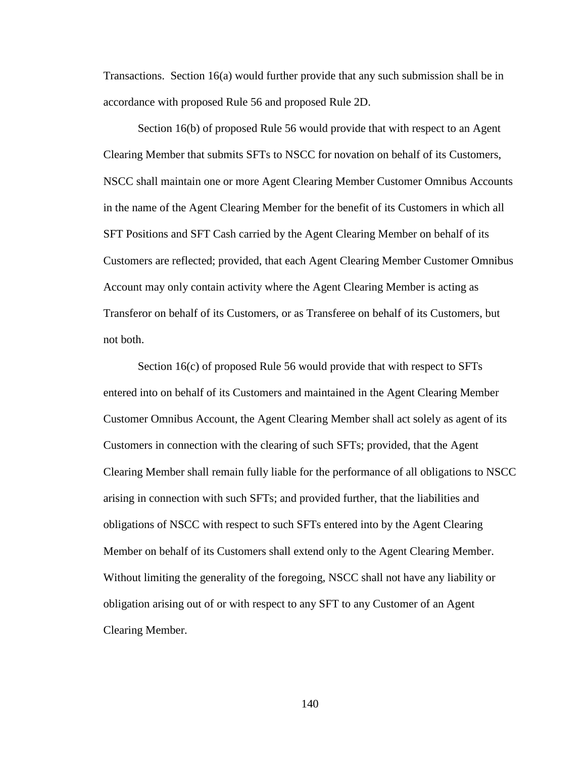Transactions. Section 16(a) would further provide that any such submission shall be in accordance with proposed Rule 56 and proposed Rule 2D.

Section 16(b) of proposed Rule 56 would provide that with respect to an Agent Clearing Member that submits SFTs to NSCC for novation on behalf of its Customers, NSCC shall maintain one or more Agent Clearing Member Customer Omnibus Accounts in the name of the Agent Clearing Member for the benefit of its Customers in which all SFT Positions and SFT Cash carried by the Agent Clearing Member on behalf of its Customers are reflected; provided, that each Agent Clearing Member Customer Omnibus Account may only contain activity where the Agent Clearing Member is acting as Transferor on behalf of its Customers, or as Transferee on behalf of its Customers, but not both.

Section 16(c) of proposed Rule 56 would provide that with respect to SFTs entered into on behalf of its Customers and maintained in the Agent Clearing Member Customer Omnibus Account, the Agent Clearing Member shall act solely as agent of its Customers in connection with the clearing of such SFTs; provided, that the Agent Clearing Member shall remain fully liable for the performance of all obligations to NSCC arising in connection with such SFTs; and provided further, that the liabilities and obligations of NSCC with respect to such SFTs entered into by the Agent Clearing Member on behalf of its Customers shall extend only to the Agent Clearing Member. Without limiting the generality of the foregoing, NSCC shall not have any liability or obligation arising out of or with respect to any SFT to any Customer of an Agent Clearing Member.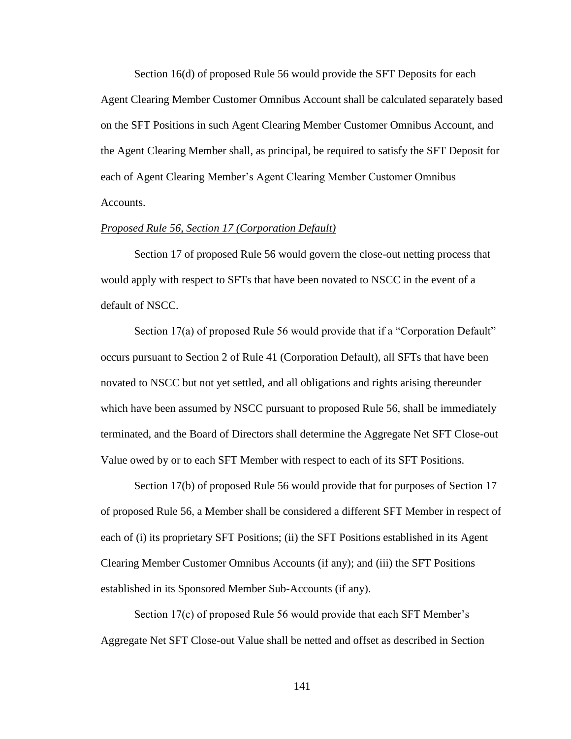Section 16(d) of proposed Rule 56 would provide the SFT Deposits for each Agent Clearing Member Customer Omnibus Account shall be calculated separately based on the SFT Positions in such Agent Clearing Member Customer Omnibus Account, and the Agent Clearing Member shall, as principal, be required to satisfy the SFT Deposit for each of Agent Clearing Member's Agent Clearing Member Customer Omnibus Accounts.

*Proposed Rule 56, Section 17 (Corporation Default)*

Section 17 of proposed Rule 56 would govern the close-out netting process that would apply with respect to SFTs that have been novated to NSCC in the event of a default of NSCC.

Section 17(a) of proposed Rule 56 would provide that if a "Corporation Default" occurs pursuant to Section 2 of Rule 41 (Corporation Default), all SFTs that have been novated to NSCC but not yet settled, and all obligations and rights arising thereunder which have been assumed by NSCC pursuant to proposed Rule 56, shall be immediately terminated, and the Board of Directors shall determine the Aggregate Net SFT Close-out Value owed by or to each SFT Member with respect to each of its SFT Positions.

Section 17(b) of proposed Rule 56 would provide that for purposes of Section 17 of proposed Rule 56, a Member shall be considered a different SFT Member in respect of each of (i) its proprietary SFT Positions; (ii) the SFT Positions established in its Agent Clearing Member Customer Omnibus Accounts (if any); and (iii) the SFT Positions established in its Sponsored Member Sub-Accounts (if any).

Section 17(c) of proposed Rule 56 would provide that each SFT Member's Aggregate Net SFT Close-out Value shall be netted and offset as described in Section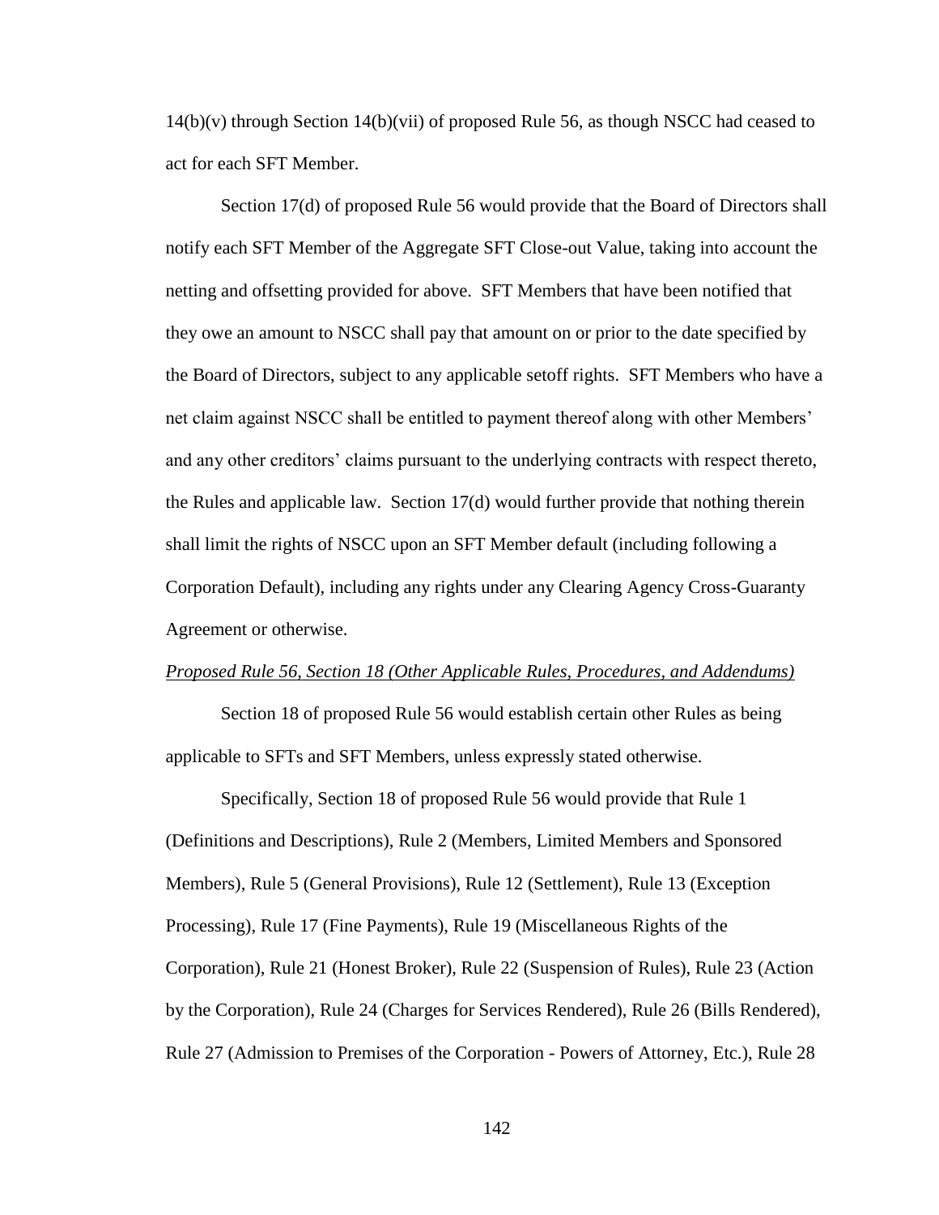14(b)(v) through Section 14(b)(vii) of proposed Rule 56, as though NSCC had ceased to act for each SFT Member.

Section 17(d) of proposed Rule 56 would provide that the Board of Directors shall notify each SFT Member of the Aggregate SFT Close-out Value, taking into account the netting and offsetting provided for above. SFT Members that have been notified that they owe an amount to NSCC shall pay that amount on or prior to the date specified by the Board of Directors, subject to any applicable setoff rights. SFT Members who have a net claim against NSCC shall be entitled to payment thereof along with other Members' and any other creditors' claims pursuant to the underlying contracts with respect thereto, the Rules and applicable law. Section 17(d) would further provide that nothing therein shall limit the rights of NSCC upon an SFT Member default (including following a Corporation Default), including any rights under any Clearing Agency Cross-Guaranty Agreement or otherwise.

*Proposed Rule 56, Section 18 (Other Applicable Rules, Procedures, and Addendums)*

Section 18 of proposed Rule 56 would establish certain other Rules as being applicable to SFTs and SFT Members, unless expressly stated otherwise.

Specifically, Section 18 of proposed Rule 56 would provide that Rule 1 (Definitions and Descriptions), Rule 2 (Members, Limited Members and Sponsored Members), Rule 5 (General Provisions), Rule 12 (Settlement), Rule 13 (Exception Processing), Rule 17 (Fine Payments), Rule 19 (Miscellaneous Rights of the Corporation), Rule 21 (Honest Broker), Rule 22 (Suspension of Rules), Rule 23 (Action by the Corporation), Rule 24 (Charges for Services Rendered), Rule 26 (Bills Rendered), Rule 27 (Admission to Premises of the Corporation - Powers of Attorney, Etc.), Rule 28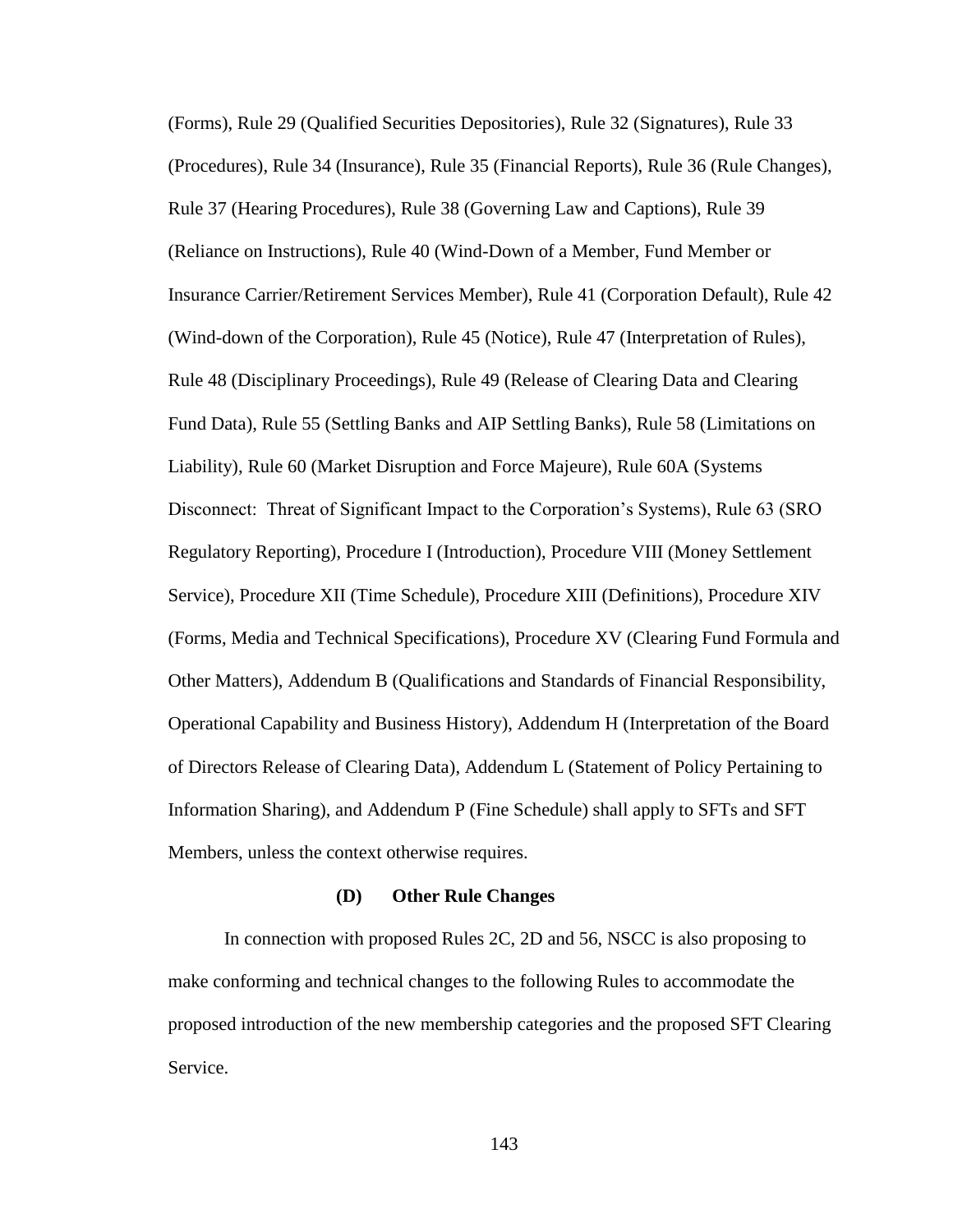(Forms), Rule 29 (Qualified Securities Depositories), Rule 32 (Signatures), Rule 33 (Procedures), Rule 34 (Insurance), Rule 35 (Financial Reports), Rule 36 (Rule Changes), Rule 37 (Hearing Procedures), Rule 38 (Governing Law and Captions), Rule 39 (Reliance on Instructions), Rule 40 (Wind-Down of a Member, Fund Member or Insurance Carrier/Retirement Services Member), Rule 41 (Corporation Default), Rule 42 (Wind-down of the Corporation), Rule 45 (Notice), Rule 47 (Interpretation of Rules), Rule 48 (Disciplinary Proceedings), Rule 49 (Release of Clearing Data and Clearing Fund Data), Rule 55 (Settling Banks and AIP Settling Banks), Rule 58 (Limitations on Liability), Rule 60 (Market Disruption and Force Majeure), Rule 60A (Systems Disconnect: Threat of Significant Impact to the Corporation's Systems), Rule 63 (SRO Regulatory Reporting), Procedure I (Introduction), Procedure VIII (Money Settlement Service), Procedure XII (Time Schedule), Procedure XIII (Definitions), Procedure XIV (Forms, Media and Technical Specifications), Procedure XV (Clearing Fund Formula and Other Matters), Addendum B (Qualifications and Standards of Financial Responsibility, Operational Capability and Business History), Addendum H (Interpretation of the Board of Directors Release of Clearing Data), Addendum L (Statement of Policy Pertaining to Information Sharing), and Addendum P (Fine Schedule) shall apply to SFTs and SFT Members, unless the context otherwise requires.

**(D) Other Rule Changes**

In connection with proposed Rules 2C, 2D and 56, NSCC is also proposing to make conforming and technical changes to the following Rules to accommodate the proposed introduction of the new membership categories and the proposed SFT Clearing Service.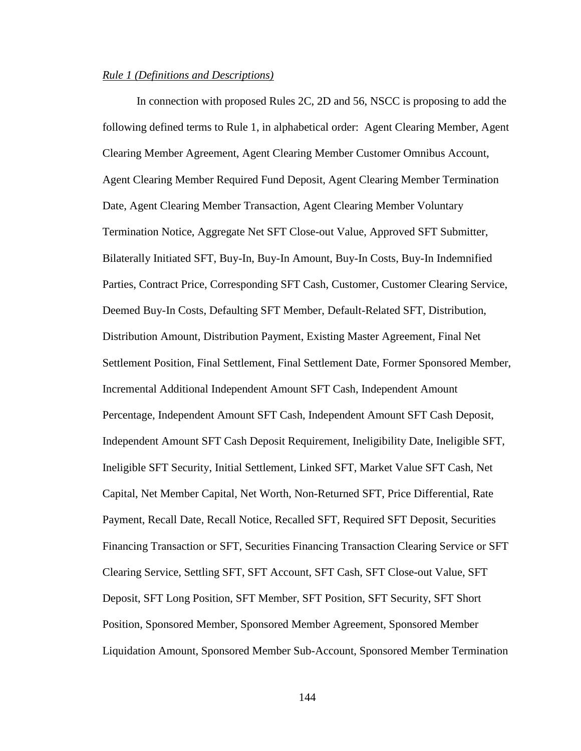*Rule 1 (Definitions and Descriptions)*

In connection with proposed Rules 2C, 2D and 56, NSCC is proposing to add the following defined terms to Rule 1, in alphabetical order: Agent Clearing Member, Agent Clearing Member Agreement, Agent Clearing Member Customer Omnibus Account, Agent Clearing Member Required Fund Deposit, Agent Clearing Member Termination Date, Agent Clearing Member Transaction, Agent Clearing Member Voluntary Termination Notice, Aggregate Net SFT Close-out Value, Approved SFT Submitter, Bilaterally Initiated SFT, Buy-In, Buy-In Amount, Buy-In Costs, Buy-In Indemnified Parties, Contract Price, Corresponding SFT Cash, Customer, Customer Clearing Service, Deemed Buy-In Costs, Defaulting SFT Member, Default-Related SFT, Distribution, Distribution Amount, Distribution Payment, Existing Master Agreement, Final Net Settlement Position, Final Settlement, Final Settlement Date, Former Sponsored Member, Incremental Additional Independent Amount SFT Cash, Independent Amount Percentage, Independent Amount SFT Cash, Independent Amount SFT Cash Deposit, Independent Amount SFT Cash Deposit Requirement, Ineligibility Date, Ineligible SFT, Ineligible SFT Security, Initial Settlement, Linked SFT, Market Value SFT Cash, Net Capital, Net Member Capital, Net Worth, Non-Returned SFT, Price Differential, Rate Payment, Recall Date, Recall Notice, Recalled SFT, Required SFT Deposit, Securities Financing Transaction or SFT, Securities Financing Transaction Clearing Service or SFT Clearing Service, Settling SFT, SFT Account, SFT Cash, SFT Close-out Value, SFT Deposit, SFT Long Position, SFT Member, SFT Position, SFT Security, SFT Short Position, Sponsored Member, Sponsored Member Agreement, Sponsored Member Liquidation Amount, Sponsored Member Sub-Account, Sponsored Member Termination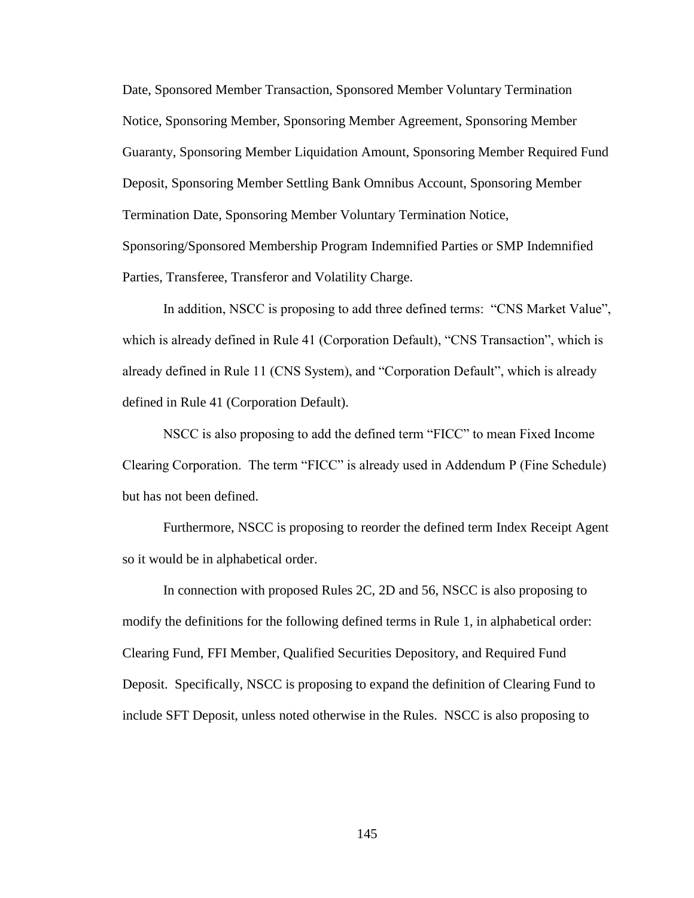Date, Sponsored Member Transaction, Sponsored Member Voluntary Termination Notice, Sponsoring Member, Sponsoring Member Agreement, Sponsoring Member Guaranty, Sponsoring Member Liquidation Amount, Sponsoring Member Required Fund Deposit, Sponsoring Member Settling Bank Omnibus Account, Sponsoring Member Termination Date, Sponsoring Member Voluntary Termination Notice, Sponsoring/Sponsored Membership Program Indemnified Parties or SMP Indemnified Parties, Transferee, Transferor and Volatility Charge.

In addition, NSCC is proposing to add three defined terms: "CNS Market Value", which is already defined in Rule 41 (Corporation Default), "CNS Transaction", which is already defined in Rule 11 (CNS System), and "Corporation Default", which is already defined in Rule 41 (Corporation Default).

NSCC is also proposing to add the defined term "FICC" to mean Fixed Income Clearing Corporation. The term "FICC" is already used in Addendum P (Fine Schedule) but has not been defined.

Furthermore, NSCC is proposing to reorder the defined term Index Receipt Agent so it would be in alphabetical order.

In connection with proposed Rules 2C, 2D and 56, NSCC is also proposing to modify the definitions for the following defined terms in Rule 1, in alphabetical order: Clearing Fund, FFI Member, Qualified Securities Depository, and Required Fund Deposit. Specifically, NSCC is proposing to expand the definition of Clearing Fund to include SFT Deposit, unless noted otherwise in the Rules. NSCC is also proposing to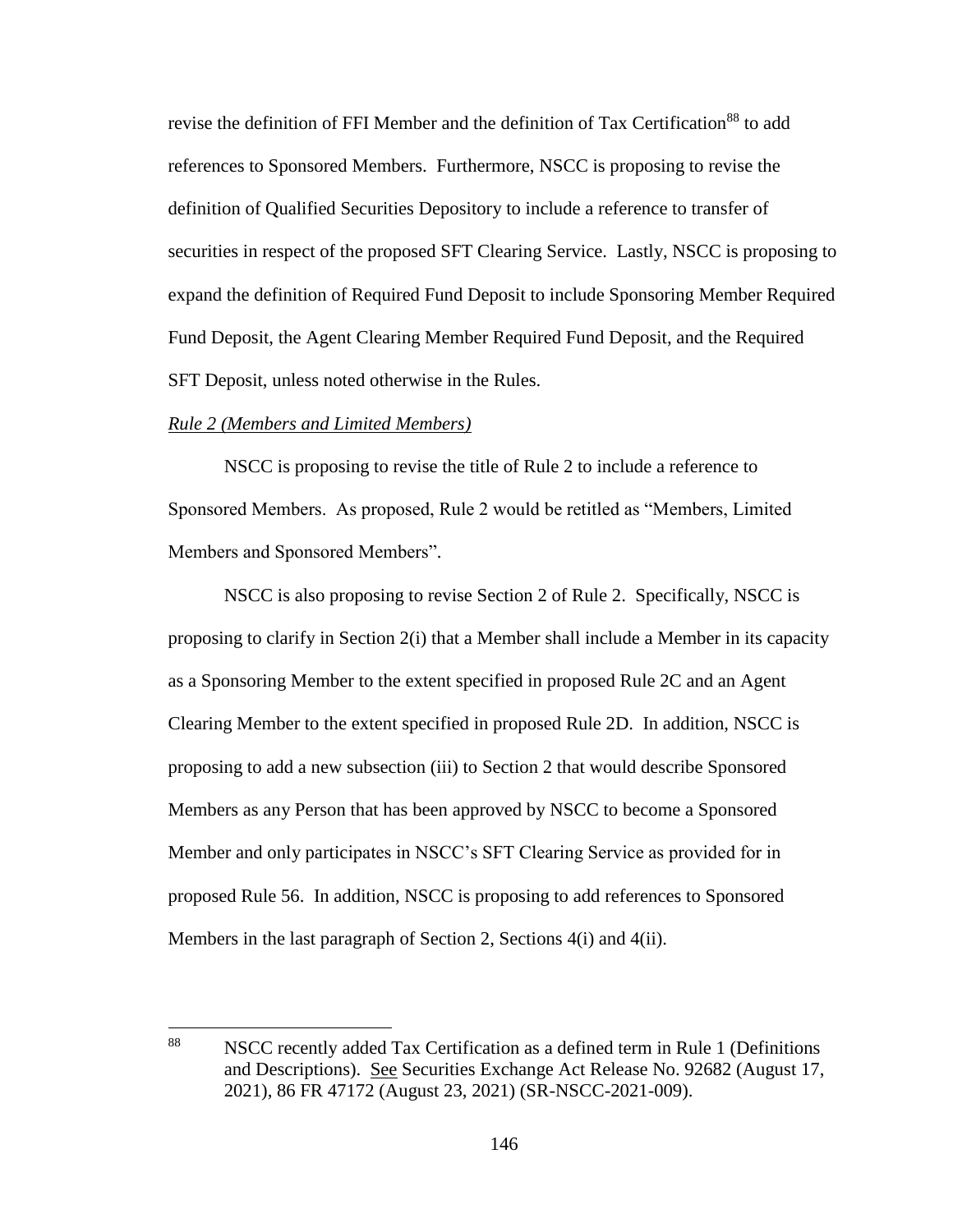revise the definition of FFI Member and the definition of Tax Certification[88] to add references to Sponsored Members. Furthermore, NSCC is proposing to revise the definition of Qualified Securities Depository to include a reference to transfer of securities in respect of the proposed SFT Clearing Service. Lastly, NSCC is proposing to expand the definition of Required Fund Deposit to include Sponsoring Member Required Fund Deposit, the Agent Clearing Member Required Fund Deposit, and the Required SFT Deposit, unless noted otherwise in the Rules.

*Rule 2 (Members and Limited Members)*

NSCC is proposing to revise the title of Rule 2 to include a reference to Sponsored Members. As proposed, Rule 2 would be retitled as "Members, Limited Members and Sponsored Members".

NSCC is also proposing to revise Section 2 of Rule 2. Specifically, NSCC is proposing to clarify in Section 2(i) that a Member shall include a Member in its capacity as a Sponsoring Member to the extent specified in proposed Rule 2C and an Agent Clearing Member to the extent specified in proposed Rule 2D. In addition, NSCC is proposing to add a new subsection (iii) to Section 2 that would describe Sponsored Members as any Person that has been approved by NSCC to become a Sponsored Member and only participates in NSCC's SFT Clearing Service as provided for in proposed Rule 56. In addition, NSCC is proposing to add references to Sponsored Members in the last paragraph of Section 2, Sections 4(i) and 4(ii).

---

[88] NSCC recently added Tax Certification as a defined term in Rule 1 (Definitions and Descriptions). See Securities Exchange Act Release No. 92682 (August 17, 2021), 86 FR 47172 (August 23, 2021) (SR-NSCC-2021-009).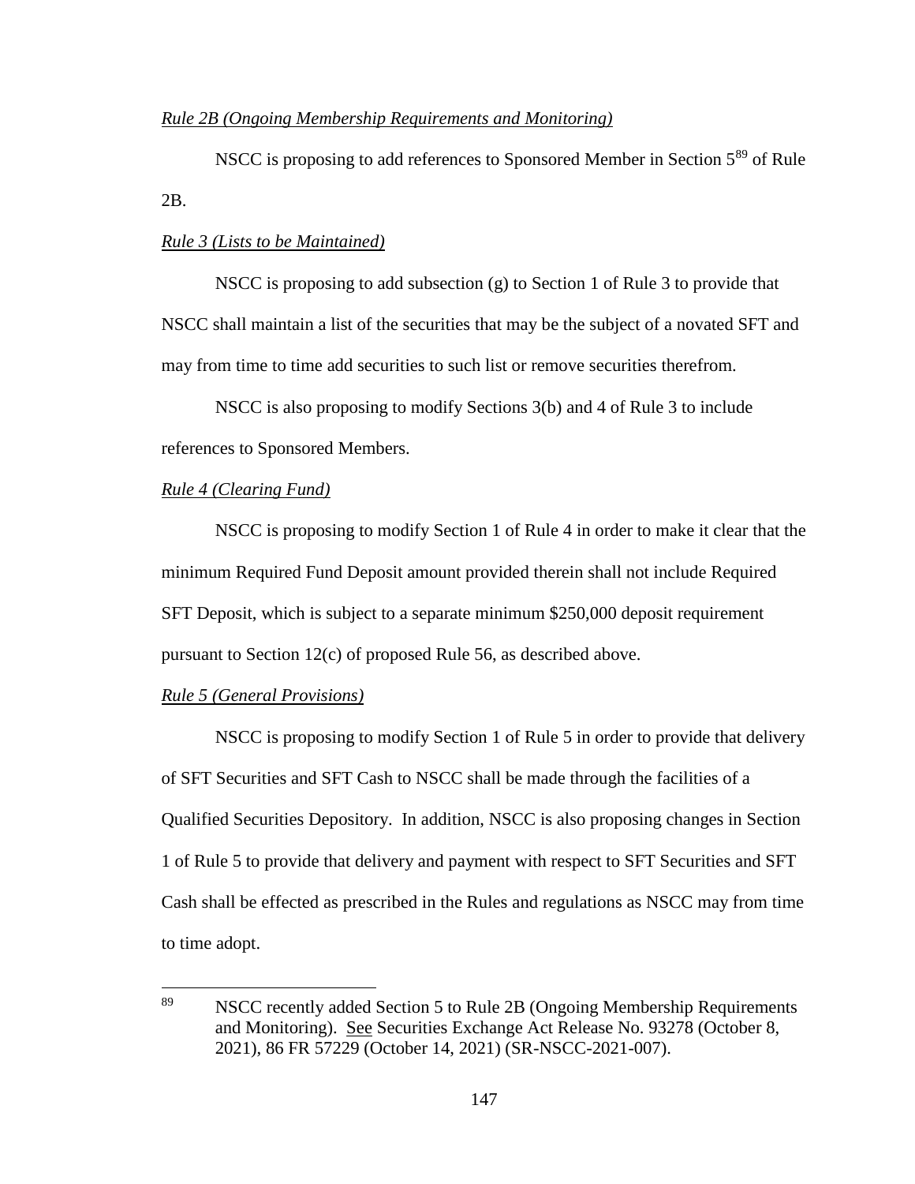*Rule 2B (Ongoing Membership Requirements and Monitoring)*

NSCC is proposing to add references to Sponsored Member in Section 5[89] of Rule 2B.

*Rule 3 (Lists to be Maintained)*

NSCC is proposing to add subsection (g) to Section 1 of Rule 3 to provide that NSCC shall maintain a list of the securities that may be the subject of a novated SFT and may from time to time add securities to such list or remove securities therefrom.

NSCC is also proposing to modify Sections 3(b) and 4 of Rule 3 to include references to Sponsored Members.

*Rule 4 (Clearing Fund)*

NSCC is proposing to modify Section 1 of Rule 4 in order to make it clear that the minimum Required Fund Deposit amount provided therein shall not include Required SFT Deposit, which is subject to a separate minimum $250,000 deposit requirement pursuant to Section 12(c) of proposed Rule 56, as described above.

*Rule 5 (General Provisions)*

NSCC is proposing to modify Section 1 of Rule 5 in order to provide that delivery of SFT Securities and SFT Cash to NSCC shall be made through the facilities of a Qualified Securities Depository. In addition, NSCC is also proposing changes in Section 1 of Rule 5 to provide that delivery and payment with respect to SFT Securities and SFT Cash shall be effected as prescribed in the Rules and regulations as NSCC may from time to time adopt.

---

[89] NSCC recently added Section 5 to Rule 2B (Ongoing Membership Requirements and Monitoring). See Securities Exchange Act Release No. 93278 (October 8, 2021), 86 FR 57229 (October 14, 2021) (SR-NSCC-2021-007).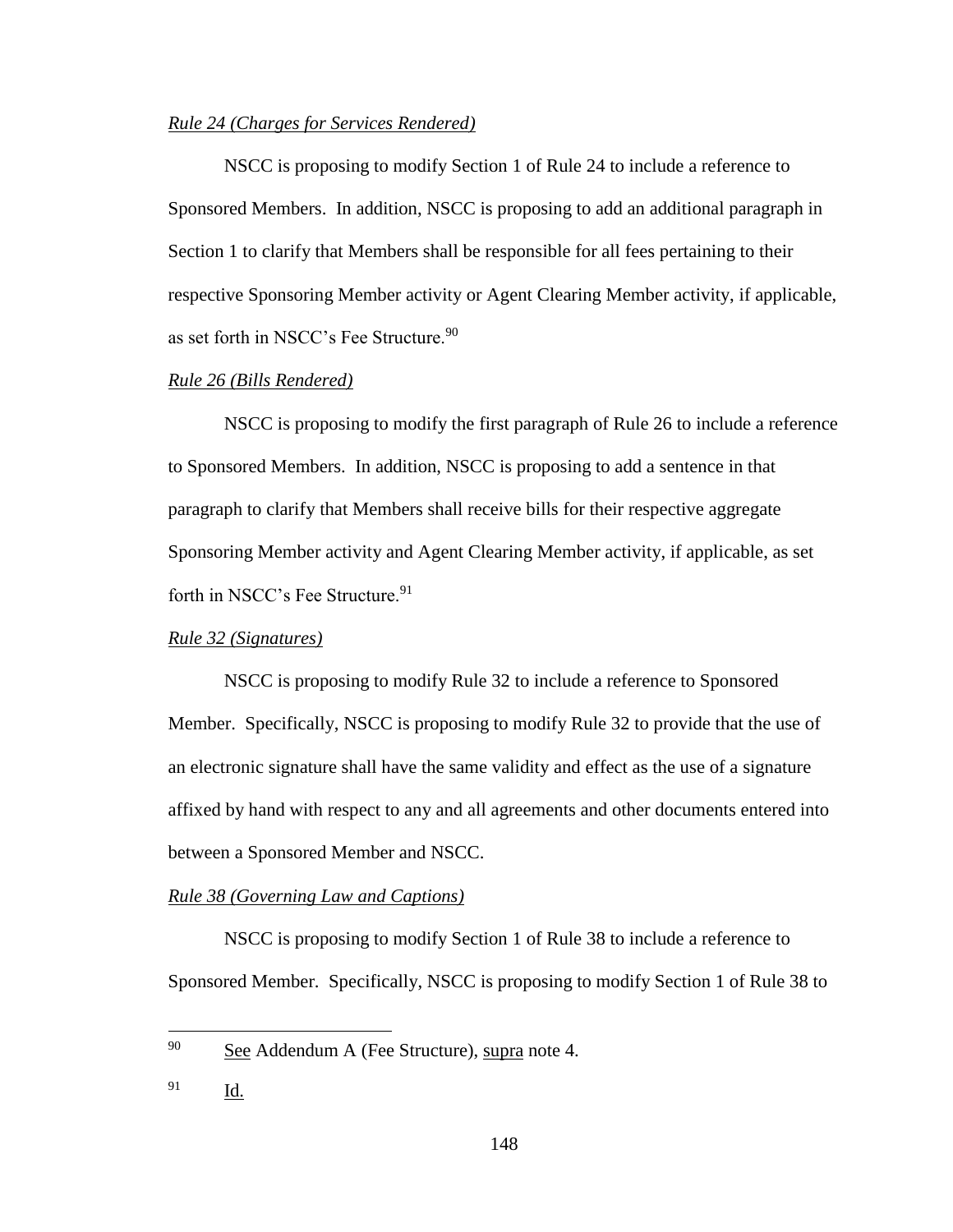*Rule 24 (Charges for Services Rendered)*

NSCC is proposing to modify Section 1 of Rule 24 to include a reference to Sponsored Members. In addition, NSCC is proposing to add an additional paragraph in Section 1 to clarify that Members shall be responsible for all fees pertaining to their respective Sponsoring Member activity or Agent Clearing Member activity, if applicable, as set forth in NSCC's Fee Structure.[90]

*Rule 26 (Bills Rendered)*

NSCC is proposing to modify the first paragraph of Rule 26 to include a reference to Sponsored Members. In addition, NSCC is proposing to add a sentence in that paragraph to clarify that Members shall receive bills for their respective aggregate Sponsoring Member activity and Agent Clearing Member activity, if applicable, as set forth in NSCC's Fee Structure.[91]

*Rule 32 (Signatures)*

NSCC is proposing to modify Rule 32 to include a reference to Sponsored Member. Specifically, NSCC is proposing to modify Rule 32 to provide that the use of an electronic signature shall have the same validity and effect as the use of a signature affixed by hand with respect to any and all agreements and other documents entered into between a Sponsored Member and NSCC.

*Rule 38 (Governing Law and Captions)*

NSCC is proposing to modify Section 1 of Rule 38 to include a reference to Sponsored Member. Specifically, NSCC is proposing to modify Section 1 of Rule 38 to

---

[90] See Addendum A (Fee Structure), supra note 4.

[91] Id.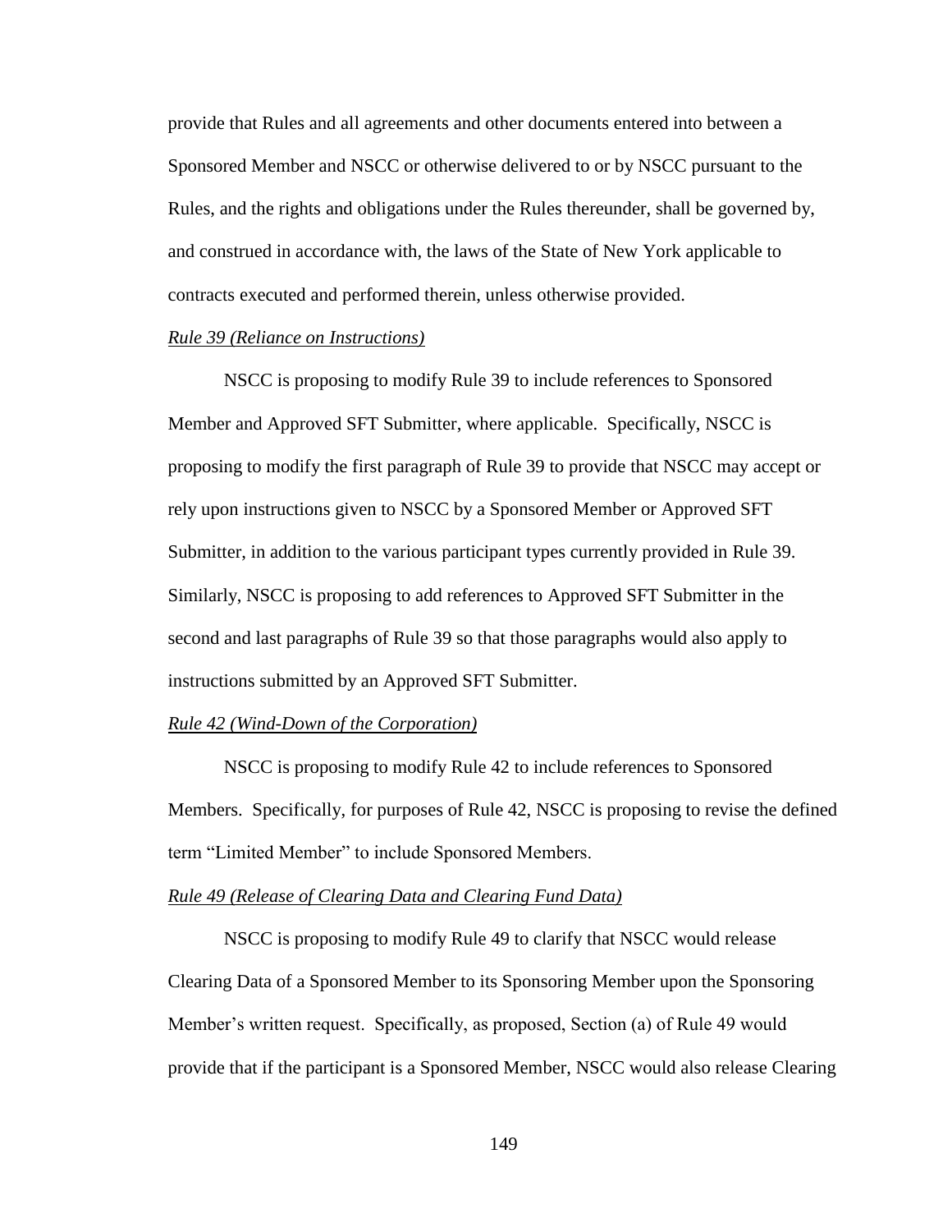provide that Rules and all agreements and other documents entered into between a Sponsored Member and NSCC or otherwise delivered to or by NSCC pursuant to the Rules, and the rights and obligations under the Rules thereunder, shall be governed by, and construed in accordance with, the laws of the State of New York applicable to contracts executed and performed therein, unless otherwise provided.

*Rule 39 (Reliance on Instructions)*

NSCC is proposing to modify Rule 39 to include references to Sponsored Member and Approved SFT Submitter, where applicable. Specifically, NSCC is proposing to modify the first paragraph of Rule 39 to provide that NSCC may accept or rely upon instructions given to NSCC by a Sponsored Member or Approved SFT Submitter, in addition to the various participant types currently provided in Rule 39. Similarly, NSCC is proposing to add references to Approved SFT Submitter in the second and last paragraphs of Rule 39 so that those paragraphs would also apply to instructions submitted by an Approved SFT Submitter.

*Rule 42 (Wind-Down of the Corporation)*

NSCC is proposing to modify Rule 42 to include references to Sponsored Members. Specifically, for purposes of Rule 42, NSCC is proposing to revise the defined term "Limited Member" to include Sponsored Members.

*Rule 49 (Release of Clearing Data and Clearing Fund Data)*

NSCC is proposing to modify Rule 49 to clarify that NSCC would release Clearing Data of a Sponsored Member to its Sponsoring Member upon the Sponsoring Member's written request. Specifically, as proposed, Section (a) of Rule 49 would provide that if the participant is a Sponsored Member, NSCC would also release Clearing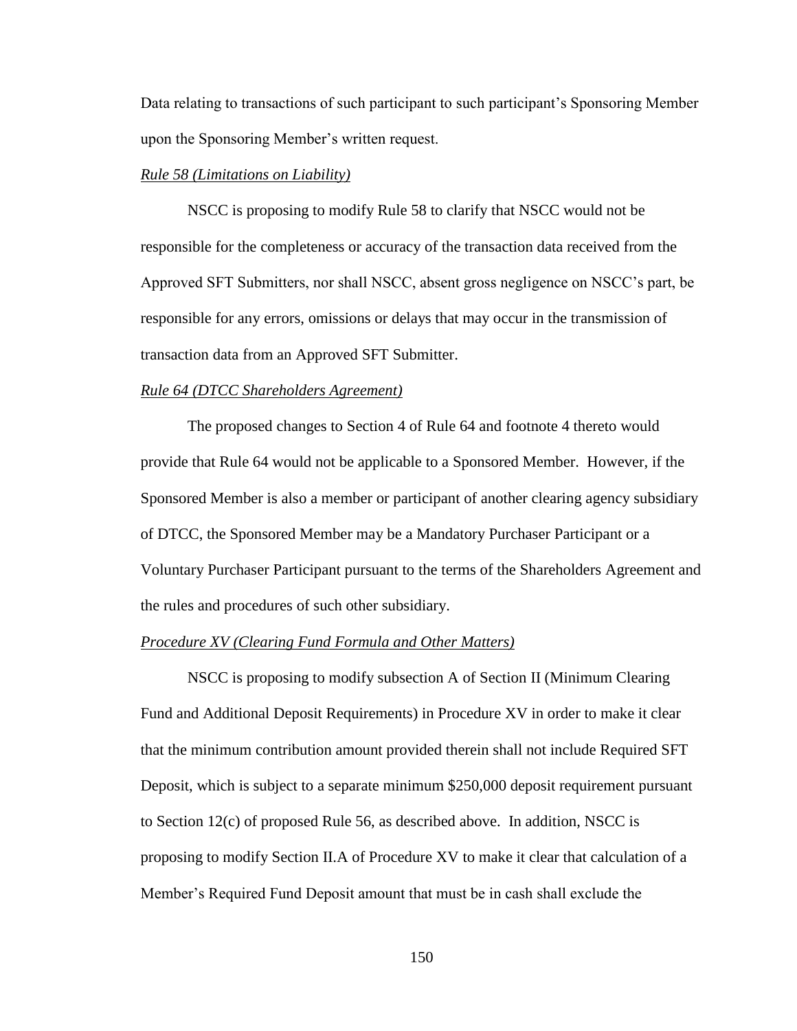Data relating to transactions of such participant to such participant's Sponsoring Member upon the Sponsoring Member's written request.

*Rule 58 (Limitations on Liability)*

NSCC is proposing to modify Rule 58 to clarify that NSCC would not be responsible for the completeness or accuracy of the transaction data received from the Approved SFT Submitters, nor shall NSCC, absent gross negligence on NSCC's part, be responsible for any errors, omissions or delays that may occur in the transmission of transaction data from an Approved SFT Submitter.

*Rule 64 (DTCC Shareholders Agreement)*

The proposed changes to Section 4 of Rule 64 and footnote 4 thereto would provide that Rule 64 would not be applicable to a Sponsored Member. However, if the Sponsored Member is also a member or participant of another clearing agency subsidiary of DTCC, the Sponsored Member may be a Mandatory Purchaser Participant or a Voluntary Purchaser Participant pursuant to the terms of the Shareholders Agreement and the rules and procedures of such other subsidiary.

*Procedure XV (Clearing Fund Formula and Other Matters)*

NSCC is proposing to modify subsection A of Section II (Minimum Clearing Fund and Additional Deposit Requirements) in Procedure XV in order to make it clear that the minimum contribution amount provided therein shall not include Required SFT Deposit, which is subject to a separate minimum $250,000 deposit requirement pursuant to Section 12(c) of proposed Rule 56, as described above. In addition, NSCC is proposing to modify Section II.A of Procedure XV to make it clear that calculation of a Member's Required Fund Deposit amount that must be in cash shall exclude the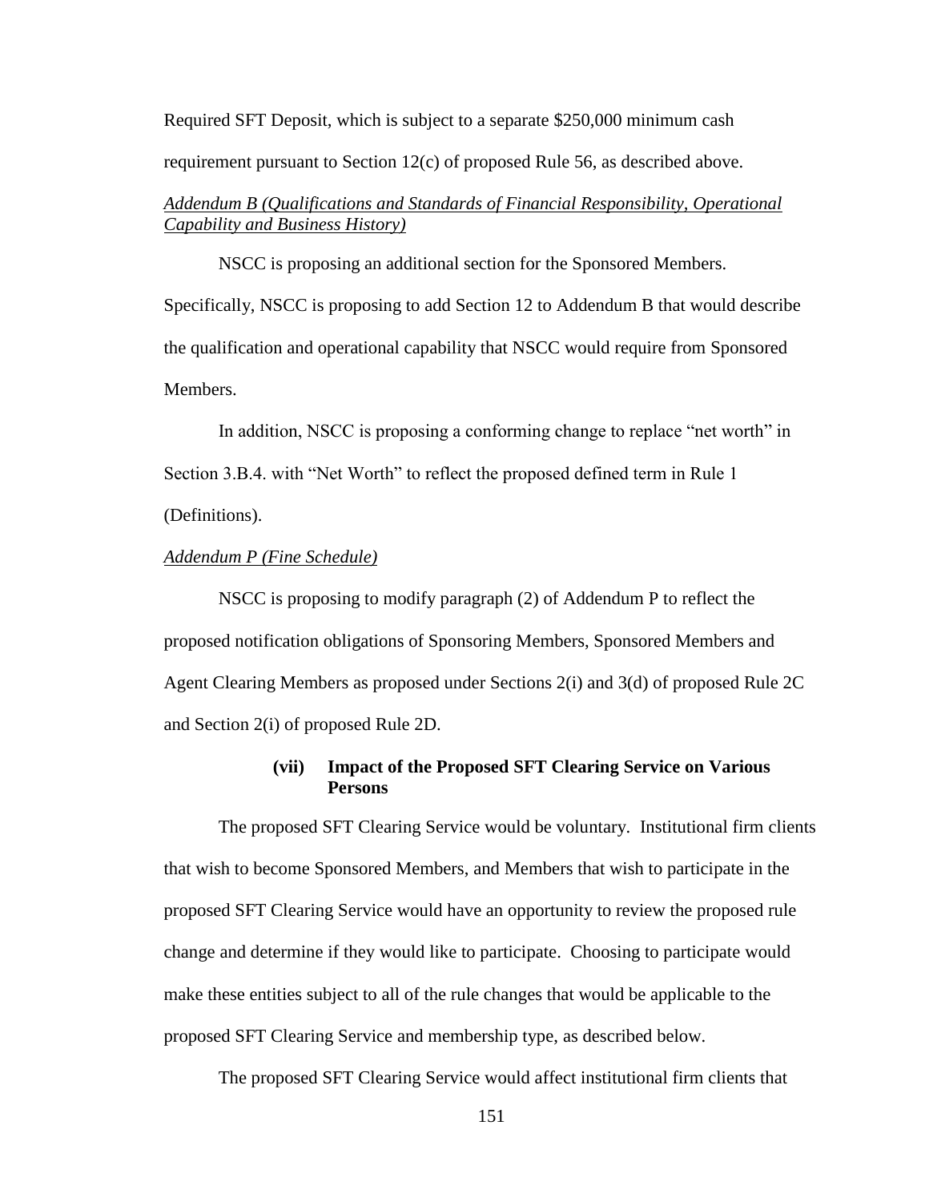Required SFT Deposit, which is subject to a separate $250,000 minimum cash requirement pursuant to Section 12(c) of proposed Rule 56, as described above.

*Addendum B (Qualifications and Standards of Financial Responsibility, Operational Capability and Business History)*

NSCC is proposing an additional section for the Sponsored Members. Specifically, NSCC is proposing to add Section 12 to Addendum B that would describe the qualification and operational capability that NSCC would require from Sponsored Members.

In addition, NSCC is proposing a conforming change to replace "net worth" in Section 3.B.4. with "Net Worth" to reflect the proposed defined term in Rule 1 (Definitions).

*Addendum P (Fine Schedule)*

NSCC is proposing to modify paragraph (2) of Addendum P to reflect the proposed notification obligations of Sponsoring Members, Sponsored Members and Agent Clearing Members as proposed under Sections 2(i) and 3(d) of proposed Rule 2C and Section 2(i) of proposed Rule 2D.

**(vii) Impact of the Proposed SFT Clearing Service on Various Persons**

The proposed SFT Clearing Service would be voluntary. Institutional firm clients that wish to become Sponsored Members, and Members that wish to participate in the proposed SFT Clearing Service would have an opportunity to review the proposed rule change and determine if they would like to participate. Choosing to participate would make these entities subject to all of the rule changes that would be applicable to the proposed SFT Clearing Service and membership type, as described below.

The proposed SFT Clearing Service would affect institutional firm clients that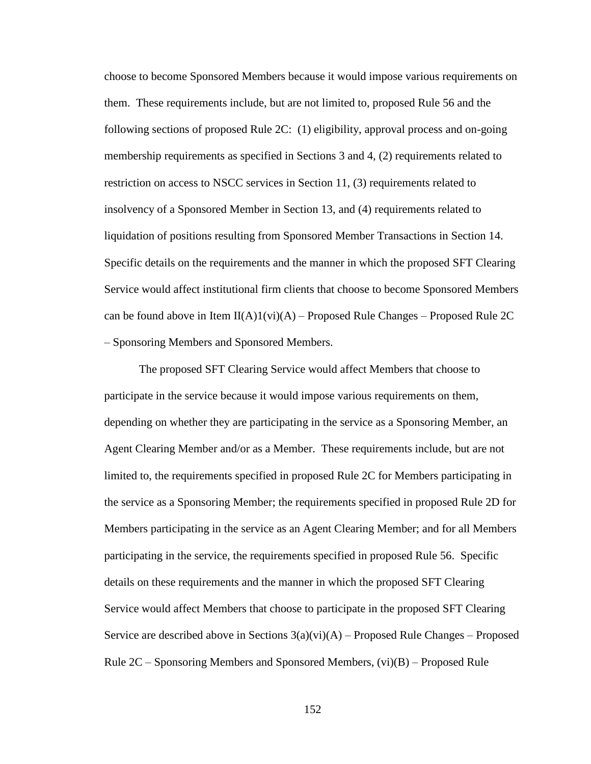choose to become Sponsored Members because it would impose various requirements on them. These requirements include, but are not limited to, proposed Rule 56 and the following sections of proposed Rule 2C: (1) eligibility, approval process and on-going membership requirements as specified in Sections 3 and 4, (2) requirements related to restriction on access to NSCC services in Section 11, (3) requirements related to insolvency of a Sponsored Member in Section 13, and (4) requirements related to liquidation of positions resulting from Sponsored Member Transactions in Section 14. Specific details on the requirements and the manner in which the proposed SFT Clearing Service would affect institutional firm clients that choose to become Sponsored Members can be found above in Item II(A)1(vi)(A) – Proposed Rule Changes – Proposed Rule 2C – Sponsoring Members and Sponsored Members.

The proposed SFT Clearing Service would affect Members that choose to participate in the service because it would impose various requirements on them, depending on whether they are participating in the service as a Sponsoring Member, an Agent Clearing Member and/or as a Member. These requirements include, but are not limited to, the requirements specified in proposed Rule 2C for Members participating in the service as a Sponsoring Member; the requirements specified in proposed Rule 2D for Members participating in the service as an Agent Clearing Member; and for all Members participating in the service, the requirements specified in proposed Rule 56. Specific details on these requirements and the manner in which the proposed SFT Clearing Service would affect Members that choose to participate in the proposed SFT Clearing Service are described above in Sections 3(a)(vi)(A) – Proposed Rule Changes – Proposed Rule 2C – Sponsoring Members and Sponsored Members, (vi)(B) – Proposed Rule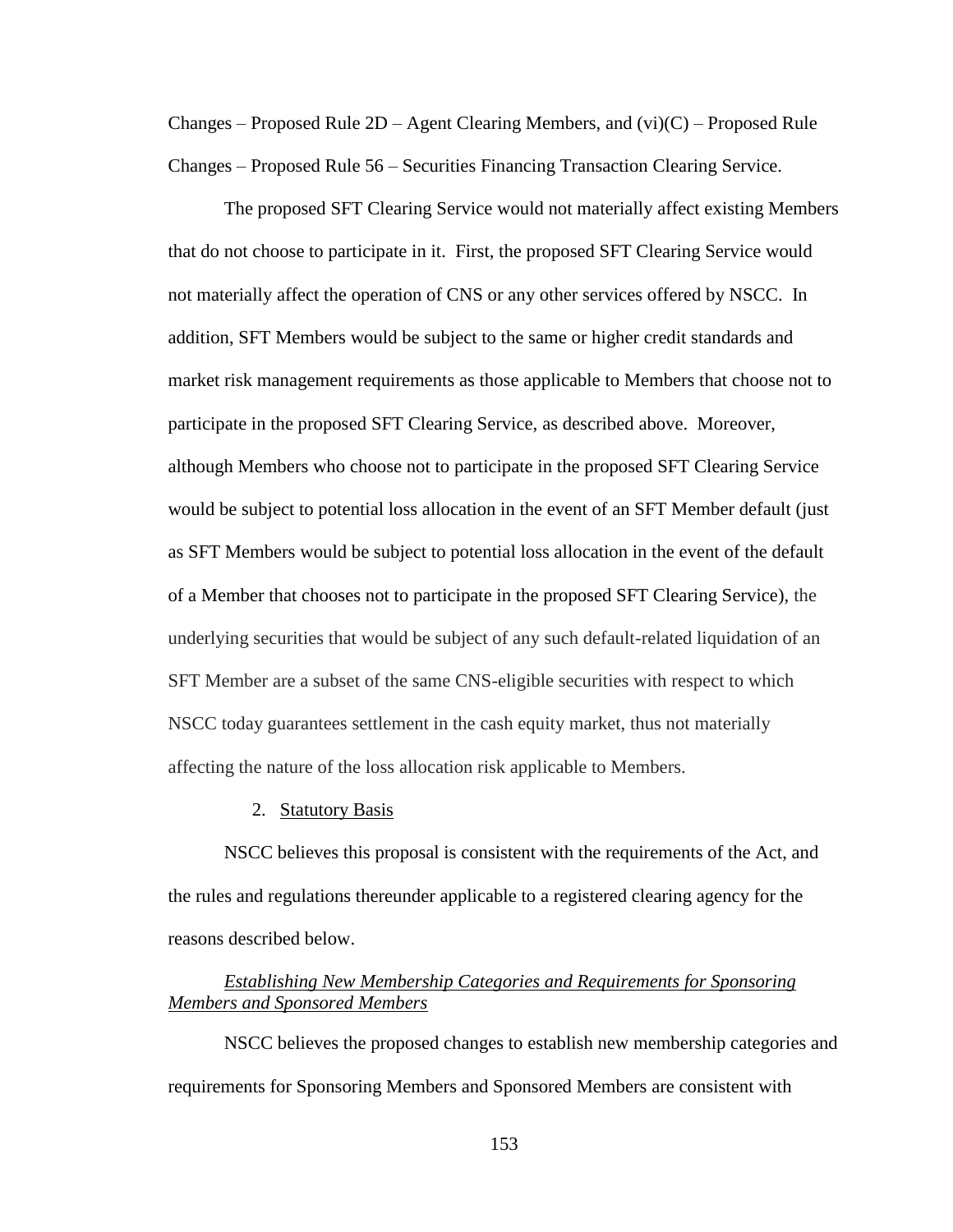Changes – Proposed Rule 2D – Agent Clearing Members, and (vi)(C) – Proposed Rule Changes – Proposed Rule 56 – Securities Financing Transaction Clearing Service.

The proposed SFT Clearing Service would not materially affect existing Members that do not choose to participate in it. First, the proposed SFT Clearing Service would not materially affect the operation of CNS or any other services offered by NSCC. In addition, SFT Members would be subject to the same or higher credit standards and market risk management requirements as those applicable to Members that choose not to participate in the proposed SFT Clearing Service, as described above. Moreover, although Members who choose not to participate in the proposed SFT Clearing Service would be subject to potential loss allocation in the event of an SFT Member default (just as SFT Members would be subject to potential loss allocation in the event of the default of a Member that chooses not to participate in the proposed SFT Clearing Service), the underlying securities that would be subject of any such default-related liquidation of an SFT Member are a subset of the same CNS-eligible securities with respect to which NSCC today guarantees settlement in the cash equity market, thus not materially affecting the nature of the loss allocation risk applicable to Members.

2. Statutory Basis

NSCC believes this proposal is consistent with the requirements of the Act, and the rules and regulations thereunder applicable to a registered clearing agency for the reasons described below.

*Establishing New Membership Categories and Requirements for Sponsoring Members and Sponsored Members*

NSCC believes the proposed changes to establish new membership categories and requirements for Sponsoring Members and Sponsored Members are consistent with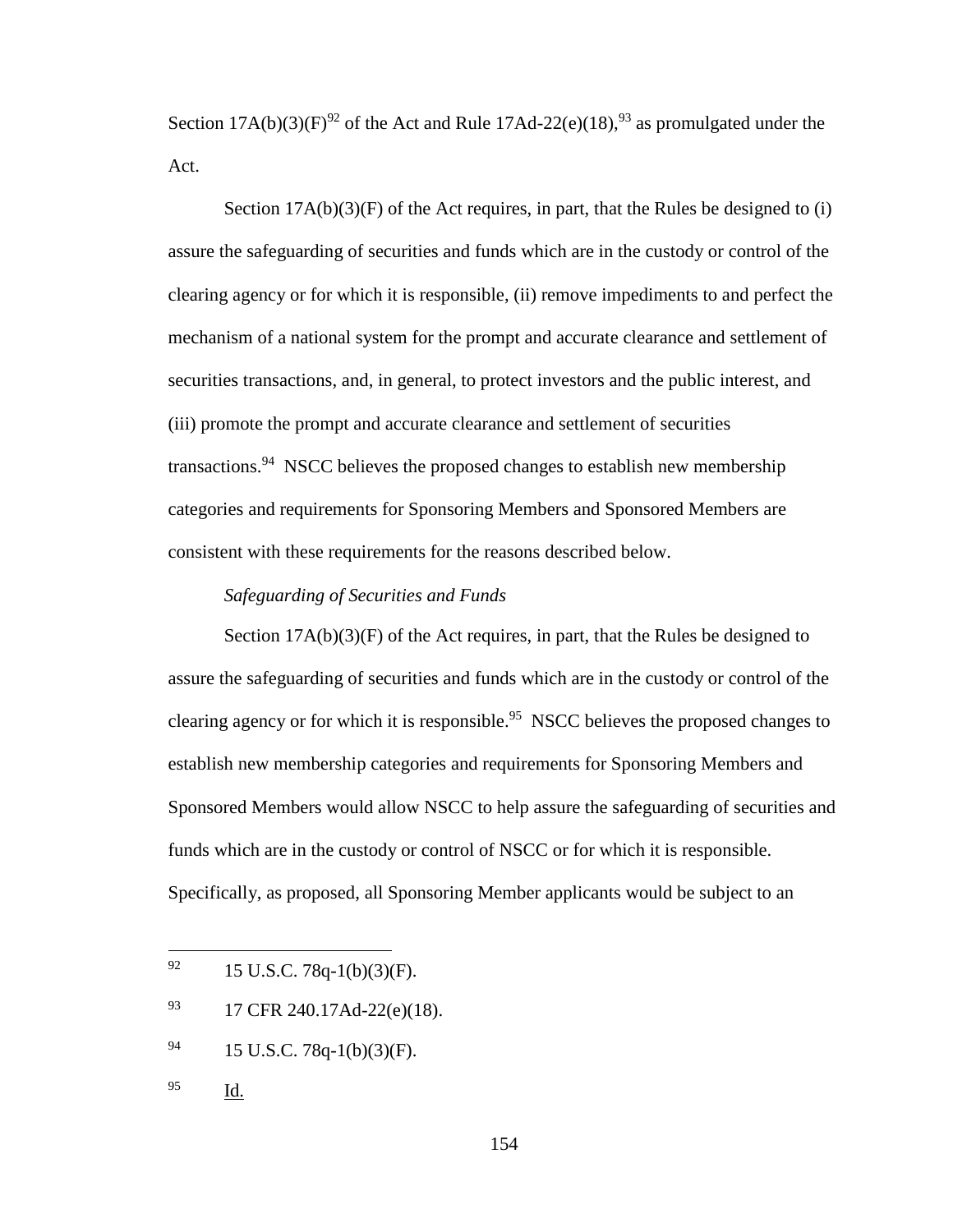Section 17A(b)(3)(F)[92] of the Act and Rule 17Ad-22(e)(18),[93] as promulgated under the Act.

Section 17A(b)(3)(F) of the Act requires, in part, that the Rules be designed to (i) assure the safeguarding of securities and funds which are in the custody or control of the clearing agency or for which it is responsible, (ii) remove impediments to and perfect the mechanism of a national system for the prompt and accurate clearance and settlement of securities transactions, and, in general, to protect investors and the public interest, and (iii) promote the prompt and accurate clearance and settlement of securities transactions.[94] NSCC believes the proposed changes to establish new membership categories and requirements for Sponsoring Members and Sponsored Members are consistent with these requirements for the reasons described below.

*Safeguarding of Securities and Funds*

Section 17A(b)(3)(F) of the Act requires, in part, that the Rules be designed to assure the safeguarding of securities and funds which are in the custody or control of the clearing agency or for which it is responsible.[95] NSCC believes the proposed changes to establish new membership categories and requirements for Sponsoring Members and Sponsored Members would allow NSCC to help assure the safeguarding of securities and funds which are in the custody or control of NSCC or for which it is responsible. Specifically, as proposed, all Sponsoring Member applicants would be subject to an

---

[92] 15 U.S.C. 78q-1(b)(3)(F).

[93] 17 CFR 240.17Ad-22(e)(18).

[94] 15 U.S.C. 78q-1(b)(3)(F).

[95] Id.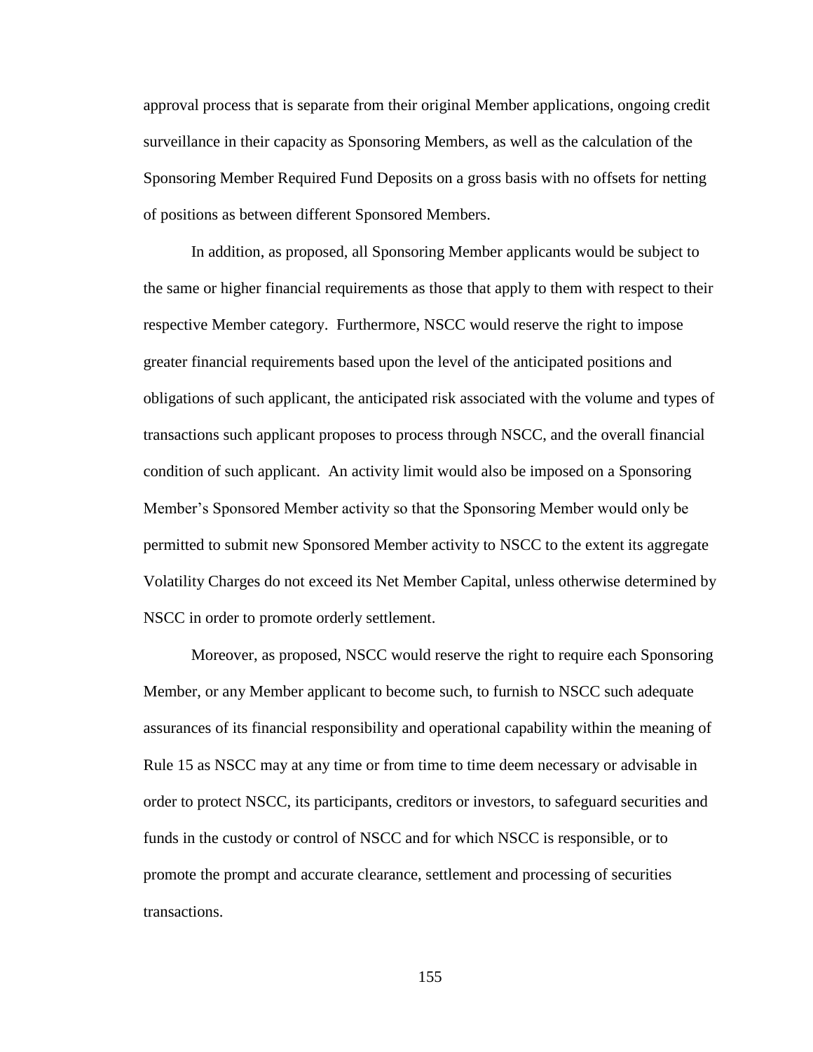approval process that is separate from their original Member applications, ongoing credit surveillance in their capacity as Sponsoring Members, as well as the calculation of the Sponsoring Member Required Fund Deposits on a gross basis with no offsets for netting of positions as between different Sponsored Members.

In addition, as proposed, all Sponsoring Member applicants would be subject to the same or higher financial requirements as those that apply to them with respect to their respective Member category. Furthermore, NSCC would reserve the right to impose greater financial requirements based upon the level of the anticipated positions and obligations of such applicant, the anticipated risk associated with the volume and types of transactions such applicant proposes to process through NSCC, and the overall financial condition of such applicant. An activity limit would also be imposed on a Sponsoring Member's Sponsored Member activity so that the Sponsoring Member would only be permitted to submit new Sponsored Member activity to NSCC to the extent its aggregate Volatility Charges do not exceed its Net Member Capital, unless otherwise determined by NSCC in order to promote orderly settlement.

Moreover, as proposed, NSCC would reserve the right to require each Sponsoring Member, or any Member applicant to become such, to furnish to NSCC such adequate assurances of its financial responsibility and operational capability within the meaning of Rule 15 as NSCC may at any time or from time to time deem necessary or advisable in order to protect NSCC, its participants, creditors or investors, to safeguard securities and funds in the custody or control of NSCC and for which NSCC is responsible, or to promote the prompt and accurate clearance, settlement and processing of securities transactions.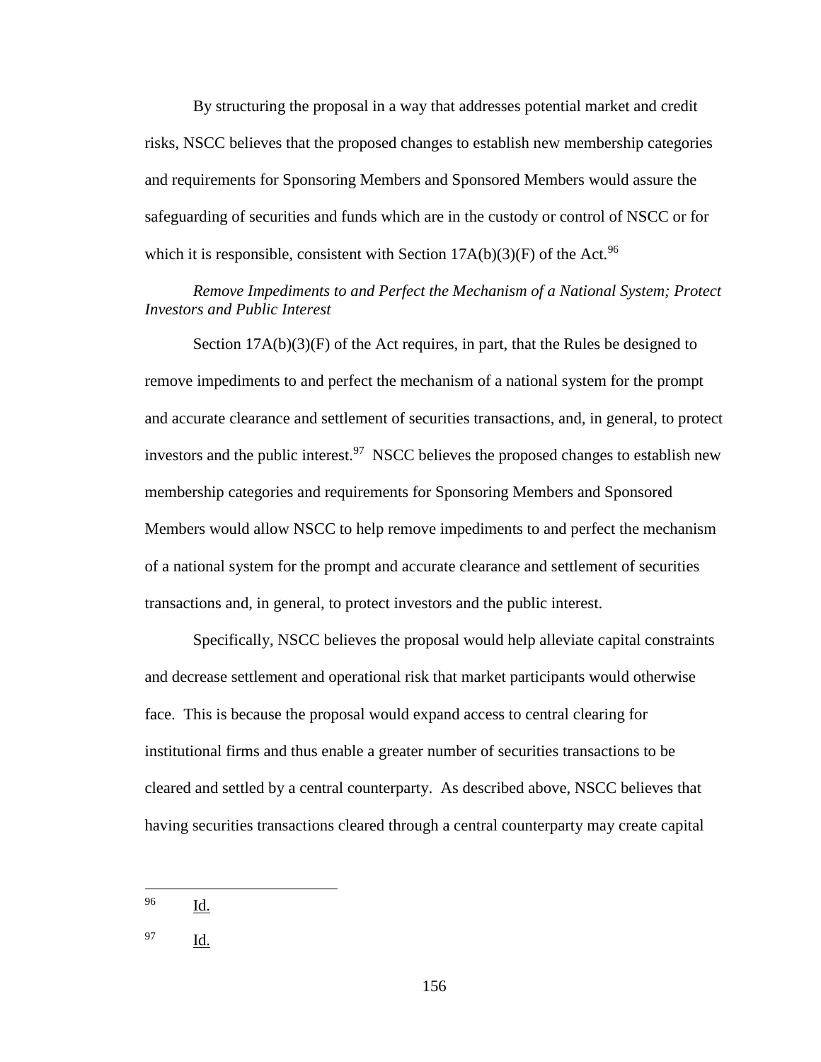By structuring the proposal in a way that addresses potential market and credit risks, NSCC believes that the proposed changes to establish new membership categories and requirements for Sponsoring Members and Sponsored Members would assure the safeguarding of securities and funds which are in the custody or control of NSCC or for which it is responsible, consistent with Section 17A(b)(3)(F) of the Act.[96]

*Remove Impediments to and Perfect the Mechanism of a National System; Protect Investors and Public Interest*

Section 17A(b)(3)(F) of the Act requires, in part, that the Rules be designed to remove impediments to and perfect the mechanism of a national system for the prompt and accurate clearance and settlement of securities transactions, and, in general, to protect investors and the public interest.[97] NSCC believes the proposed changes to establish new membership categories and requirements for Sponsoring Members and Sponsored Members would allow NSCC to help remove impediments to and perfect the mechanism of a national system for the prompt and accurate clearance and settlement of securities transactions and, in general, to protect investors and the public interest.

Specifically, NSCC believes the proposal would help alleviate capital constraints and decrease settlement and operational risk that market participants would otherwise face. This is because the proposal would expand access to central clearing for institutional firms and thus enable a greater number of securities transactions to be cleared and settled by a central counterparty. As described above, NSCC believes that having securities transactions cleared through a central counterparty may create capital

---

[96] Id.

[97] Id.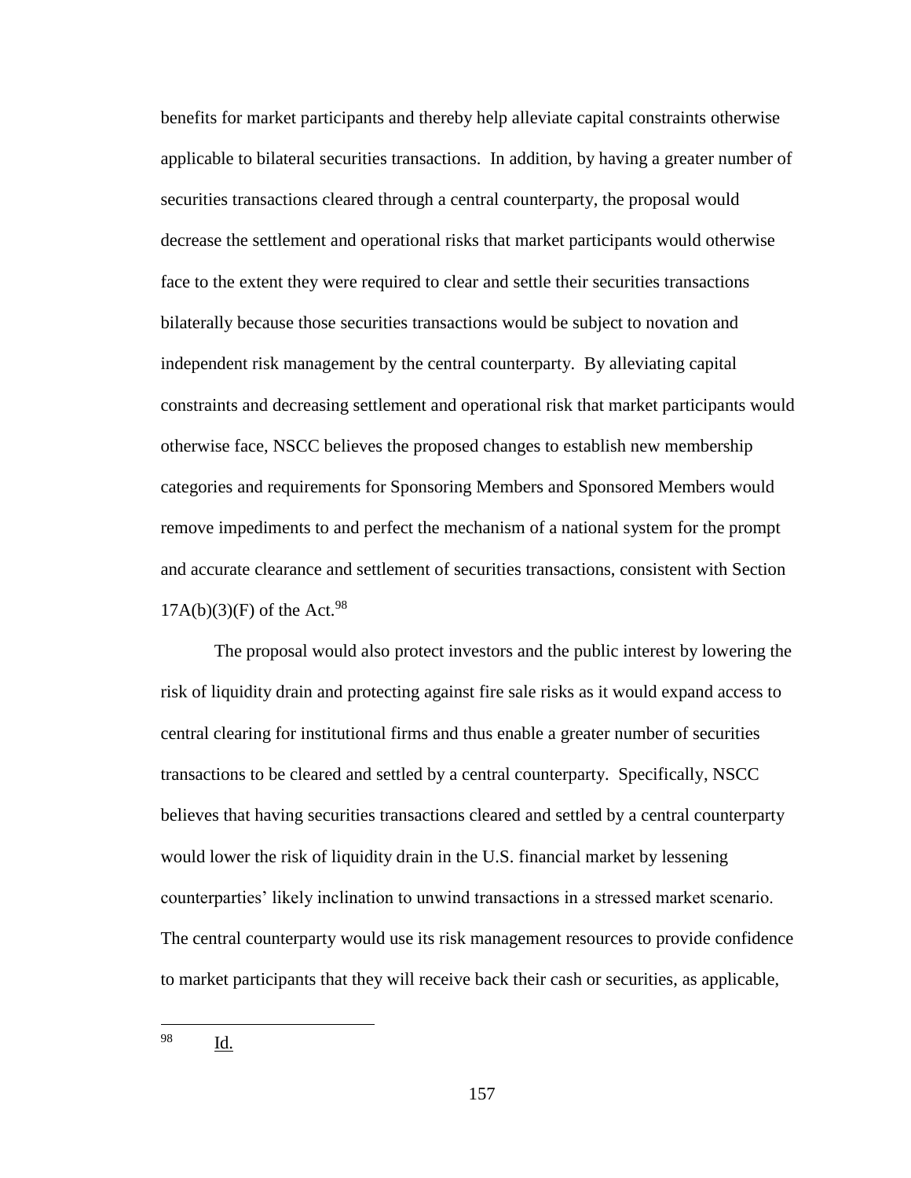benefits for market participants and thereby help alleviate capital constraints otherwise applicable to bilateral securities transactions. In addition, by having a greater number of securities transactions cleared through a central counterparty, the proposal would decrease the settlement and operational risks that market participants would otherwise face to the extent they were required to clear and settle their securities transactions bilaterally because those securities transactions would be subject to novation and independent risk management by the central counterparty. By alleviating capital constraints and decreasing settlement and operational risk that market participants would otherwise face, NSCC believes the proposed changes to establish new membership categories and requirements for Sponsoring Members and Sponsored Members would remove impediments to and perfect the mechanism of a national system for the prompt and accurate clearance and settlement of securities transactions, consistent with Section 17A(b)(3)(F) of the Act.[98]

The proposal would also protect investors and the public interest by lowering the risk of liquidity drain and protecting against fire sale risks as it would expand access to central clearing for institutional firms and thus enable a greater number of securities transactions to be cleared and settled by a central counterparty. Specifically, NSCC believes that having securities transactions cleared and settled by a central counterparty would lower the risk of liquidity drain in the U.S. financial market by lessening counterparties' likely inclination to unwind transactions in a stressed market scenario. The central counterparty would use its risk management resources to provide confidence to market participants that they will receive back their cash or securities, as applicable,

---

[98] Id.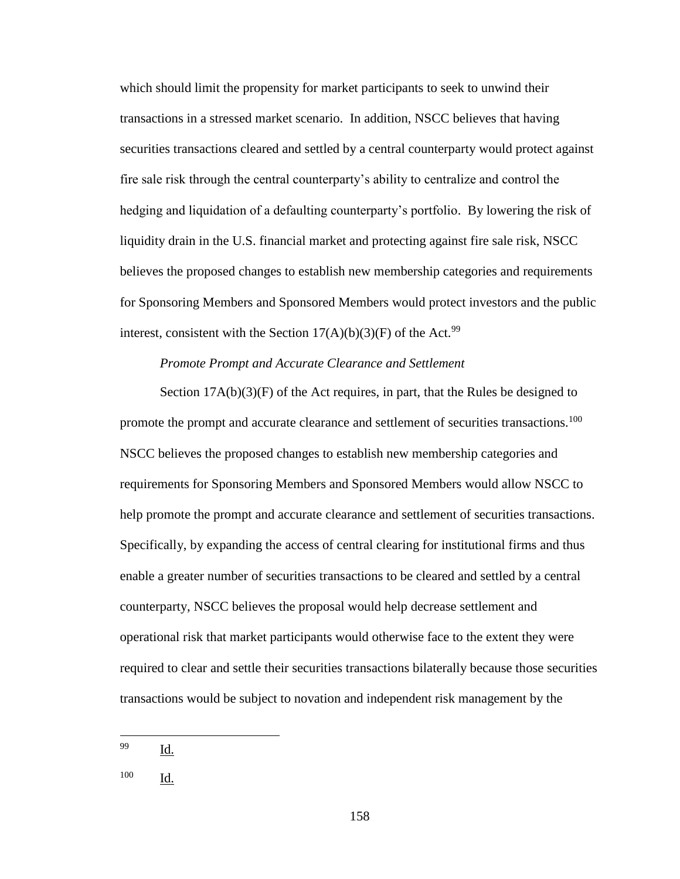which should limit the propensity for market participants to seek to unwind their transactions in a stressed market scenario. In addition, NSCC believes that having securities transactions cleared and settled by a central counterparty would protect against fire sale risk through the central counterparty's ability to centralize and control the hedging and liquidation of a defaulting counterparty's portfolio. By lowering the risk of liquidity drain in the U.S. financial market and protecting against fire sale risk, NSCC believes the proposed changes to establish new membership categories and requirements for Sponsoring Members and Sponsored Members would protect investors and the public interest, consistent with the Section 17(A)(b)(3)(F) of the Act.[99]

*Promote Prompt and Accurate Clearance and Settlement*

Section 17A(b)(3)(F) of the Act requires, in part, that the Rules be designed to promote the prompt and accurate clearance and settlement of securities transactions.[100] NSCC believes the proposed changes to establish new membership categories and requirements for Sponsoring Members and Sponsored Members would allow NSCC to help promote the prompt and accurate clearance and settlement of securities transactions. Specifically, by expanding the access of central clearing for institutional firms and thus enable a greater number of securities transactions to be cleared and settled by a central counterparty, NSCC believes the proposal would help decrease settlement and operational risk that market participants would otherwise face to the extent they were required to clear and settle their securities transactions bilaterally because those securities transactions would be subject to novation and independent risk management by the

---

[99] Id.

[100] Id.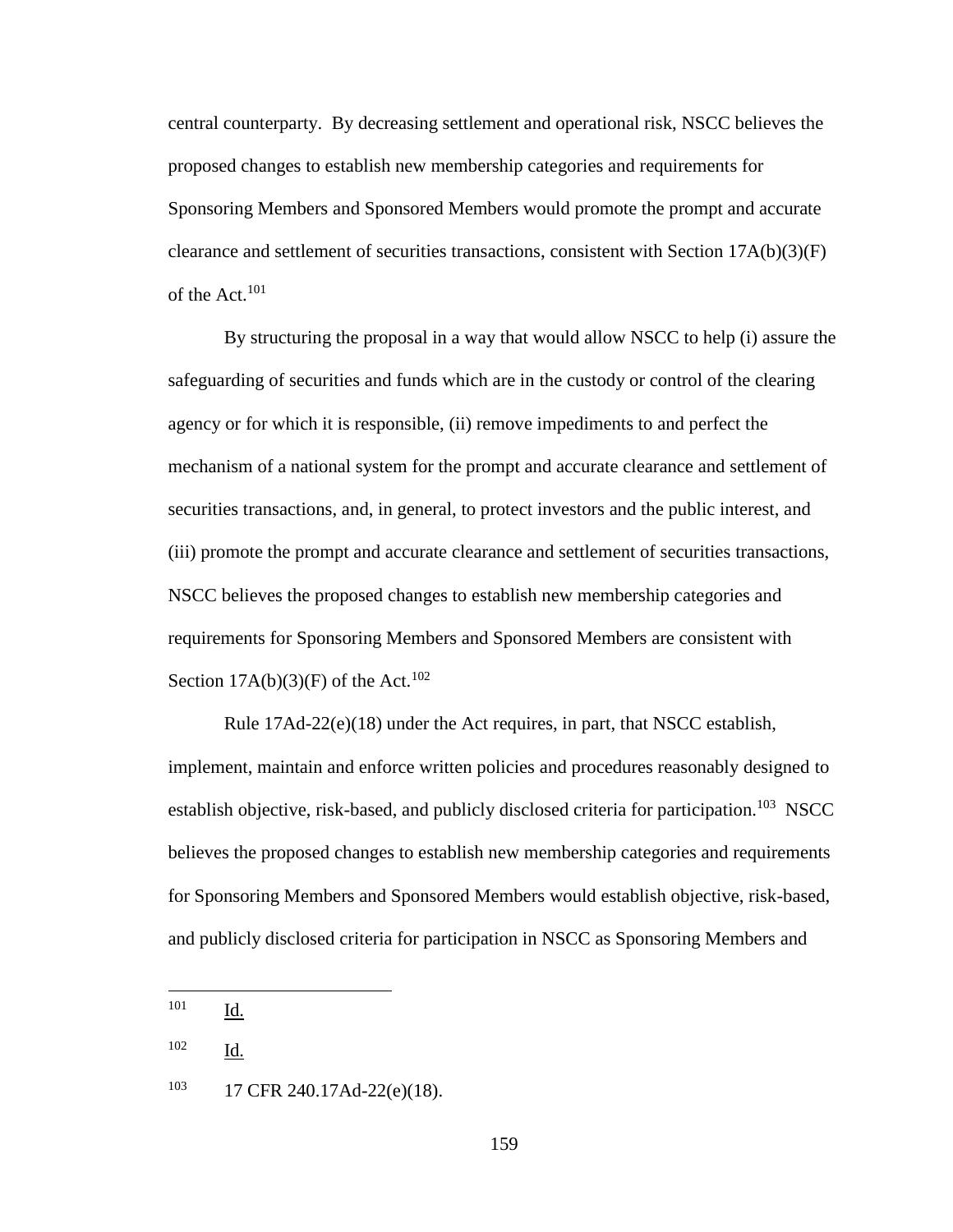central counterparty. By decreasing settlement and operational risk, NSCC believes the proposed changes to establish new membership categories and requirements for Sponsoring Members and Sponsored Members would promote the prompt and accurate clearance and settlement of securities transactions, consistent with Section 17A(b)(3)(F) of the Act.[101]

By structuring the proposal in a way that would allow NSCC to help (i) assure the safeguarding of securities and funds which are in the custody or control of the clearing agency or for which it is responsible, (ii) remove impediments to and perfect the mechanism of a national system for the prompt and accurate clearance and settlement of securities transactions, and, in general, to protect investors and the public interest, and (iii) promote the prompt and accurate clearance and settlement of securities transactions, NSCC believes the proposed changes to establish new membership categories and requirements for Sponsoring Members and Sponsored Members are consistent with Section 17A(b)(3)(F) of the Act.[102]

Rule 17Ad-22(e)(18) under the Act requires, in part, that NSCC establish, implement, maintain and enforce written policies and procedures reasonably designed to establish objective, risk-based, and publicly disclosed criteria for participation.[103] NSCC believes the proposed changes to establish new membership categories and requirements for Sponsoring Members and Sponsored Members would establish objective, risk-based, and publicly disclosed criteria for participation in NSCC as Sponsoring Members and

---

[101] Id.

[102] Id.

[103] 17 CFR 240.17Ad-22(e)(18).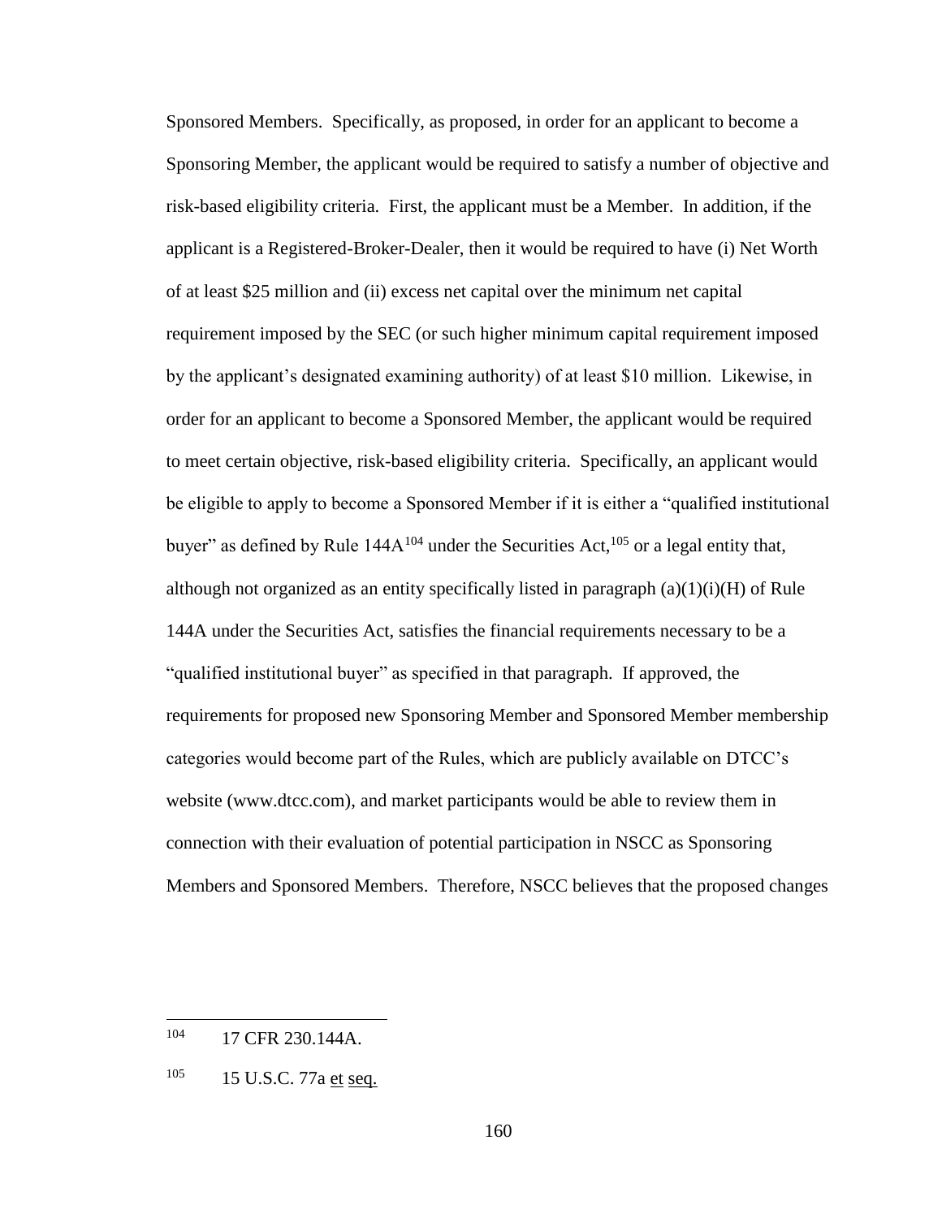Sponsored Members. Specifically, as proposed, in order for an applicant to become a Sponsoring Member, the applicant would be required to satisfy a number of objective and risk-based eligibility criteria. First, the applicant must be a Member. In addition, if the applicant is a Registered-Broker-Dealer, then it would be required to have (i) Net Worth of at least $25 million and (ii) excess net capital over the minimum net capital requirement imposed by the SEC (or such higher minimum capital requirement imposed by the applicant's designated examining authority) of at least $10 million. Likewise, in order for an applicant to become a Sponsored Member, the applicant would be required to meet certain objective, risk-based eligibility criteria. Specifically, an applicant would be eligible to apply to become a Sponsored Member if it is either a "qualified institutional buyer" as defined by Rule 144A[104] under the Securities Act,[105] or a legal entity that, although not organized as an entity specifically listed in paragraph (a)(1)(i)(H) of Rule 144A under the Securities Act, satisfies the financial requirements necessary to be a "qualified institutional buyer" as specified in that paragraph. If approved, the requirements for proposed new Sponsoring Member and Sponsored Member membership categories would become part of the Rules, which are publicly available on DTCC's website (www.dtcc.com), and market participants would be able to review them in connection with their evaluation of potential participation in NSCC as Sponsoring Members and Sponsored Members. Therefore, NSCC believes that the proposed changes

---

[104] 17 CFR 230.144A.

[105] 15 U.S.C. 77a et seq.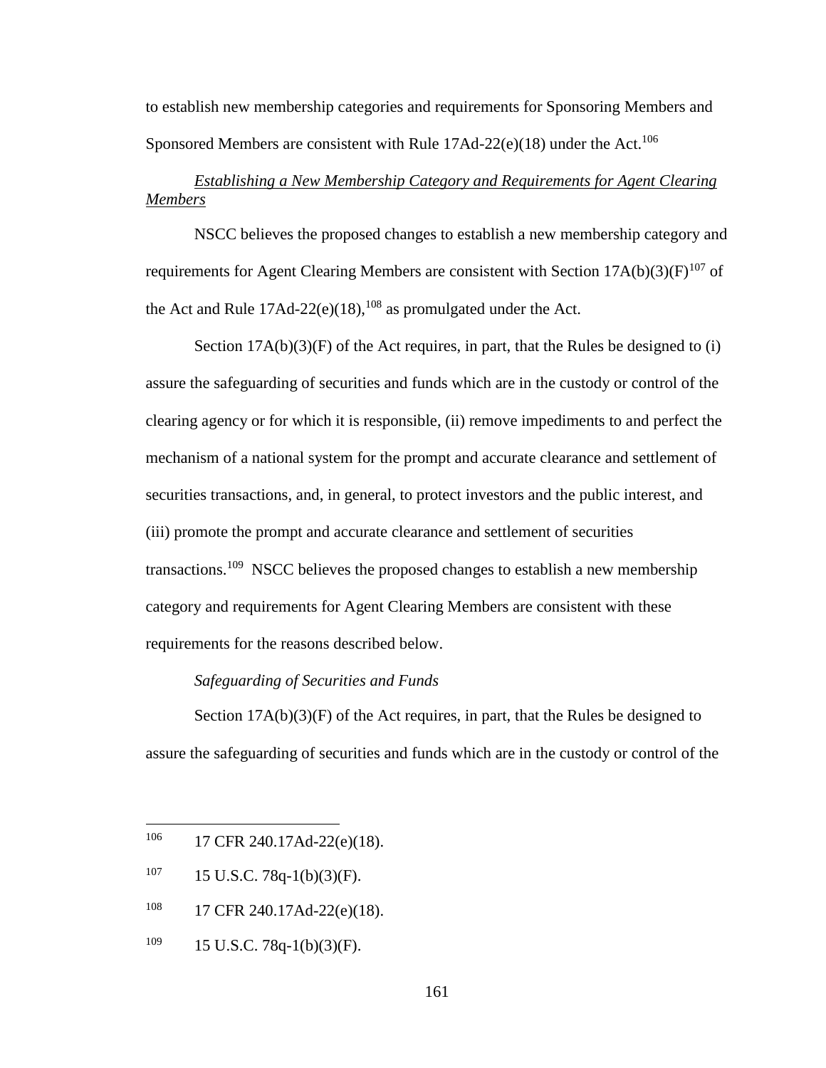to establish new membership categories and requirements for Sponsoring Members and Sponsored Members are consistent with Rule 17Ad-22(e)(18) under the Act.[106]

*Establishing a New Membership Category and Requirements for Agent Clearing Members*

NSCC believes the proposed changes to establish a new membership category and requirements for Agent Clearing Members are consistent with Section 17A(b)(3)(F)[107] of the Act and Rule 17Ad-22(e)(18),[108] as promulgated under the Act.

Section 17A(b)(3)(F) of the Act requires, in part, that the Rules be designed to (i) assure the safeguarding of securities and funds which are in the custody or control of the clearing agency or for which it is responsible, (ii) remove impediments to and perfect the mechanism of a national system for the prompt and accurate clearance and settlement of securities transactions, and, in general, to protect investors and the public interest, and (iii) promote the prompt and accurate clearance and settlement of securities transactions.[109] NSCC believes the proposed changes to establish a new membership category and requirements for Agent Clearing Members are consistent with these requirements for the reasons described below.

*Safeguarding of Securities and Funds*

Section 17A(b)(3)(F) of the Act requires, in part, that the Rules be designed to assure the safeguarding of securities and funds which are in the custody or control of the

---

[106] 17 CFR 240.17Ad-22(e)(18).

[107] 15 U.S.C. 78q-1(b)(3)(F).

[108] 17 CFR 240.17Ad-22(e)(18).

[109] 15 U.S.C. 78q-1(b)(3)(F).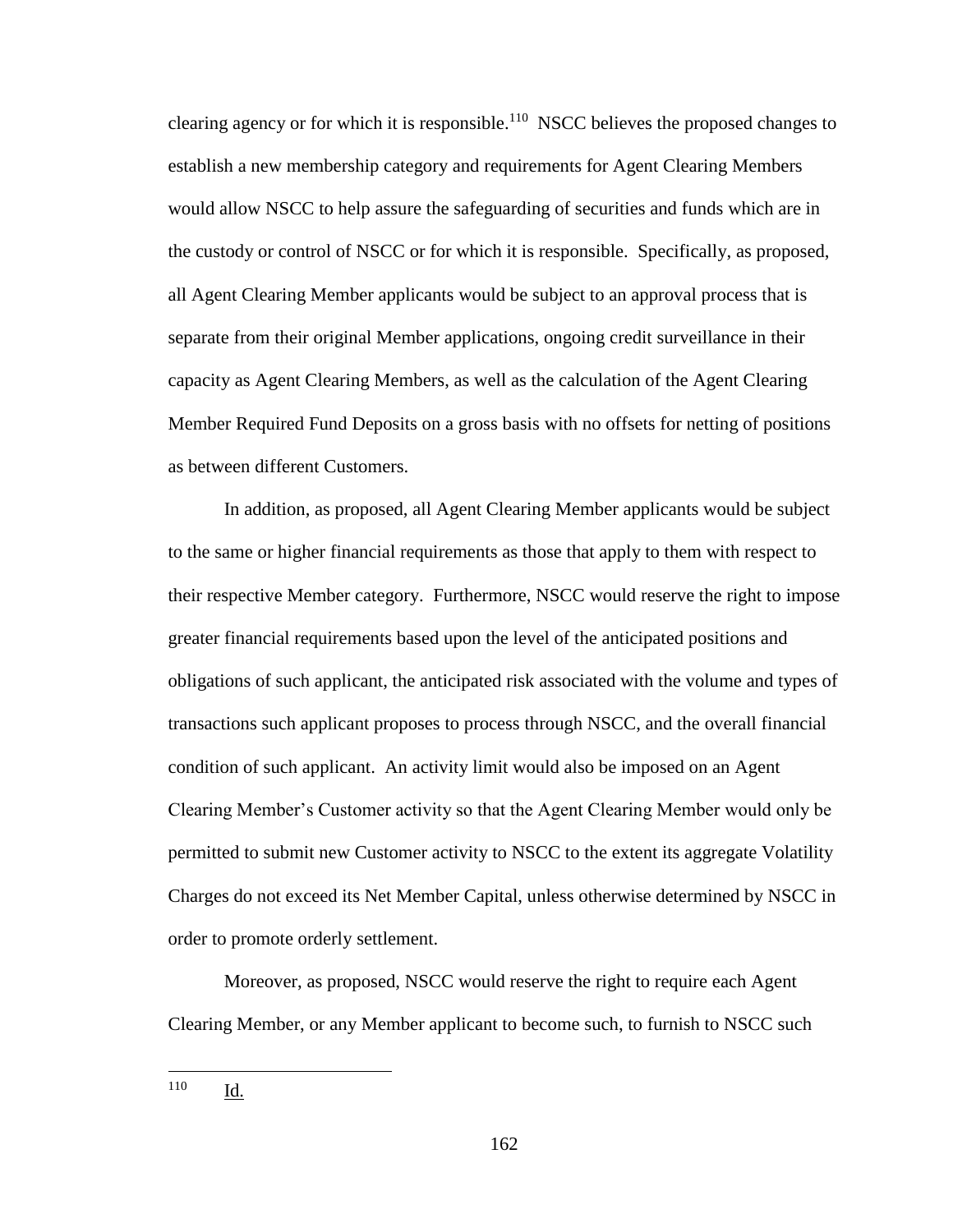clearing agency or for which it is responsible.[110] NSCC believes the proposed changes to establish a new membership category and requirements for Agent Clearing Members would allow NSCC to help assure the safeguarding of securities and funds which are in the custody or control of NSCC or for which it is responsible. Specifically, as proposed, all Agent Clearing Member applicants would be subject to an approval process that is separate from their original Member applications, ongoing credit surveillance in their capacity as Agent Clearing Members, as well as the calculation of the Agent Clearing Member Required Fund Deposits on a gross basis with no offsets for netting of positions as between different Customers.

In addition, as proposed, all Agent Clearing Member applicants would be subject to the same or higher financial requirements as those that apply to them with respect to their respective Member category. Furthermore, NSCC would reserve the right to impose greater financial requirements based upon the level of the anticipated positions and obligations of such applicant, the anticipated risk associated with the volume and types of transactions such applicant proposes to process through NSCC, and the overall financial condition of such applicant. An activity limit would also be imposed on an Agent Clearing Member's Customer activity so that the Agent Clearing Member would only be permitted to submit new Customer activity to NSCC to the extent its aggregate Volatility Charges do not exceed its Net Member Capital, unless otherwise determined by NSCC in order to promote orderly settlement.

Moreover, as proposed, NSCC would reserve the right to require each Agent Clearing Member, or any Member applicant to become such, to furnish to NSCC such

---

[110] Id.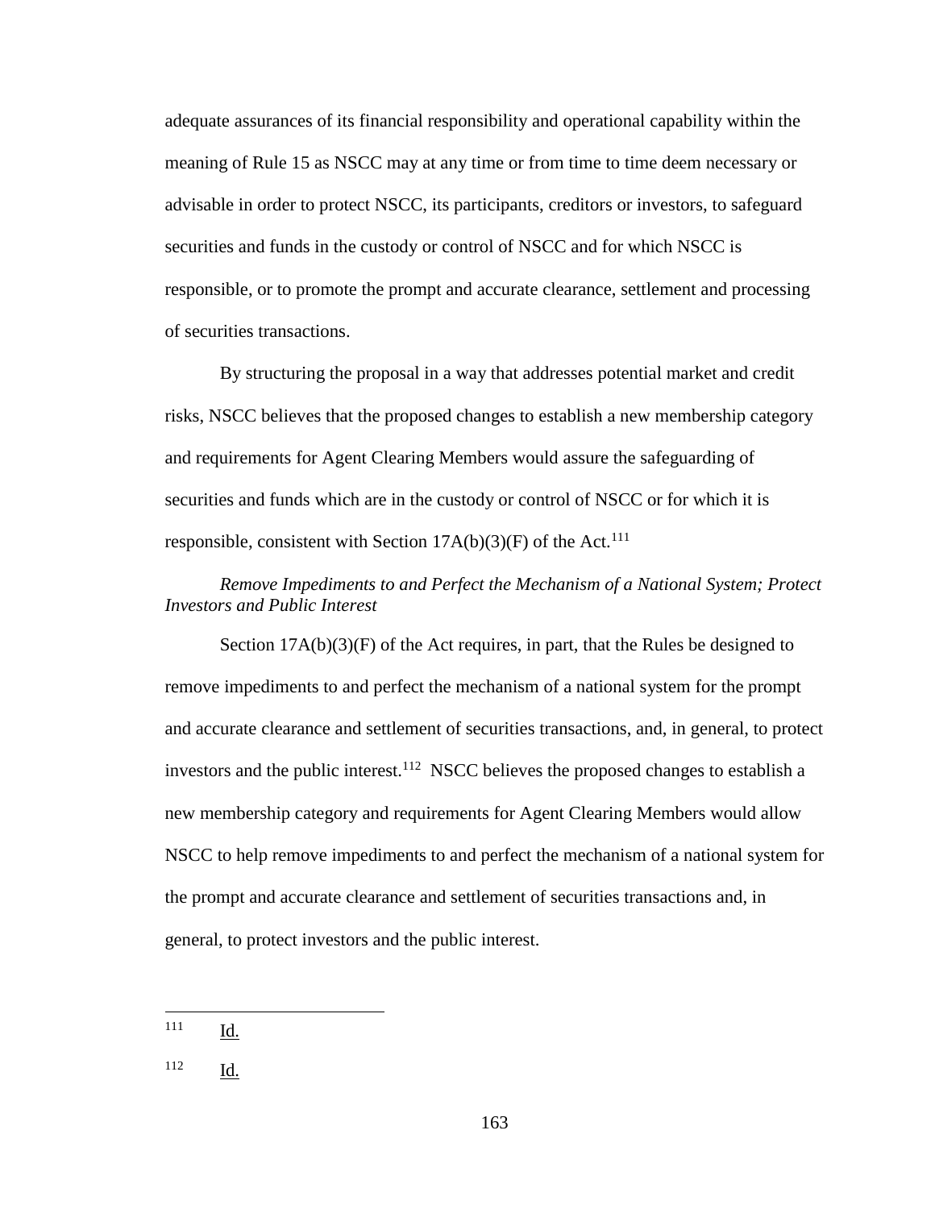adequate assurances of its financial responsibility and operational capability within the meaning of Rule 15 as NSCC may at any time or from time to time deem necessary or advisable in order to protect NSCC, its participants, creditors or investors, to safeguard securities and funds in the custody or control of NSCC and for which NSCC is responsible, or to promote the prompt and accurate clearance, settlement and processing of securities transactions.

By structuring the proposal in a way that addresses potential market and credit risks, NSCC believes that the proposed changes to establish a new membership category and requirements for Agent Clearing Members would assure the safeguarding of securities and funds which are in the custody or control of NSCC or for which it is responsible, consistent with Section 17A(b)(3)(F) of the Act.[111]

*Remove Impediments to and Perfect the Mechanism of a National System; Protect Investors and Public Interest*

Section 17A(b)(3)(F) of the Act requires, in part, that the Rules be designed to remove impediments to and perfect the mechanism of a national system for the prompt and accurate clearance and settlement of securities transactions, and, in general, to protect investors and the public interest.[112] NSCC believes the proposed changes to establish a new membership category and requirements for Agent Clearing Members would allow NSCC to help remove impediments to and perfect the mechanism of a national system for the prompt and accurate clearance and settlement of securities transactions and, in general, to protect investors and the public interest.

---

[111] Id.

[112] Id.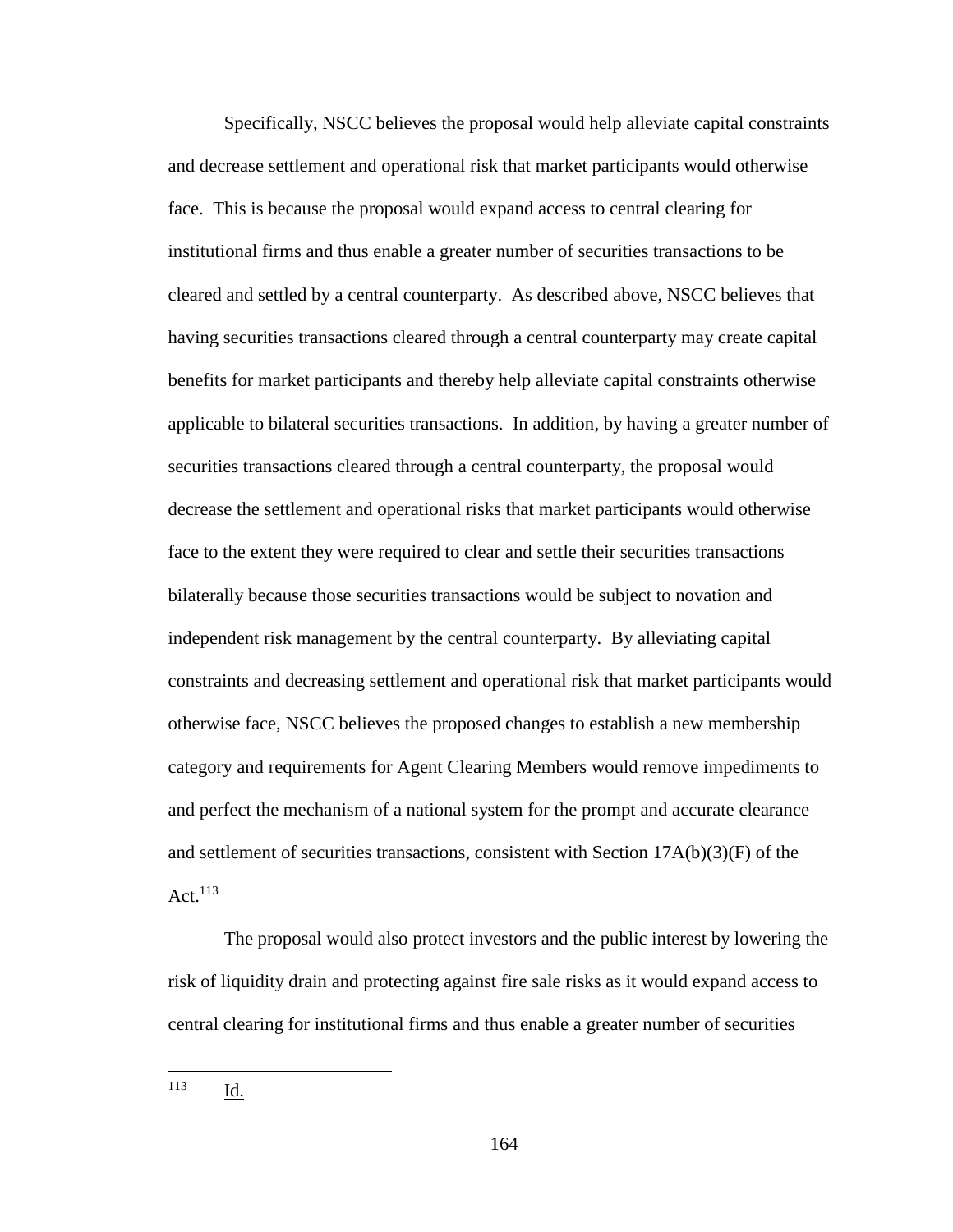Specifically, NSCC believes the proposal would help alleviate capital constraints and decrease settlement and operational risk that market participants would otherwise face. This is because the proposal would expand access to central clearing for institutional firms and thus enable a greater number of securities transactions to be cleared and settled by a central counterparty. As described above, NSCC believes that having securities transactions cleared through a central counterparty may create capital benefits for market participants and thereby help alleviate capital constraints otherwise applicable to bilateral securities transactions. In addition, by having a greater number of securities transactions cleared through a central counterparty, the proposal would decrease the settlement and operational risks that market participants would otherwise face to the extent they were required to clear and settle their securities transactions bilaterally because those securities transactions would be subject to novation and independent risk management by the central counterparty. By alleviating capital constraints and decreasing settlement and operational risk that market participants would otherwise face, NSCC believes the proposed changes to establish a new membership category and requirements for Agent Clearing Members would remove impediments to and perfect the mechanism of a national system for the prompt and accurate clearance and settlement of securities transactions, consistent with Section 17A(b)(3)(F) of the Act.[113]

The proposal would also protect investors and the public interest by lowering the risk of liquidity drain and protecting against fire sale risks as it would expand access to central clearing for institutional firms and thus enable a greater number of securities

---

[113] Id.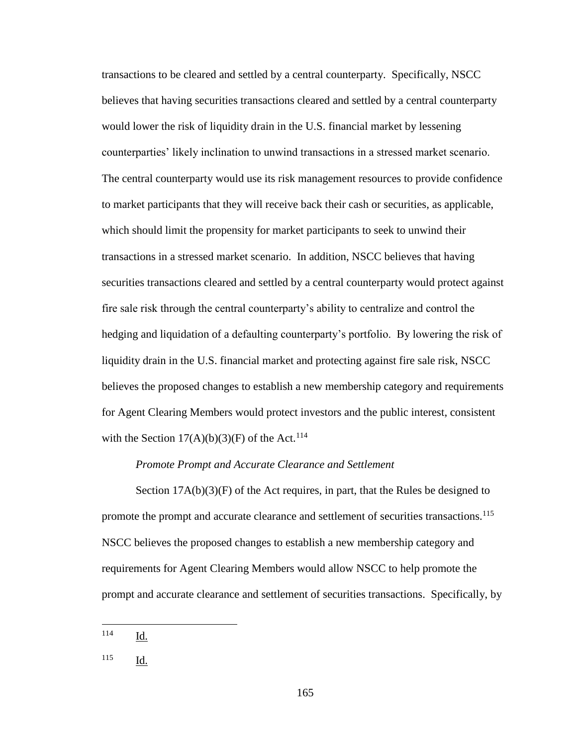transactions to be cleared and settled by a central counterparty. Specifically, NSCC believes that having securities transactions cleared and settled by a central counterparty would lower the risk of liquidity drain in the U.S. financial market by lessening counterparties' likely inclination to unwind transactions in a stressed market scenario. The central counterparty would use its risk management resources to provide confidence to market participants that they will receive back their cash or securities, as applicable, which should limit the propensity for market participants to seek to unwind their transactions in a stressed market scenario. In addition, NSCC believes that having securities transactions cleared and settled by a central counterparty would protect against fire sale risk through the central counterparty's ability to centralize and control the hedging and liquidation of a defaulting counterparty's portfolio. By lowering the risk of liquidity drain in the U.S. financial market and protecting against fire sale risk, NSCC believes the proposed changes to establish a new membership category and requirements for Agent Clearing Members would protect investors and the public interest, consistent with the Section 17(A)(b)(3)(F) of the Act.[114]

*Promote Prompt and Accurate Clearance and Settlement*

Section 17A(b)(3)(F) of the Act requires, in part, that the Rules be designed to promote the prompt and accurate clearance and settlement of securities transactions.[115] NSCC believes the proposed changes to establish a new membership category and requirements for Agent Clearing Members would allow NSCC to help promote the prompt and accurate clearance and settlement of securities transactions. Specifically, by

---

[114] Id.

[115] Id.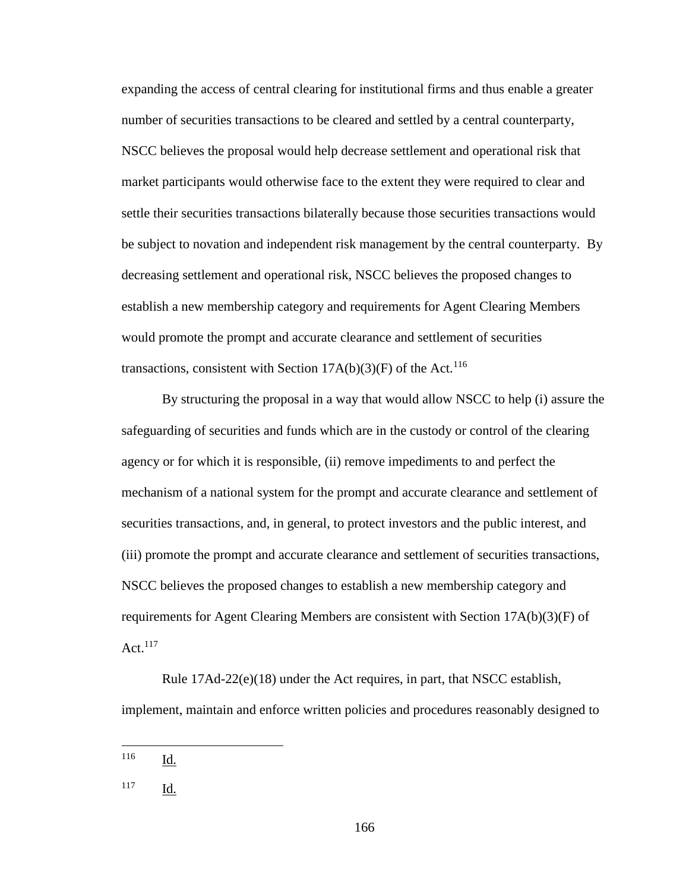expanding the access of central clearing for institutional firms and thus enable a greater number of securities transactions to be cleared and settled by a central counterparty, NSCC believes the proposal would help decrease settlement and operational risk that market participants would otherwise face to the extent they were required to clear and settle their securities transactions bilaterally because those securities transactions would be subject to novation and independent risk management by the central counterparty. By decreasing settlement and operational risk, NSCC believes the proposed changes to establish a new membership category and requirements for Agent Clearing Members would promote the prompt and accurate clearance and settlement of securities transactions, consistent with Section 17A(b)(3)(F) of the Act.[116]

By structuring the proposal in a way that would allow NSCC to help (i) assure the safeguarding of securities and funds which are in the custody or control of the clearing agency or for which it is responsible, (ii) remove impediments to and perfect the mechanism of a national system for the prompt and accurate clearance and settlement of securities transactions, and, in general, to protect investors and the public interest, and (iii) promote the prompt and accurate clearance and settlement of securities transactions, NSCC believes the proposed changes to establish a new membership category and requirements for Agent Clearing Members are consistent with Section 17A(b)(3)(F) of Act.[117]

Rule 17Ad-22(e)(18) under the Act requires, in part, that NSCC establish, implement, maintain and enforce written policies and procedures reasonably designed to

---

[116] Id.

[117] Id.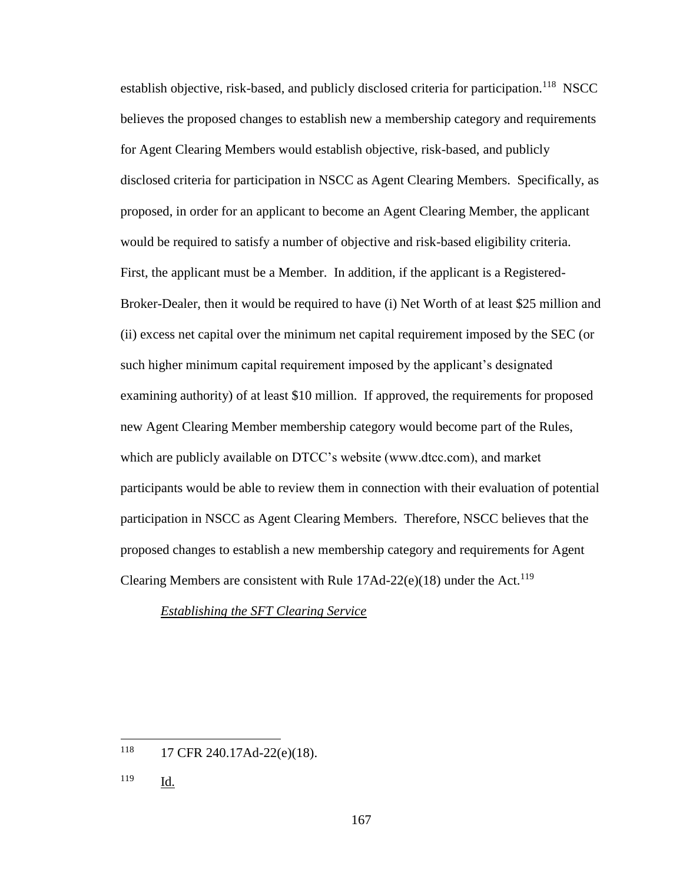establish objective, risk-based, and publicly disclosed criteria for participation.[118] NSCC believes the proposed changes to establish new a membership category and requirements for Agent Clearing Members would establish objective, risk-based, and publicly disclosed criteria for participation in NSCC as Agent Clearing Members. Specifically, as proposed, in order for an applicant to become an Agent Clearing Member, the applicant would be required to satisfy a number of objective and risk-based eligibility criteria. First, the applicant must be a Member. In addition, if the applicant is a Registered-Broker-Dealer, then it would be required to have (i) Net Worth of at least $25 million and (ii) excess net capital over the minimum net capital requirement imposed by the SEC (or such higher minimum capital requirement imposed by the applicant's designated examining authority) of at least $10 million. If approved, the requirements for proposed new Agent Clearing Member membership category would become part of the Rules, which are publicly available on DTCC's website (www.dtcc.com), and market participants would be able to review them in connection with their evaluation of potential participation in NSCC as Agent Clearing Members. Therefore, NSCC believes that the proposed changes to establish a new membership category and requirements for Agent Clearing Members are consistent with Rule 17Ad-22(e)(18) under the Act.[119]

*Establishing the SFT Clearing Service*

---

[118] 17 CFR 240.17Ad-22(e)(18).

[119] Id.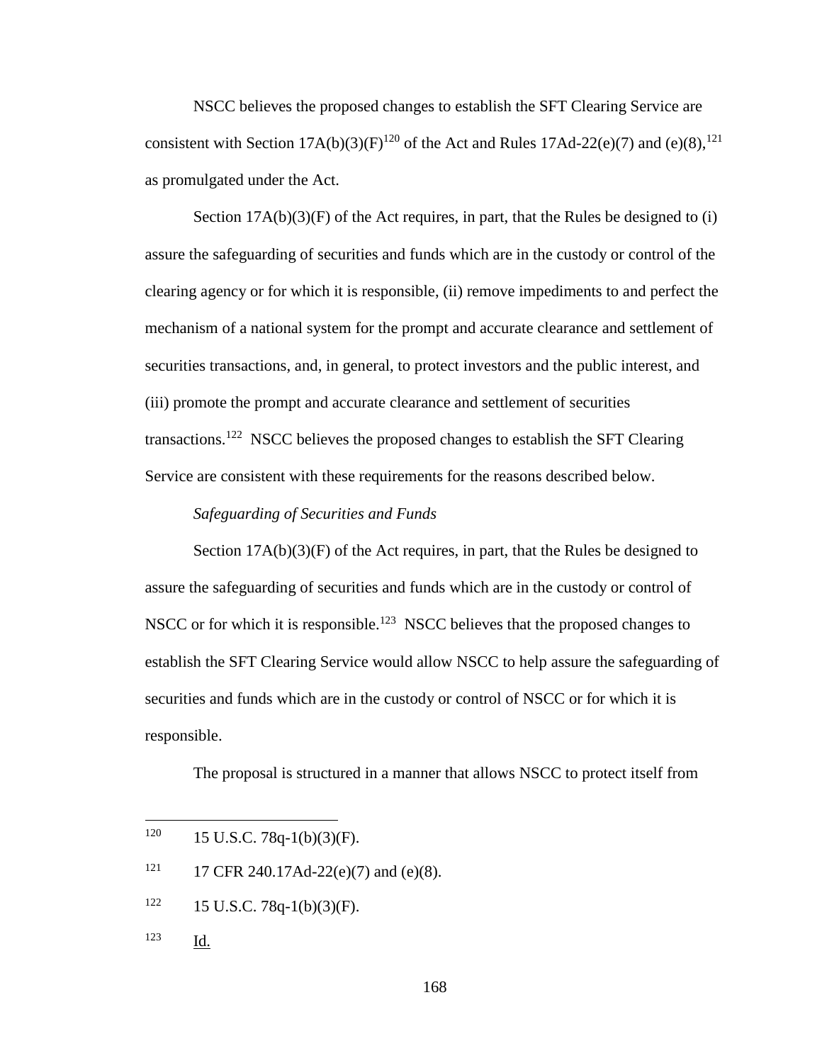NSCC believes the proposed changes to establish the SFT Clearing Service are consistent with Section 17A(b)(3)(F)[120] of the Act and Rules 17Ad-22(e)(7) and (e)(8),[121] as promulgated under the Act.

Section 17A(b)(3)(F) of the Act requires, in part, that the Rules be designed to (i) assure the safeguarding of securities and funds which are in the custody or control of the clearing agency or for which it is responsible, (ii) remove impediments to and perfect the mechanism of a national system for the prompt and accurate clearance and settlement of securities transactions, and, in general, to protect investors and the public interest, and (iii) promote the prompt and accurate clearance and settlement of securities transactions.[122] NSCC believes the proposed changes to establish the SFT Clearing Service are consistent with these requirements for the reasons described below.

*Safeguarding of Securities and Funds*

Section 17A(b)(3)(F) of the Act requires, in part, that the Rules be designed to assure the safeguarding of securities and funds which are in the custody or control of NSCC or for which it is responsible.[123] NSCC believes that the proposed changes to establish the SFT Clearing Service would allow NSCC to help assure the safeguarding of securities and funds which are in the custody or control of NSCC or for which it is responsible.

The proposal is structured in a manner that allows NSCC to protect itself from

---

[120] 15 U.S.C. 78q-1(b)(3)(F).

[121] 17 CFR 240.17Ad-22(e)(7) and (e)(8).

[122] 15 U.S.C. 78q-1(b)(3)(F).

[123] Id.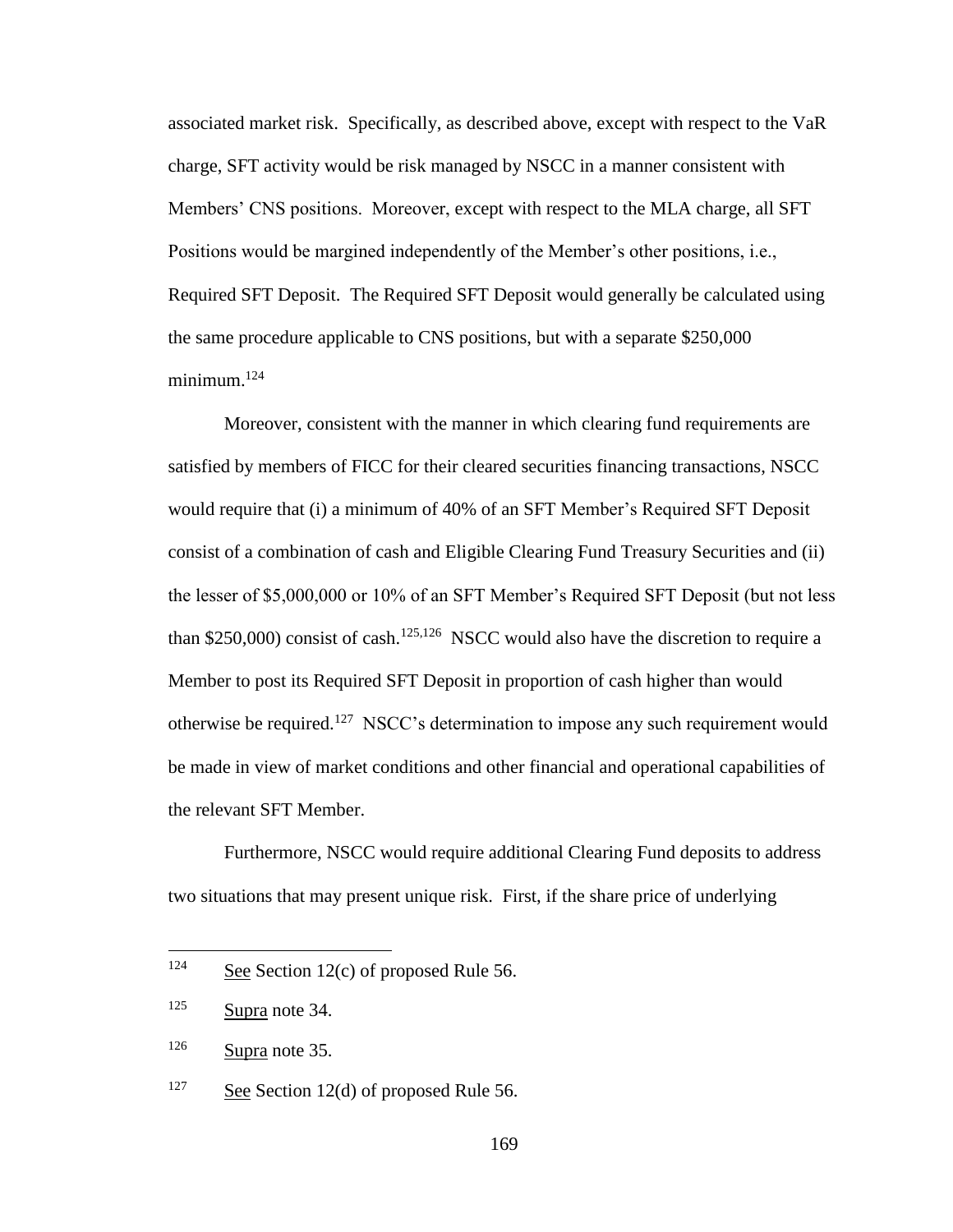associated market risk. Specifically, as described above, except with respect to the VaR charge, SFT activity would be risk managed by NSCC in a manner consistent with Members' CNS positions. Moreover, except with respect to the MLA charge, all SFT Positions would be margined independently of the Member's other positions, i.e., Required SFT Deposit. The Required SFT Deposit would generally be calculated using the same procedure applicable to CNS positions, but with a separate $250,000 minimum.[124]

Moreover, consistent with the manner in which clearing fund requirements are satisfied by members of FICC for their cleared securities financing transactions, NSCC would require that (i) a minimum of 40% of an SFT Member's Required SFT Deposit consist of a combination of cash and Eligible Clearing Fund Treasury Securities and (ii) the lesser of $5,000,000 or 10% of an SFT Member's Required SFT Deposit (but not less than $250,000) consist of cash.[125,126] NSCC would also have the discretion to require a Member to post its Required SFT Deposit in proportion of cash higher than would otherwise be required.[127] NSCC's determination to impose any such requirement would be made in view of market conditions and other financial and operational capabilities of the relevant SFT Member.

Furthermore, NSCC would require additional Clearing Fund deposits to address two situations that may present unique risk. First, if the share price of underlying

---

[124] See Section 12(c) of proposed Rule 56.

[125] Supra note 34.

[126] Supra note 35.

[127] See Section 12(d) of proposed Rule 56.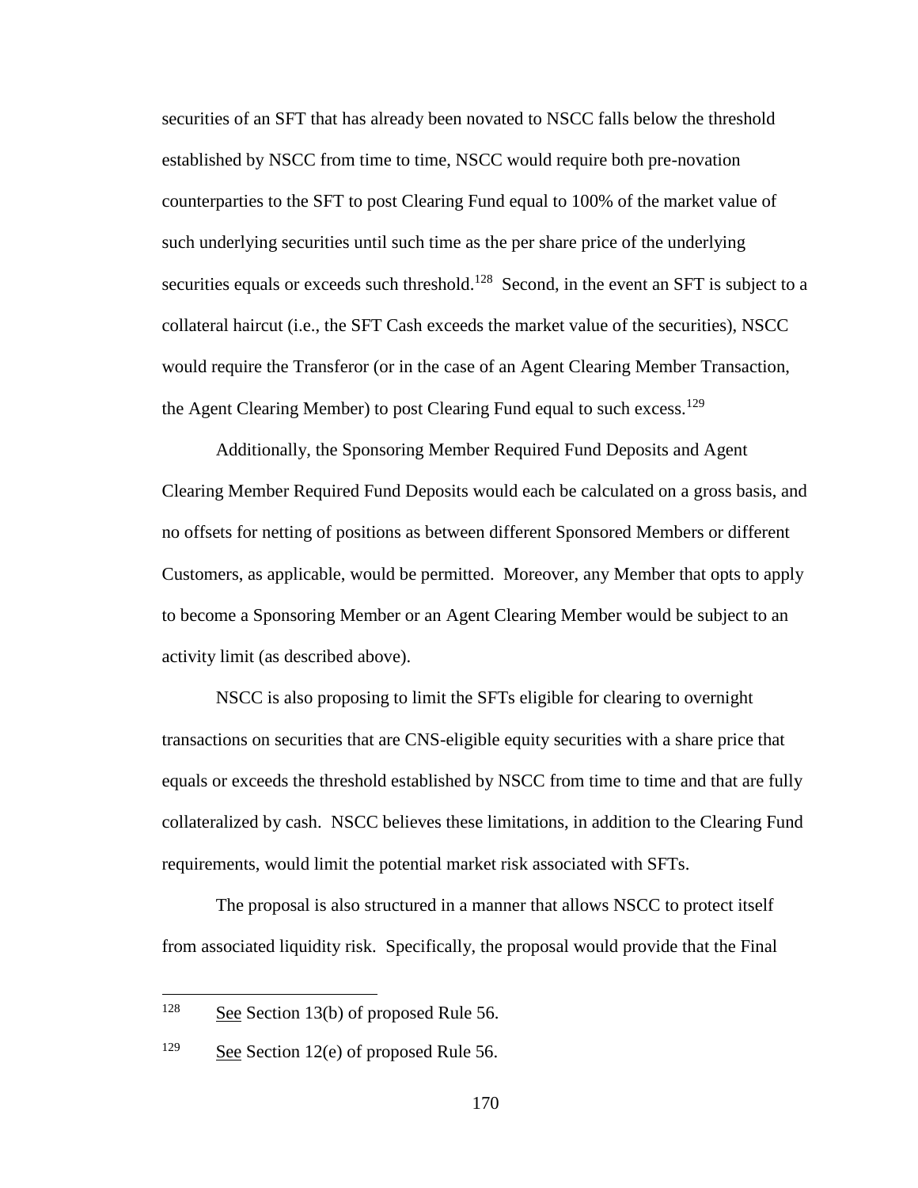securities of an SFT that has already been novated to NSCC falls below the threshold established by NSCC from time to time, NSCC would require both pre-novation counterparties to the SFT to post Clearing Fund equal to 100% of the market value of such underlying securities until such time as the per share price of the underlying securities equals or exceeds such threshold.[128] Second, in the event an SFT is subject to a collateral haircut (i.e., the SFT Cash exceeds the market value of the securities), NSCC would require the Transferor (or in the case of an Agent Clearing Member Transaction, the Agent Clearing Member) to post Clearing Fund equal to such excess.[129]

Additionally, the Sponsoring Member Required Fund Deposits and Agent Clearing Member Required Fund Deposits would each be calculated on a gross basis, and no offsets for netting of positions as between different Sponsored Members or different Customers, as applicable, would be permitted. Moreover, any Member that opts to apply to become a Sponsoring Member or an Agent Clearing Member would be subject to an activity limit (as described above).

NSCC is also proposing to limit the SFTs eligible for clearing to overnight transactions on securities that are CNS-eligible equity securities with a share price that equals or exceeds the threshold established by NSCC from time to time and that are fully collateralized by cash. NSCC believes these limitations, in addition to the Clearing Fund requirements, would limit the potential market risk associated with SFTs.

The proposal is also structured in a manner that allows NSCC to protect itself from associated liquidity risk. Specifically, the proposal would provide that the Final

---

[128] See Section 13(b) of proposed Rule 56.

[129] See Section 12(e) of proposed Rule 56.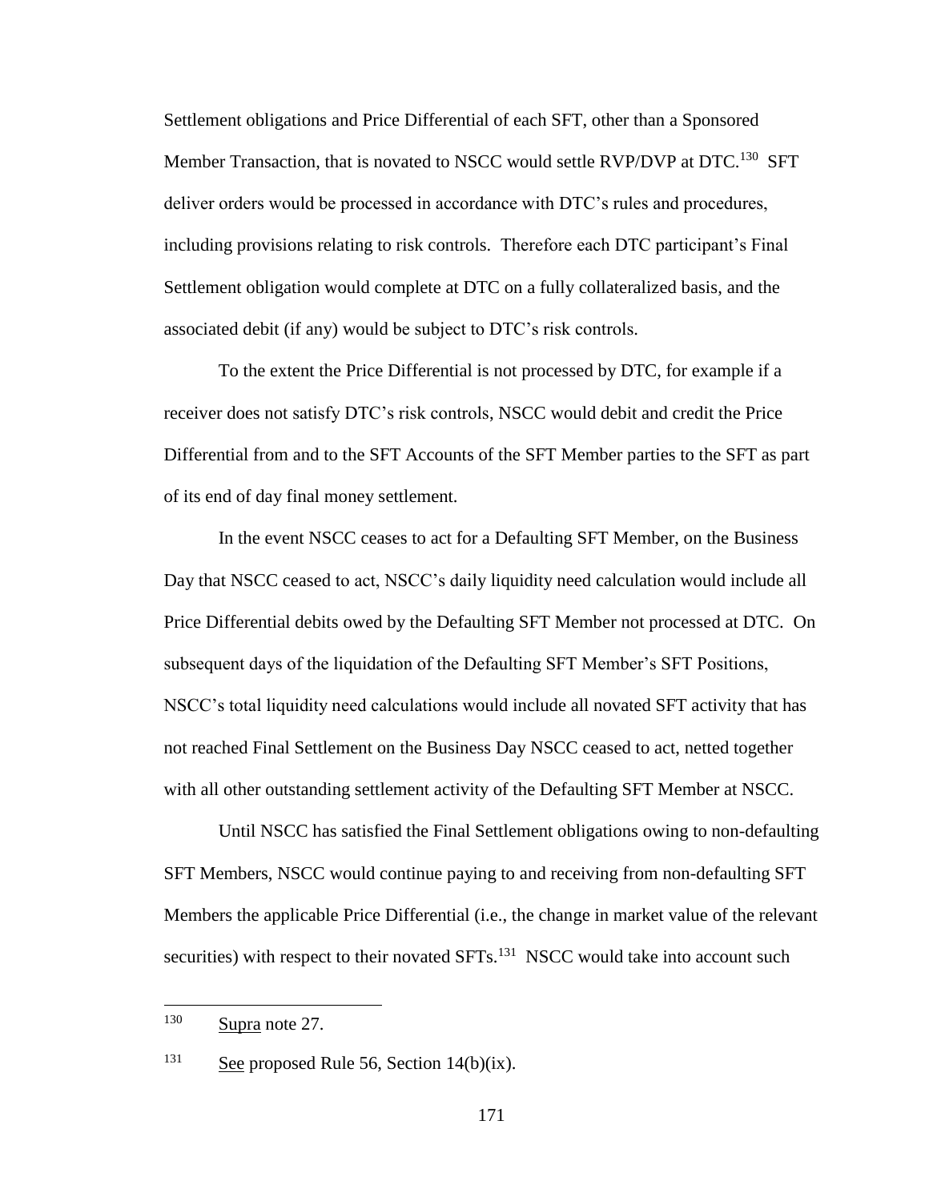Settlement obligations and Price Differential of each SFT, other than a Sponsored Member Transaction, that is novated to NSCC would settle RVP/DVP at DTC.[130] SFT deliver orders would be processed in accordance with DTC's rules and procedures, including provisions relating to risk controls. Therefore each DTC participant's Final Settlement obligation would complete at DTC on a fully collateralized basis, and the associated debit (if any) would be subject to DTC's risk controls.

To the extent the Price Differential is not processed by DTC, for example if a receiver does not satisfy DTC's risk controls, NSCC would debit and credit the Price Differential from and to the SFT Accounts of the SFT Member parties to the SFT as part of its end of day final money settlement.

In the event NSCC ceases to act for a Defaulting SFT Member, on the Business Day that NSCC ceased to act, NSCC's daily liquidity need calculation would include all Price Differential debits owed by the Defaulting SFT Member not processed at DTC. On subsequent days of the liquidation of the Defaulting SFT Member's SFT Positions, NSCC's total liquidity need calculations would include all novated SFT activity that has not reached Final Settlement on the Business Day NSCC ceased to act, netted together with all other outstanding settlement activity of the Defaulting SFT Member at NSCC.

Until NSCC has satisfied the Final Settlement obligations owing to non-defaulting SFT Members, NSCC would continue paying to and receiving from non-defaulting SFT Members the applicable Price Differential (i.e., the change in market value of the relevant securities) with respect to their novated SFTs.[131] NSCC would take into account such

---

[130] Supra note 27.

[131] See proposed Rule 56, Section 14(b)(ix).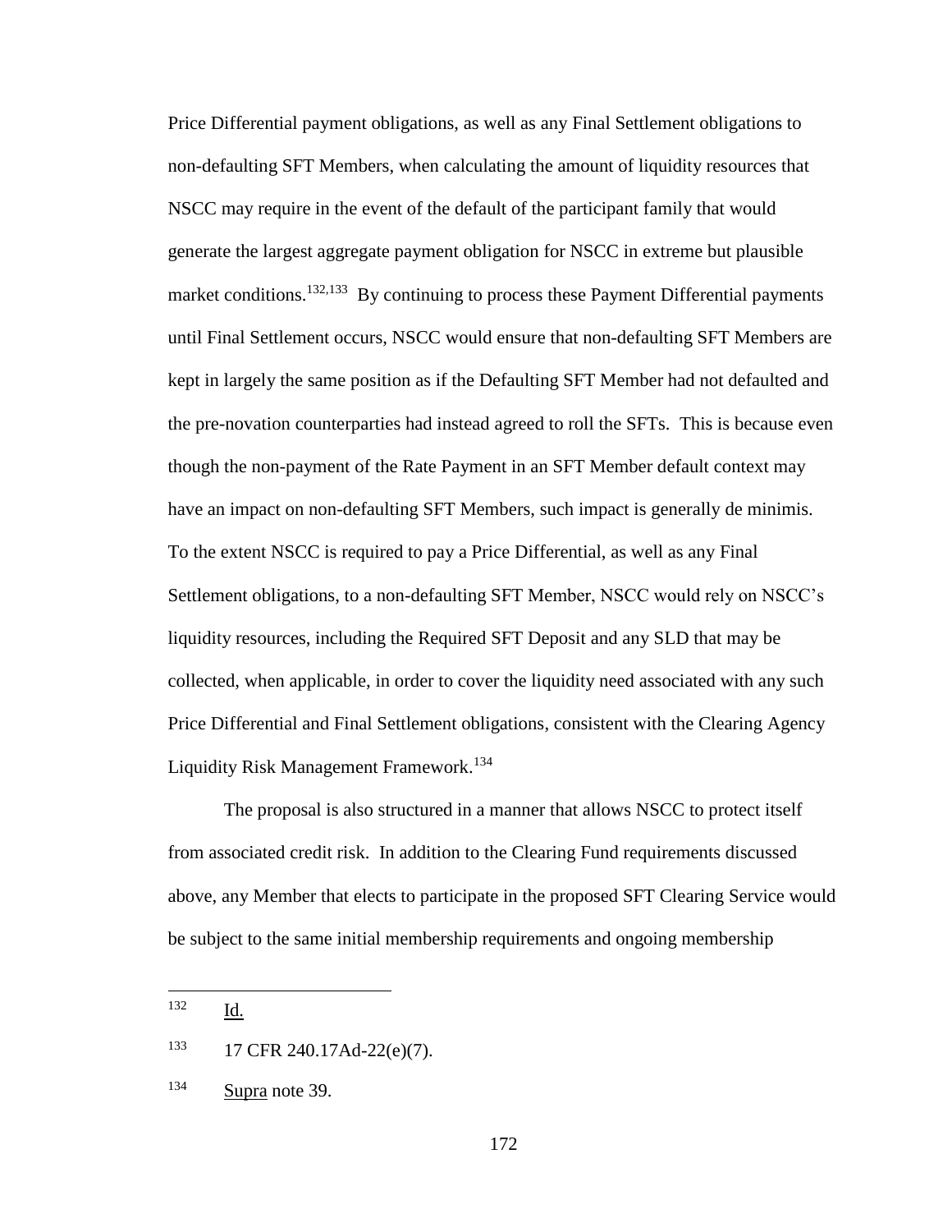Price Differential payment obligations, as well as any Final Settlement obligations to non-defaulting SFT Members, when calculating the amount of liquidity resources that NSCC may require in the event of the default of the participant family that would generate the largest aggregate payment obligation for NSCC in extreme but plausible market conditions.[132,133] By continuing to process these Payment Differential payments until Final Settlement occurs, NSCC would ensure that non-defaulting SFT Members are kept in largely the same position as if the Defaulting SFT Member had not defaulted and the pre-novation counterparties had instead agreed to roll the SFTs. This is because even though the non-payment of the Rate Payment in an SFT Member default context may have an impact on non-defaulting SFT Members, such impact is generally de minimis. To the extent NSCC is required to pay a Price Differential, as well as any Final Settlement obligations, to a non-defaulting SFT Member, NSCC would rely on NSCC's liquidity resources, including the Required SFT Deposit and any SLD that may be collected, when applicable, in order to cover the liquidity need associated with any such Price Differential and Final Settlement obligations, consistent with the Clearing Agency Liquidity Risk Management Framework.[134]

The proposal is also structured in a manner that allows NSCC to protect itself from associated credit risk. In addition to the Clearing Fund requirements discussed above, any Member that elects to participate in the proposed SFT Clearing Service would be subject to the same initial membership requirements and ongoing membership

---

[132] Id.

[133] 17 CFR 240.17Ad-22(e)(7).

[134] Supra note 39.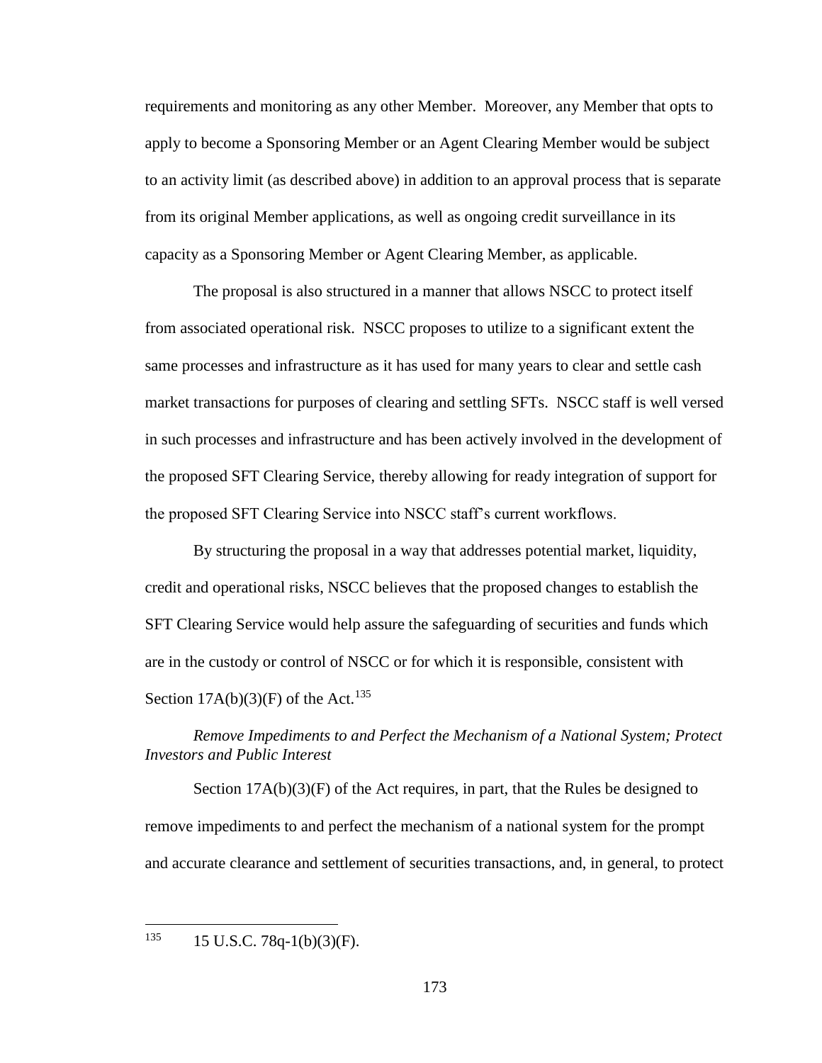requirements and monitoring as any other Member. Moreover, any Member that opts to apply to become a Sponsoring Member or an Agent Clearing Member would be subject to an activity limit (as described above) in addition to an approval process that is separate from its original Member applications, as well as ongoing credit surveillance in its capacity as a Sponsoring Member or Agent Clearing Member, as applicable.

The proposal is also structured in a manner that allows NSCC to protect itself from associated operational risk. NSCC proposes to utilize to a significant extent the same processes and infrastructure as it has used for many years to clear and settle cash market transactions for purposes of clearing and settling SFTs. NSCC staff is well versed in such processes and infrastructure and has been actively involved in the development of the proposed SFT Clearing Service, thereby allowing for ready integration of support for the proposed SFT Clearing Service into NSCC staff's current workflows.

By structuring the proposal in a way that addresses potential market, liquidity, credit and operational risks, NSCC believes that the proposed changes to establish the SFT Clearing Service would help assure the safeguarding of securities and funds which are in the custody or control of NSCC or for which it is responsible, consistent with Section 17A(b)(3)(F) of the Act.[135]

*Remove Impediments to and Perfect the Mechanism of a National System; Protect Investors and Public Interest*

Section 17A(b)(3)(F) of the Act requires, in part, that the Rules be designed to remove impediments to and perfect the mechanism of a national system for the prompt and accurate clearance and settlement of securities transactions, and, in general, to protect

---

[135] 15 U.S.C. 78q-1(b)(3)(F).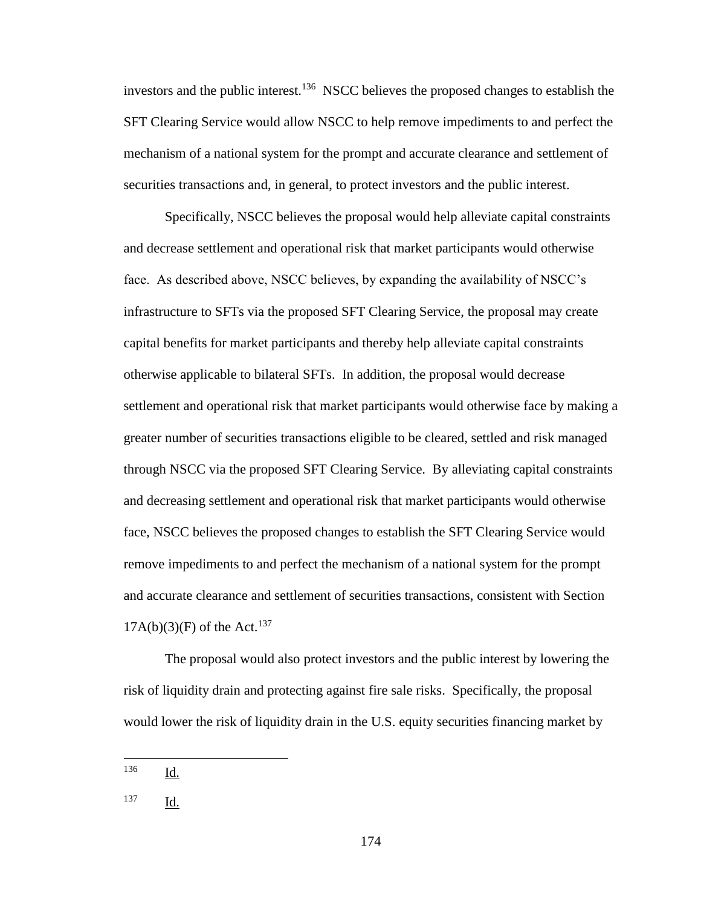investors and the public interest.[136] NSCC believes the proposed changes to establish the SFT Clearing Service would allow NSCC to help remove impediments to and perfect the mechanism of a national system for the prompt and accurate clearance and settlement of securities transactions and, in general, to protect investors and the public interest.

Specifically, NSCC believes the proposal would help alleviate capital constraints and decrease settlement and operational risk that market participants would otherwise face. As described above, NSCC believes, by expanding the availability of NSCC's infrastructure to SFTs via the proposed SFT Clearing Service, the proposal may create capital benefits for market participants and thereby help alleviate capital constraints otherwise applicable to bilateral SFTs. In addition, the proposal would decrease settlement and operational risk that market participants would otherwise face by making a greater number of securities transactions eligible to be cleared, settled and risk managed through NSCC via the proposed SFT Clearing Service. By alleviating capital constraints and decreasing settlement and operational risk that market participants would otherwise face, NSCC believes the proposed changes to establish the SFT Clearing Service would remove impediments to and perfect the mechanism of a national system for the prompt and accurate clearance and settlement of securities transactions, consistent with Section 17A(b)(3)(F) of the Act.[137]

The proposal would also protect investors and the public interest by lowering the risk of liquidity drain and protecting against fire sale risks. Specifically, the proposal would lower the risk of liquidity drain in the U.S. equity securities financing market by

---

[136] Id.

[137] Id.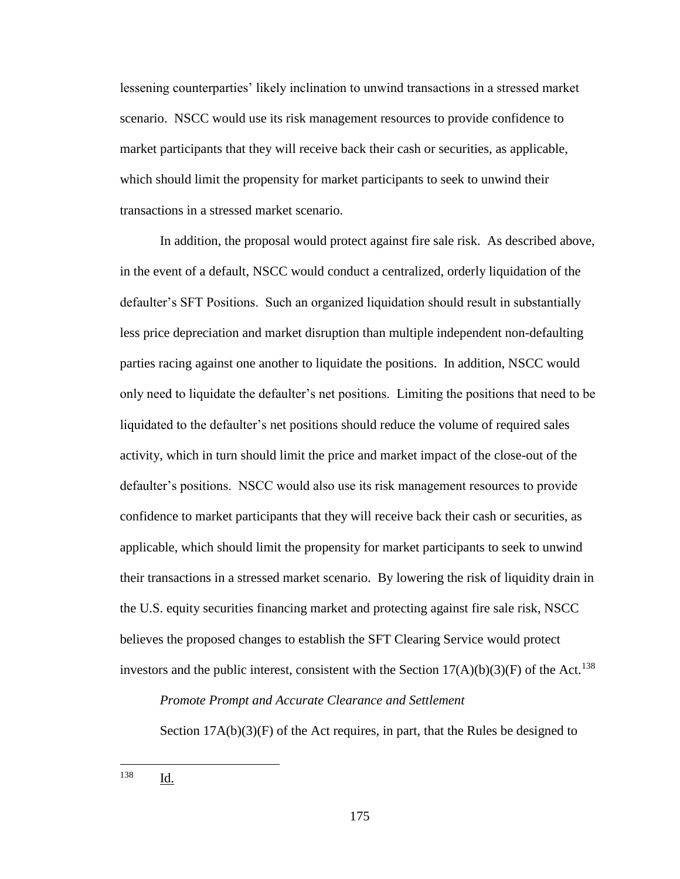lessening counterparties' likely inclination to unwind transactions in a stressed market scenario. NSCC would use its risk management resources to provide confidence to market participants that they will receive back their cash or securities, as applicable, which should limit the propensity for market participants to seek to unwind their transactions in a stressed market scenario.

In addition, the proposal would protect against fire sale risk. As described above, in the event of a default, NSCC would conduct a centralized, orderly liquidation of the defaulter's SFT Positions. Such an organized liquidation should result in substantially less price depreciation and market disruption than multiple independent non-defaulting parties racing against one another to liquidate the positions. In addition, NSCC would only need to liquidate the defaulter's net positions. Limiting the positions that need to be liquidated to the defaulter's net positions should reduce the volume of required sales activity, which in turn should limit the price and market impact of the close-out of the defaulter's positions. NSCC would also use its risk management resources to provide confidence to market participants that they will receive back their cash or securities, as applicable, which should limit the propensity for market participants to seek to unwind their transactions in a stressed market scenario. By lowering the risk of liquidity drain in the U.S. equity securities financing market and protecting against fire sale risk, NSCC believes the proposed changes to establish the SFT Clearing Service would protect investors and the public interest, consistent with the Section 17(A)(b)(3)(F) of the Act.[138]

*Promote Prompt and Accurate Clearance and Settlement*

Section 17A(b)(3)(F) of the Act requires, in part, that the Rules be designed to

---

[138] Id.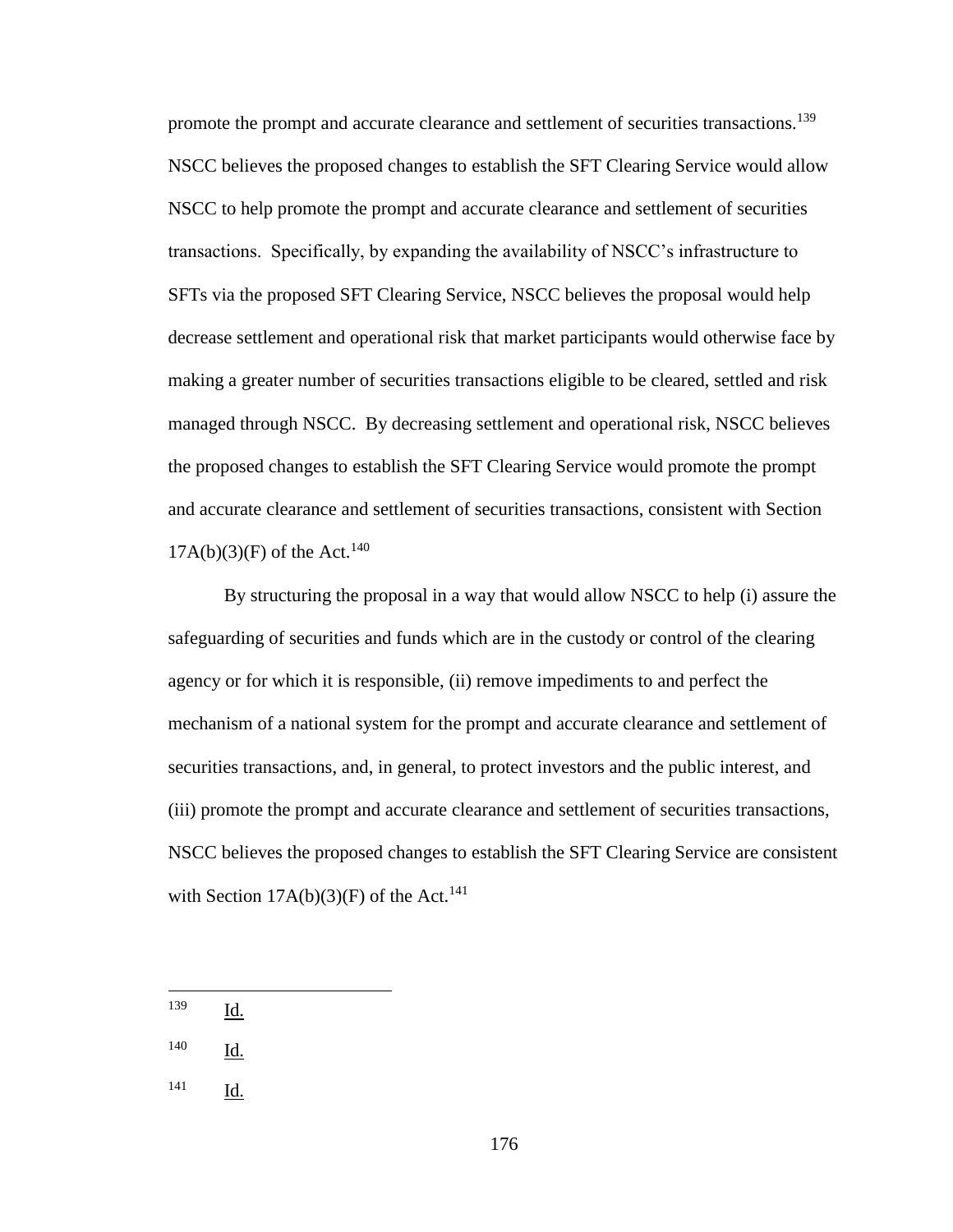promote the prompt and accurate clearance and settlement of securities transactions.[139] NSCC believes the proposed changes to establish the SFT Clearing Service would allow NSCC to help promote the prompt and accurate clearance and settlement of securities transactions. Specifically, by expanding the availability of NSCC's infrastructure to SFTs via the proposed SFT Clearing Service, NSCC believes the proposal would help decrease settlement and operational risk that market participants would otherwise face by making a greater number of securities transactions eligible to be cleared, settled and risk managed through NSCC. By decreasing settlement and operational risk, NSCC believes the proposed changes to establish the SFT Clearing Service would promote the prompt and accurate clearance and settlement of securities transactions, consistent with Section 17A(b)(3)(F) of the Act.[140]

By structuring the proposal in a way that would allow NSCC to help (i) assure the safeguarding of securities and funds which are in the custody or control of the clearing agency or for which it is responsible, (ii) remove impediments to and perfect the mechanism of a national system for the prompt and accurate clearance and settlement of securities transactions, and, in general, to protect investors and the public interest, and (iii) promote the prompt and accurate clearance and settlement of securities transactions, NSCC believes the proposed changes to establish the SFT Clearing Service are consistent with Section 17A(b)(3)(F) of the Act.[141]

---

[139] Id.

[140] Id.

[141] Id.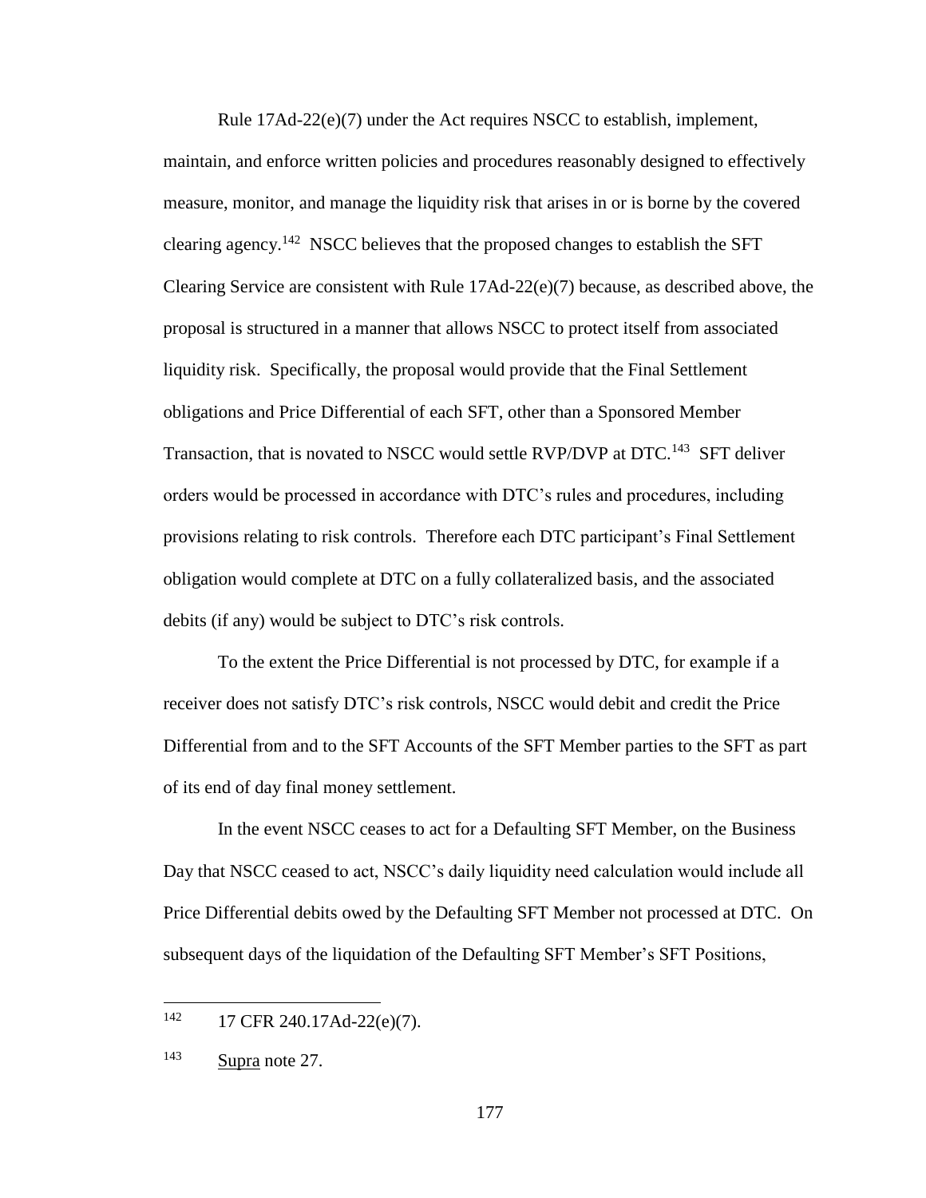Rule 17Ad-22(e)(7) under the Act requires NSCC to establish, implement, maintain, and enforce written policies and procedures reasonably designed to effectively measure, monitor, and manage the liquidity risk that arises in or is borne by the covered clearing agency.[142] NSCC believes that the proposed changes to establish the SFT Clearing Service are consistent with Rule 17Ad-22(e)(7) because, as described above, the proposal is structured in a manner that allows NSCC to protect itself from associated liquidity risk. Specifically, the proposal would provide that the Final Settlement obligations and Price Differential of each SFT, other than a Sponsored Member Transaction, that is novated to NSCC would settle RVP/DVP at DTC.[143] SFT deliver orders would be processed in accordance with DTC's rules and procedures, including provisions relating to risk controls. Therefore each DTC participant's Final Settlement obligation would complete at DTC on a fully collateralized basis, and the associated debits (if any) would be subject to DTC's risk controls.

To the extent the Price Differential is not processed by DTC, for example if a receiver does not satisfy DTC's risk controls, NSCC would debit and credit the Price Differential from and to the SFT Accounts of the SFT Member parties to the SFT as part of its end of day final money settlement.

In the event NSCC ceases to act for a Defaulting SFT Member, on the Business Day that NSCC ceased to act, NSCC's daily liquidity need calculation would include all Price Differential debits owed by the Defaulting SFT Member not processed at DTC. On subsequent days of the liquidation of the Defaulting SFT Member's SFT Positions,

---

[142] 17 CFR 240.17Ad-22(e)(7).

[143] Supra note 27.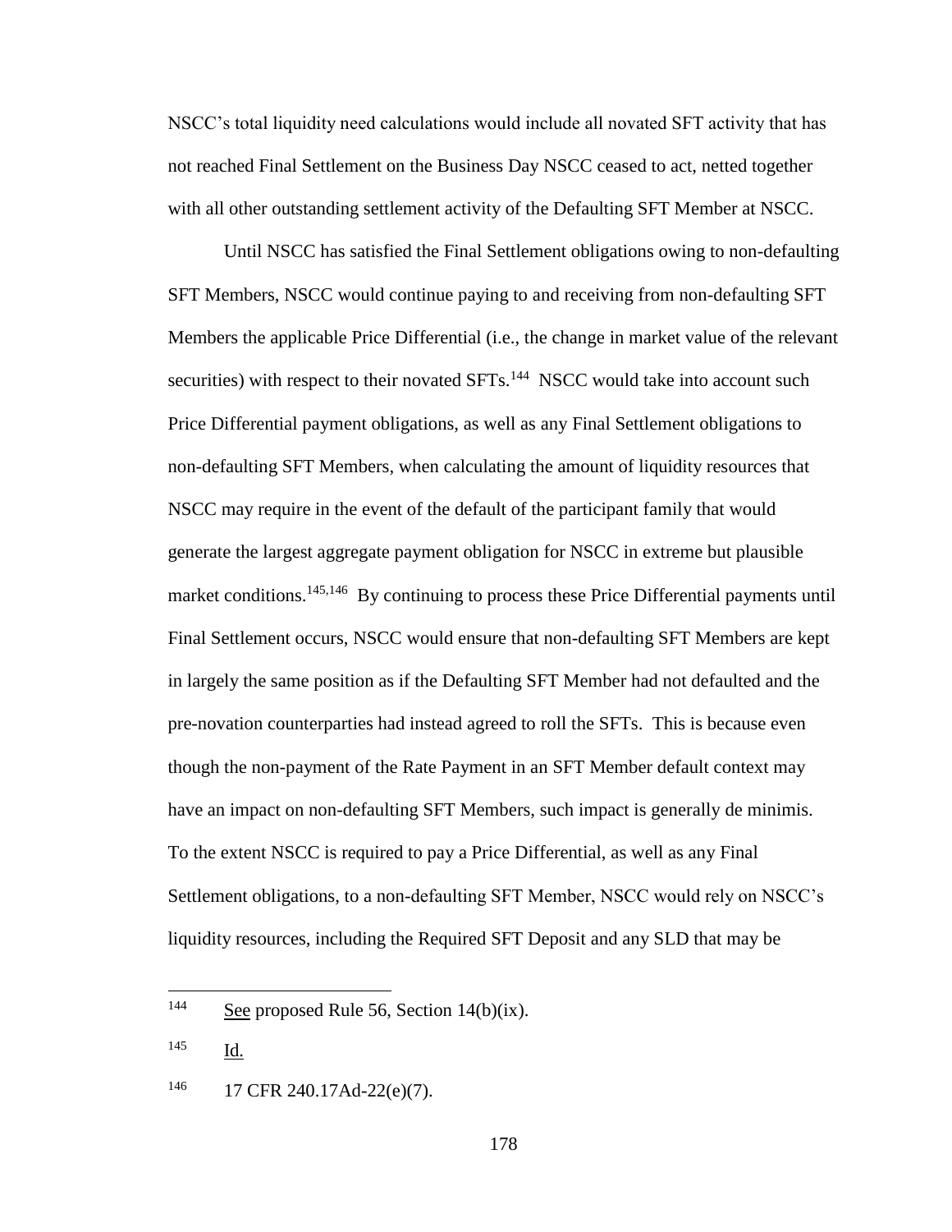NSCC's total liquidity need calculations would include all novated SFT activity that has not reached Final Settlement on the Business Day NSCC ceased to act, netted together with all other outstanding settlement activity of the Defaulting SFT Member at NSCC.

Until NSCC has satisfied the Final Settlement obligations owing to non-defaulting SFT Members, NSCC would continue paying to and receiving from non-defaulting SFT Members the applicable Price Differential (i.e., the change in market value of the relevant securities) with respect to their novated SFTs.[144] NSCC would take into account such Price Differential payment obligations, as well as any Final Settlement obligations to non-defaulting SFT Members, when calculating the amount of liquidity resources that NSCC may require in the event of the default of the participant family that would generate the largest aggregate payment obligation for NSCC in extreme but plausible market conditions.[145,146] By continuing to process these Price Differential payments until Final Settlement occurs, NSCC would ensure that non-defaulting SFT Members are kept in largely the same position as if the Defaulting SFT Member had not defaulted and the pre-novation counterparties had instead agreed to roll the SFTs. This is because even though the non-payment of the Rate Payment in an SFT Member default context may have an impact on non-defaulting SFT Members, such impact is generally de minimis. To the extent NSCC is required to pay a Price Differential, as well as any Final Settlement obligations, to a non-defaulting SFT Member, NSCC would rely on NSCC's liquidity resources, including the Required SFT Deposit and any SLD that may be

---

[144] See proposed Rule 56, Section 14(b)(ix).

[145] Id.

[146] 17 CFR 240.17Ad-22(e)(7).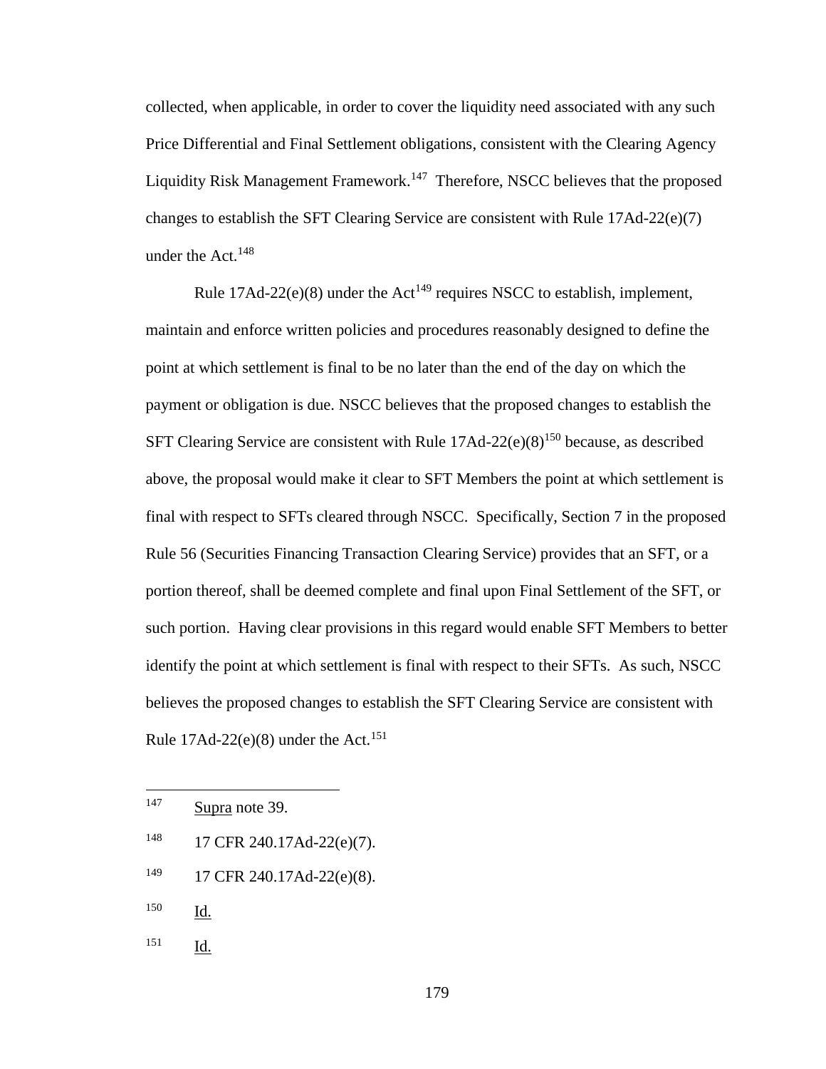collected, when applicable, in order to cover the liquidity need associated with any such Price Differential and Final Settlement obligations, consistent with the Clearing Agency Liquidity Risk Management Framework.[147] Therefore, NSCC believes that the proposed changes to establish the SFT Clearing Service are consistent with Rule 17Ad-22(e)(7) under the Act.[148]

Rule 17Ad-22(e)(8) under the Act[149] requires NSCC to establish, implement, maintain and enforce written policies and procedures reasonably designed to define the point at which settlement is final to be no later than the end of the day on which the payment or obligation is due. NSCC believes that the proposed changes to establish the SFT Clearing Service are consistent with Rule 17Ad-22(e)(8)[150] because, as described above, the proposal would make it clear to SFT Members the point at which settlement is final with respect to SFTs cleared through NSCC. Specifically, Section 7 in the proposed Rule 56 (Securities Financing Transaction Clearing Service) provides that an SFT, or a portion thereof, shall be deemed complete and final upon Final Settlement of the SFT, or such portion. Having clear provisions in this regard would enable SFT Members to better identify the point at which settlement is final with respect to their SFTs. As such, NSCC believes the proposed changes to establish the SFT Clearing Service are consistent with Rule 17Ad-22(e)(8) under the Act.[151]

---

[147] Supra note 39.

[148] 17 CFR 240.17Ad-22(e)(7).

[149] 17 CFR 240.17Ad-22(e)(8).

[150] Id.

[151] Id.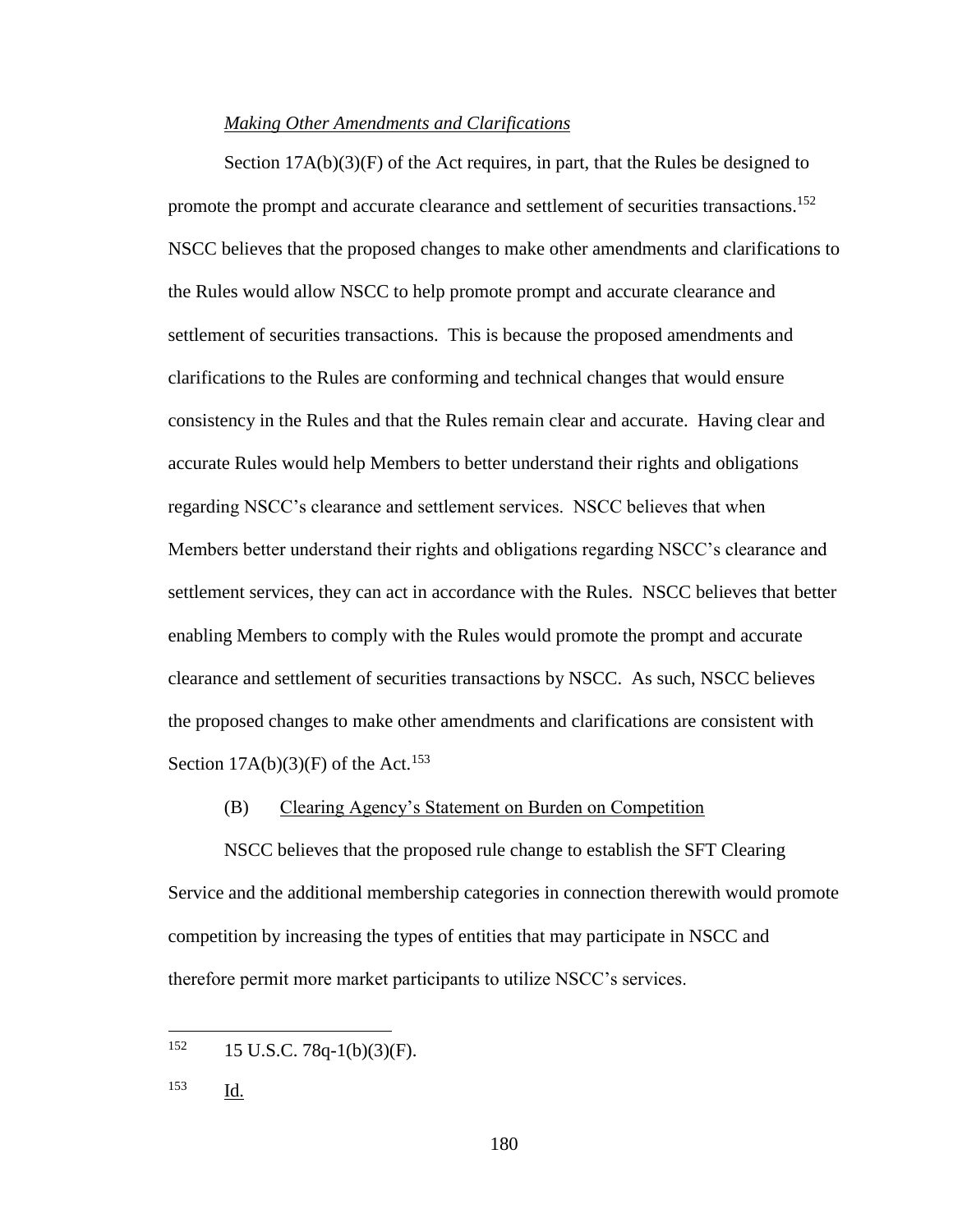*Making Other Amendments and Clarifications*

Section 17A(b)(3)(F) of the Act requires, in part, that the Rules be designed to promote the prompt and accurate clearance and settlement of securities transactions.[152] NSCC believes that the proposed changes to make other amendments and clarifications to the Rules would allow NSCC to help promote prompt and accurate clearance and settlement of securities transactions. This is because the proposed amendments and clarifications to the Rules are conforming and technical changes that would ensure consistency in the Rules and that the Rules remain clear and accurate. Having clear and accurate Rules would help Members to better understand their rights and obligations regarding NSCC's clearance and settlement services. NSCC believes that when Members better understand their rights and obligations regarding NSCC's clearance and settlement services, they can act in accordance with the Rules. NSCC believes that better enabling Members to comply with the Rules would promote the prompt and accurate clearance and settlement of securities transactions by NSCC. As such, NSCC believes the proposed changes to make other amendments and clarifications are consistent with Section 17A(b)(3)(F) of the Act.[153]

(B) Clearing Agency's Statement on Burden on Competition

NSCC believes that the proposed rule change to establish the SFT Clearing Service and the additional membership categories in connection therewith would promote competition by increasing the types of entities that may participate in NSCC and therefore permit more market participants to utilize NSCC's services.

---

[152] 15 U.S.C. 78q-1(b)(3)(F).

[153] Id.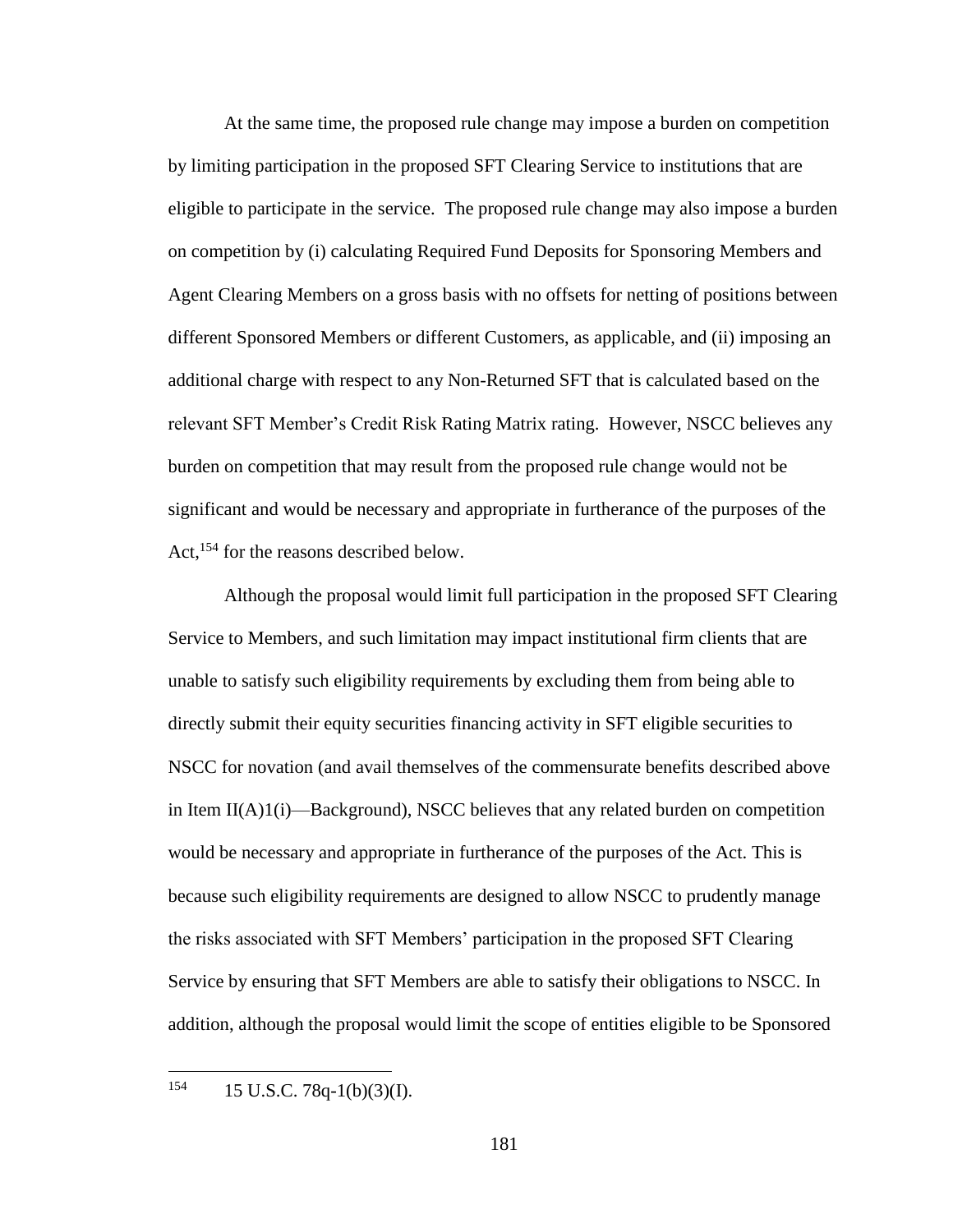At the same time, the proposed rule change may impose a burden on competition by limiting participation in the proposed SFT Clearing Service to institutions that are eligible to participate in the service. The proposed rule change may also impose a burden on competition by (i) calculating Required Fund Deposits for Sponsoring Members and Agent Clearing Members on a gross basis with no offsets for netting of positions between different Sponsored Members or different Customers, as applicable, and (ii) imposing an additional charge with respect to any Non-Returned SFT that is calculated based on the relevant SFT Member's Credit Risk Rating Matrix rating. However, NSCC believes any burden on competition that may result from the proposed rule change would not be significant and would be necessary and appropriate in furtherance of the purposes of the Act,[154] for the reasons described below.

Although the proposal would limit full participation in the proposed SFT Clearing Service to Members, and such limitation may impact institutional firm clients that are unable to satisfy such eligibility requirements by excluding them from being able to directly submit their equity securities financing activity in SFT eligible securities to NSCC for novation (and avail themselves of the commensurate benefits described above in Item II(A)1(i)—Background), NSCC believes that any related burden on competition would be necessary and appropriate in furtherance of the purposes of the Act. This is because such eligibility requirements are designed to allow NSCC to prudently manage the risks associated with SFT Members' participation in the proposed SFT Clearing Service by ensuring that SFT Members are able to satisfy their obligations to NSCC. In addition, although the proposal would limit the scope of entities eligible to be Sponsored

[154] 15 U.S.C. 78q-1(b)(3)(I).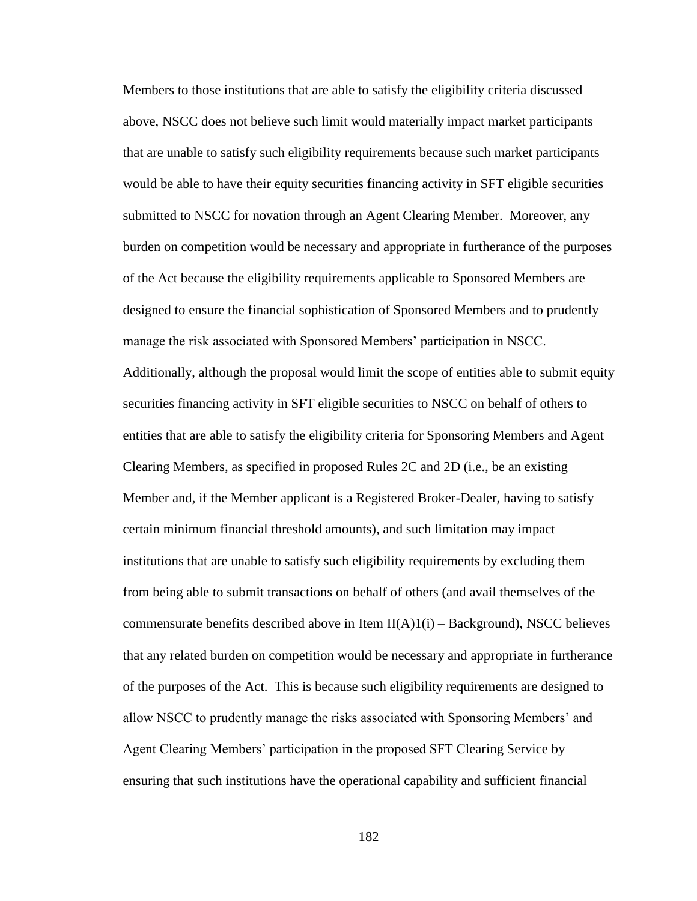Members to those institutions that are able to satisfy the eligibility criteria discussed above, NSCC does not believe such limit would materially impact market participants that are unable to satisfy such eligibility requirements because such market participants would be able to have their equity securities financing activity in SFT eligible securities submitted to NSCC for novation through an Agent Clearing Member. Moreover, any burden on competition would be necessary and appropriate in furtherance of the purposes of the Act because the eligibility requirements applicable to Sponsored Members are designed to ensure the financial sophistication of Sponsored Members and to prudently manage the risk associated with Sponsored Members' participation in NSCC. Additionally, although the proposal would limit the scope of entities able to submit equity securities financing activity in SFT eligible securities to NSCC on behalf of others to entities that are able to satisfy the eligibility criteria for Sponsoring Members and Agent Clearing Members, as specified in proposed Rules 2C and 2D (i.e., be an existing Member and, if the Member applicant is a Registered Broker-Dealer, having to satisfy certain minimum financial threshold amounts), and such limitation may impact institutions that are unable to satisfy such eligibility requirements by excluding them from being able to submit transactions on behalf of others (and avail themselves of the commensurate benefits described above in Item II(A)1(i) – Background), NSCC believes that any related burden on competition would be necessary and appropriate in furtherance of the purposes of the Act. This is because such eligibility requirements are designed to allow NSCC to prudently manage the risks associated with Sponsoring Members' and Agent Clearing Members' participation in the proposed SFT Clearing Service by ensuring that such institutions have the operational capability and sufficient financial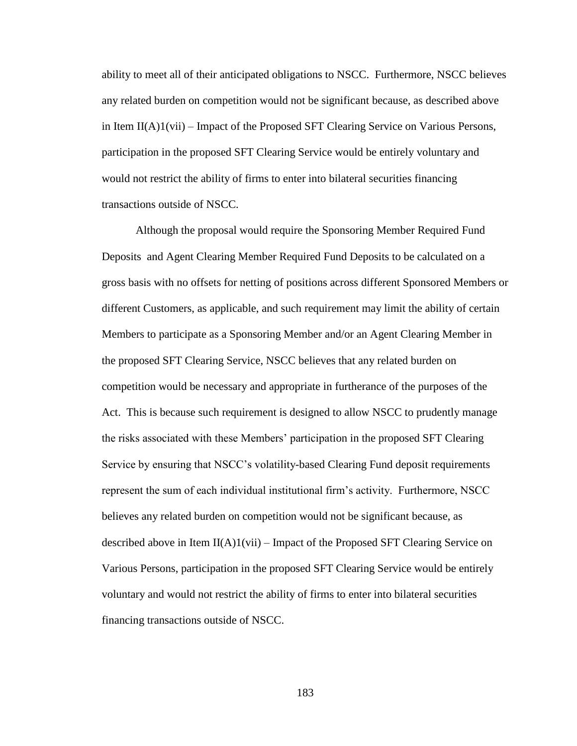ability to meet all of their anticipated obligations to NSCC. Furthermore, NSCC believes any related burden on competition would not be significant because, as described above in Item II(A)1(vii) – Impact of the Proposed SFT Clearing Service on Various Persons, participation in the proposed SFT Clearing Service would be entirely voluntary and would not restrict the ability of firms to enter into bilateral securities financing transactions outside of NSCC.

Although the proposal would require the Sponsoring Member Required Fund Deposits and Agent Clearing Member Required Fund Deposits to be calculated on a gross basis with no offsets for netting of positions across different Sponsored Members or different Customers, as applicable, and such requirement may limit the ability of certain Members to participate as a Sponsoring Member and/or an Agent Clearing Member in the proposed SFT Clearing Service, NSCC believes that any related burden on competition would be necessary and appropriate in furtherance of the purposes of the Act. This is because such requirement is designed to allow NSCC to prudently manage the risks associated with these Members' participation in the proposed SFT Clearing Service by ensuring that NSCC's volatility-based Clearing Fund deposit requirements represent the sum of each individual institutional firm's activity. Furthermore, NSCC believes any related burden on competition would not be significant because, as described above in Item II(A)1(vii) – Impact of the Proposed SFT Clearing Service on Various Persons, participation in the proposed SFT Clearing Service would be entirely voluntary and would not restrict the ability of firms to enter into bilateral securities financing transactions outside of NSCC.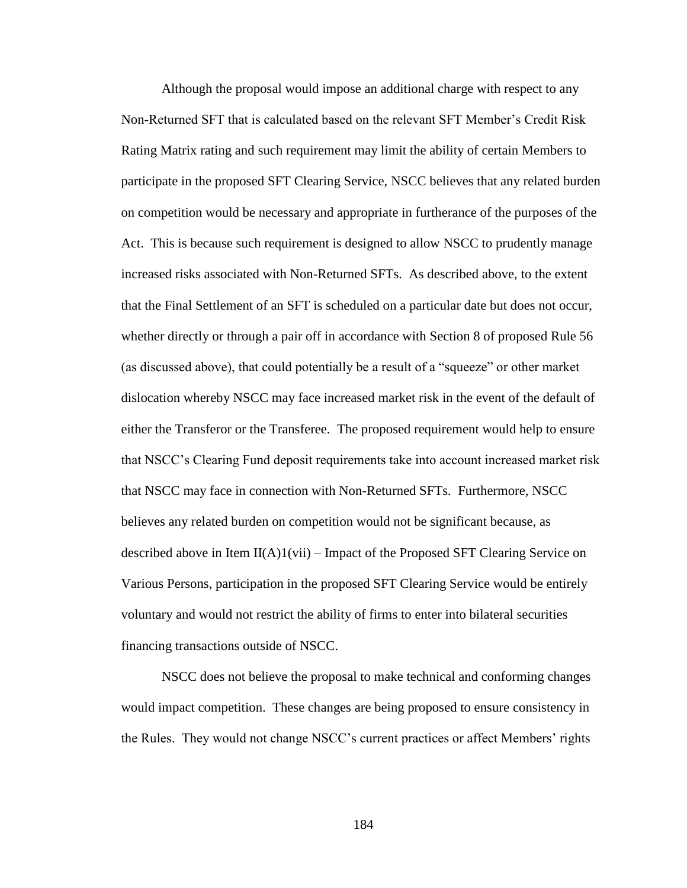Although the proposal would impose an additional charge with respect to any Non-Returned SFT that is calculated based on the relevant SFT Member's Credit Risk Rating Matrix rating and such requirement may limit the ability of certain Members to participate in the proposed SFT Clearing Service, NSCC believes that any related burden on competition would be necessary and appropriate in furtherance of the purposes of the Act. This is because such requirement is designed to allow NSCC to prudently manage increased risks associated with Non-Returned SFTs. As described above, to the extent that the Final Settlement of an SFT is scheduled on a particular date but does not occur, whether directly or through a pair off in accordance with Section 8 of proposed Rule 56 (as discussed above), that could potentially be a result of a "squeeze" or other market dislocation whereby NSCC may face increased market risk in the event of the default of either the Transferor or the Transferee. The proposed requirement would help to ensure that NSCC's Clearing Fund deposit requirements take into account increased market risk that NSCC may face in connection with Non-Returned SFTs. Furthermore, NSCC believes any related burden on competition would not be significant because, as described above in Item II(A)1(vii) – Impact of the Proposed SFT Clearing Service on Various Persons, participation in the proposed SFT Clearing Service would be entirely voluntary and would not restrict the ability of firms to enter into bilateral securities financing transactions outside of NSCC.

NSCC does not believe the proposal to make technical and conforming changes would impact competition. These changes are being proposed to ensure consistency in the Rules. They would not change NSCC's current practices or affect Members' rights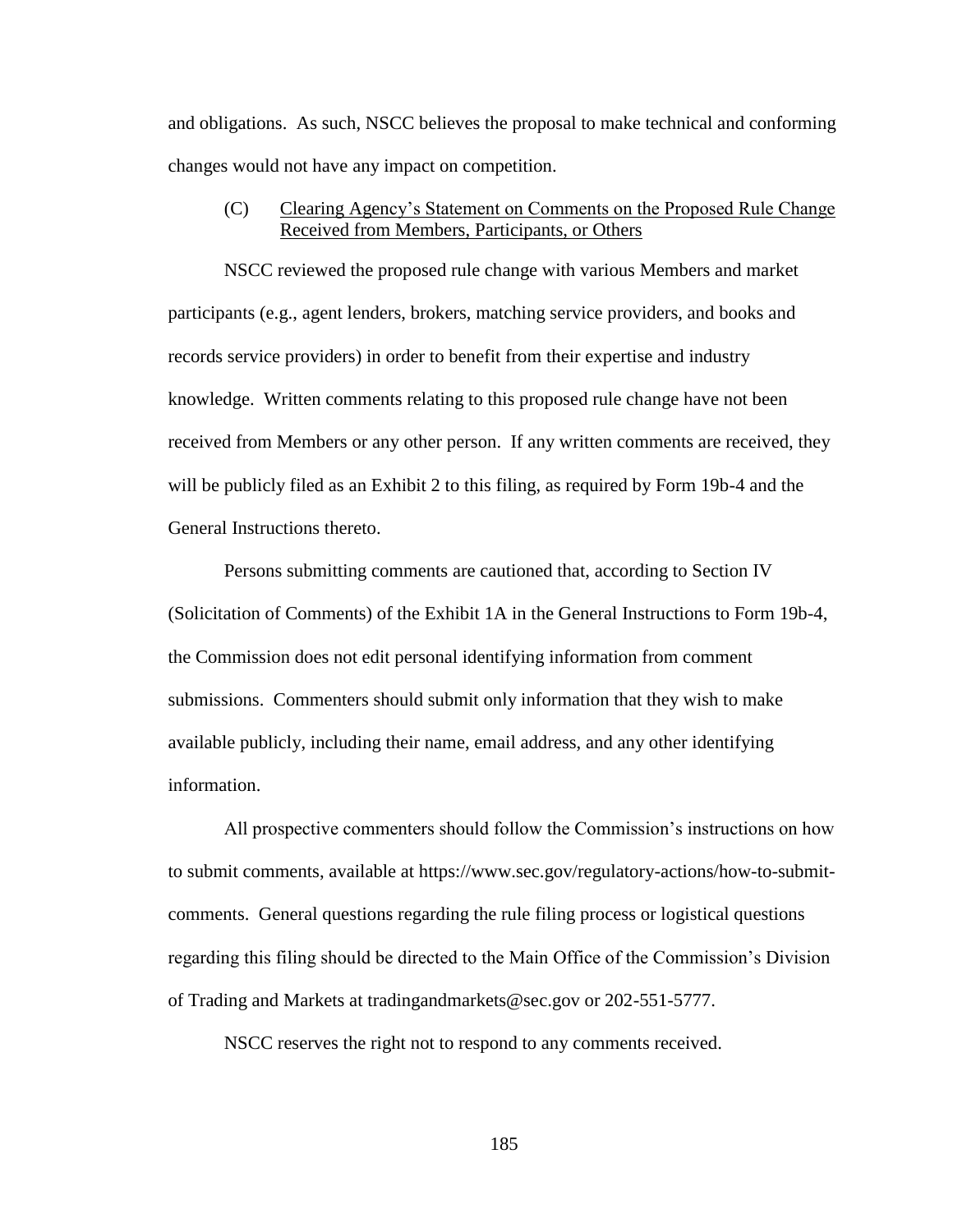and obligations. As such, NSCC believes the proposal to make technical and conforming changes would not have any impact on competition.

### (C) Clearing Agency's Statement on Comments on the Proposed Rule Change Received from Members, Participants, or Others

NSCC reviewed the proposed rule change with various Members and market participants (e.g., agent lenders, brokers, matching service providers, and books and records service providers) in order to benefit from their expertise and industry knowledge. Written comments relating to this proposed rule change have not been received from Members or any other person. If any written comments are received, they will be publicly filed as an Exhibit 2 to this filing, as required by Form 19b-4 and the General Instructions thereto.

Persons submitting comments are cautioned that, according to Section IV (Solicitation of Comments) of the Exhibit 1A in the General Instructions to Form 19b-4, the Commission does not edit personal identifying information from comment submissions. Commenters should submit only information that they wish to make available publicly, including their name, email address, and any other identifying information.

All prospective commenters should follow the Commission's instructions on how to submit comments, available at https://www.sec.gov/regulatory-actions/how-to-submit-comments. General questions regarding the rule filing process or logistical questions regarding this filing should be directed to the Main Office of the Commission's Division of Trading and Markets at tradingandmarkets@sec.gov or 202-551-5777.

NSCC reserves the right not to respond to any comments received.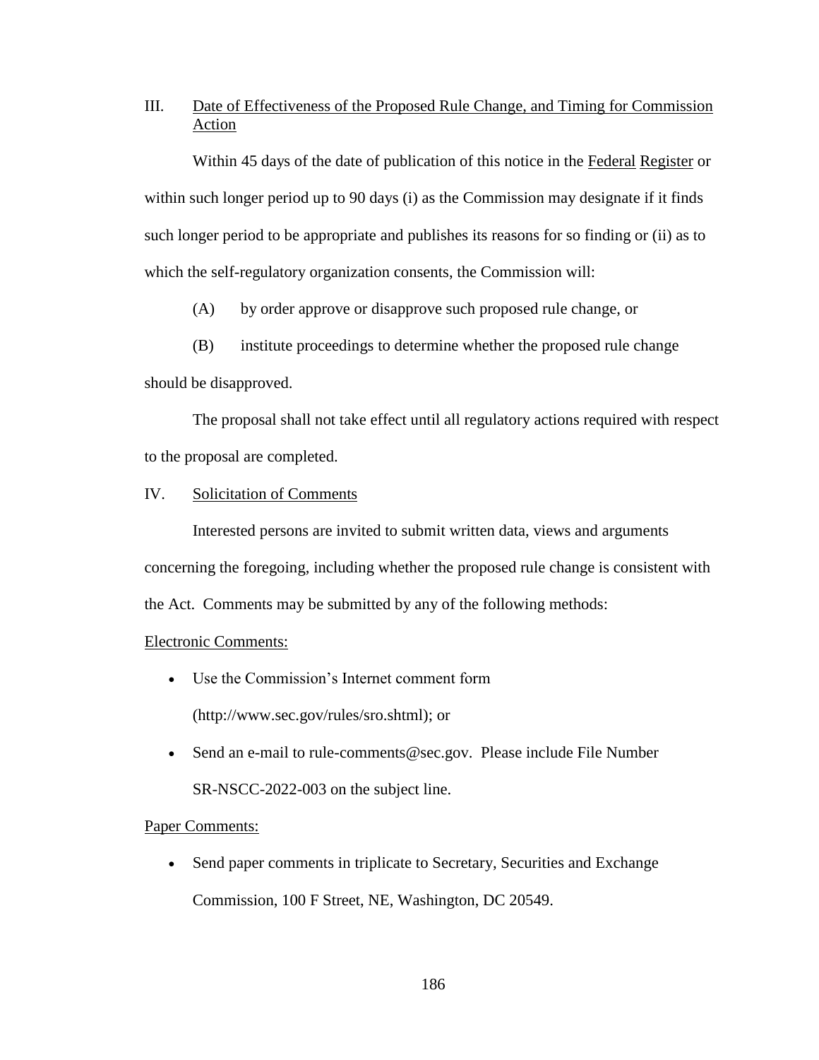## III. Date of Effectiveness of the Proposed Rule Change, and Timing for Commission Action

Within 45 days of the date of publication of this notice in the Federal Register or within such longer period up to 90 days (i) as the Commission may designate if it finds such longer period to be appropriate and publishes its reasons for so finding or (ii) as to which the self-regulatory organization consents, the Commission will:

(A) by order approve or disapprove such proposed rule change, or

(B) institute proceedings to determine whether the proposed rule change should be disapproved.

The proposal shall not take effect until all regulatory actions required with respect to the proposal are completed.

## IV. Solicitation of Comments

Interested persons are invited to submit written data, views and arguments concerning the foregoing, including whether the proposed rule change is consistent with the Act. Comments may be submitted by any of the following methods:

Electronic Comments:

- Use the Commission's Internet comment form (http://www.sec.gov/rules/sro.shtml); or
- Send an e-mail to rule-comments@sec.gov. Please include File Number SR-NSCC-2022-003 on the subject line.

Paper Comments:

- Send paper comments in triplicate to Secretary, Securities and Exchange Commission, 100 F Street, NE, Washington, DC 20549.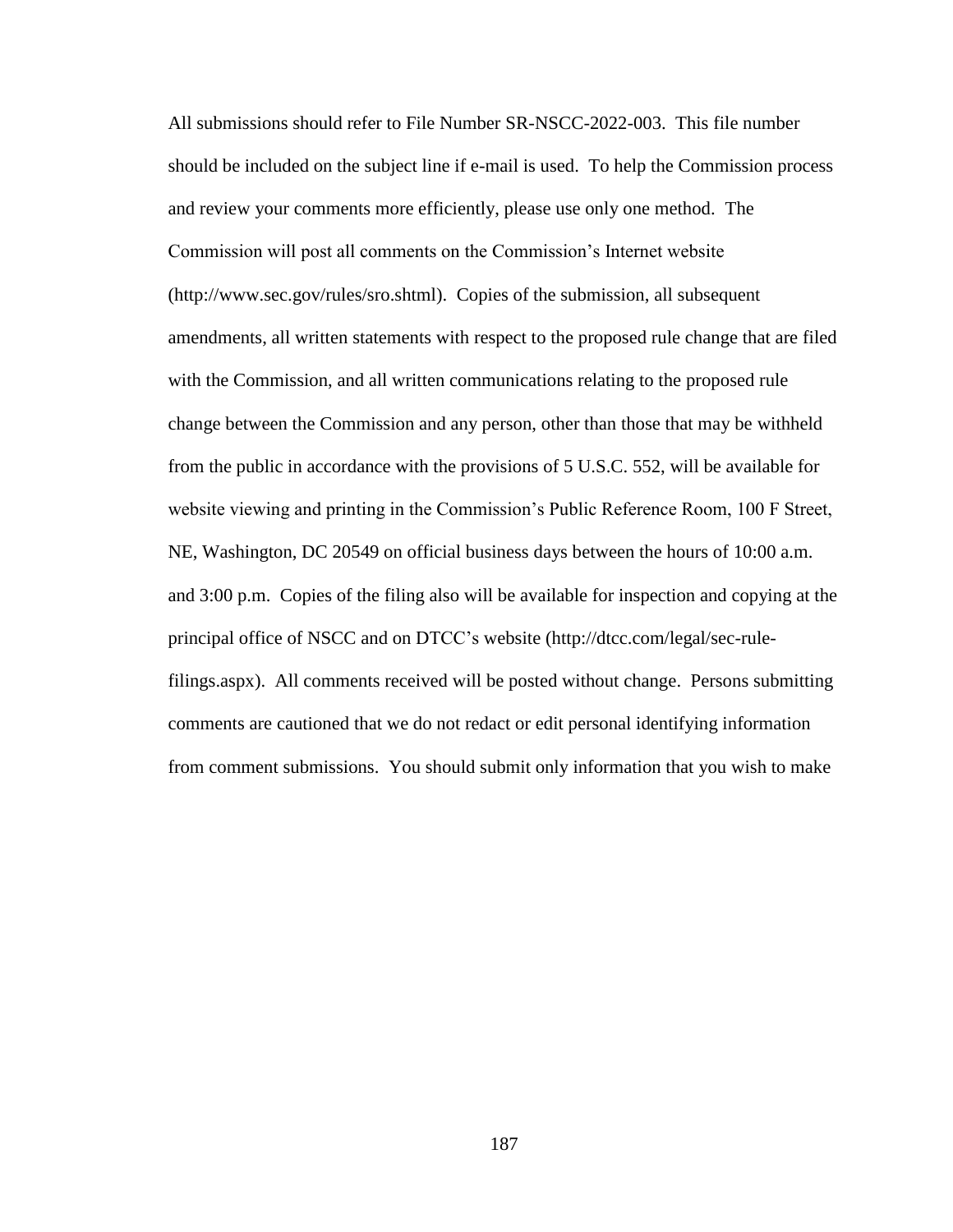All submissions should refer to File Number SR-NSCC-2022-003. This file number should be included on the subject line if e-mail is used. To help the Commission process and review your comments more efficiently, please use only one method. The Commission will post all comments on the Commission's Internet website (http://www.sec.gov/rules/sro.shtml). Copies of the submission, all subsequent amendments, all written statements with respect to the proposed rule change that are filed with the Commission, and all written communications relating to the proposed rule change between the Commission and any person, other than those that may be withheld from the public in accordance with the provisions of 5 U.S.C. 552, will be available for website viewing and printing in the Commission's Public Reference Room, 100 F Street, NE, Washington, DC 20549 on official business days between the hours of 10:00 a.m. and 3:00 p.m. Copies of the filing also will be available for inspection and copying at the principal office of NSCC and on DTCC's website (http://dtcc.com/legal/sec-rule-filings.aspx). All comments received will be posted without change. Persons submitting comments are cautioned that we do not redact or edit personal identifying information from comment submissions. You should submit only information that you wish to make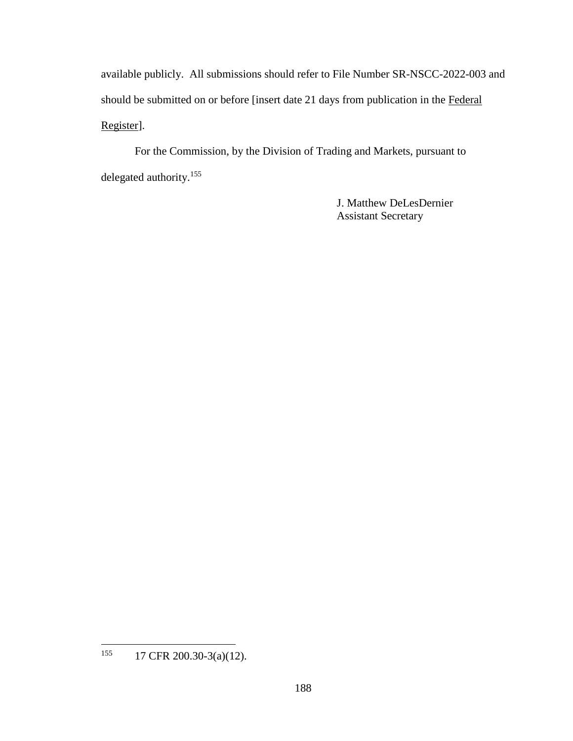available publicly. All submissions should refer to File Number SR-NSCC-2022-003 and should be submitted on or before [insert date 21 days from publication in the Federal Register].

For the Commission, by the Division of Trading and Markets, pursuant to delegated authority.[155]

J. Matthew DeLesDernier
Assistant Secretary

---

[155] 17 CFR 200.30-3(a)(12).